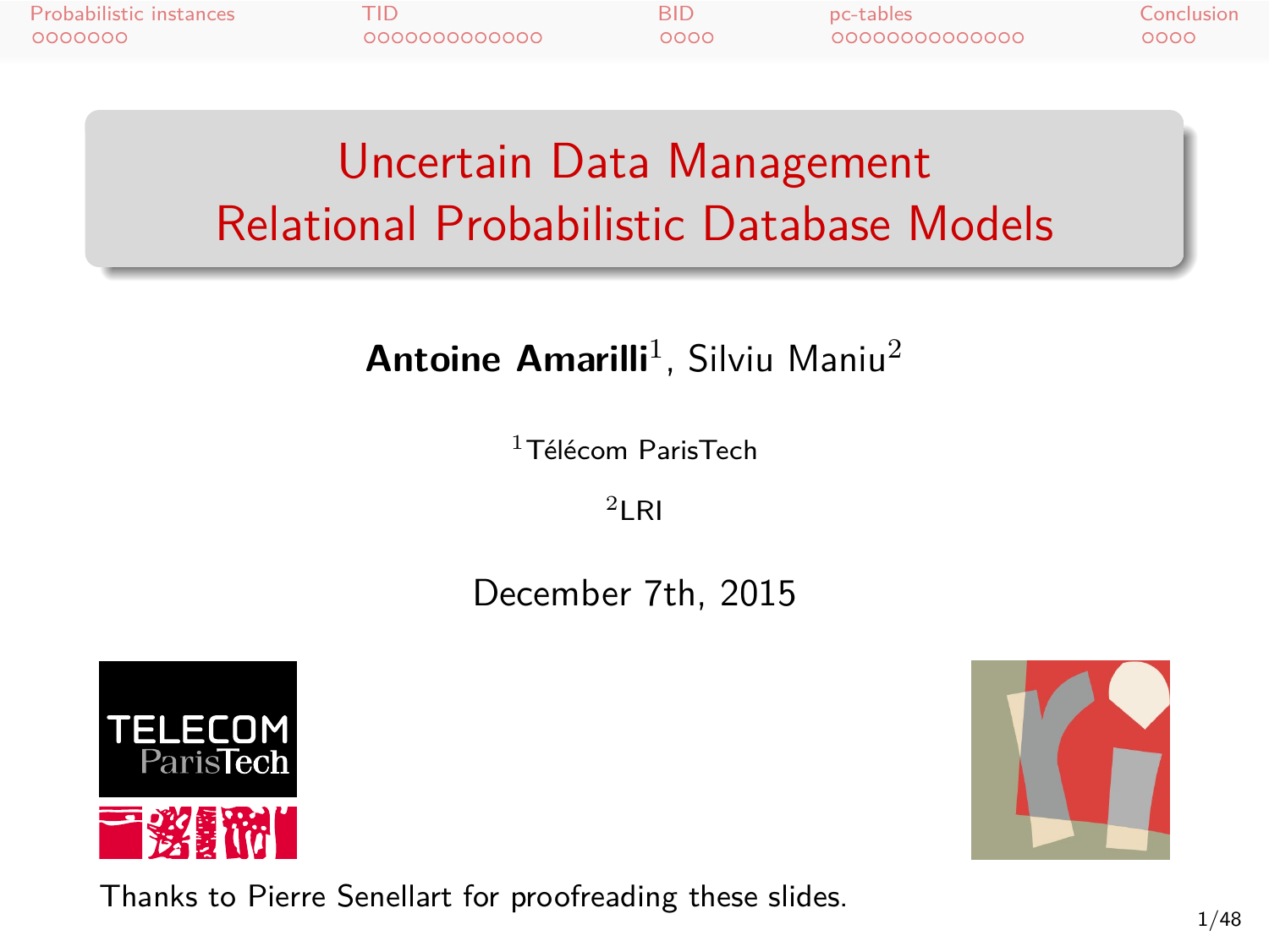# Uncertain Data Management
# Relational Probabilistic Database Models

**Antoine Amarilli**[1], Silviu Maniu[2]

[1] Télécom ParisTech

[2] LRI

December 7th, 2015

Thanks to Pierre Senellart for proofreading these slides.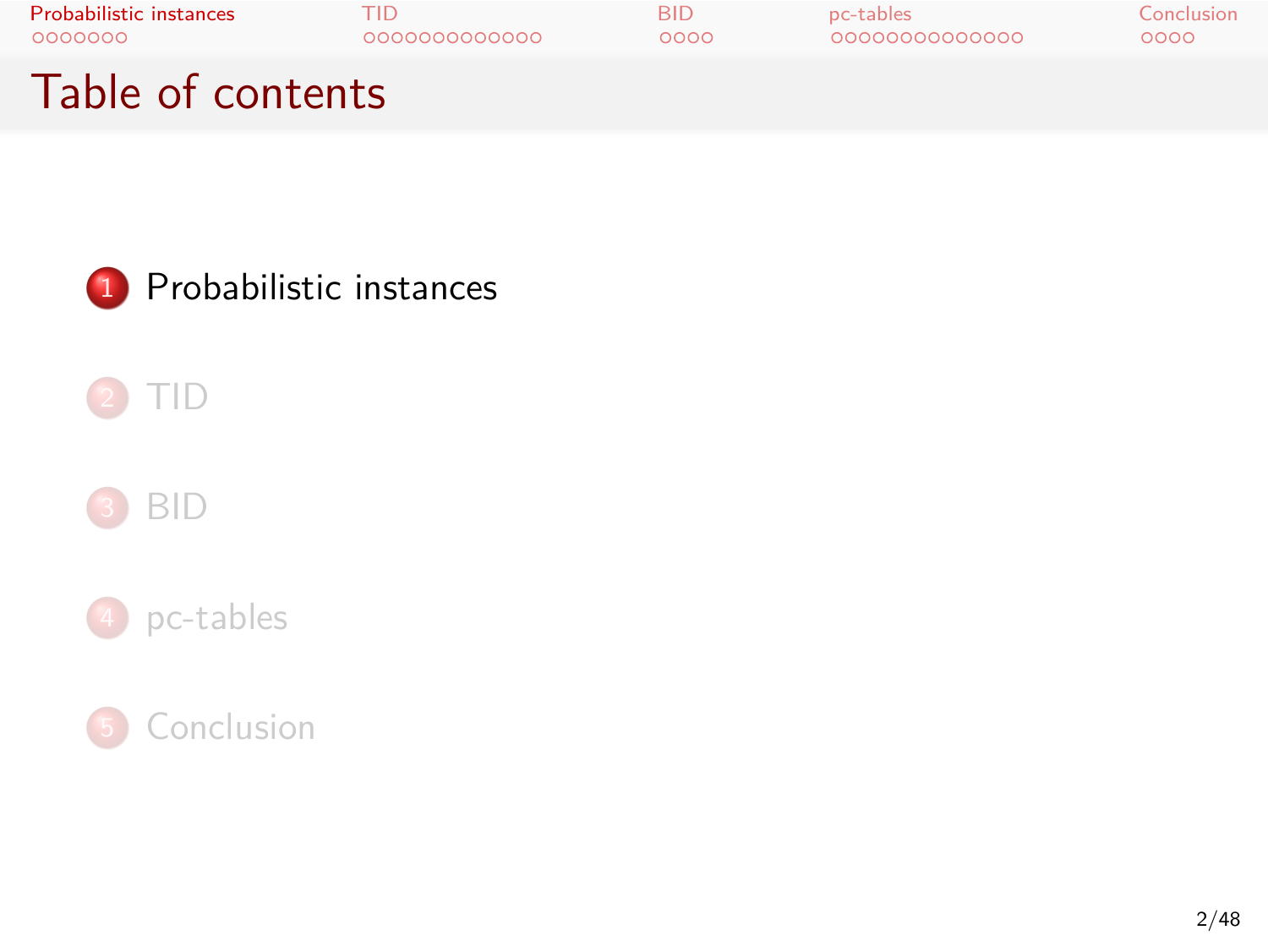# Table of contents

1. Probabilistic instances
2. TID
3. BID
4. pc-tables
5. Conclusion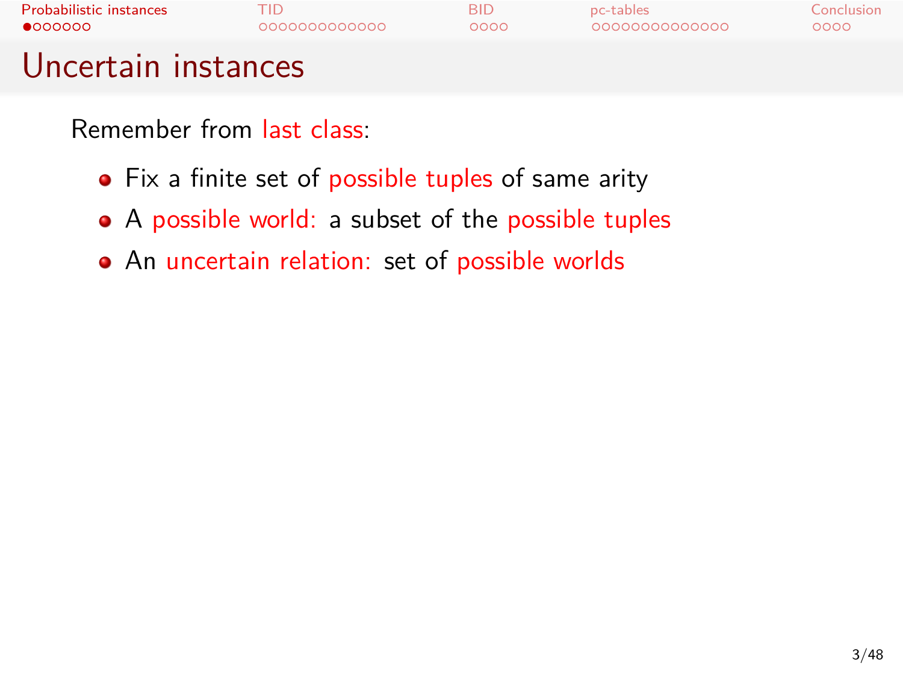# Uncertain instances

Remember from last class:

- Fix a finite set of possible tuples of same arity
- A possible world: a subset of the possible tuples
- An uncertain relation: set of possible worlds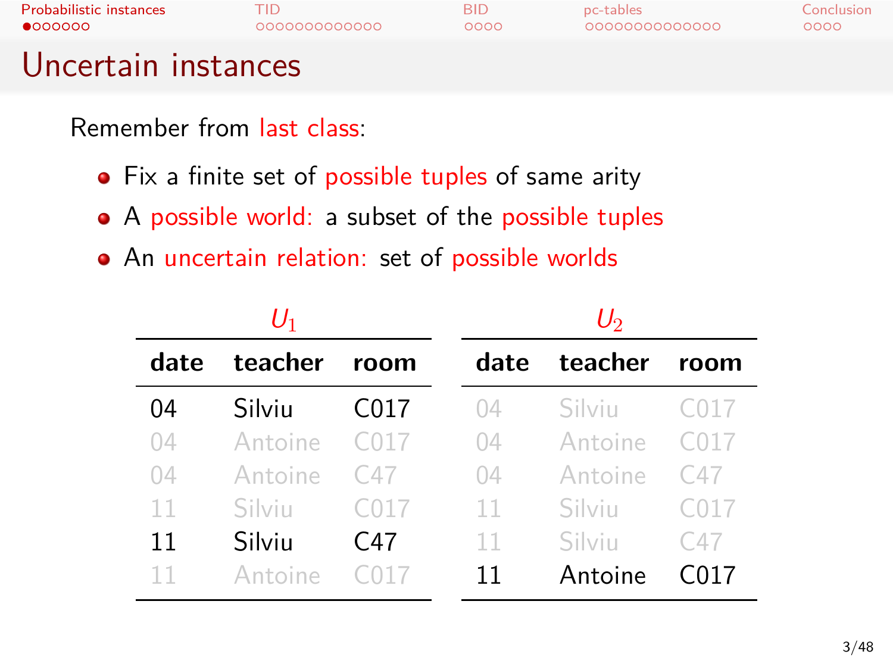# Uncertain instances

Remember from last class:

- Fix a finite set of possible tuples of same arity
- A possible world: a subset of the possible tuples
- An uncertain relation: set of possible worlds

$U_1$

| date | teacher | room |
|---|---|---|
| 04 | Silviu | C017 |
| 04 | Antoine | C017 |
| 04 | Antoine | C47 |
| 11 | Silviu | C017 |
| 11 | Silviu | C47 |
| 11 | Antoine | C017 |

$U_2$

| date | teacher | room |
|---|---|---|
| 04 | Silviu | C017 |
| 04 | Antoine | C017 |
| 04 | Antoine | C47 |
| 11 | Silviu | C017 |
| 11 | Silviu | C47 |
| 11 | Antoine | C017 |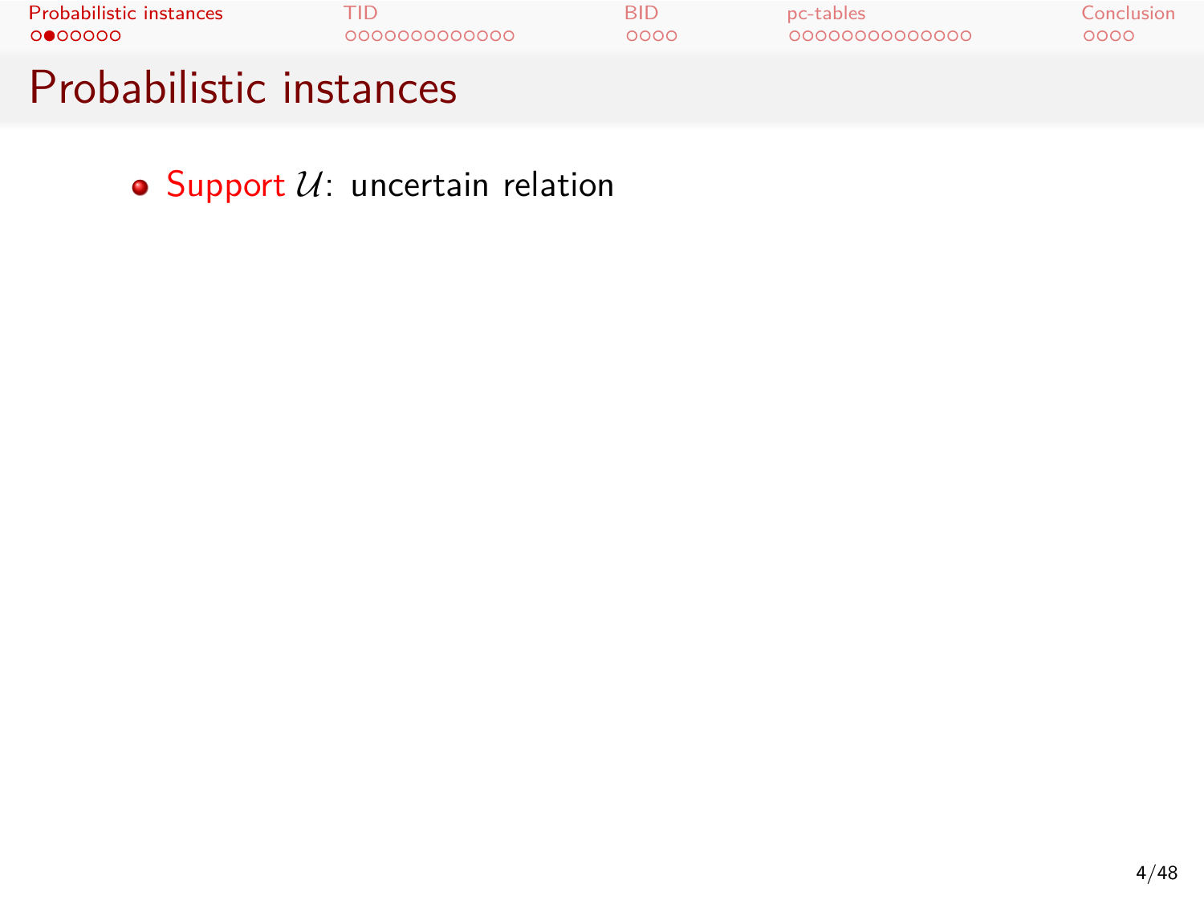# Probabilistic instances

- Support $\mathcal{U}$: uncertain relation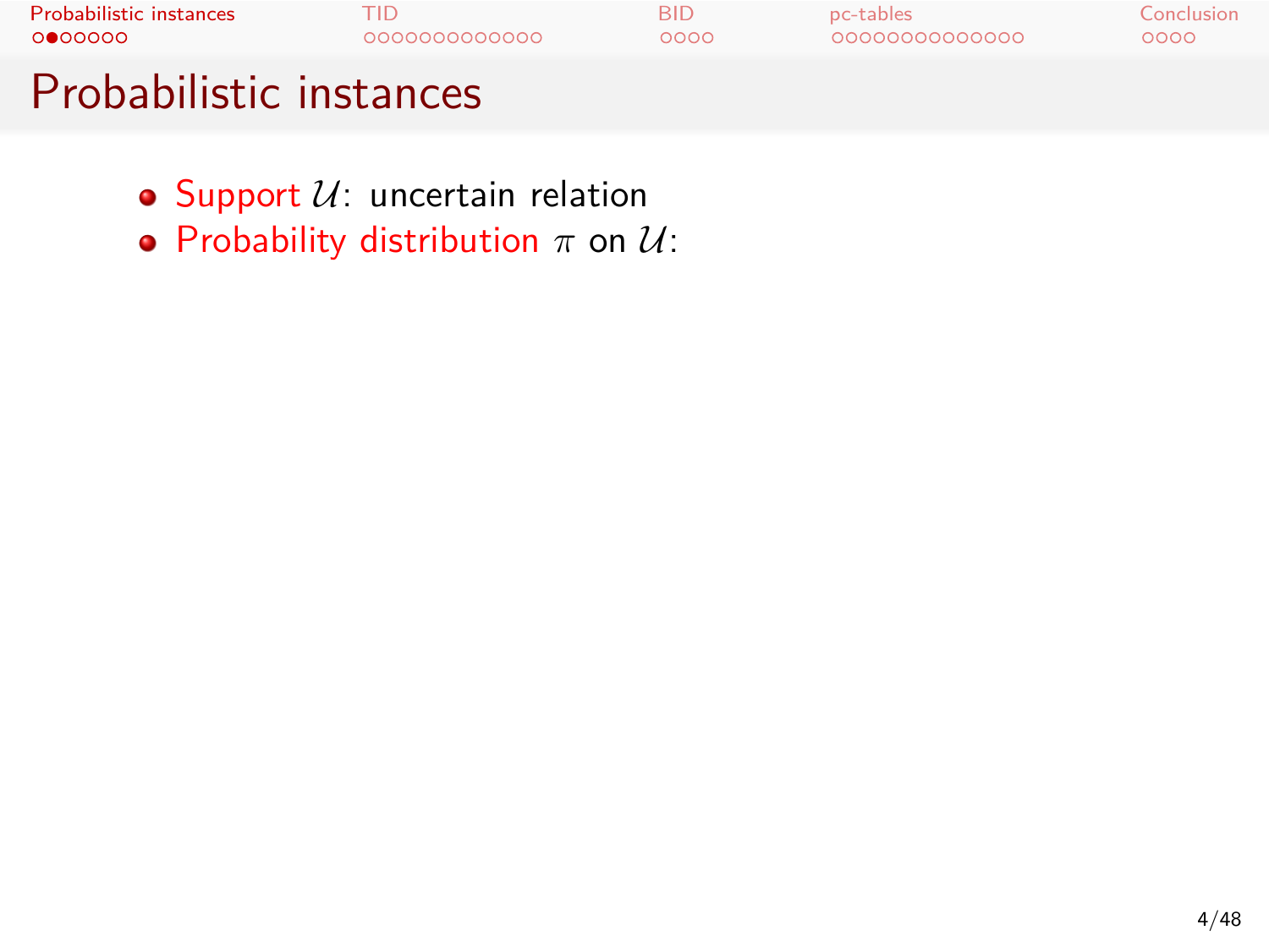# Probabilistic instances

- Support $\mathcal{U}$: uncertain relation
- Probability distribution $\pi$ on $\mathcal{U}$: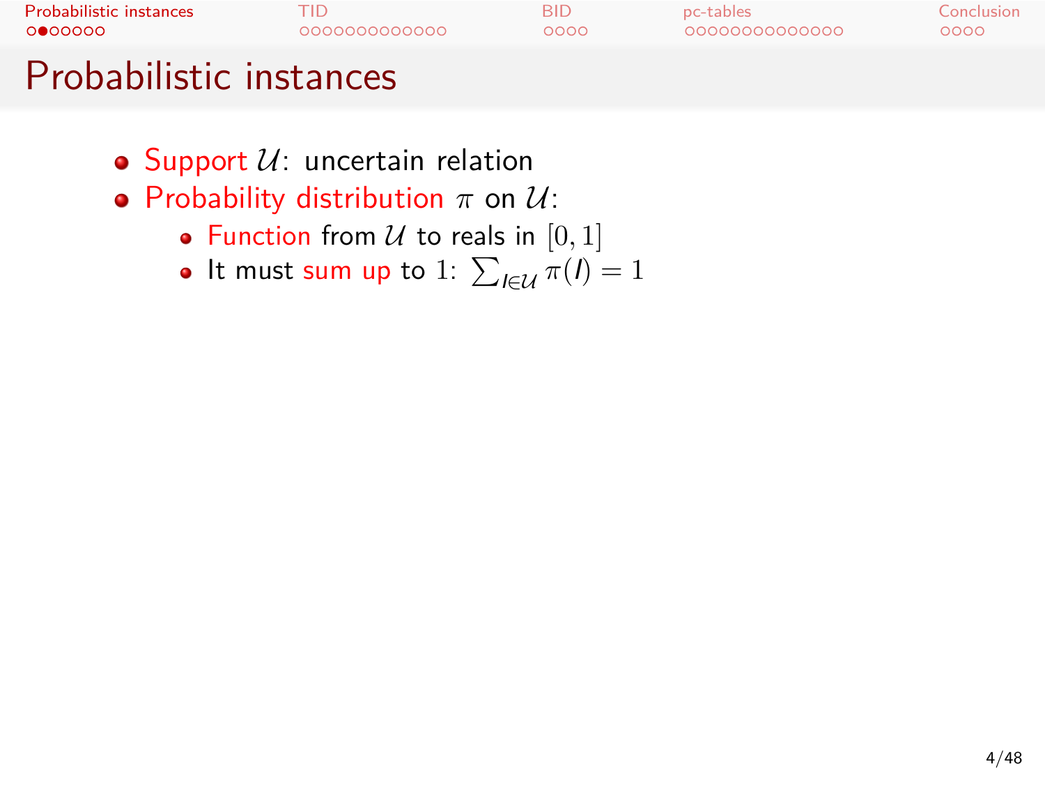# Probabilistic instances

- Support $\mathcal{U}$: uncertain relation
- Probability distribution $\pi$ on $\mathcal{U}$:
  - Function from $\mathcal{U}$ to reals in $[0, 1]$
  - It must sum up to $1$: $\sum_{I \in \mathcal{U}} \pi(I) = 1$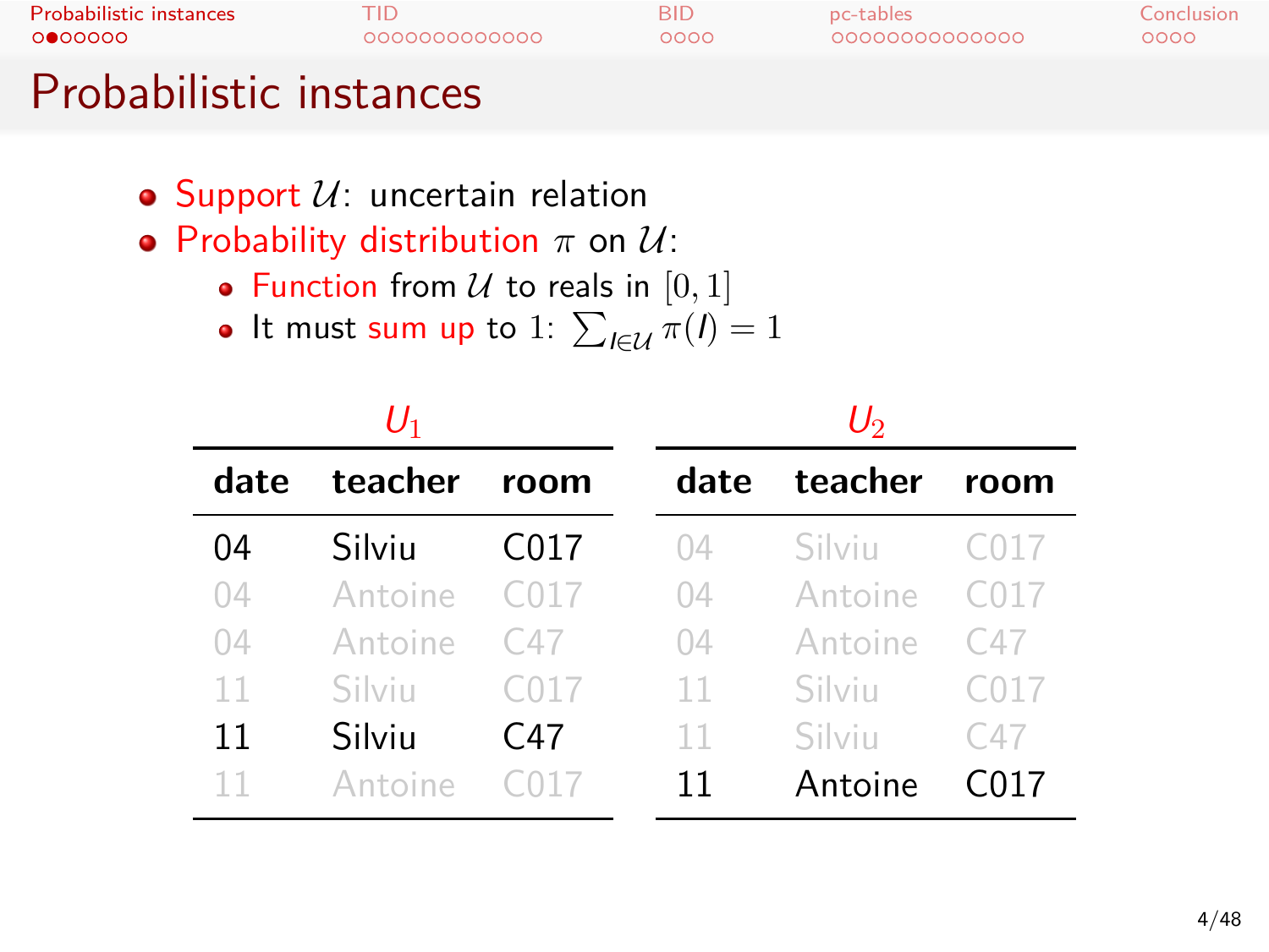# Probabilistic instances

- Support $\mathcal{U}$: uncertain relation
- Probability distribution $\pi$ on $\mathcal{U}$:
  - Function from $\mathcal{U}$ to reals in $[0, 1]$
  - It must sum up to 1: $\sum_{I \in \mathcal{U}} \pi(I) = 1$

**$U_1$**

| date | teacher | room |
|---|---|---|
| 04 | Silviu | C017 |
| 04 | Antoine | C017 |
| 04 | Antoine | C47 |
| 11 | Silviu | C017 |
| 11 | Silviu | C47 |
| 11 | Antoine | C017 |

**$U_2$**

| date | teacher | room |
|---|---|---|
| 04 | Silviu | C017 |
| 04 | Antoine | C017 |
| 04 | Antoine | C47 |
| 11 | Silviu | C017 |
| 11 | Silviu | C47 |
| 11 | Antoine | C017 |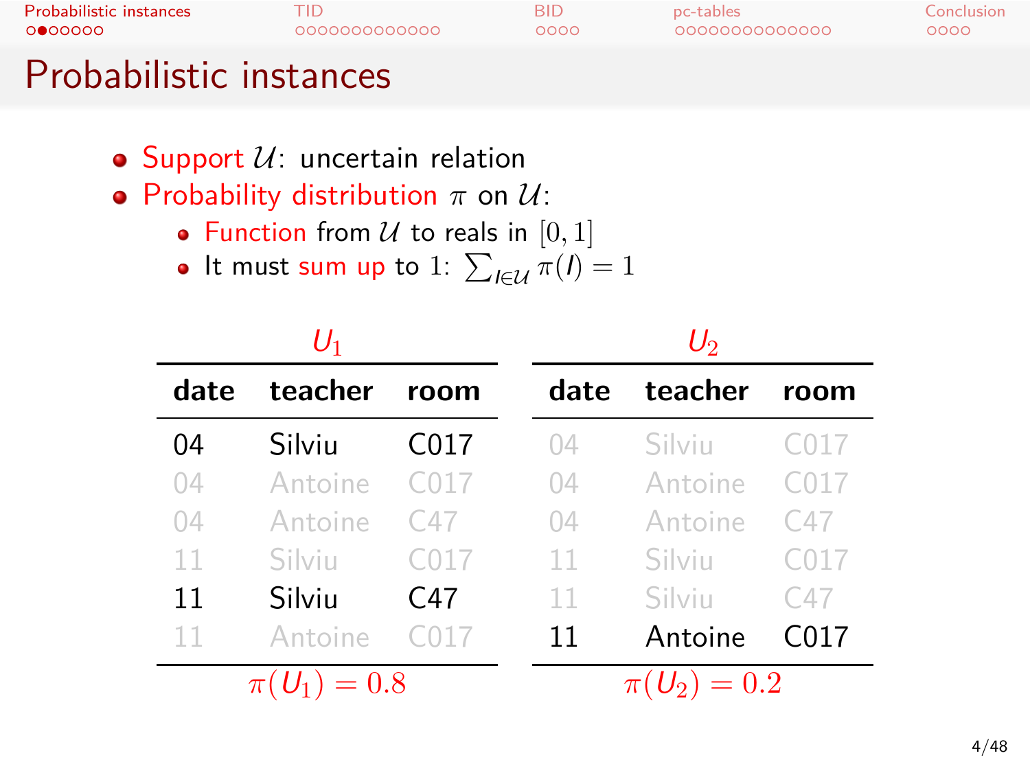# Probabilistic instances

- Support $\mathcal{U}$: uncertain relation
- Probability distribution $\pi$ on $\mathcal{U}$:
  - Function from $\mathcal{U}$ to reals in $[0, 1]$
  - It must sum up to 1: $\sum_{I \in \mathcal{U}} \pi(I) = 1$

**$U_1$**

| date | teacher | room |
|---|---|---|
| 04 | Silviu | C017 |
| 04 | Antoine | C017 |
| 04 | Antoine | C47 |
| 11 | Silviu | C017 |
| 11 | Silviu | C47 |
| 11 | Antoine | C017 |

$\pi(U_1) = 0.8$

**$U_2$**

| date | teacher | room |
|---|---|---|
| 04 | Silviu | C017 |
| 04 | Antoine | C017 |
| 04 | Antoine | C47 |
| 11 | Silviu | C017 |
| 11 | Silviu | C47 |
| 11 | Antoine | C017 |

$\pi(U_2) = 0.2$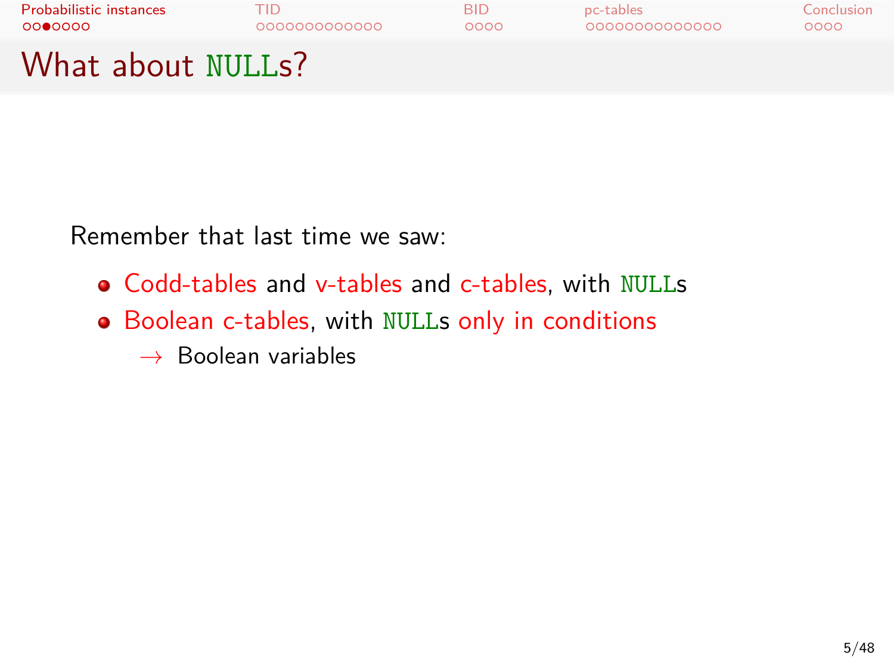# What about NULLs?

Remember that last time we saw:

- Codd-tables and v-tables and c-tables, with NULLs
- Boolean c-tables, with NULLs only in conditions
  - $\rightarrow$ Boolean variables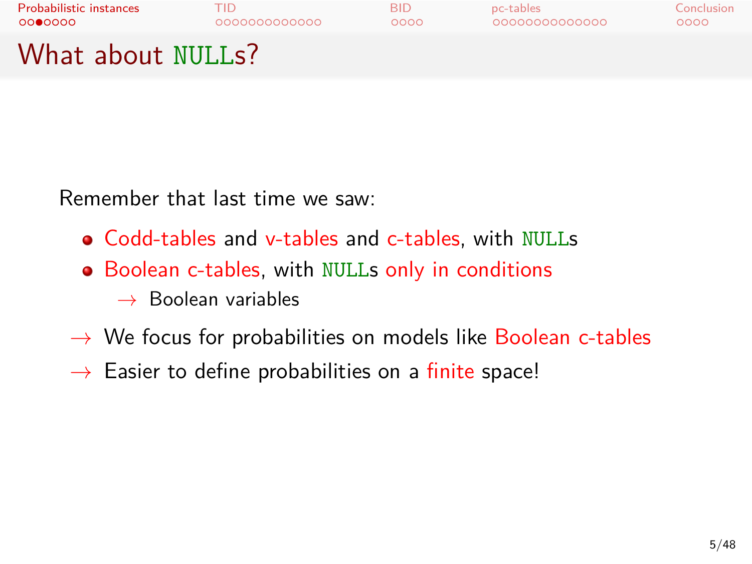# What about NULLs?

Remember that last time we saw:

- Codd-tables and v-tables and c-tables, with NULLs
- Boolean c-tables, with NULLs only in conditions
  - → Boolean variables

→ We focus for probabilities on models like Boolean c-tables

→ Easier to define probabilities on a finite space!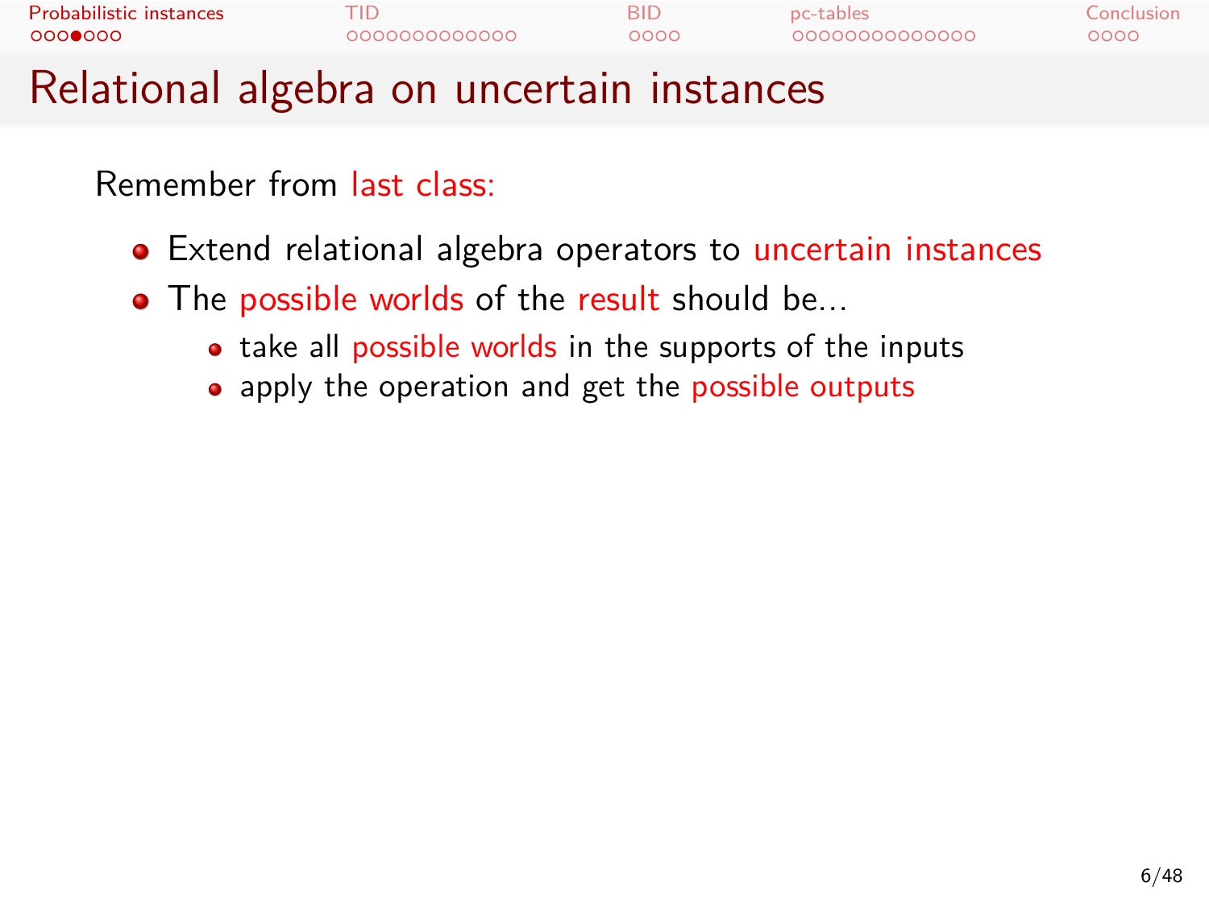# Relational algebra on uncertain instances

Remember from last class:

- Extend relational algebra operators to uncertain instances
- The possible worlds of the result should be...
  - take all possible worlds in the supports of the inputs
  - apply the operation and get the possible outputs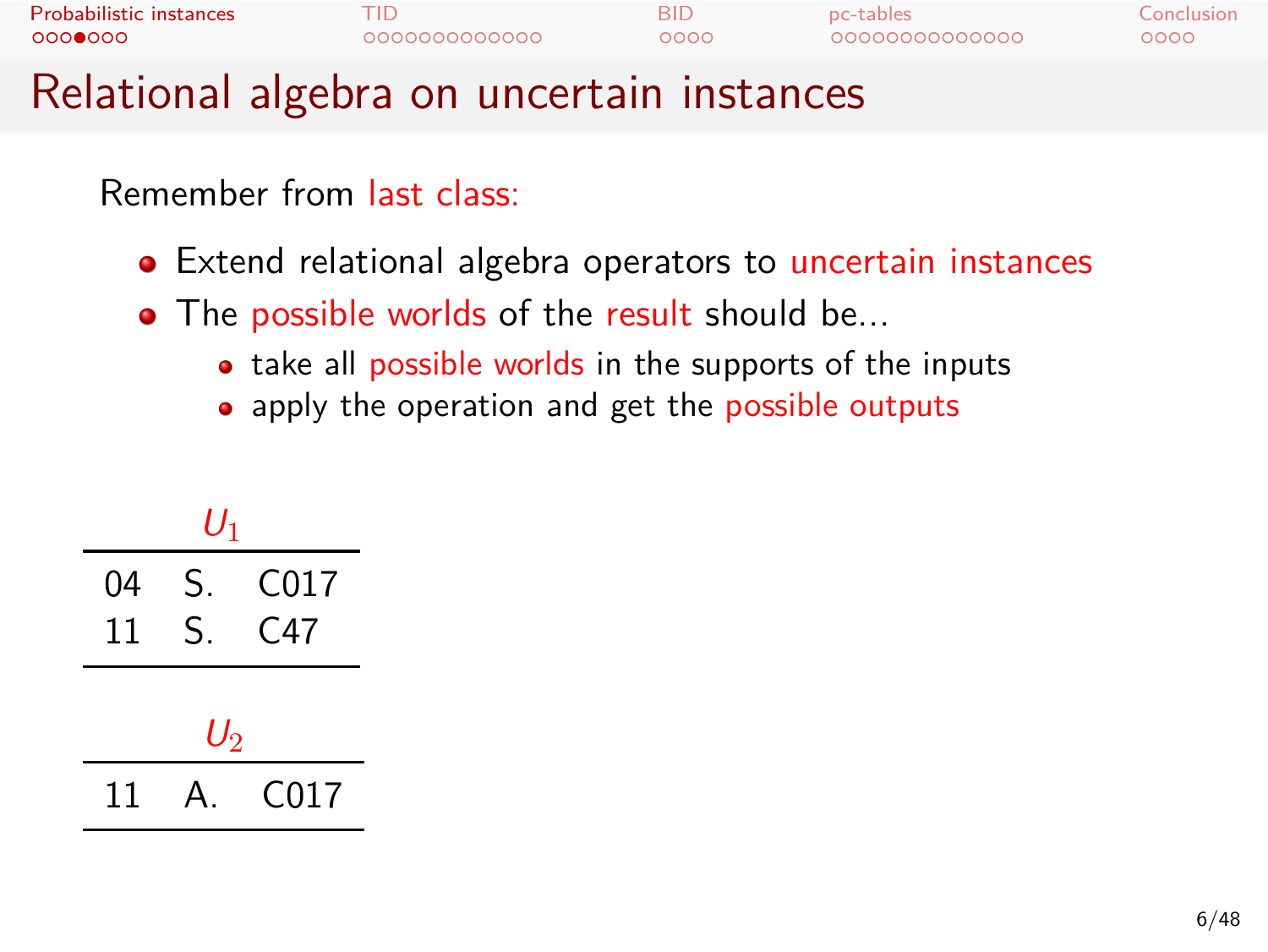# Relational algebra on uncertain instances

Remember from last class:

- Extend relational algebra operators to uncertain instances
- The possible worlds of the result should be...
  - take all possible worlds in the supports of the inputs
  - apply the operation and get the possible outputs

$U_1$

| | | |
|---|---|---|
| 04 | S. | C017 |
| 11 | S. | C47 |

$U_2$

| | | |
|---|---|---|
| 11 | A. | C017 |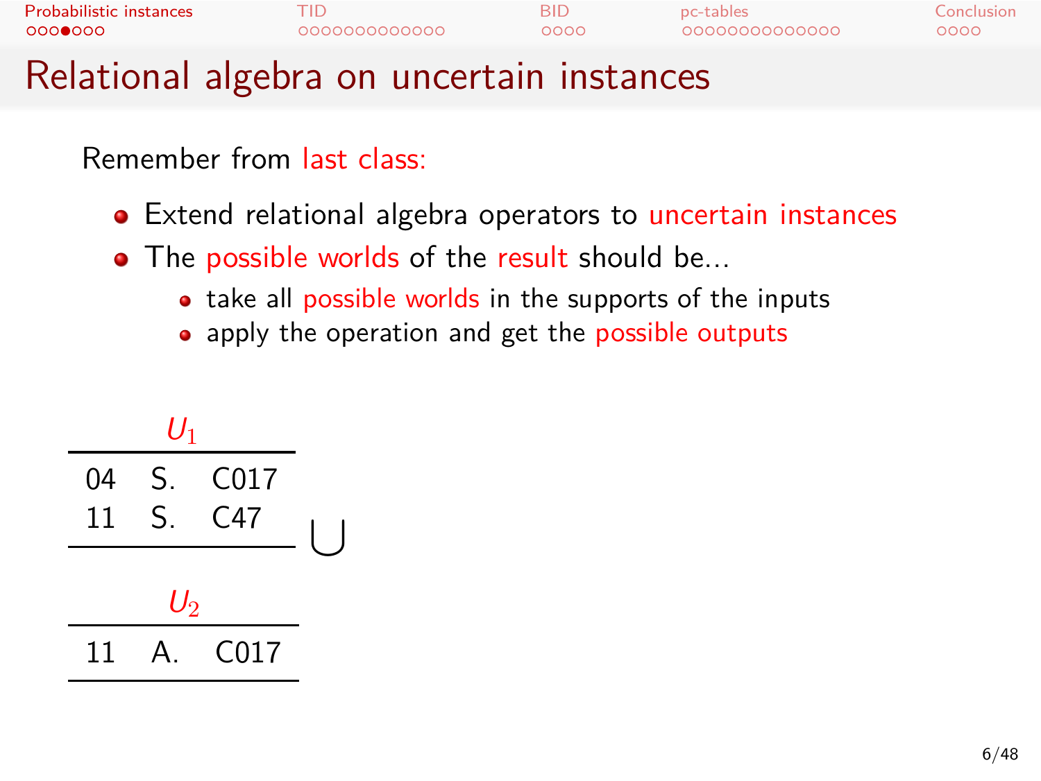# Relational algebra on uncertain instances

Remember from last class:

- Extend relational algebra operators to uncertain instances
- The possible worlds of the result should be...
  - take all possible worlds in the supports of the inputs
  - apply the operation and get the possible outputs

$U_1$

| | | |
|---|---|---|
| 04 | S. | C017 |
| 11 | S. | C47 |

$\bigcup$

$U_2$

| | | |
|---|---|---|
| 11 | A. | C017 |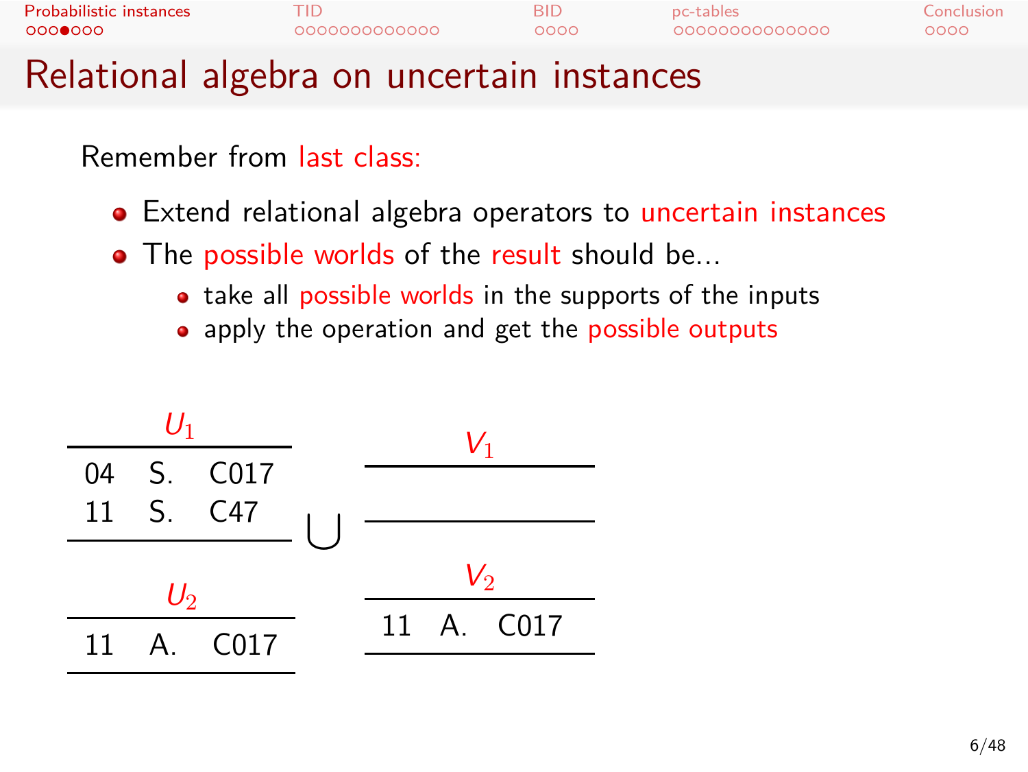# Relational algebra on uncertain instances

Remember from last class:

- Extend relational algebra operators to uncertain instances
- The possible worlds of the result should be...
  - take all possible worlds in the supports of the inputs
  - apply the operation and get the possible outputs

$U_1$

| | | |
|---|---|---|
| 04 | S. | C017 |
| 11 | S. | C47 |

$U_2$

| | | |
|---|---|---|
| 11 | A. | C017 |

$\bigcup$

$V_1$

| | | |
|---|---|---|
| | | |

$V_2$

| | | |
|---|---|---|
| 11 | A. | C017 |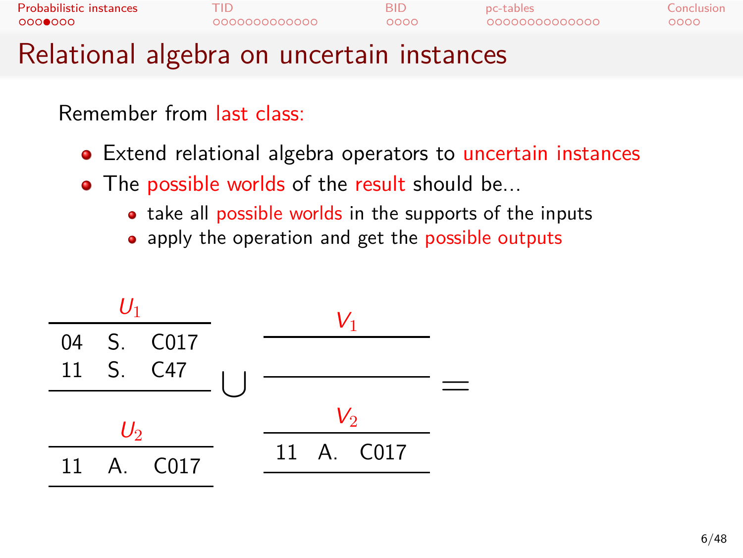# Relational algebra on uncertain instances

Remember from last class:

- Extend relational algebra operators to uncertain instances
- The possible worlds of the result should be...
  - take all possible worlds in the supports of the inputs
  - apply the operation and get the possible outputs

$U_1$

| | | |
|---|---|---|
| 04 | S. | C017 |
| 11 | S. | C47 |

$U_2$

| | | |
|---|---|---|
| 11 | A. | C017 |

$\bigcup$

$V_1$

| | | |
|---|---|---|
| | | |

$V_2$

| | | |
|---|---|---|
| 11 | A. | C017 |

$=$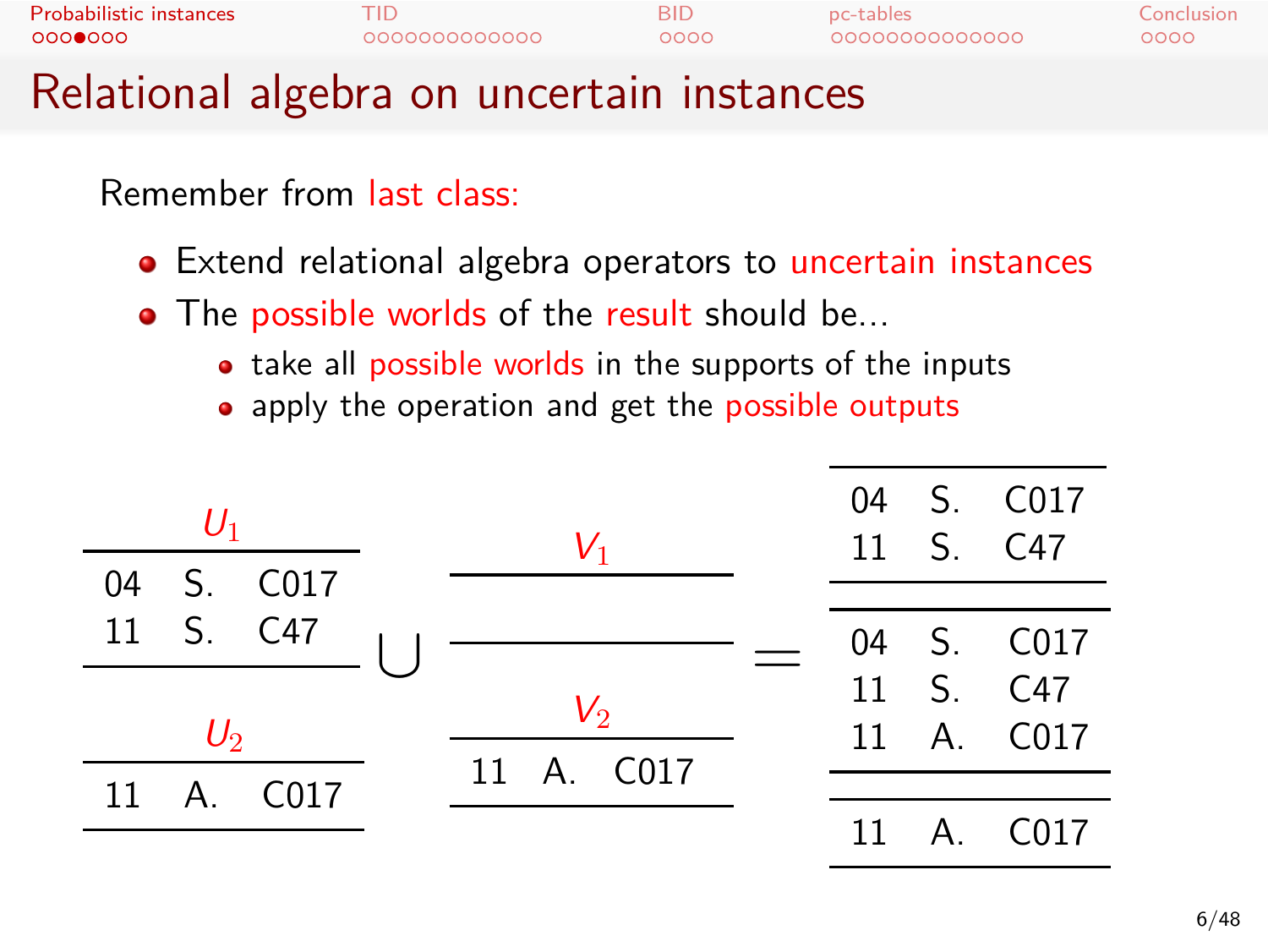# Relational algebra on uncertain instances

Remember from last class:

- Extend relational algebra operators to uncertain instances
- The possible worlds of the result should be...
  - take all possible worlds in the supports of the inputs
  - apply the operation and get the possible outputs

$U_1$

| | | |
|---|---|---|
| 04 | S. | C017 |
| 11 | S. | C47 |

$U_2$

| | | |
|---|---|---|
| 11 | A. | C017 |

$\bigcup$

$V_1$

| | | |
|---|---|---|
| | | |

$V_2$

| | | |
|---|---|---|
| 11 | A. | C017 |

$=$

| | | |
|---|---|---|
| 04 | S. | C017 |
| 11 | S. | C47 |

| | | |
|---|---|---|
| 04 | S. | C017 |
| 11 | S. | C47 |
| 11 | A. | C017 |

| | | |
|---|---|---|
| | | |

| | | |
|---|---|---|
| 11 | A. | C017 |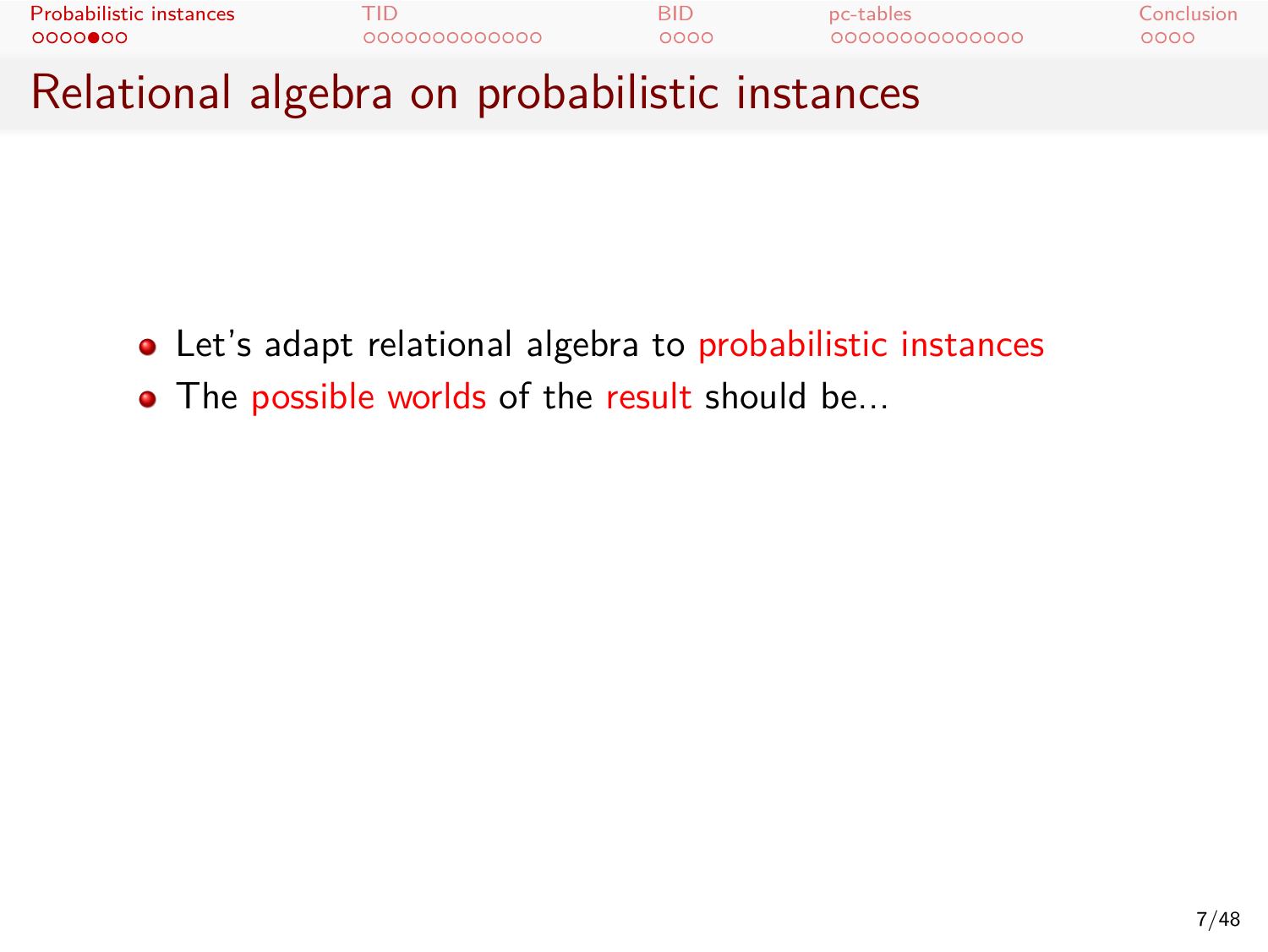# Relational algebra on probabilistic instances

- Let's adapt relational algebra to probabilistic instances
- The possible worlds of the result should be...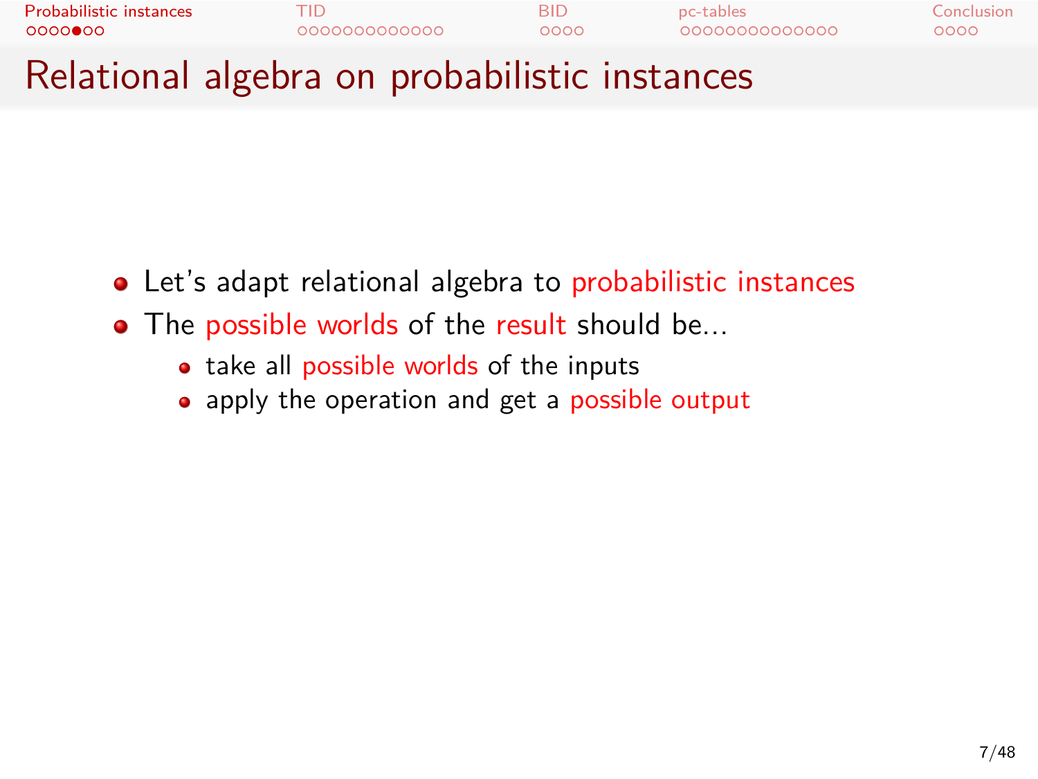# Relational algebra on probabilistic instances

- Let's adapt relational algebra to probabilistic instances
- The possible worlds of the result should be...
  - take all possible worlds of the inputs
  - apply the operation and get a possible output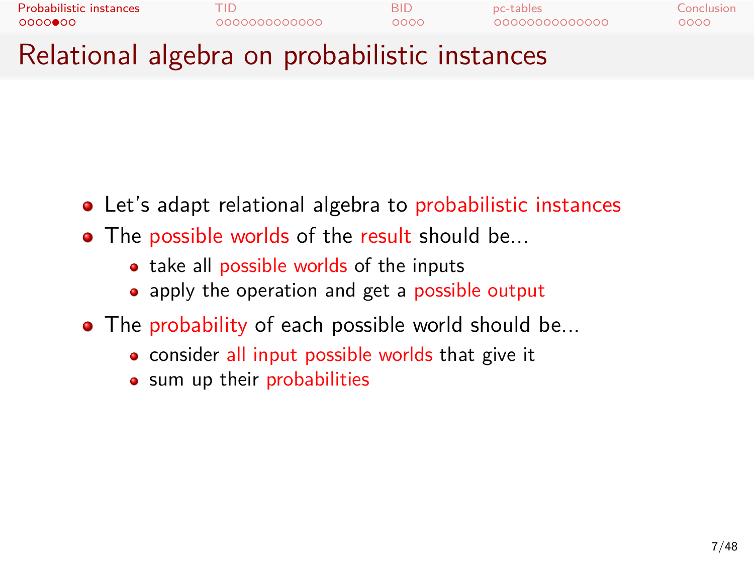# Relational algebra on probabilistic instances

- Let's adapt relational algebra to probabilistic instances
- The possible worlds of the result should be...
  - take all possible worlds of the inputs
  - apply the operation and get a possible output
- The probability of each possible world should be...
  - consider all input possible worlds that give it
  - sum up their probabilities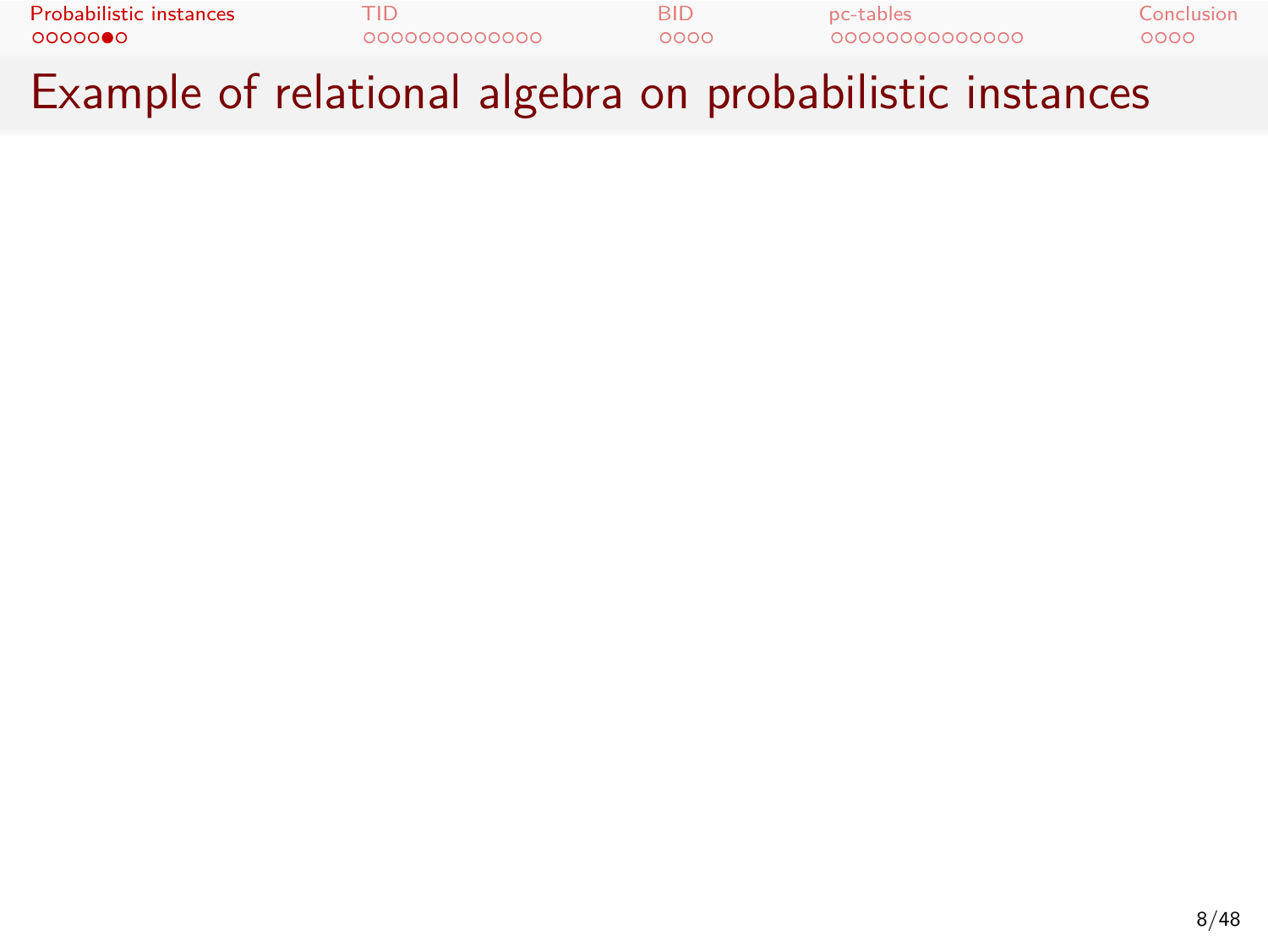# Example of relational algebra on probabilistic instances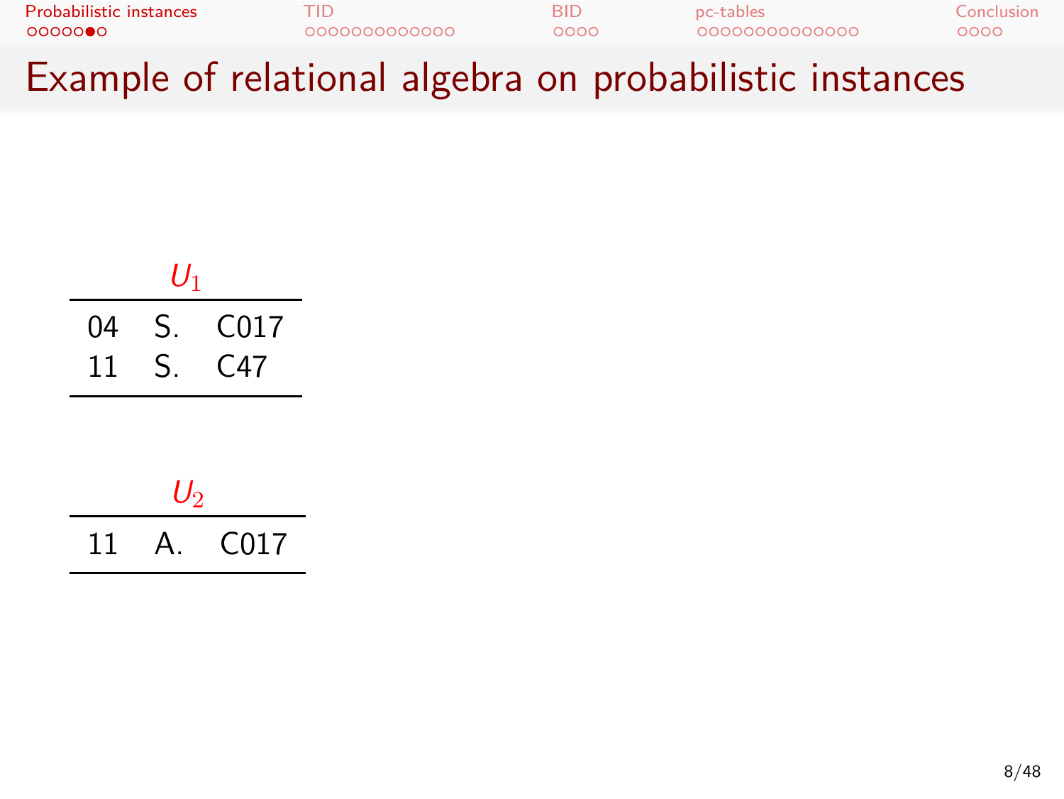# Example of relational algebra on probabilistic instances

$U_1$

| | | |
|---|---|---|
| 04 | S. | C017 |
| 11 | S. | C47 |

$U_2$

| | | |
|---|---|---|
| 11 | A. | C017 |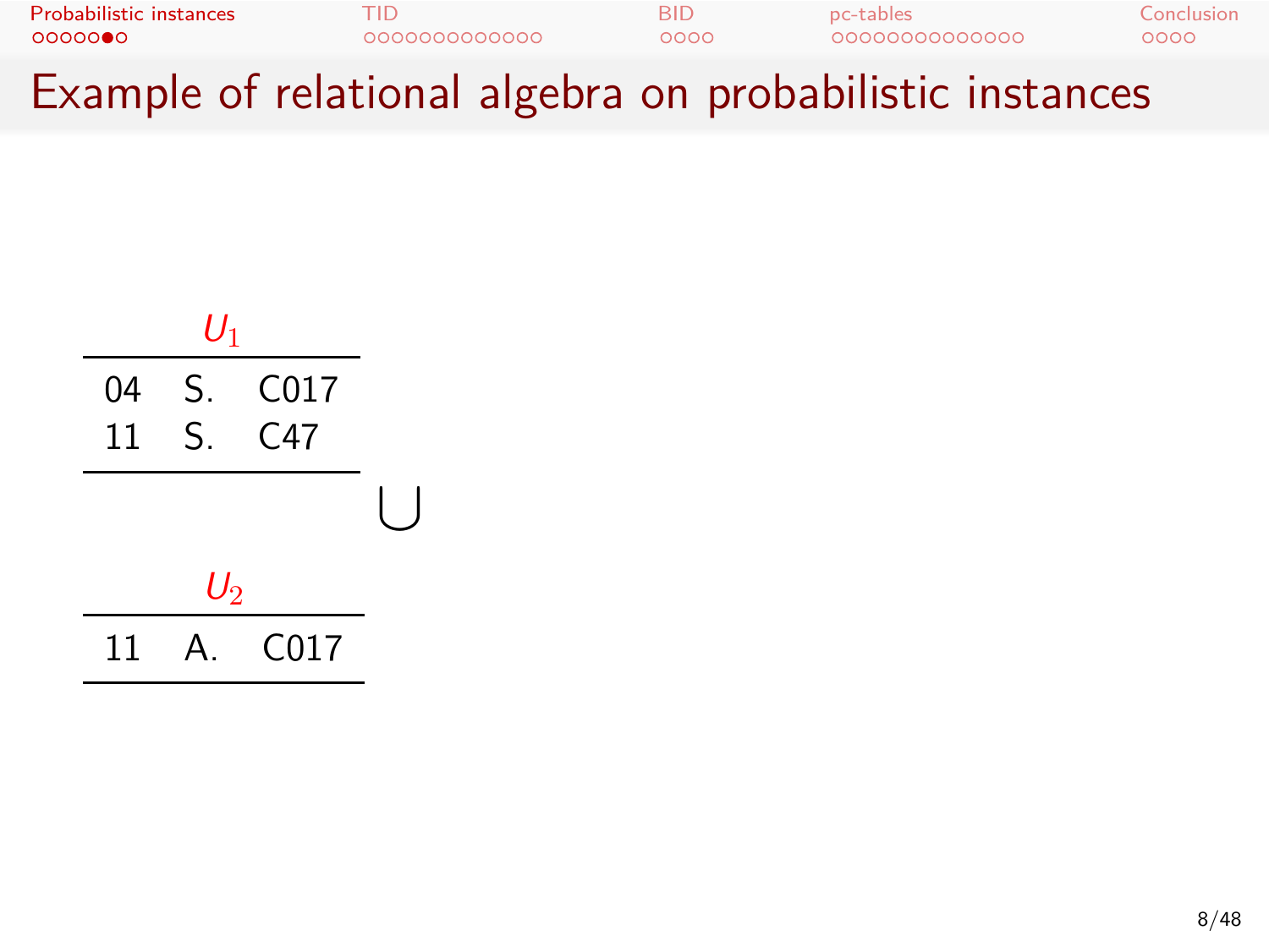# Example of relational algebra on probabilistic instances

$U_1$

| | | |
|---|---|---|
| 04 | S. | C017 |
| 11 | S. | C47 |

$\bigcup$

$U_2$

| | | |
|---|---|---|
| 11 | A. | C017 |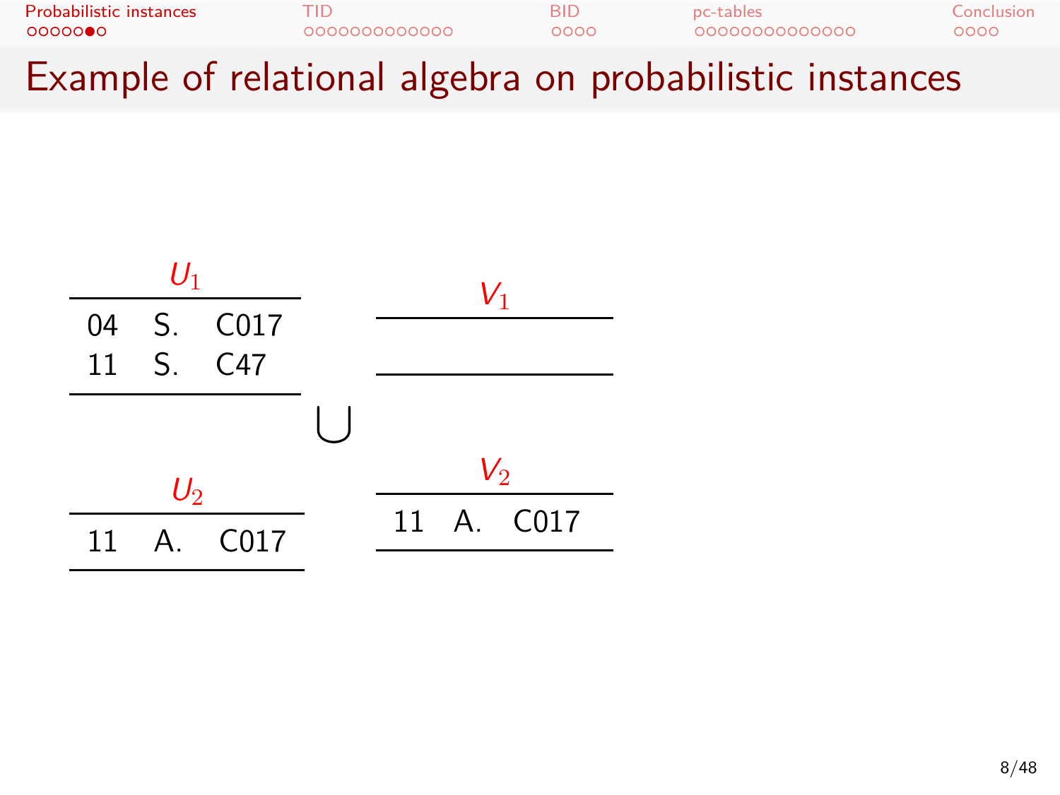# Example of relational algebra on probabilistic instances

$U_1$

| | | |
|---|---|---|
| 04 | S. | C017 |
| 11 | S. | C47 |

$U_2$

| | | |
|---|---|---|
| 11 | A. | C017 |

$\bigcup$

$V_1$

| | | |
|---|---|---|

$V_2$

| | | |
|---|---|---|
| 11 | A. | C017 |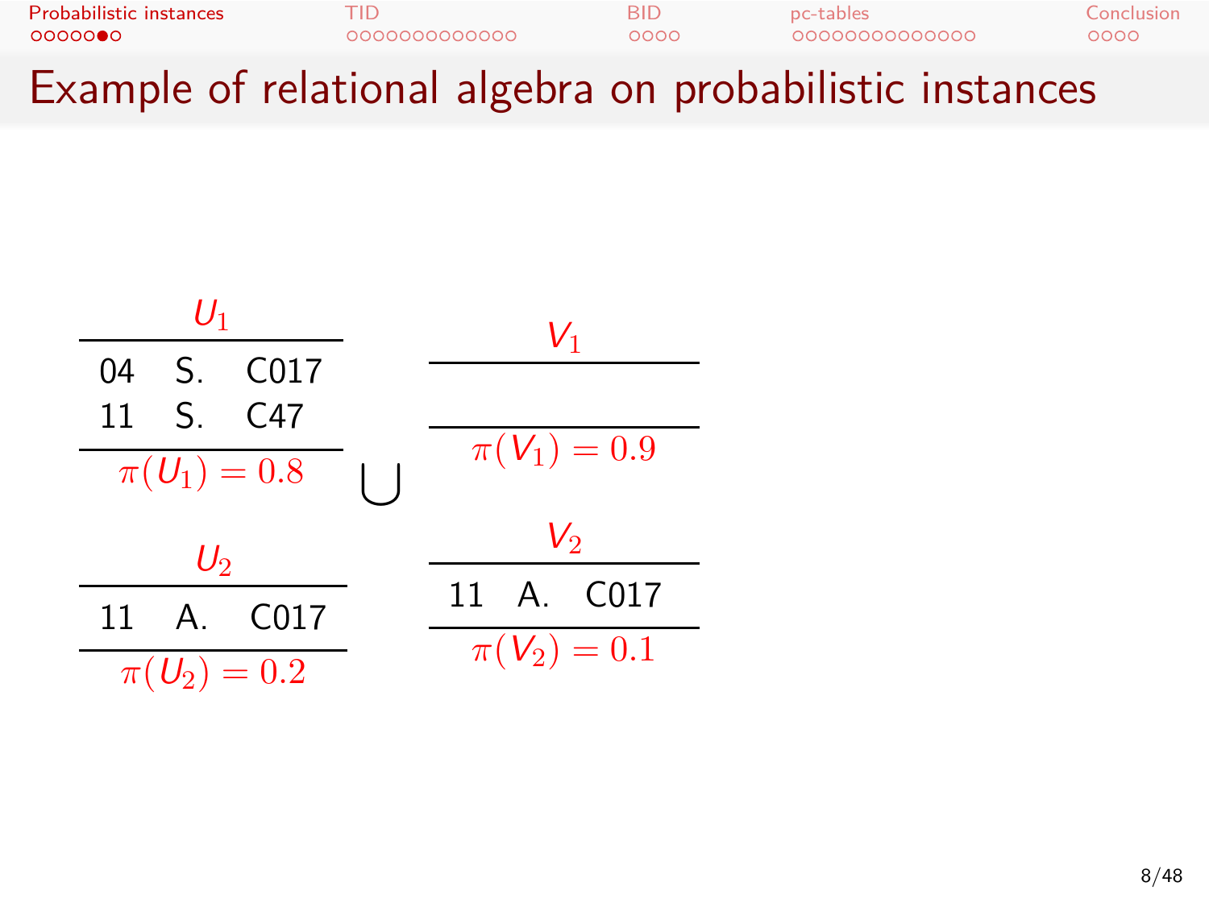# Example of relational algebra on probabilistic instances

**$U_1$**

| | | |
|---|---|---|
| 04 | S. | C017 |
| 11 | S. | C47 |

$\pi(U_1) = 0.8$

**$U_2$**

| | | |
|---|---|---|
| 11 | A. | C017 |

$\pi(U_2) = 0.2$

$\bigcup$

**$V_1$**

| | | |
|---|---|---|
| | | |

$\pi(V_1) = 0.9$

**$V_2$**

| | | |
|---|---|---|
| 11 | A. | C017 |

$\pi(V_2) = 0.1$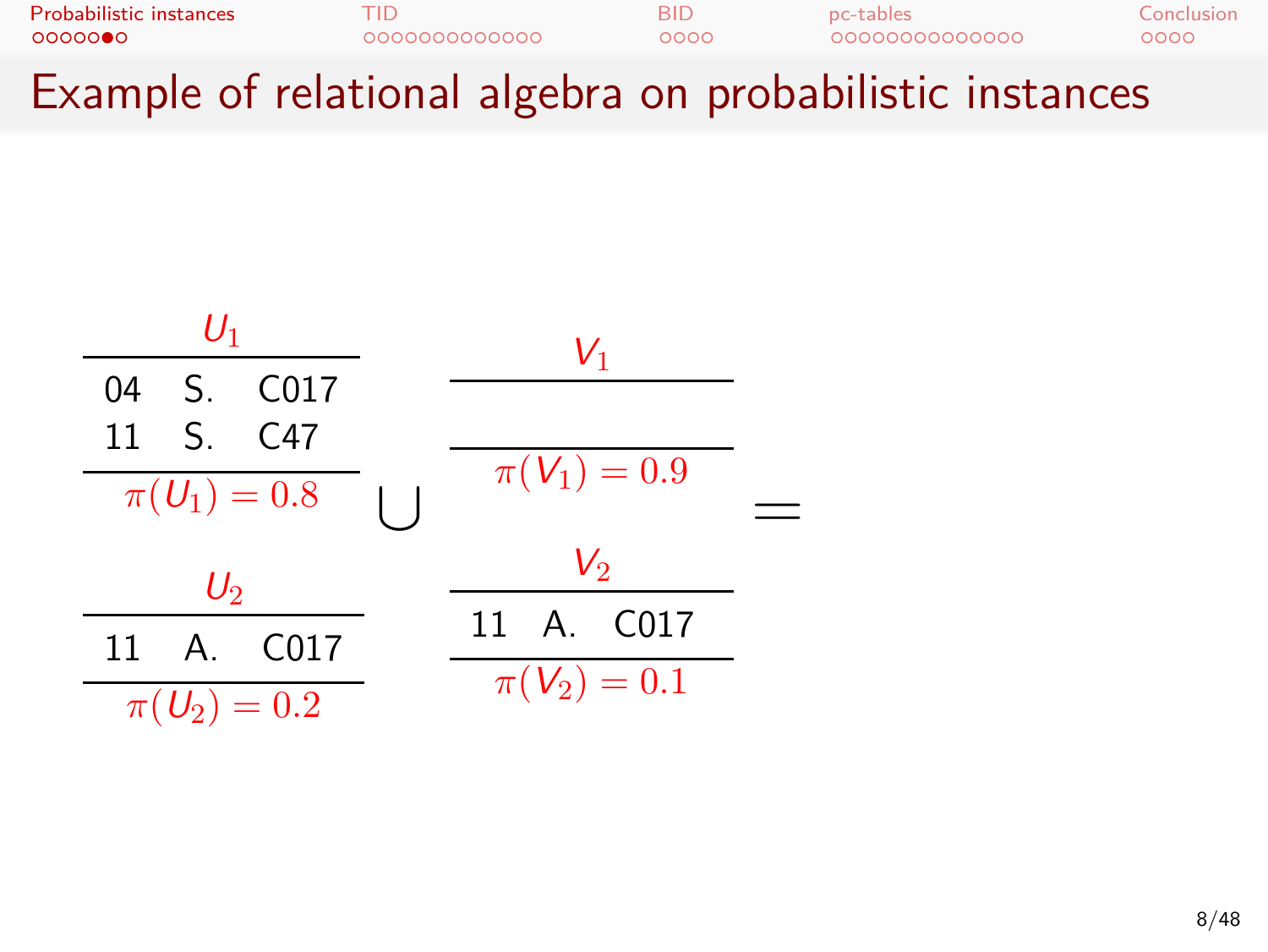# Example of relational algebra on probabilistic instances

**$U_1$**

| | | |
|---|---|---|
| 04 | S. | C017 |
| 11 | S. | C47 |

$\pi(U_1) = 0.8$

**$U_2$**

| | | |
|---|---|---|
| 11 | A. | C017 |

$\pi(U_2) = 0.2$

$\bigcup$

**$V_1$**

(empty)

$\pi(V_1) = 0.9$

**$V_2$**

| | | |
|---|---|---|
| 11 | A. | C017 |

$\pi(V_2) = 0.1$

$=$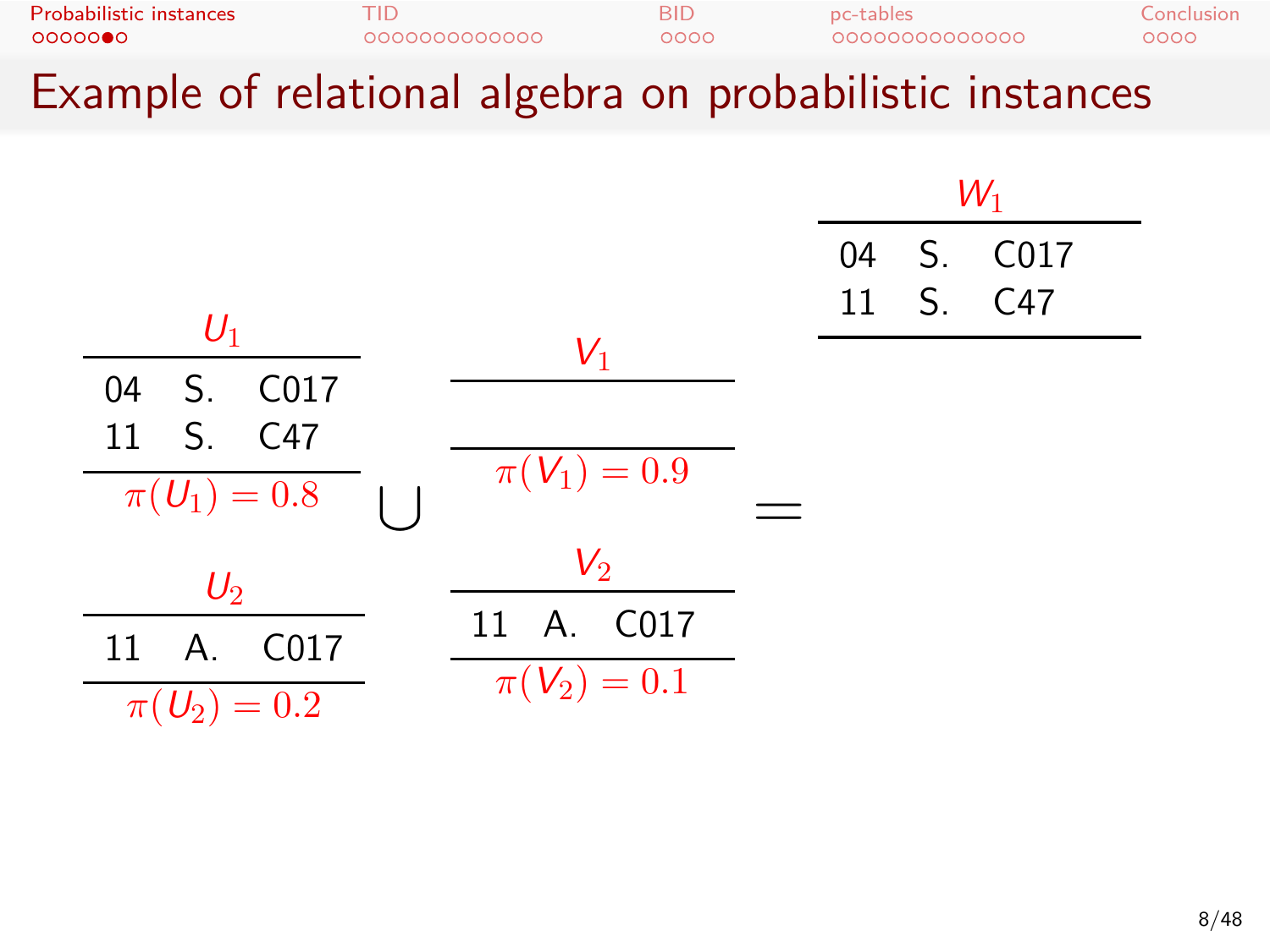# Example of relational algebra on probabilistic instances

**$U_1$**

| | | |
|---|---|---|
| 04 | S. | C017 |
| 11 | S. | C47 |

$\pi(U_1) = 0.8$

**$U_2$**

| | | |
|---|---|---|
| 11 | A. | C017 |

$\pi(U_2) = 0.2$

$\bigcup$

**$V_1$**

(empty)

$\pi(V_1) = 0.9$

**$V_2$**

| | | |
|---|---|---|
| 11 | A. | C017 |

$\pi(V_2) = 0.1$

$=$

**$W_1$**

| | | |
|---|---|---|
| 04 | S. | C017 |
| 11 | S. | C47 |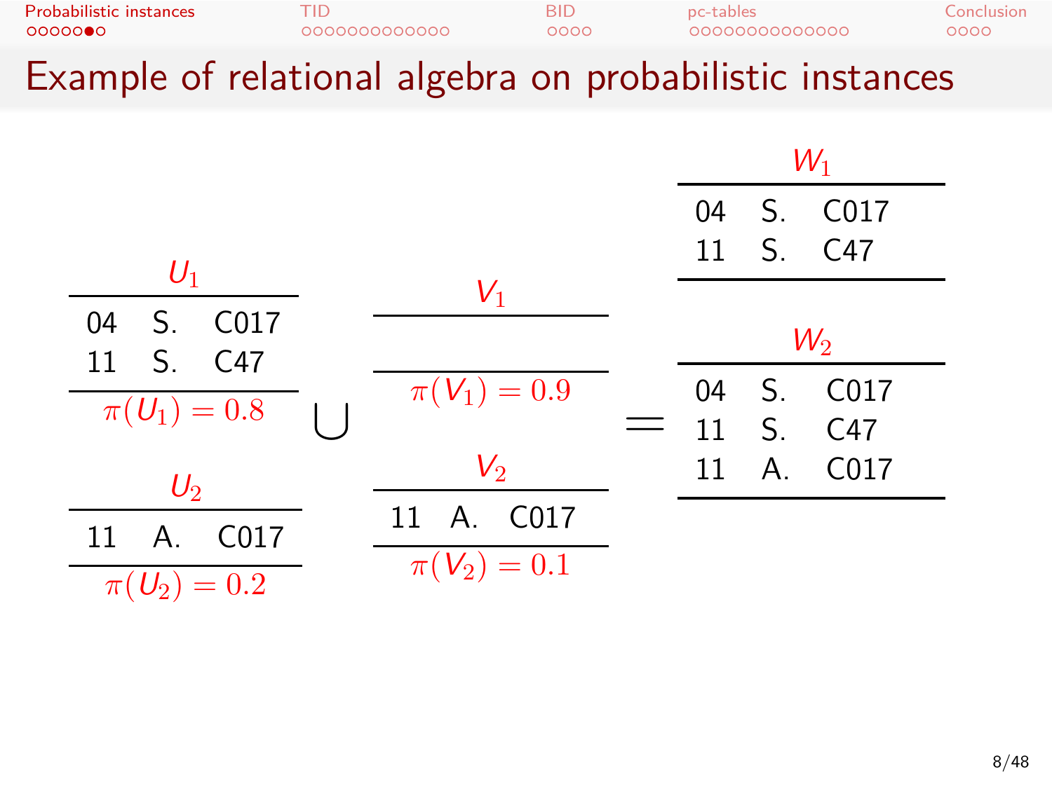# Example of relational algebra on probabilistic instances

$U_1$

| | | |
|---|---|---|
| 04 | S. | C017 |
| 11 | S. | C47 |

$\pi(U_1) = 0.8$

$U_2$

| | | |
|---|---|---|
| 11 | A. | C017 |

$\pi(U_2) = 0.2$

$\bigcup$

$V_1$

| | | |
|---|---|---|
| | | |

$\pi(V_1) = 0.9$

$V_2$

| | | |
|---|---|---|
| 11 | A. | C017 |

$\pi(V_2) = 0.1$

$=$

$W_1$

| | | |
|---|---|---|
| 04 | S. | C017 |
| 11 | S. | C47 |

$W_2$

| | | |
|---|---|---|
| 04 | S. | C017 |
| 11 | S. | C47 |
| 11 | A. | C017 |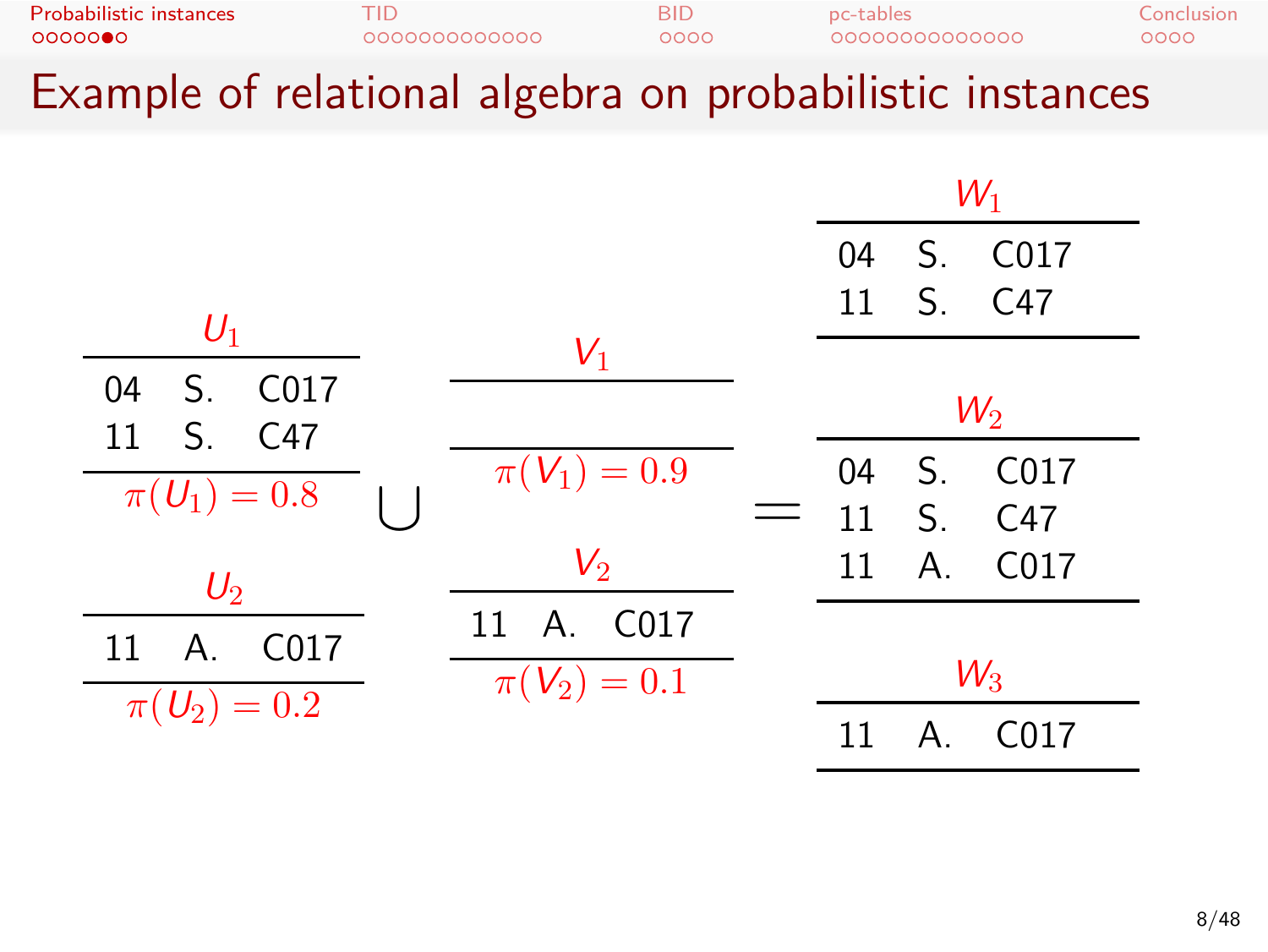# Example of relational algebra on probabilistic instances

**$U_1$**

| | | |
|---|---|---|
| 04 | S. | C017 |
| 11 | S. | C47 |

$\pi(U_1) = 0.8$

**$U_2$**

| | | |
|---|---|---|
| 11 | A. | C017 |

$\pi(U_2) = 0.2$

$\bigcup$

**$V_1$**

(empty)

$\pi(V_1) = 0.9$

**$V_2$**

| | | |
|---|---|---|
| 11 | A. | C017 |

$\pi(V_2) = 0.1$

$=$

**$W_1$**

| | | |
|---|---|---|
| 04 | S. | C017 |
| 11 | S. | C47 |

**$W_2$**

| | | |
|---|---|---|
| 04 | S. | C017 |
| 11 | S. | C47 |
| 11 | A. | C017 |

**$W_3$**

| | | |
|---|---|---|
| 11 | A. | C017 |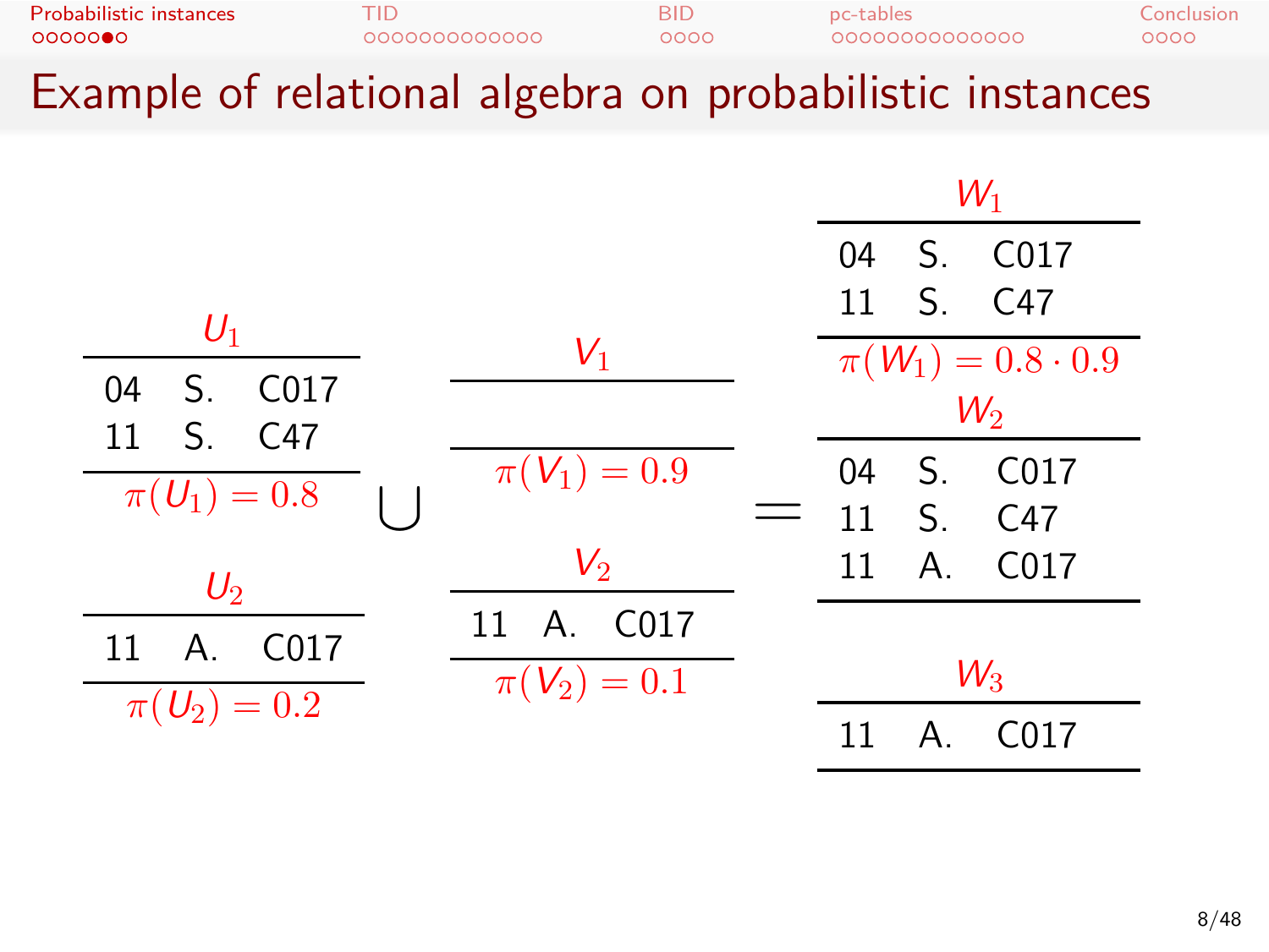## Example of relational algebra on probabilistic instances

**$U_1$**

| | | |
|---|---|---|
| 04 | S. | C017 |
| 11 | S. | C47 |

$\pi(U_1) = 0.8$

**$U_2$**

| | | |
|---|---|---|
| 11 | A. | C017 |

$\pi(U_2) = 0.2$

$\bigcup$

**$V_1$**

(empty)

$\pi(V_1) = 0.9$

**$V_2$**

| | | |
|---|---|---|
| 11 | A. | C017 |

$\pi(V_2) = 0.1$

$=$

**$W_1$**

| | | |
|---|---|---|
| 04 | S. | C017 |
| 11 | S. | C47 |

$\pi(W_1) = 0.8 \cdot 0.9$

**$W_2$**

| | | |
|---|---|---|
| 04 | S. | C017 |
| 11 | S. | C47 |
| 11 | A. | C017 |

**$W_3$**

| | | |
|---|---|---|
| 11 | A. | C017 |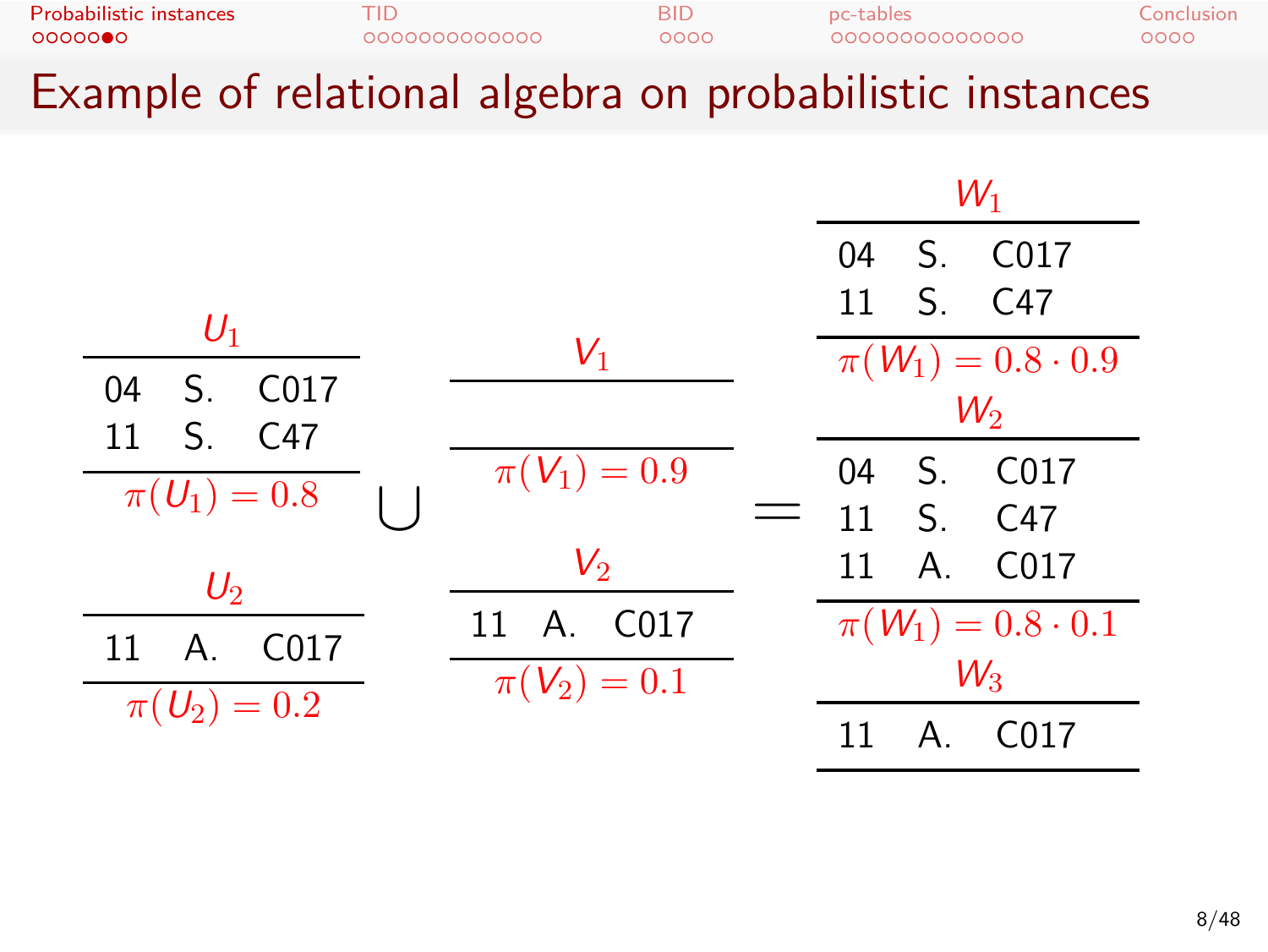# Example of relational algebra on probabilistic instances

**$U_1$**

| | | |
|---|---|---|
| 04 | S. | C017 |
| 11 | S. | C47 |

$\pi(U_1) = 0.8$

**$U_2$**

| | | |
|---|---|---|
| 11 | A. | C017 |

$\pi(U_2) = 0.2$

$\bigcup$

**$V_1$**

(empty)

$\pi(V_1) = 0.9$

**$V_2$**

| | | |
|---|---|---|
| 11 | A. | C017 |

$\pi(V_2) = 0.1$

$=$

**$W_1$**

| | | |
|---|---|---|
| 04 | S. | C017 |
| 11 | S. | C47 |

$\pi(W_1) = 0.8 \cdot 0.9$

**$W_2$**

| | | |
|---|---|---|
| 04 | S. | C017 |
| 11 | S. | C47 |
| 11 | A. | C017 |

$\pi(W_1) = 0.8 \cdot 0.1$

**$W_3$**

| | | |
|---|---|---|
| 11 | A. | C017 |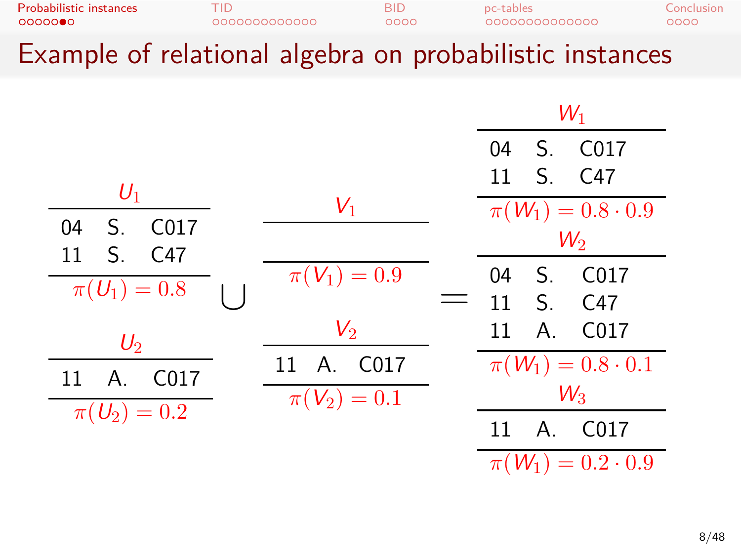# Example of relational algebra on probabilistic instances

**$U_1$**

| | | |
|---|---|---|
| 04 | S. | C017 |
| 11 | S. | C47 |

$\pi(U_1) = 0.8$

**$U_2$**

| | | |
|---|---|---|
| 11 | A. | C017 |

$\pi(U_2) = 0.2$

$\bigcup$

**$V_1$**

| | | |
|---|---|---|
| | | |

$\pi(V_1) = 0.9$

**$V_2$**

| | | |
|---|---|---|
| 11 | A. | C017 |

$\pi(V_2) = 0.1$

$=$

**$W_1$**

| | | |
|---|---|---|
| 04 | S. | C017 |
| 11 | S. | C47 |

$\pi(W_1) = 0.8 \cdot 0.9$

**$W_2$**

| | | |
|---|---|---|
| 04 | S. | C017 |
| 11 | S. | C47 |
| 11 | A. | C017 |

$\pi(W_1) = 0.8 \cdot 0.1$

**$W_3$**

| | | |
|---|---|---|
| 11 | A. | C017 |

$\pi(W_1) = 0.2 \cdot 0.9$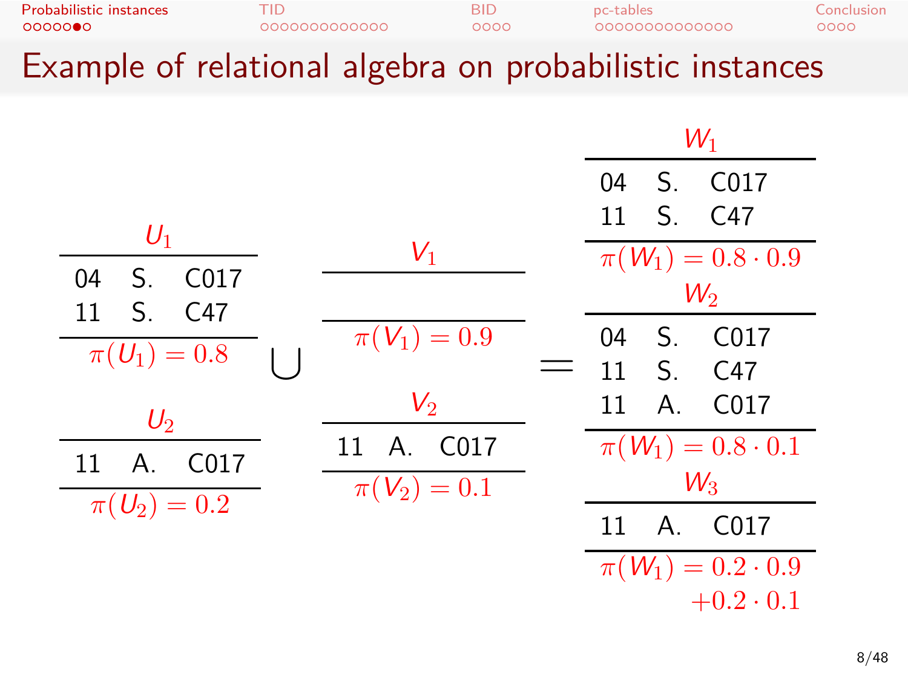# Example of relational algebra on probabilistic instances

**$U_1$**

| | | |
|---|---|---|
| 04 | S. | C017 |
| 11 | S. | C47 |

$\pi(U_1) = 0.8$

**$U_2$**

| | | |
|---|---|---|
| 11 | A. | C017 |

$\pi(U_2) = 0.2$

$\bigcup$

**$V_1$**

| | | |
|---|---|---|
| | | |

$\pi(V_1) = 0.9$

**$V_2$**

| | | |
|---|---|---|
| 11 | A. | C017 |

$\pi(V_2) = 0.1$

$=$

**$W_1$**

| | | |
|---|---|---|
| 04 | S. | C017 |
| 11 | S. | C47 |

$\pi(W_1) = 0.8 \cdot 0.9$

**$W_2$**

| | | |
|---|---|---|
| 04 | S. | C017 |
| 11 | S. | C47 |
| 11 | A. | C017 |

$\pi(W_1) = 0.8 \cdot 0.1$

**$W_3$**

| | | |
|---|---|---|
| 11 | A. | C017 |

$\pi(W_1) = 0.2 \cdot 0.9 + 0.2 \cdot 0.1$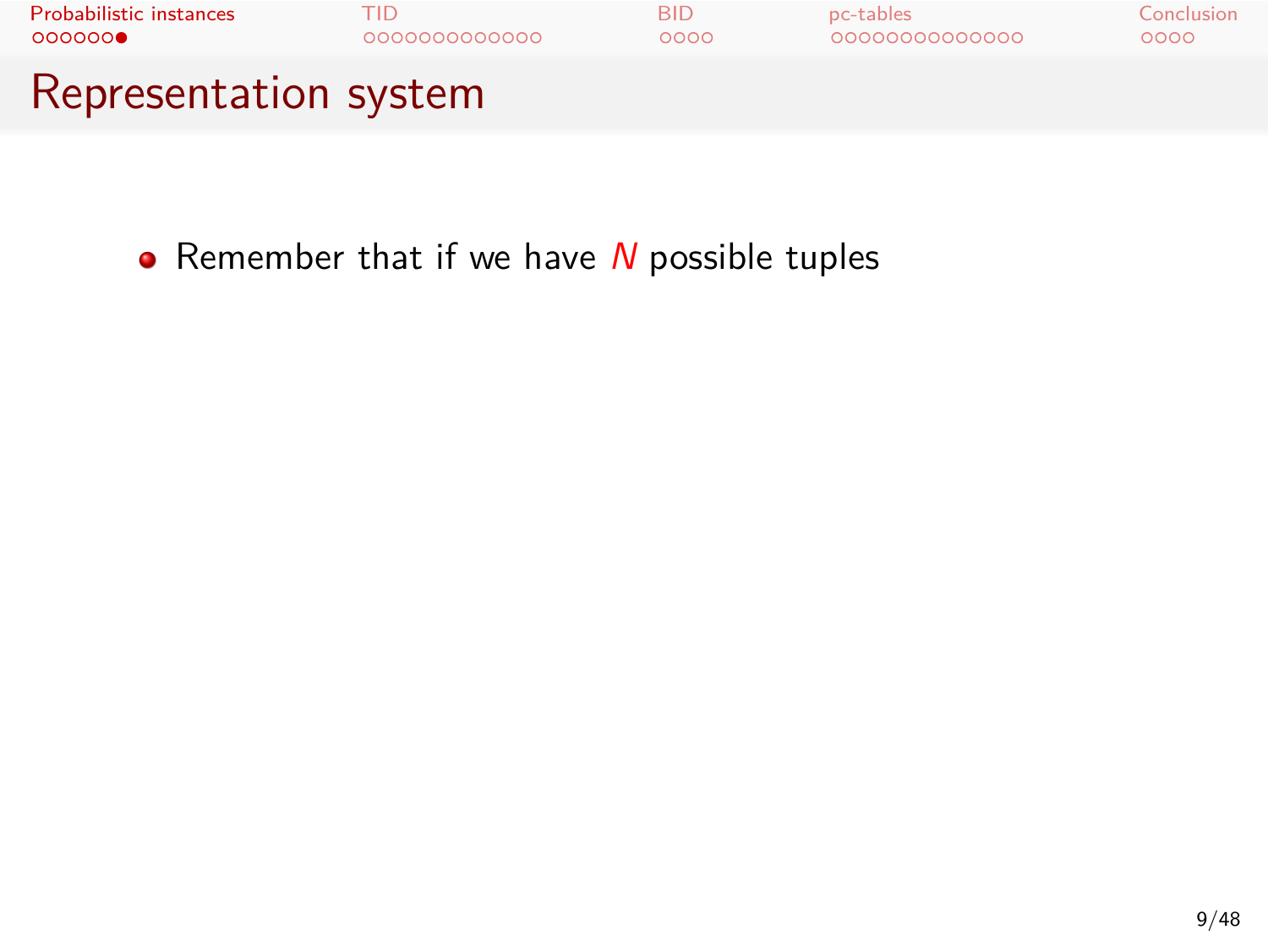## Representation system

- Remember that if we have $N$ possible tuples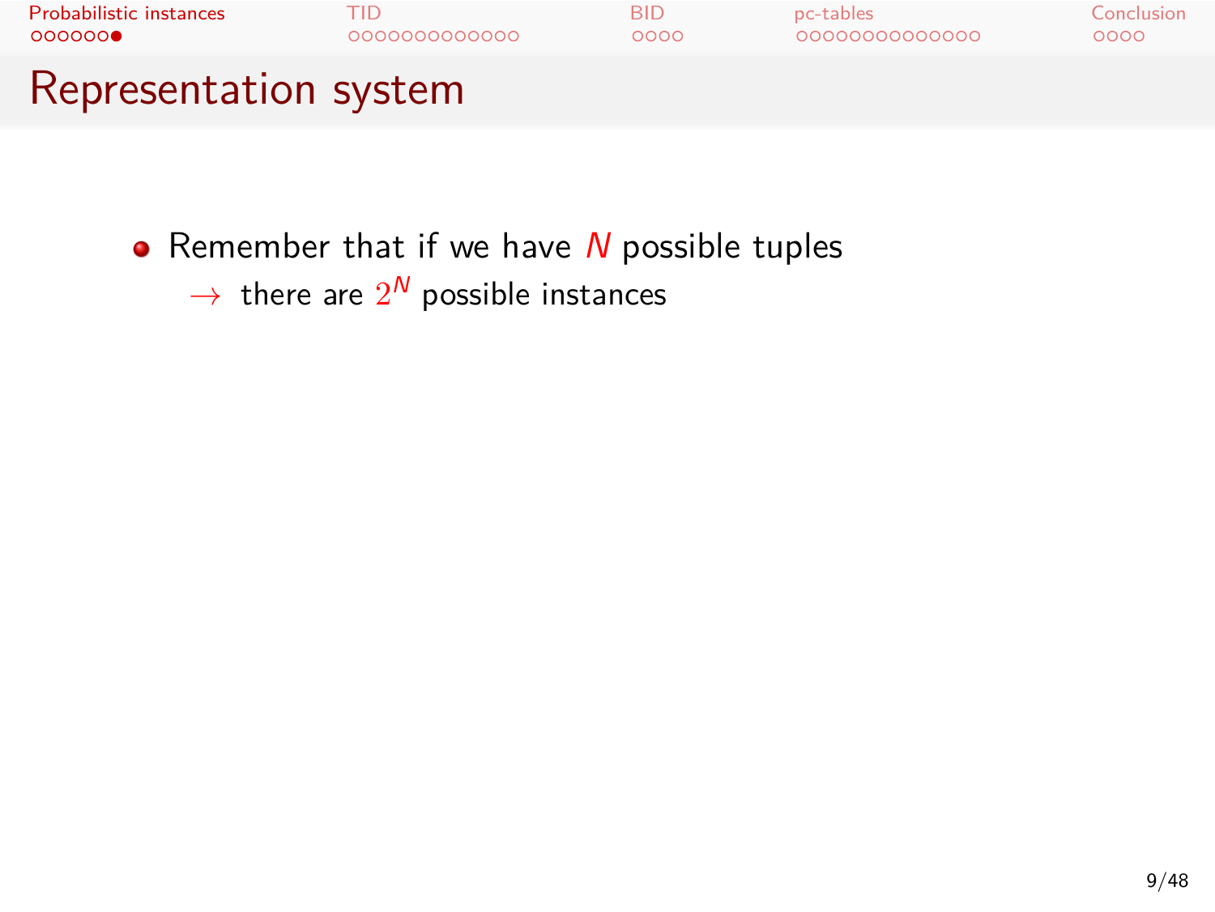## Representation system

- Remember that if we have $N$ possible tuples
  - $\rightarrow$ there are $2^N$ possible instances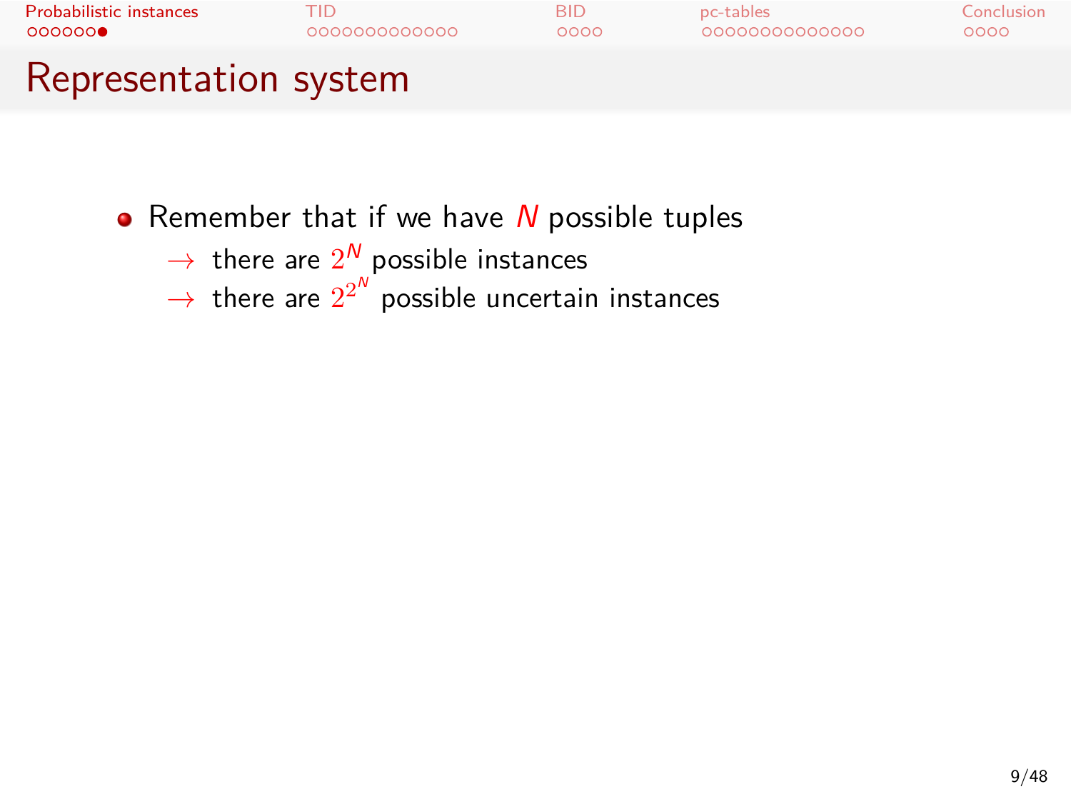# Representation system

- Remember that if we have $N$ possible tuples
  - $\rightarrow$ there are $2^N$ possible instances
  - $\rightarrow$ there are $2^{2^N}$ possible uncertain instances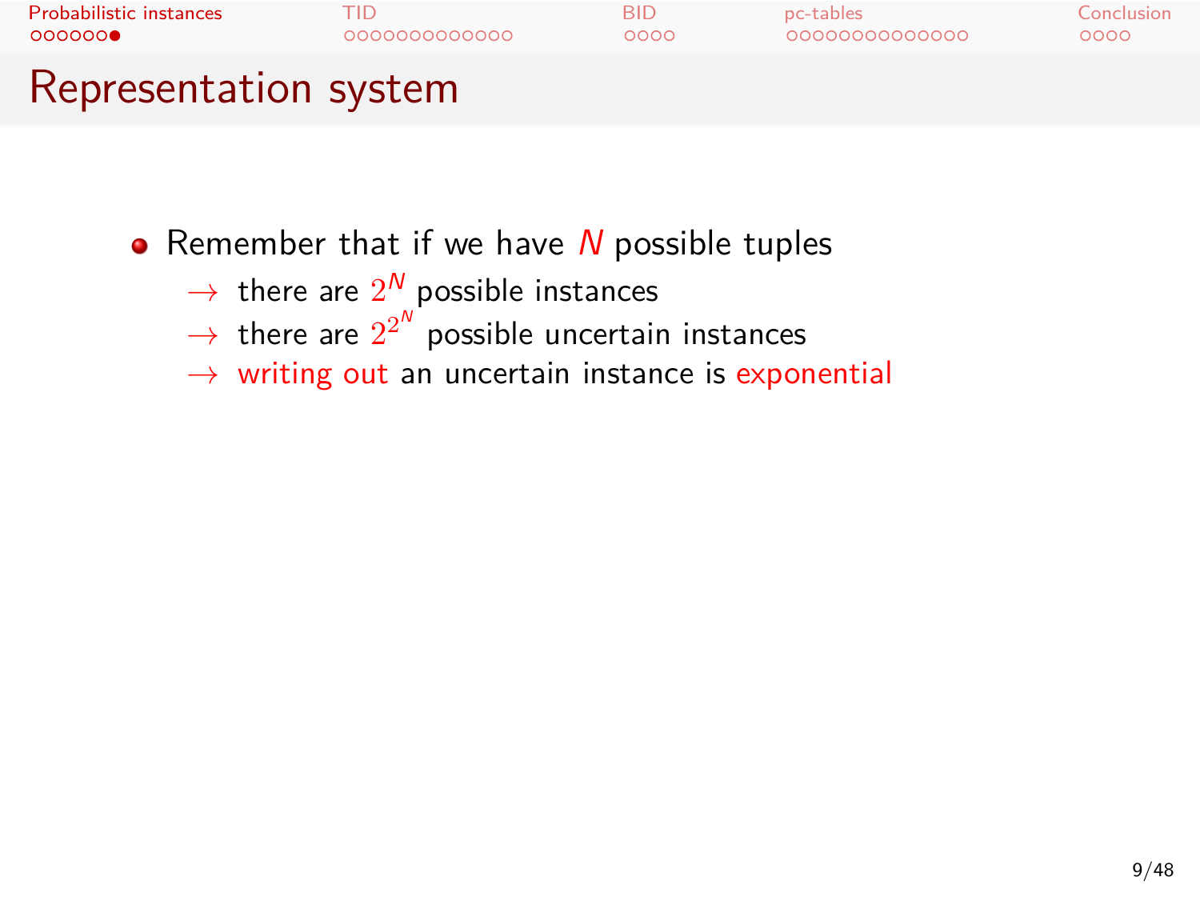# Representation system

- Remember that if we have $N$ possible tuples
  - $\rightarrow$ there are $2^N$ possible instances
  - $\rightarrow$ there are $2^{2^N}$ possible uncertain instances
  - $\rightarrow$ writing out an uncertain instance is exponential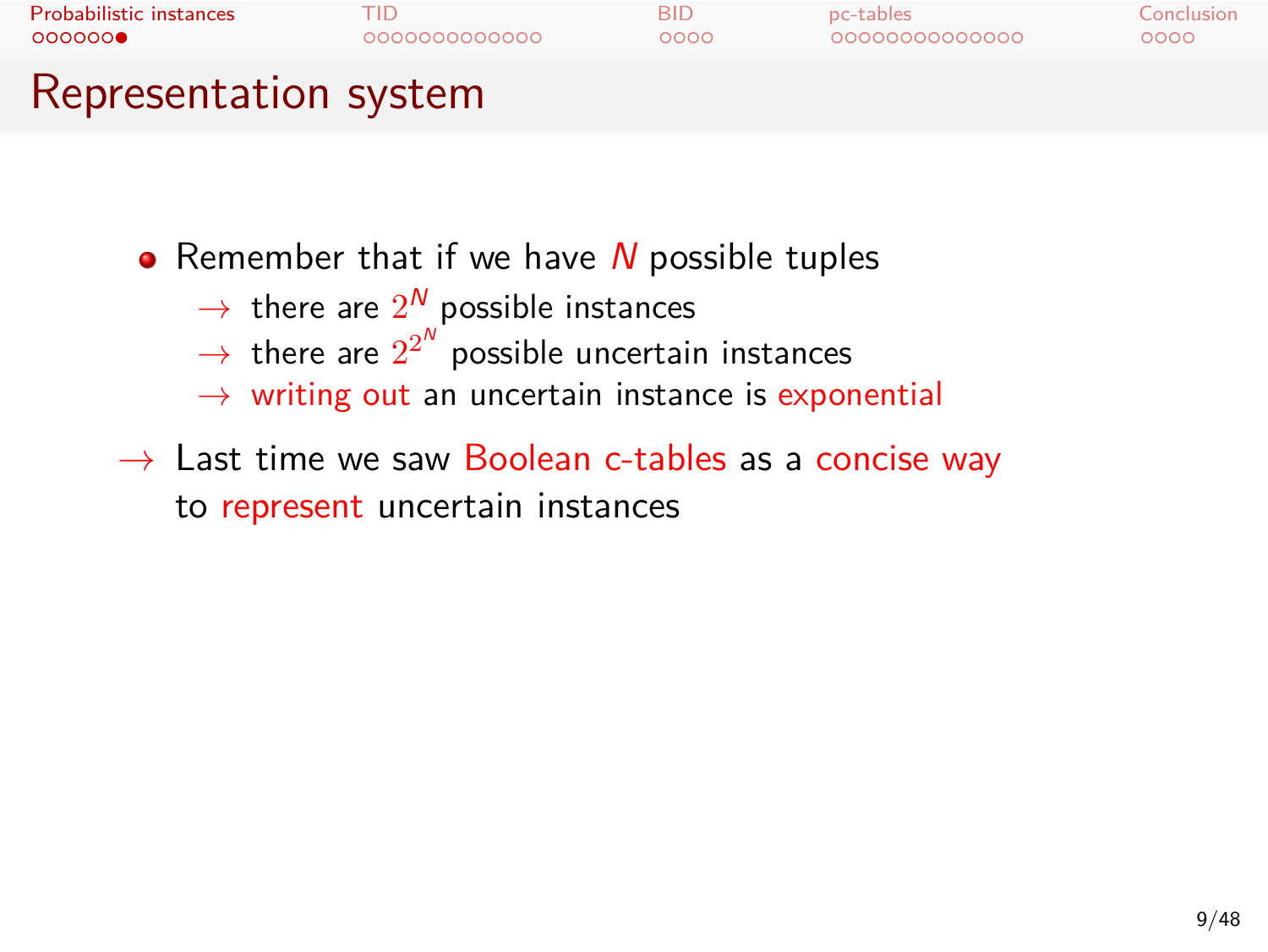# Representation system

- Remember that if we have $N$ possible tuples
  - $\rightarrow$ there are $2^N$ possible instances
  - $\rightarrow$ there are $2^{2^N}$ possible uncertain instances
  - $\rightarrow$ writing out an uncertain instance is exponential

$\rightarrow$ Last time we saw Boolean c-tables as a concise way to represent uncertain instances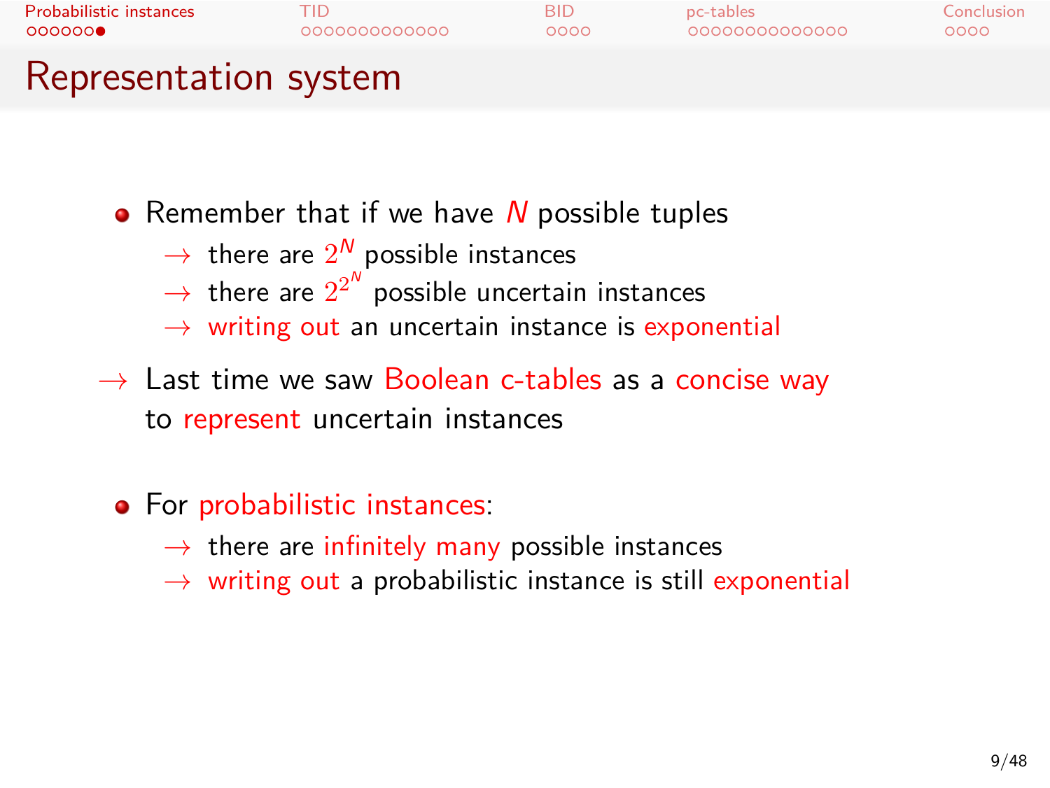# Representation system

- Remember that if we have $N$ possible tuples
  - → there are $2^N$ possible instances
  - → there are $2^{2^N}$ possible uncertain instances
  - → writing out an uncertain instance is exponential

→ Last time we saw Boolean c-tables as a concise way to represent uncertain instances

- For probabilistic instances:
  - → there are infinitely many possible instances
  - → writing out a probabilistic instance is still exponential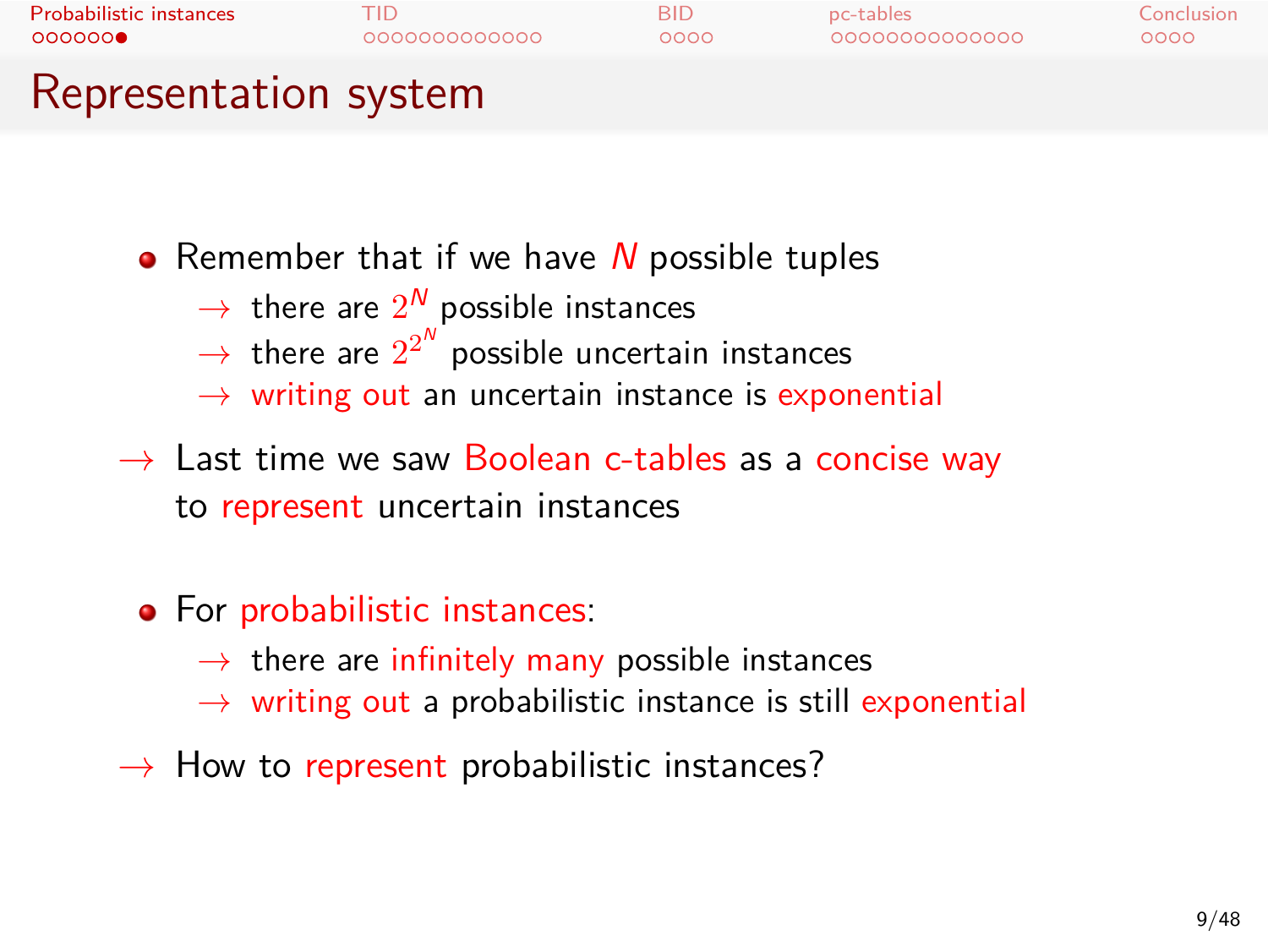# Representation system

- Remember that if we have $N$ possible tuples
  - → there are $2^N$ possible instances
  - → there are $2^{2^N}$ possible uncertain instances
  - → writing out an uncertain instance is exponential

→ Last time we saw Boolean c-tables as a concise way to represent uncertain instances

- For probabilistic instances:
  - → there are infinitely many possible instances
  - → writing out a probabilistic instance is still exponential

→ How to represent probabilistic instances?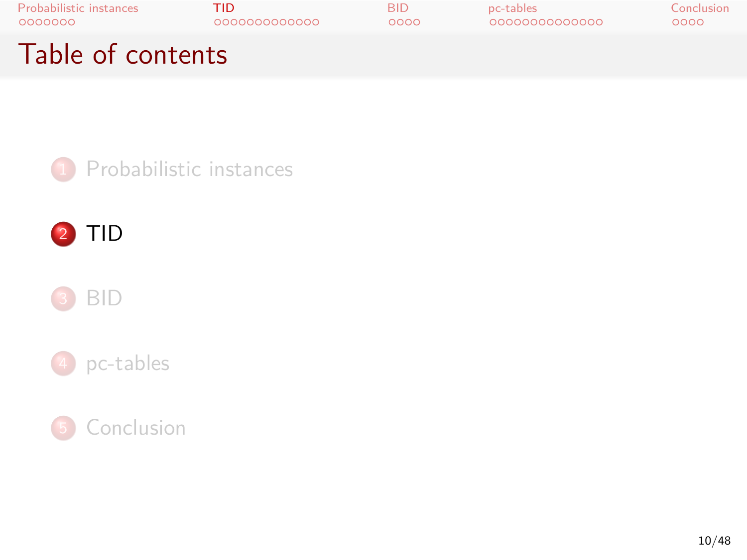# Table of contents

1. Probabilistic instances
2. TID
3. BID
4. pc-tables
5. Conclusion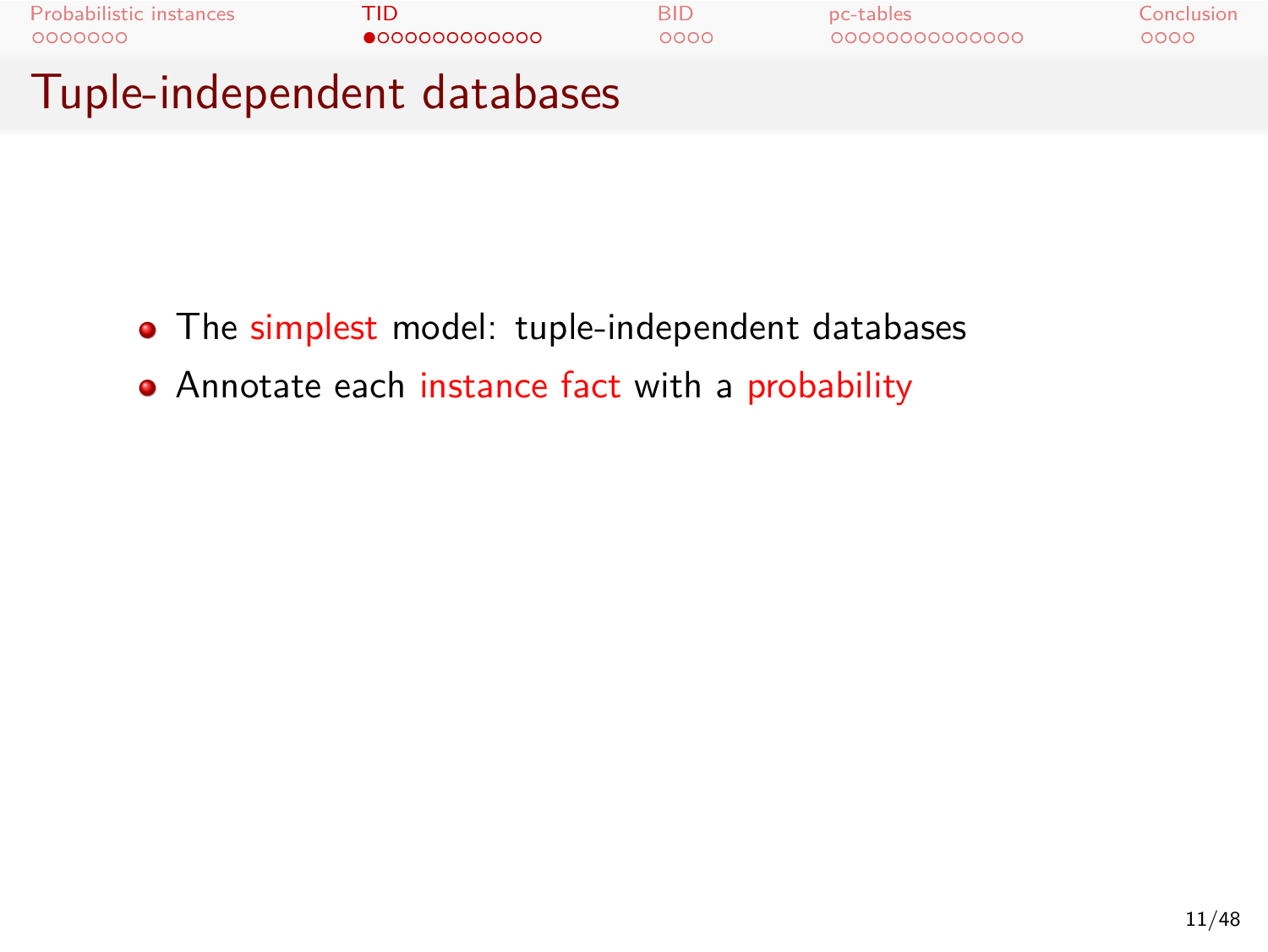# Tuple-independent databases

- The simplest model: tuple-independent databases
- Annotate each instance fact with a probability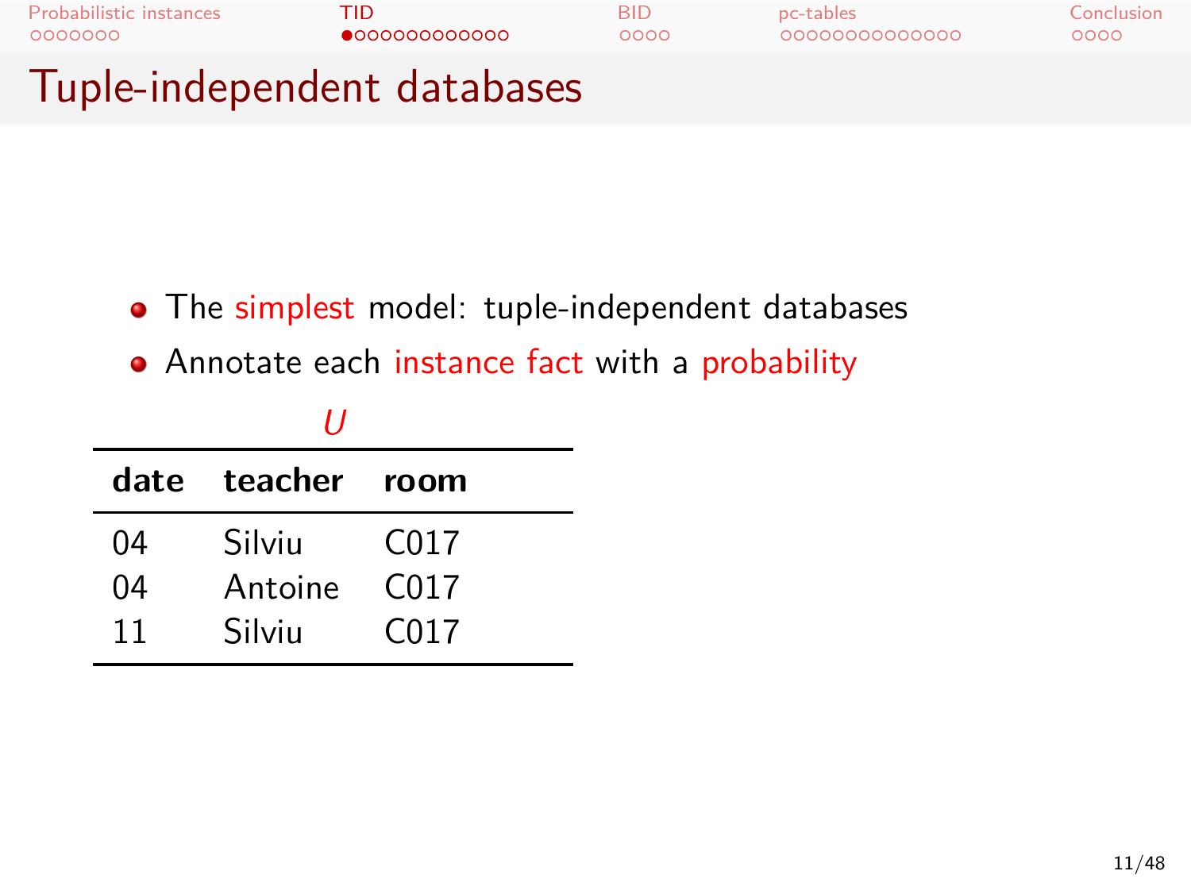# Tuple-independent databases

- The simplest model: tuple-independent databases
- Annotate each instance fact with a probability

*U*

| date | teacher | room |
|---|---|---|
| 04 | Silviu | C017 |
| 04 | Antoine | C017 |
| 11 | Silviu | C017 |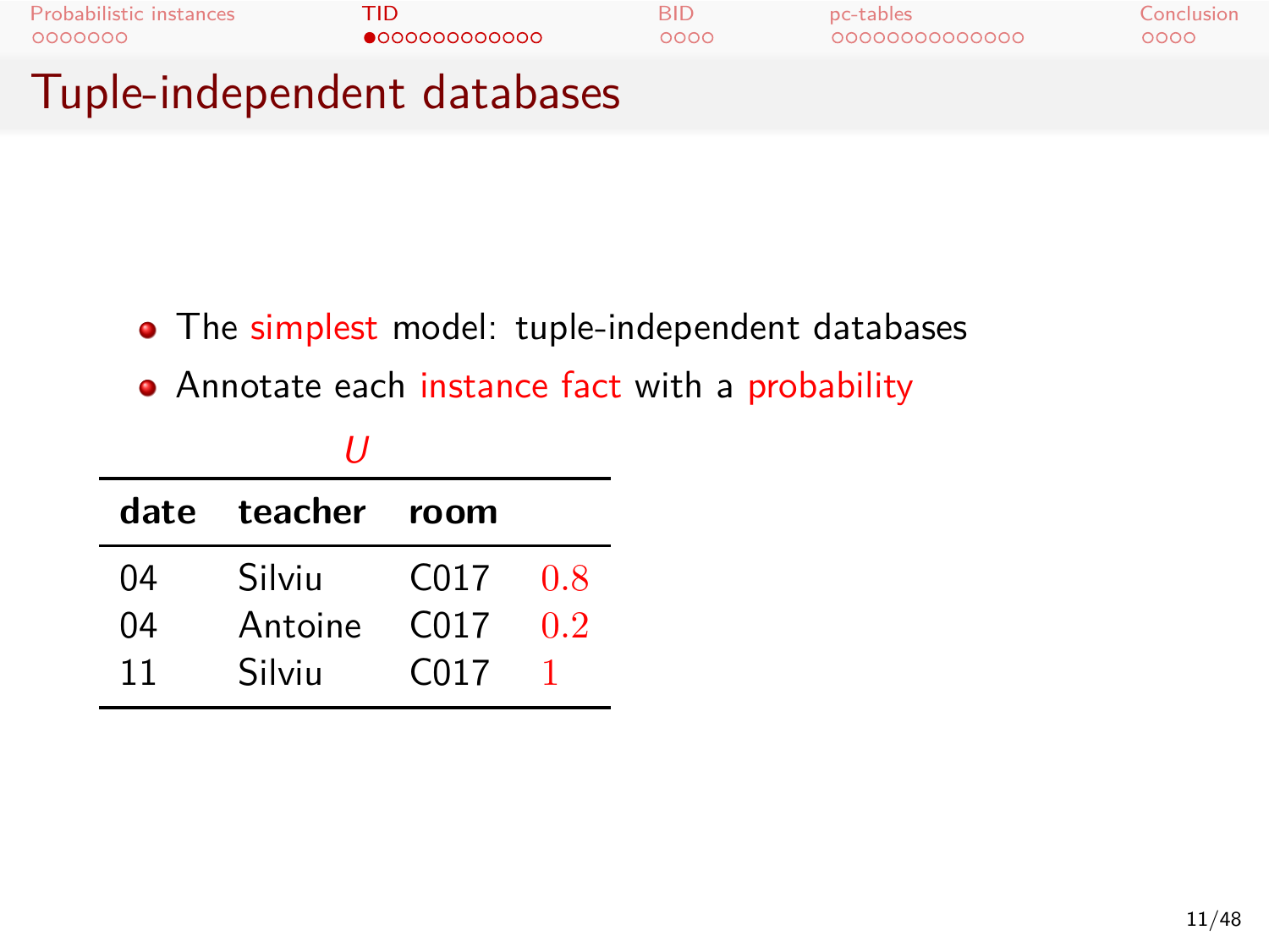## Tuple-independent databases

- The simplest model: tuple-independent databases
- Annotate each instance fact with a probability

*U*

| date | teacher | room | |
|---|---|---|---|
| 04 | Silviu | C017 | 0.8 |
| 04 | Antoine | C017 | 0.2 |
| 11 | Silviu | C017 | 1 |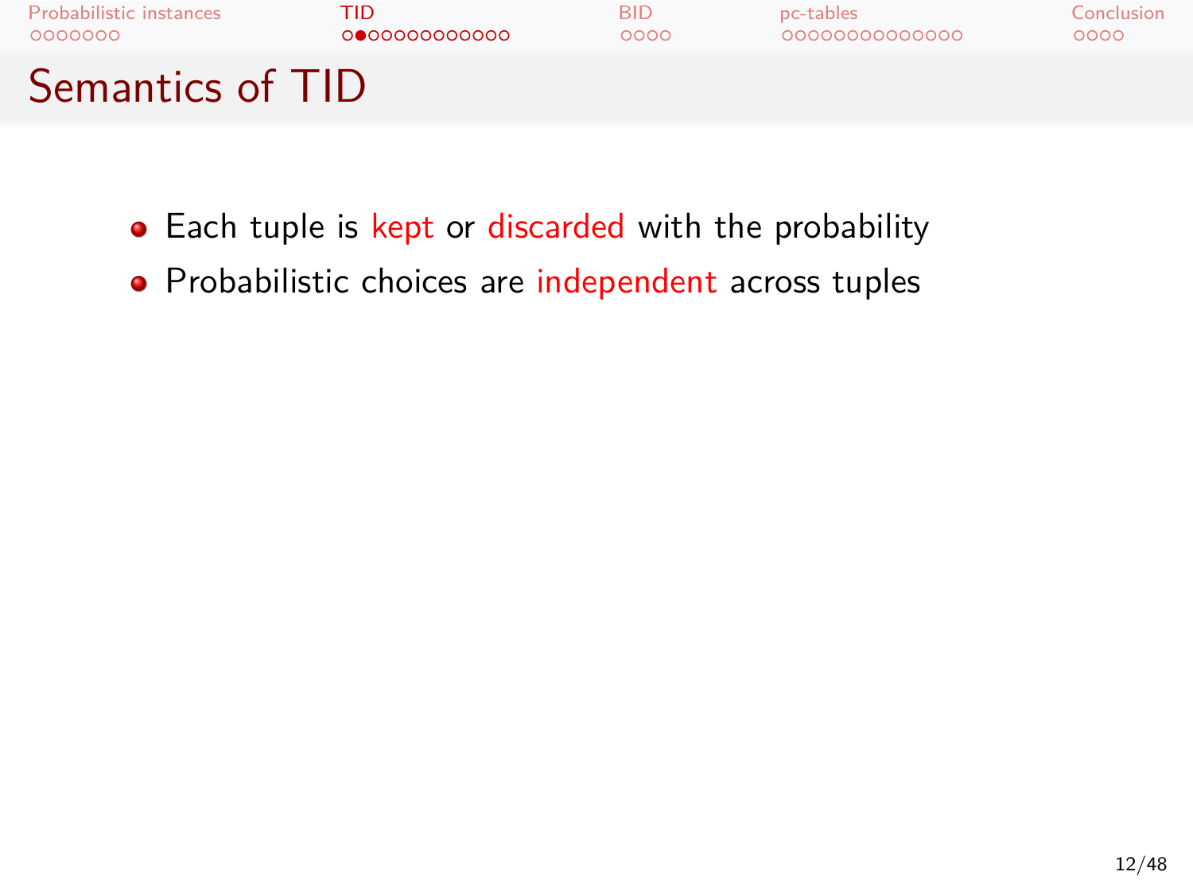# Semantics of TID

- Each tuple is kept or discarded with the probability
- Probabilistic choices are independent across tuples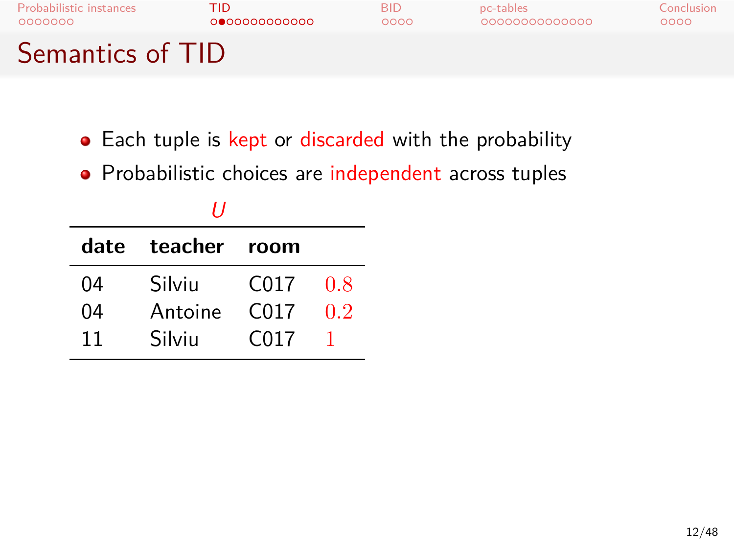# Semantics of TID

- Each tuple is kept or discarded with the probability
- Probabilistic choices are independent across tuples

*U*

| date | teacher | room | |
|---|---|---|---|
| 04 | Silviu | C017 | 0.8 |
| 04 | Antoine | C017 | 0.2 |
| 11 | Silviu | C017 | 1 |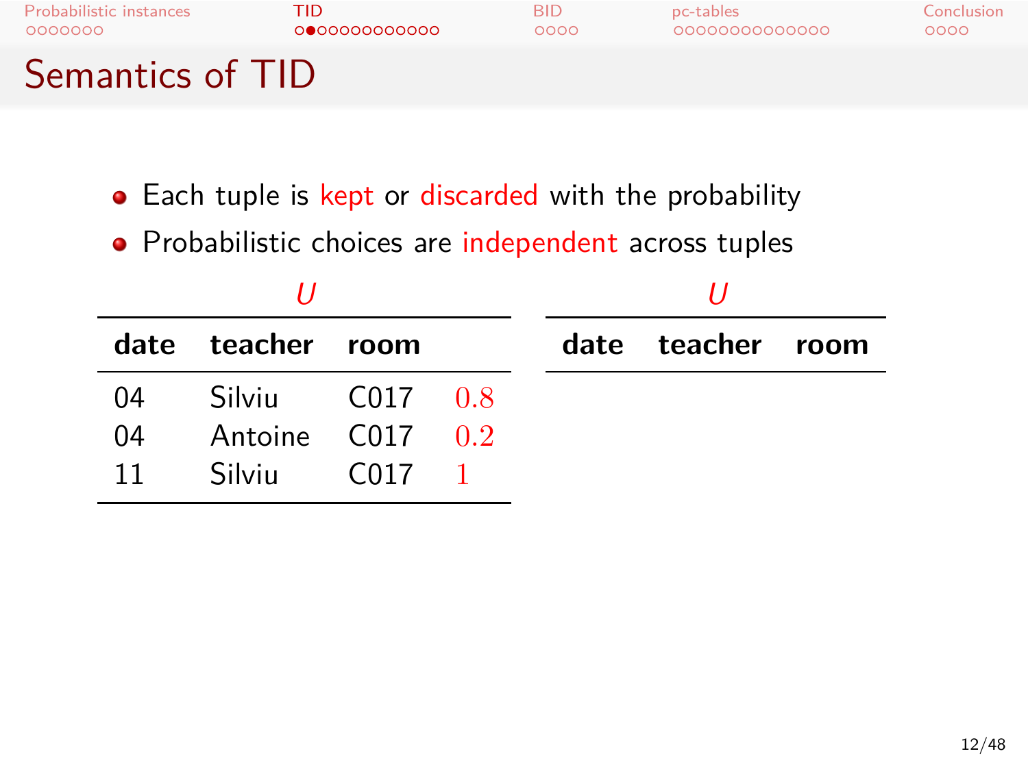# Semantics of TID

- Each tuple is kept or discarded with the probability
- Probabilistic choices are independent across tuples

*U*

| date | teacher | room | |
|---|---|---|---|
| 04 | Silviu | C017 | 0.8 |
| 04 | Antoine | C017 | 0.2 |
| 11 | Silviu | C017 | 1 |

*U*

| date | teacher | room |
|---|---|---|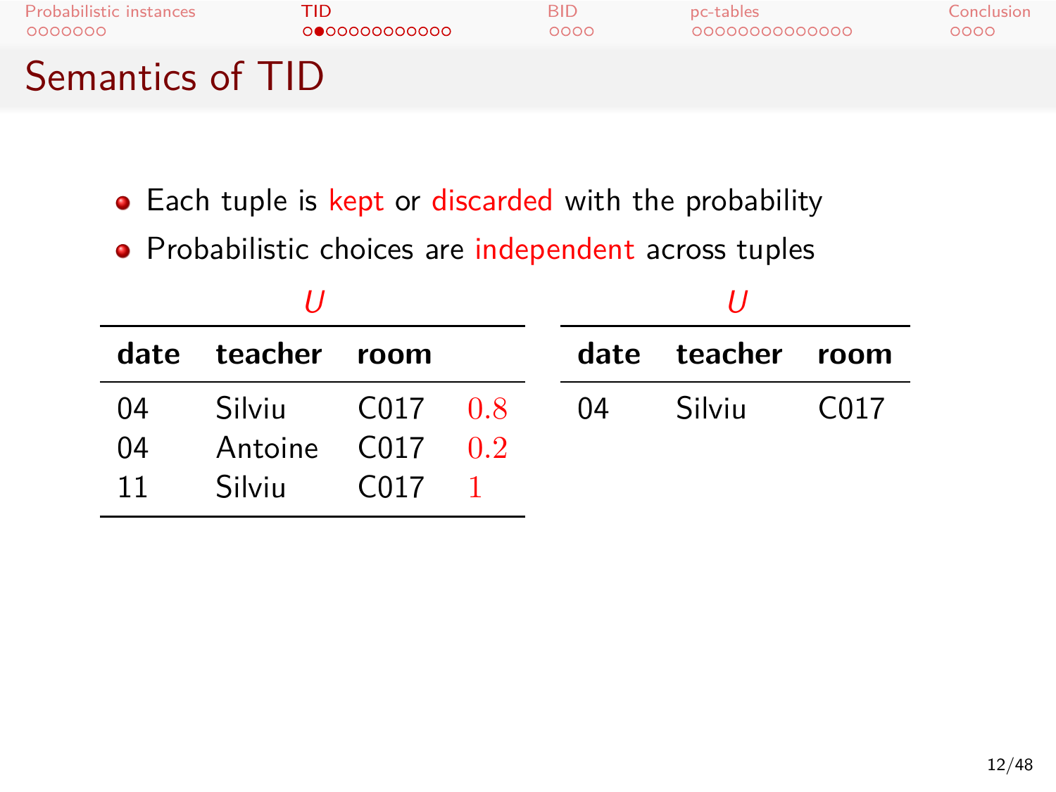# Semantics of TID

- Each tuple is kept or discarded with the probability
- Probabilistic choices are independent across tuples

*U*

| date | teacher | room | |
|---|---|---|---|
| 04 | Silviu | C017 | 0.8 |
| 04 | Antoine | C017 | 0.2 |
| 11 | Silviu | C017 | 1 |

*U*

| date | teacher | room |
|---|---|---|
| 04 | Silviu | C017 |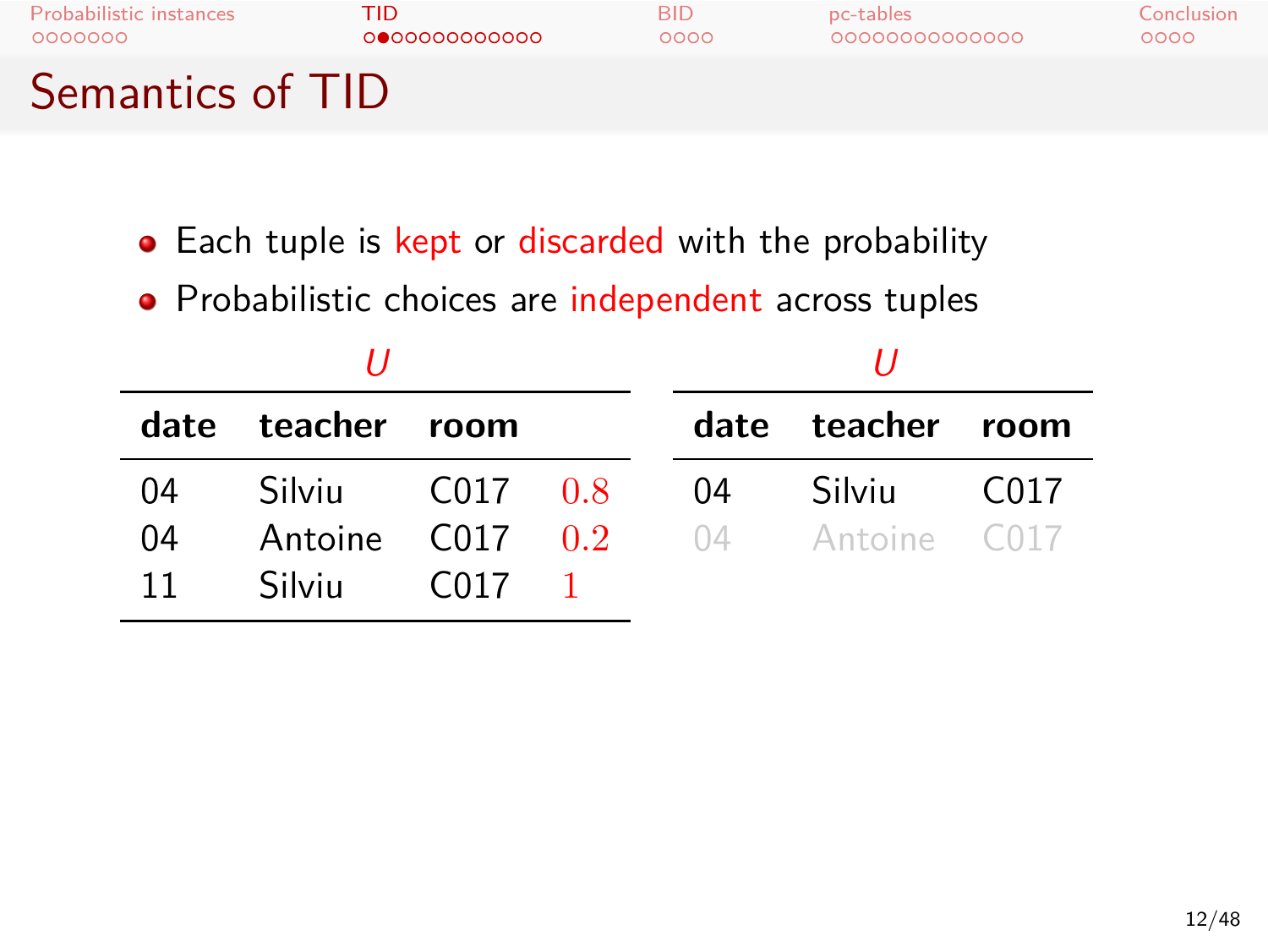# Semantics of TID

- Each tuple is kept or discarded with the probability
- Probabilistic choices are independent across tuples

*U*

| date | teacher | room | |
|---|---|---|---|
| 04 | Silviu | C017 | 0.8 |
| 04 | Antoine | C017 | 0.2 |
| 11 | Silviu | C017 | 1 |

*U*

| date | teacher | room |
|---|---|---|
| 04 | Silviu | C017 |
| 04 | Antoine | C017 |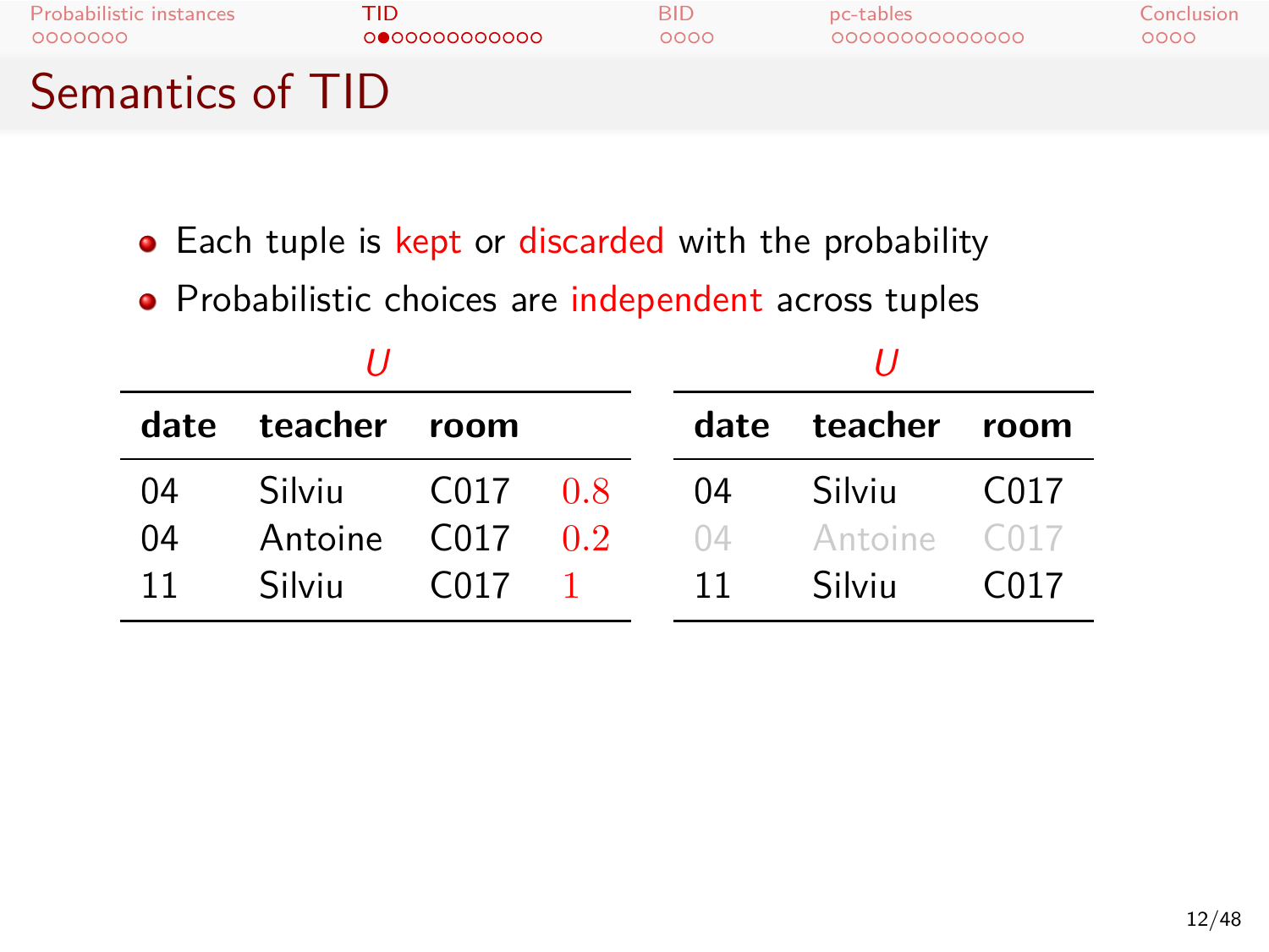# Semantics of TID

- Each tuple is kept or discarded with the probability
- Probabilistic choices are independent across tuples

*U*

| date | teacher | room | |
|---|---|---|---|
| 04 | Silviu | C017 | 0.8 |
| 04 | Antoine | C017 | 0.2 |
| 11 | Silviu | C017 | 1 |

*U*

| date | teacher | room |
|---|---|---|
| 04 | Silviu | C017 |
| 04 | Antoine | C017 |
| 11 | Silviu | C017 |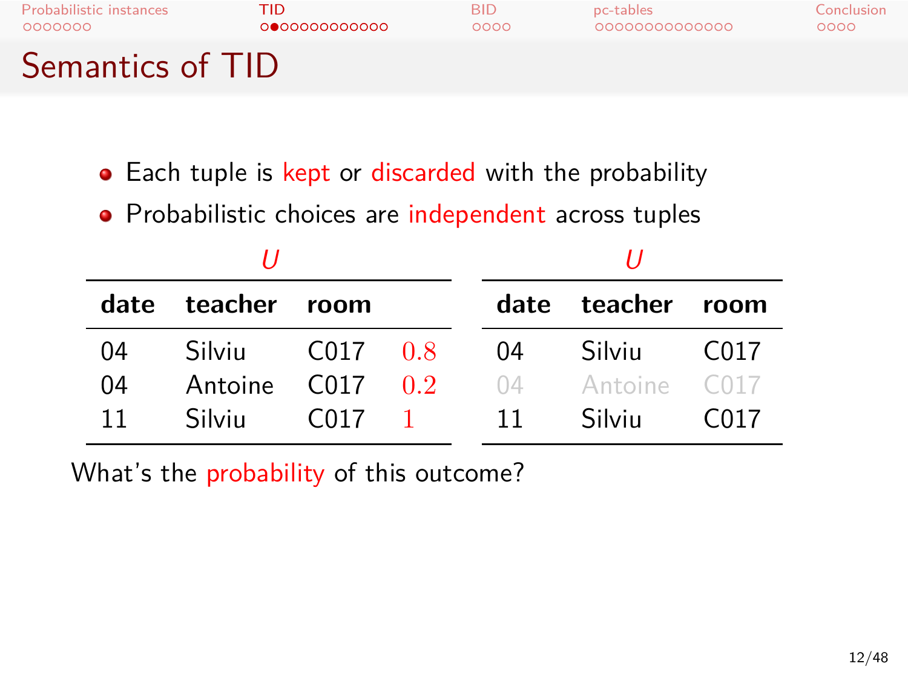# Semantics of TID

- Each tuple is kept or discarded with the probability
- Probabilistic choices are independent across tuples

*U*

| date | teacher | room | |
|---|---|---|---|
| 04 | Silviu | C017 | $0.8$ |
| 04 | Antoine | C017 | $0.2$ |
| 11 | Silviu | C017 | $1$ |

*U*

| date | teacher | room |
|---|---|---|
| 04 | Silviu | C017 |
| 04 | Antoine | C017 |
| 11 | Silviu | C017 |

What's the probability of this outcome?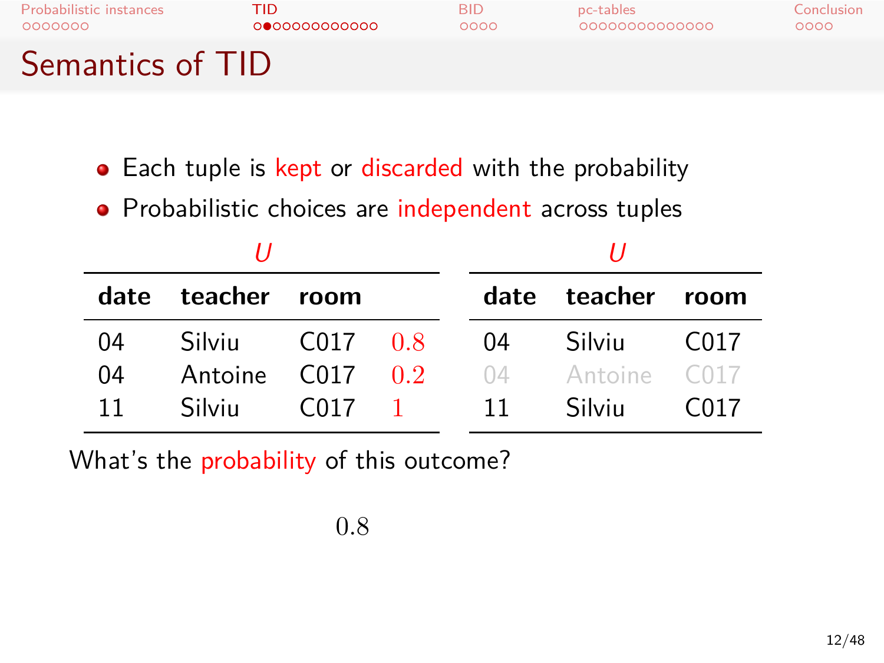# Semantics of TID

- Each tuple is kept or discarded with the probability
- Probabilistic choices are independent across tuples

*U*

| date | teacher | room | |
|---|---|---|---|
| 04 | Silviu | C017 | 0.8 |
| 04 | Antoine | C017 | 0.2 |
| 11 | Silviu | C017 | 1 |

*U*

| date | teacher | room |
|---|---|---|
| 04 | Silviu | C017 |
| 04 | Antoine | C017 |
| 11 | Silviu | C017 |

What's the probability of this outcome?

$0.8$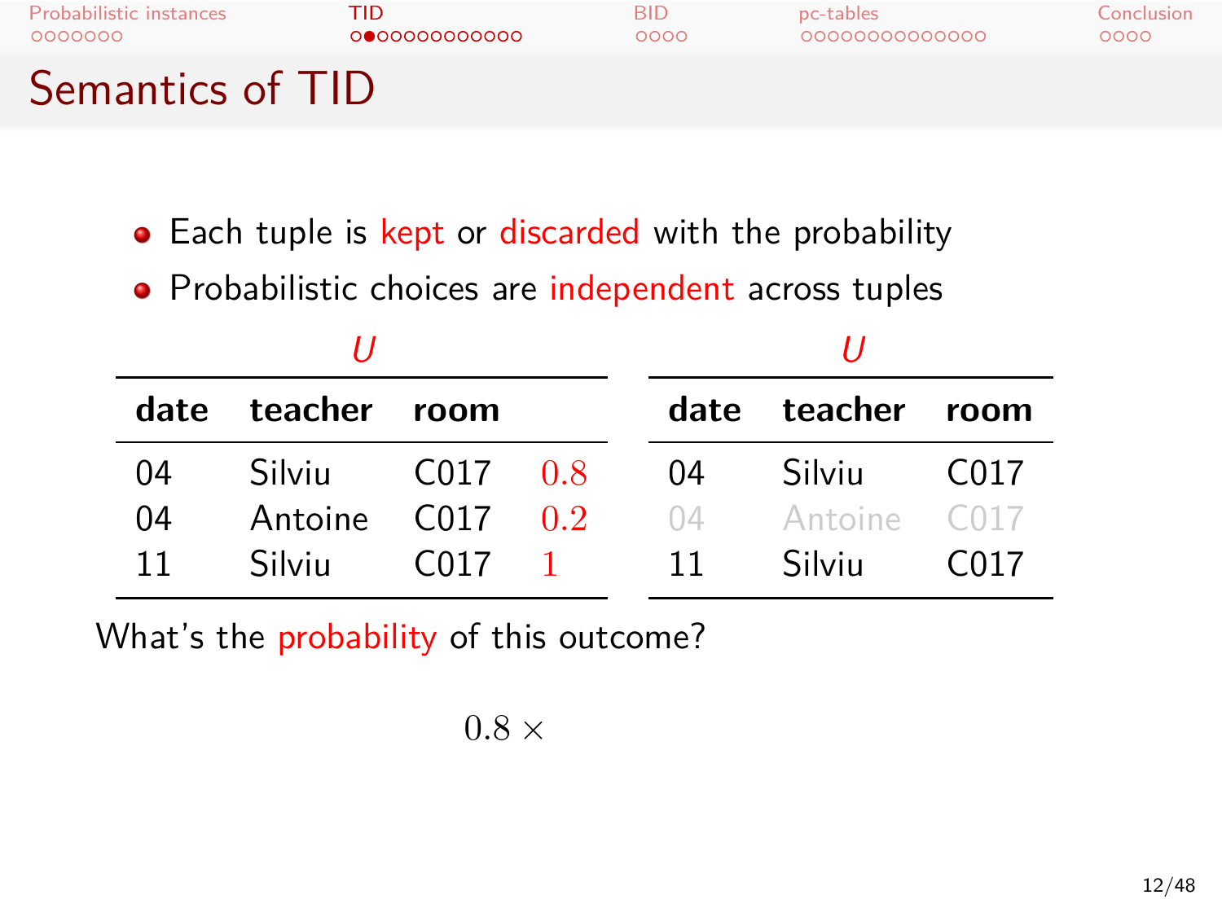# Semantics of TID

- Each tuple is kept or discarded with the probability
- Probabilistic choices are independent across tuples

*U*

| date | teacher | room | |
|---|---|---|---|
| 04 | Silviu | C017 | 0.8 |
| 04 | Antoine | C017 | 0.2 |
| 11 | Silviu | C017 | 1 |

*U*

| date | teacher | room |
|---|---|---|
| 04 | Silviu | C017 |
| 04 | Antoine | C017 |
| 11 | Silviu | C017 |

What's the probability of this outcome?

$$0.8 \times$$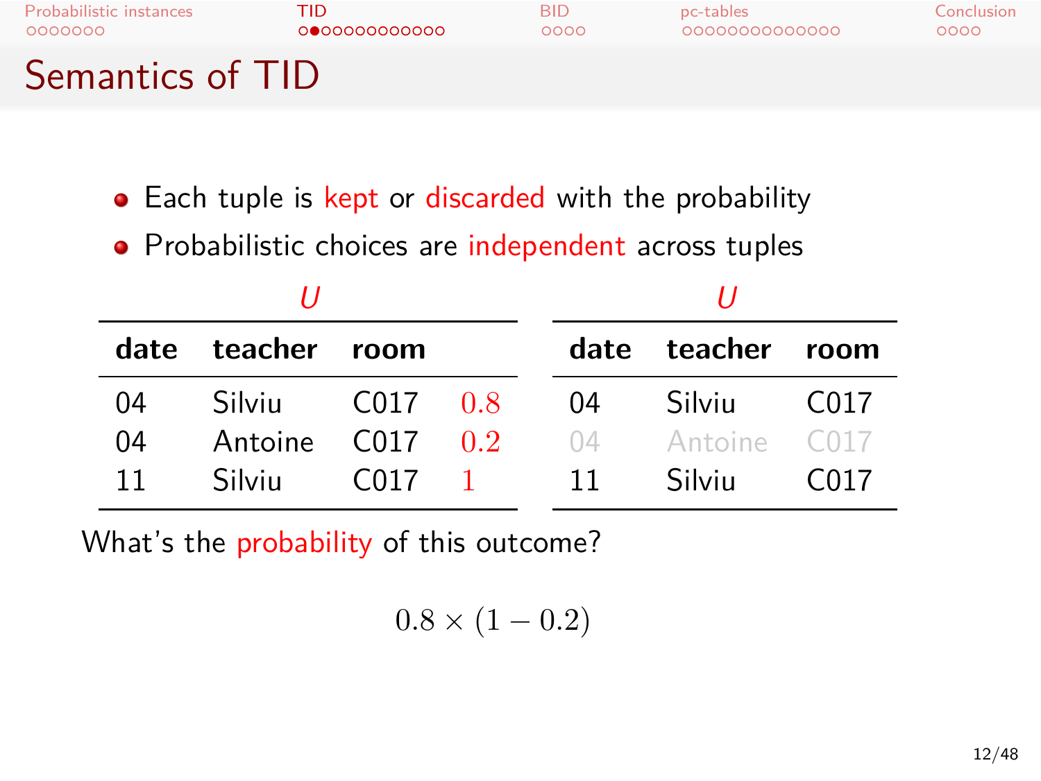# Semantics of TID

- Each tuple is kept or discarded with the probability
- Probabilistic choices are independent across tuples

*U*

| date | teacher | room | |
|---|---|---|---|
| 04 | Silviu | C017 | 0.8 |
| 04 | Antoine | C017 | 0.2 |
| 11 | Silviu | C017 | 1 |

*U*

| date | teacher | room |
|---|---|---|
| 04 | Silviu | C017 |
| 04 | Antoine | C017 |
| 11 | Silviu | C017 |

What's the probability of this outcome?

$$0.8 \times (1 - 0.2)$$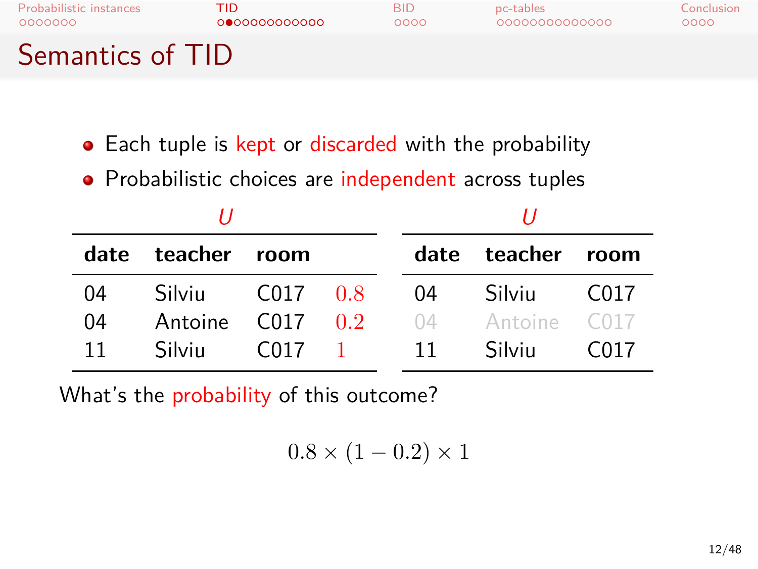# Semantics of TID

- Each tuple is kept or discarded with the probability
- Probabilistic choices are independent across tuples

*U*

| date | teacher | room | |
|---|---|---|---|
| 04 | Silviu | C017 | 0.8 |
| 04 | Antoine | C017 | 0.2 |
| 11 | Silviu | C017 | 1 |

*U*

| date | teacher | room |
|---|---|---|
| 04 | Silviu | C017 |
| 04 | Antoine | C017 |
| 11 | Silviu | C017 |

What's the probability of this outcome?

$$0.8 \times (1 - 0.2) \times 1$$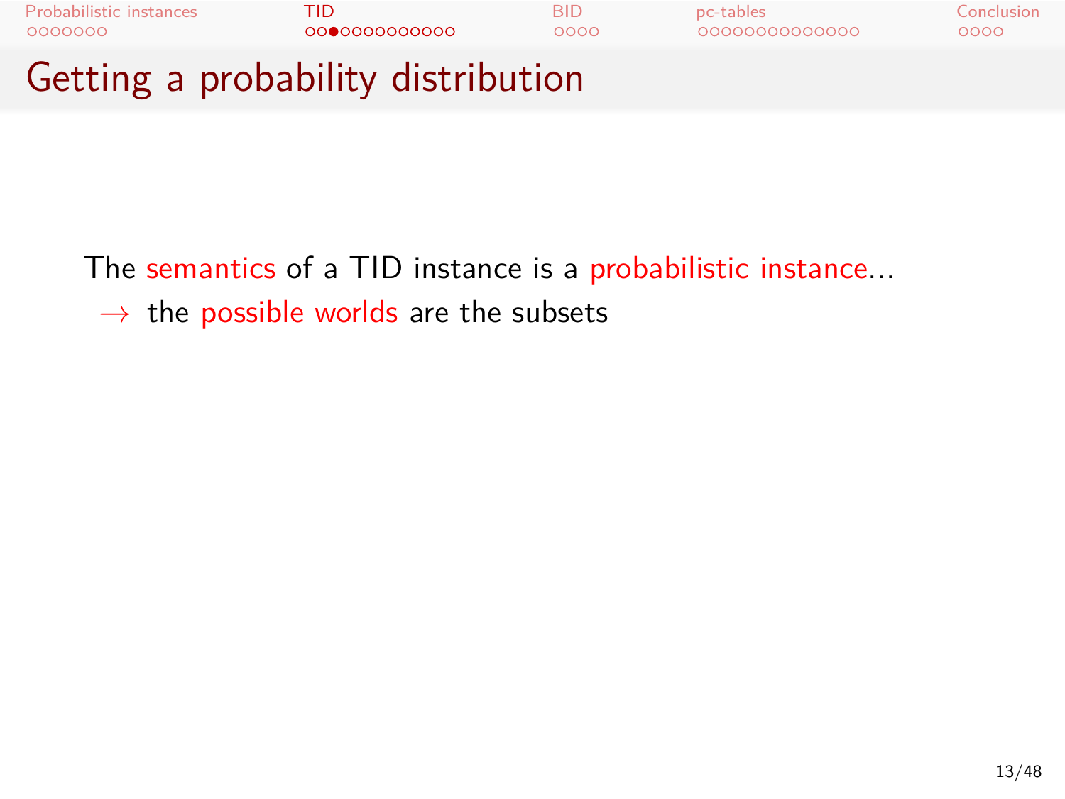# Getting a probability distribution

The semantics of a TID instance is a probabilistic instance...

$\rightarrow$ the possible worlds are the subsets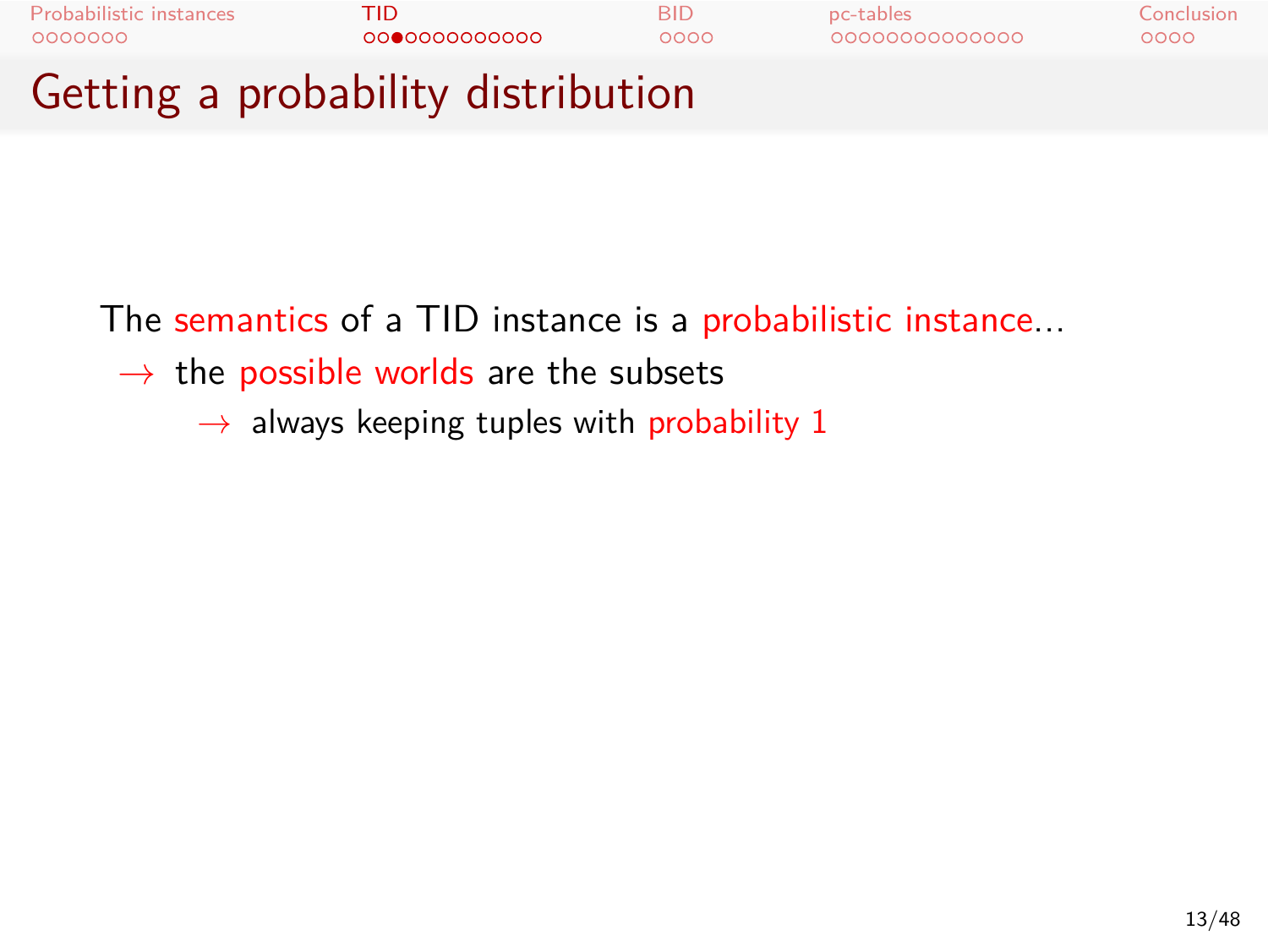# Getting a probability distribution

The semantics of a TID instance is a probabilistic instance...

- $\rightarrow$ the possible worlds are the subsets
  - $\rightarrow$ always keeping tuples with probability 1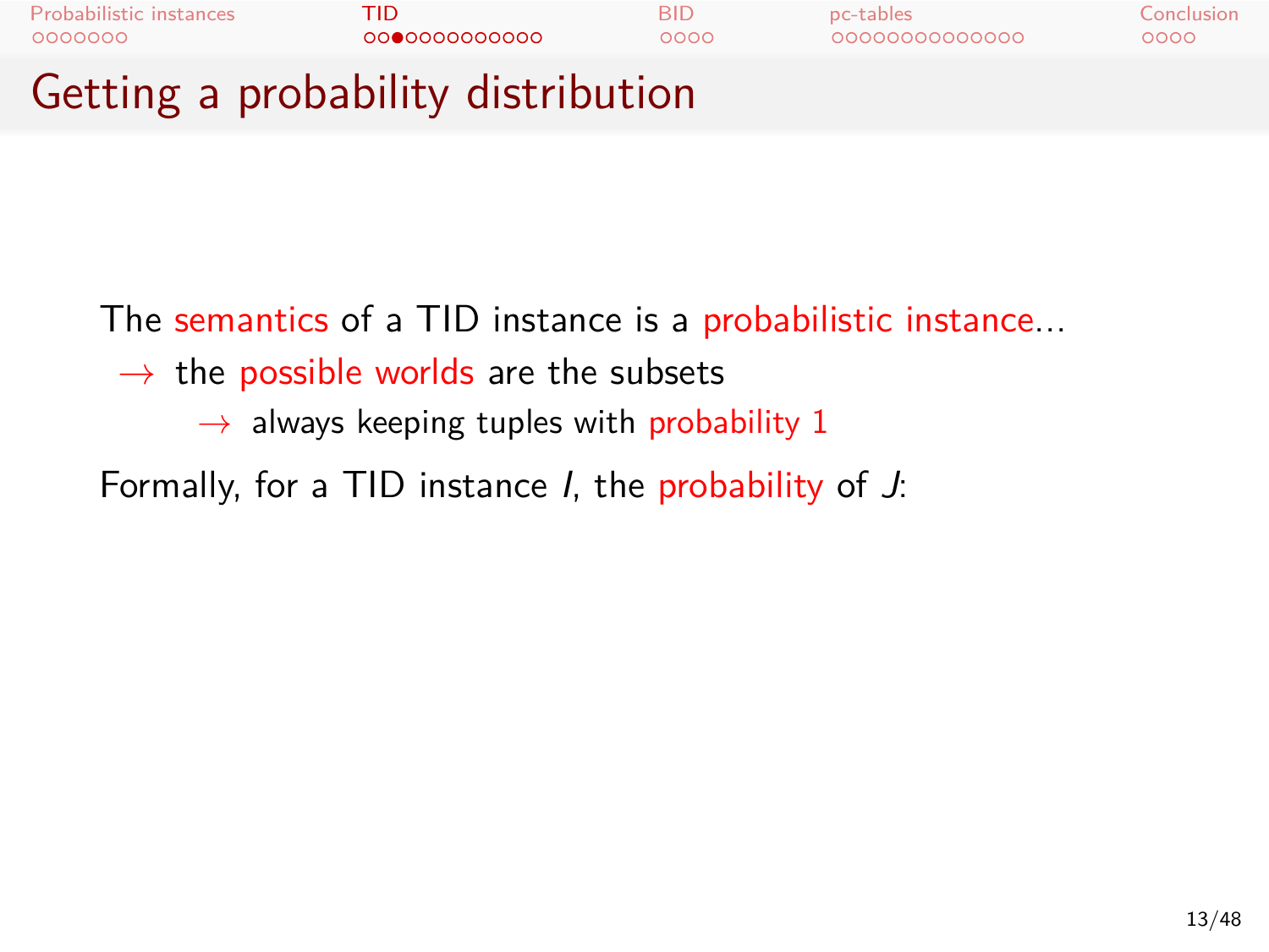# Getting a probability distribution

The semantics of a TID instance is a probabilistic instance...

- → the possible worlds are the subsets
  - → always keeping tuples with probability 1

Formally, for a TID instance $I$, the probability of $J$: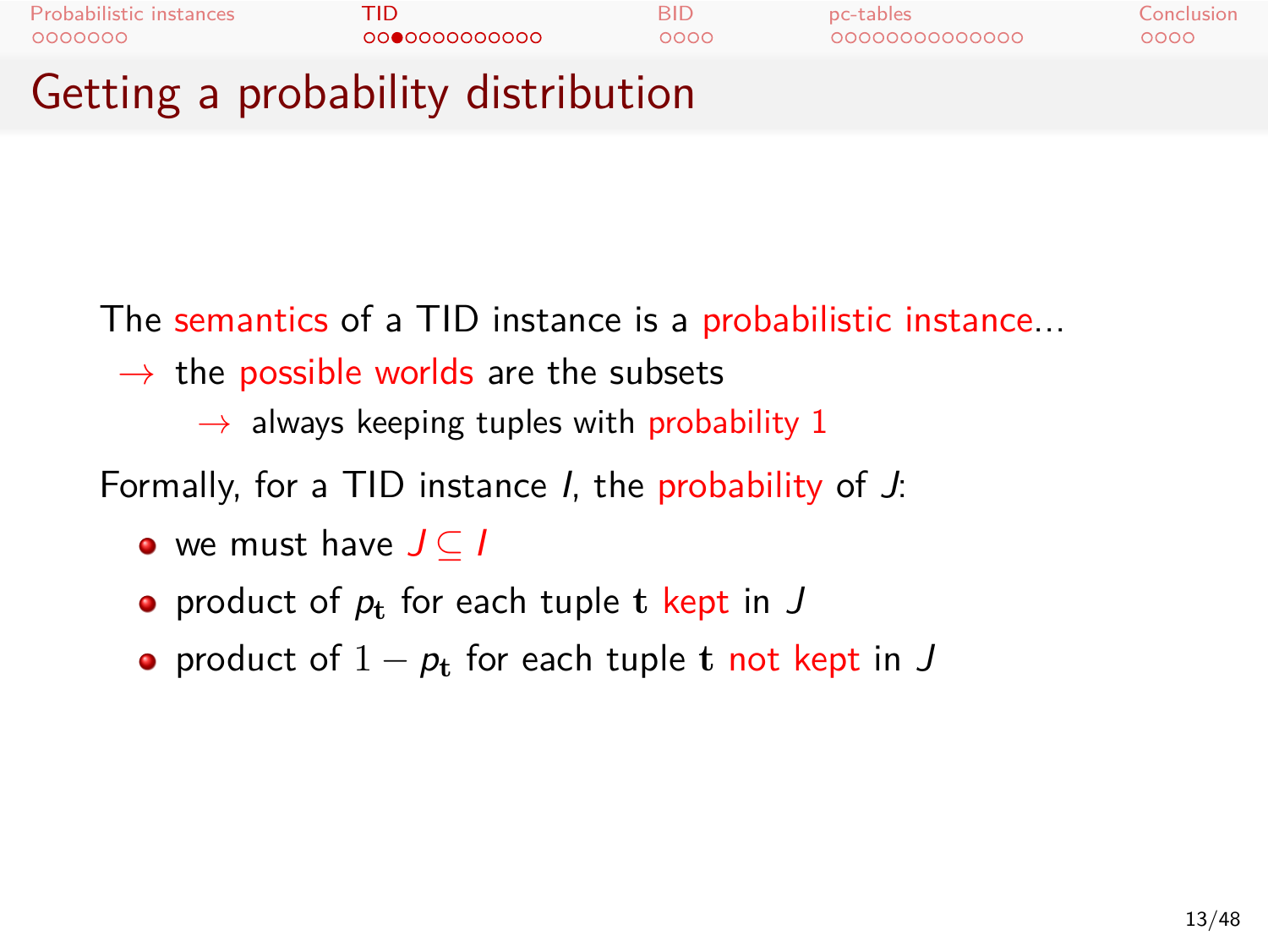# Getting a probability distribution

The semantics of a TID instance is a probabilistic instance...

→ the possible worlds are the subsets

→ always keeping tuples with probability 1

Formally, for a TID instance $I$, the probability of $J$:

- we must have $J \subseteq I$
- product of $p_{\mathbf{t}}$ for each tuple $\mathbf{t}$ kept in $J$
- product of $1 - p_{\mathbf{t}}$ for each tuple $\mathbf{t}$ not kept in $J$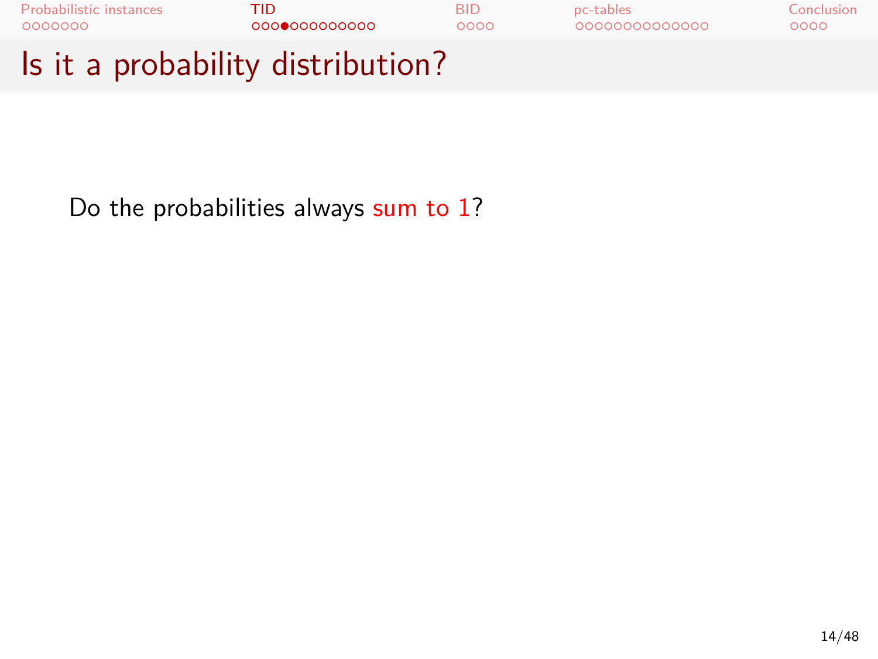# Is it a probability distribution?

Do the probabilities always sum to 1?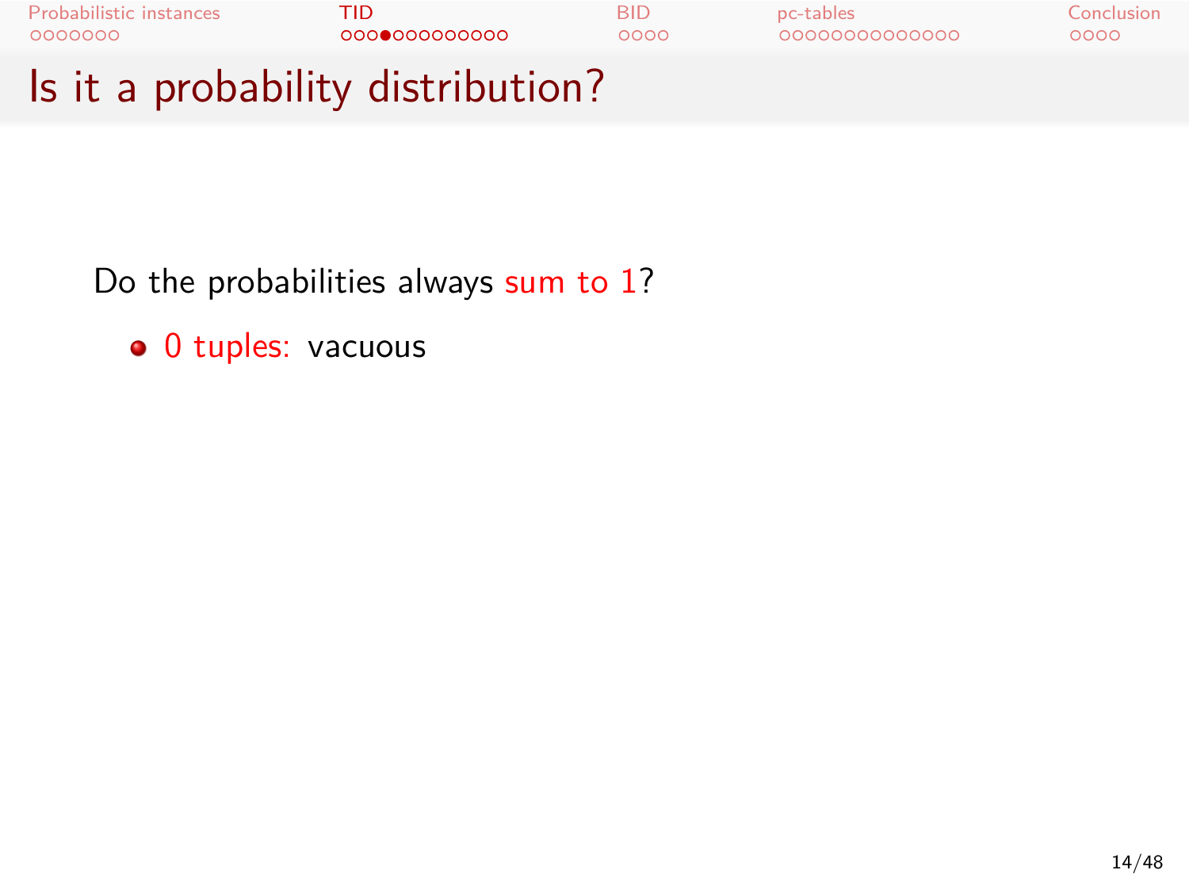# Is it a probability distribution?

Do the probabilities always sum to 1?

- 0 tuples: vacuous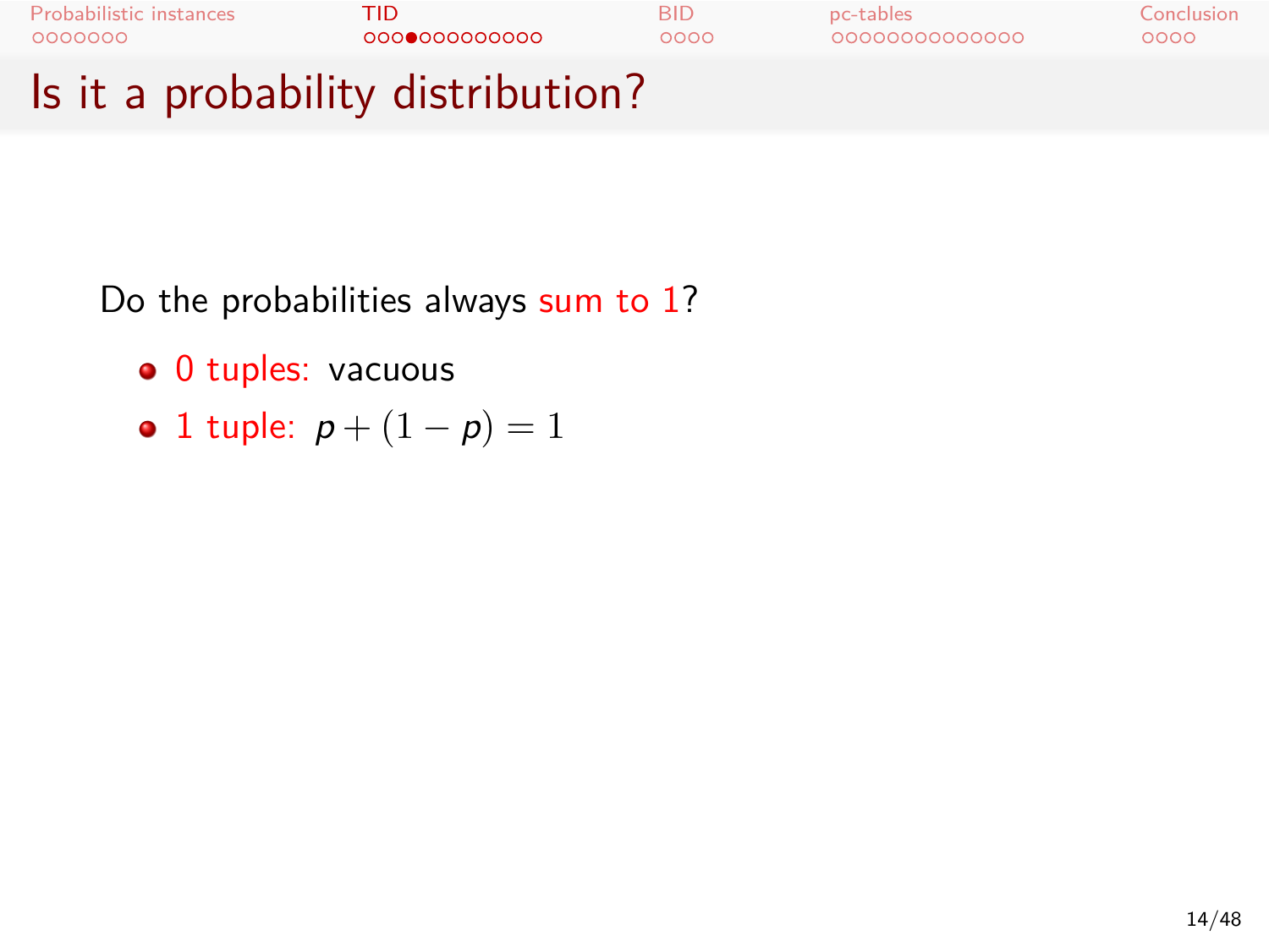# Is it a probability distribution?

Do the probabilities always sum to 1?

- 0 tuples: vacuous
- 1 tuple: $p + (1 - p) = 1$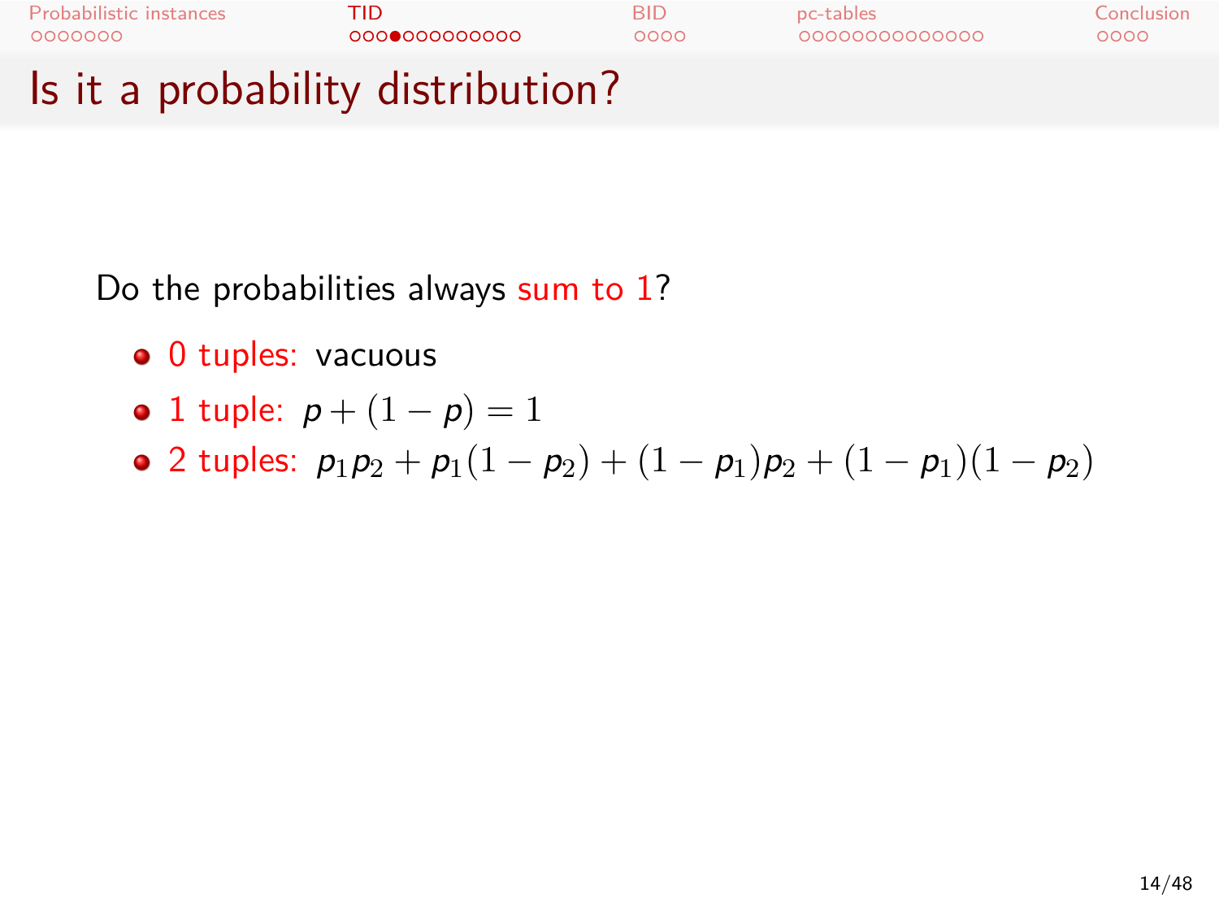# Is it a probability distribution?

Do the probabilities always sum to 1?

- 0 tuples: vacuous
- 1 tuple: $p + (1 - p) = 1$
- 2 tuples: $p_1 p_2 + p_1(1 - p_2) + (1 - p_1)p_2 + (1 - p_1)(1 - p_2)$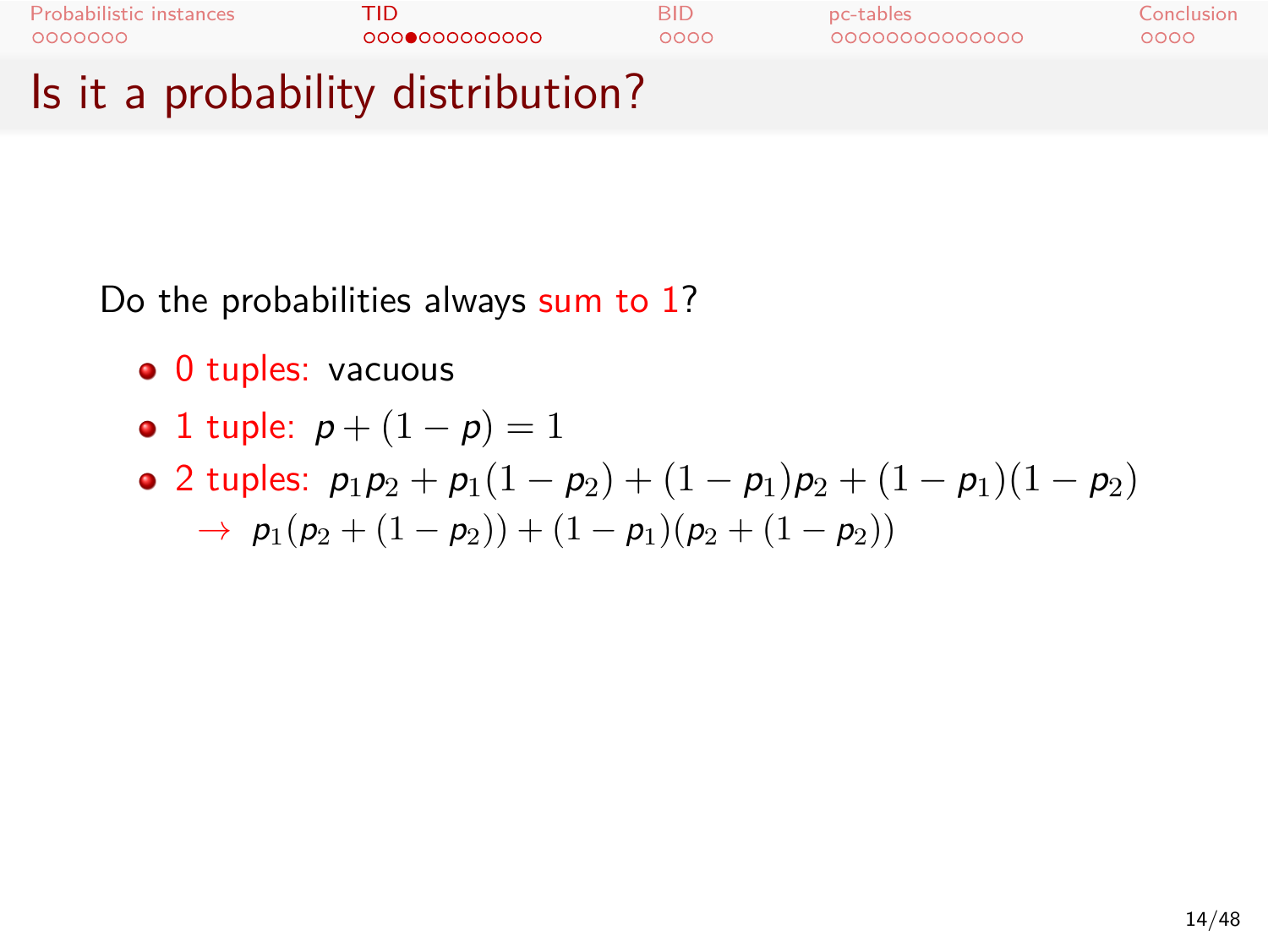# Is it a probability distribution?

Do the probabilities always sum to 1?

- 0 tuples: vacuous
- 1 tuple: $p + (1 - p) = 1$
- 2 tuples: $p_1 p_2 + p_1(1 - p_2) + (1 - p_1)p_2 + (1 - p_1)(1 - p_2)$
  $\rightarrow\ p_1(p_2 + (1 - p_2)) + (1 - p_1)(p_2 + (1 - p_2))$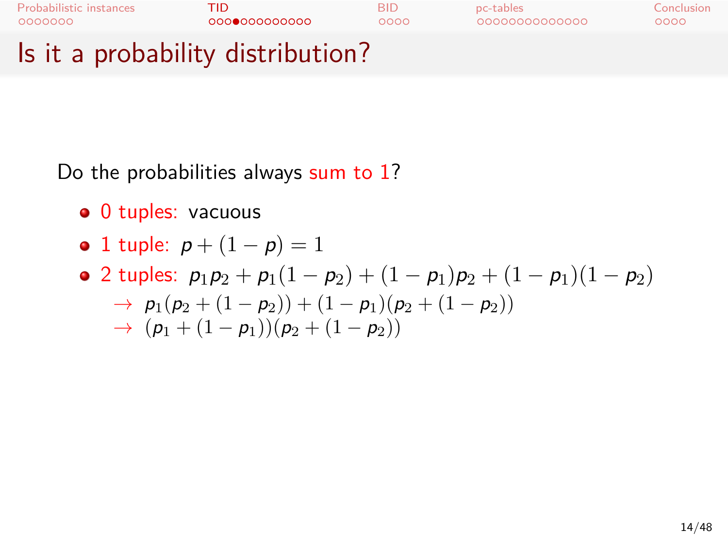# Is it a probability distribution?

Do the probabilities always sum to 1?

- 0 tuples: vacuous
- 1 tuple: $p + (1 - p) = 1$
- 2 tuples: $p_1 p_2 + p_1(1 - p_2) + (1 - p_1)p_2 + (1 - p_1)(1 - p_2)$
  - $\rightarrow\ p_1(p_2 + (1 - p_2)) + (1 - p_1)(p_2 + (1 - p_2))$
  - $\rightarrow\ (p_1 + (1 - p_1))(p_2 + (1 - p_2))$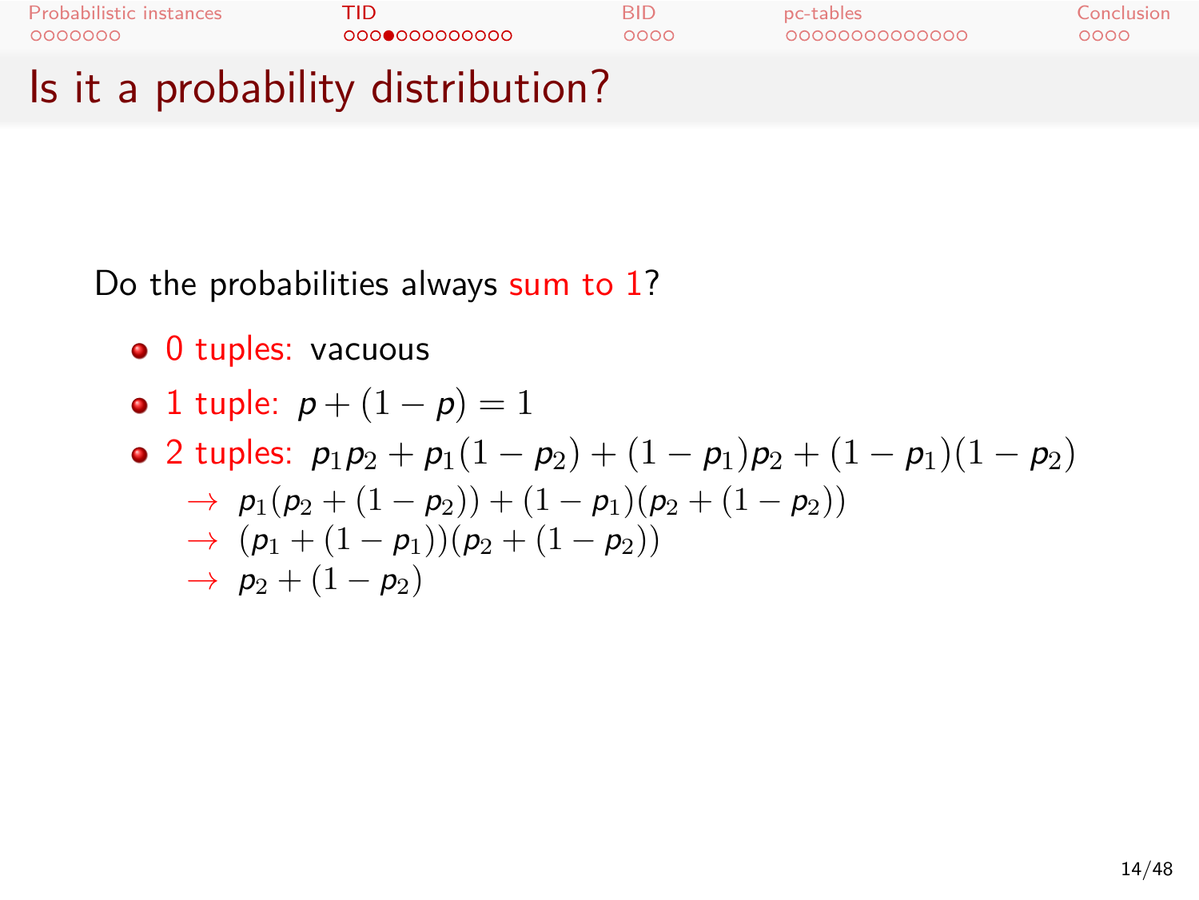# Is it a probability distribution?

Do the probabilities always sum to 1?

- 0 tuples: vacuous
- 1 tuple: $p + (1 - p) = 1$
- 2 tuples: $p_1 p_2 + p_1(1 - p_2) + (1 - p_1)p_2 + (1 - p_1)(1 - p_2)$
  - $\rightarrow$ $p_1(p_2 + (1 - p_2)) + (1 - p_1)(p_2 + (1 - p_2))$
  - $\rightarrow$ $(p_1 + (1 - p_1))(p_2 + (1 - p_2))$
  - $\rightarrow$ $p_2 + (1 - p_2)$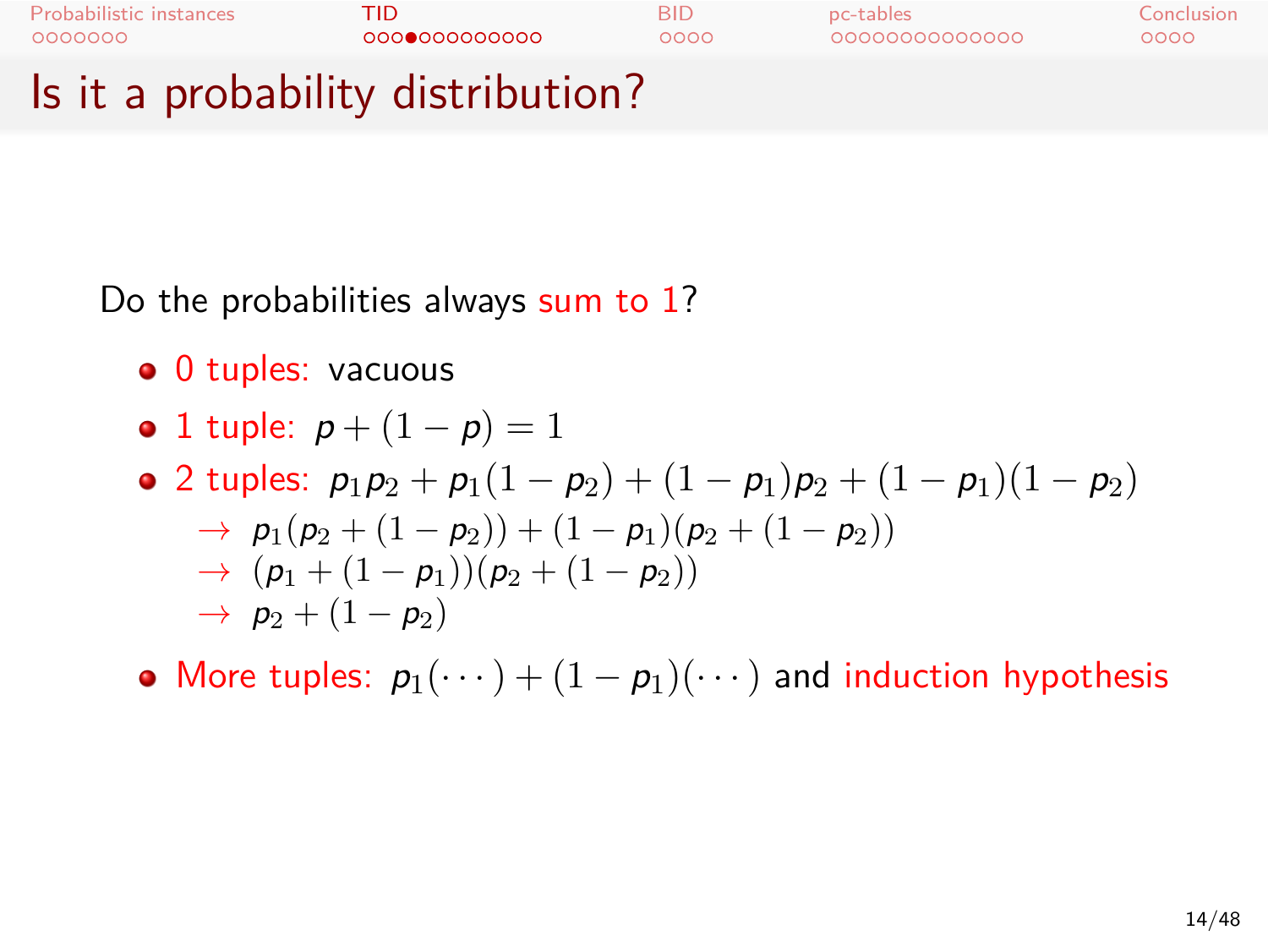# Is it a probability distribution?

Do the probabilities always sum to 1?

- 0 tuples: vacuous
- 1 tuple: $p + (1 - p) = 1$
- 2 tuples: $p_1 p_2 + p_1(1 - p_2) + (1 - p_1)p_2 + (1 - p_1)(1 - p_2)$
  - $\rightarrow$ $p_1(p_2 + (1 - p_2)) + (1 - p_1)(p_2 + (1 - p_2))$
  - $\rightarrow$ $(p_1 + (1 - p_1))(p_2 + (1 - p_2))$
  - $\rightarrow$ $p_2 + (1 - p_2)$
- More tuples: $p_1(\cdots) + (1 - p_1)(\cdots)$ and induction hypothesis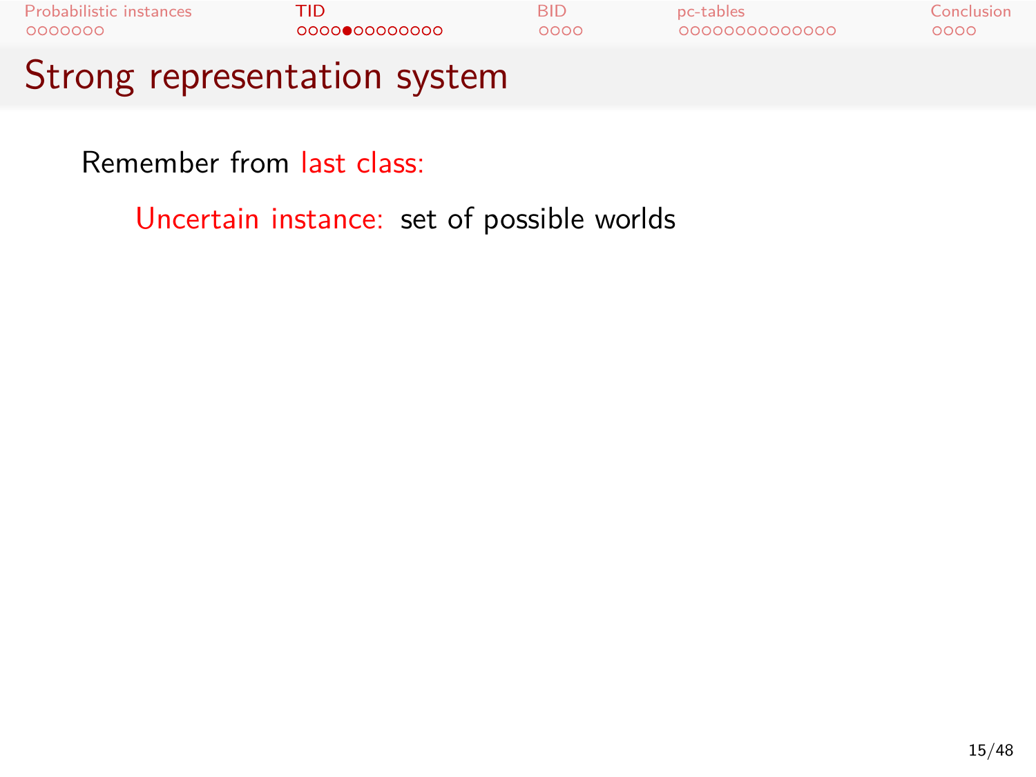# Strong representation system

Remember from last class:

Uncertain instance: set of possible worlds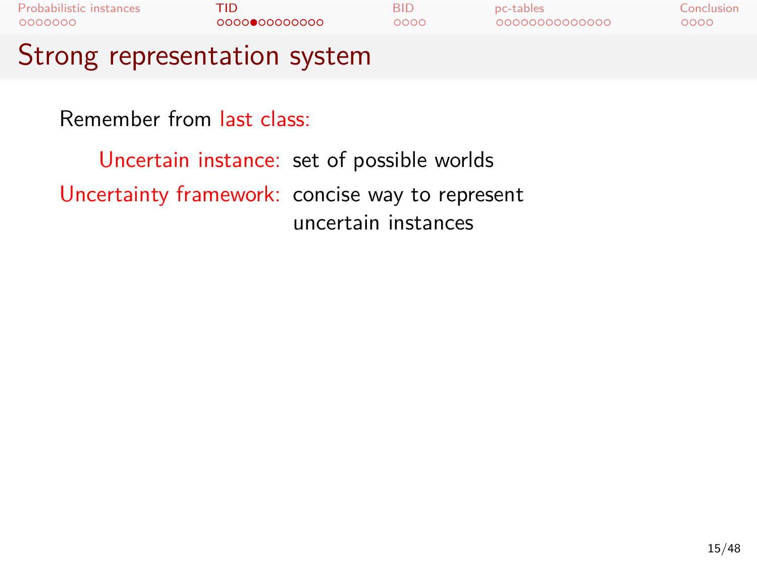# Strong representation system

Remember from last class:

**Uncertain instance:** set of possible worlds

**Uncertainty framework:** concise way to represent uncertain instances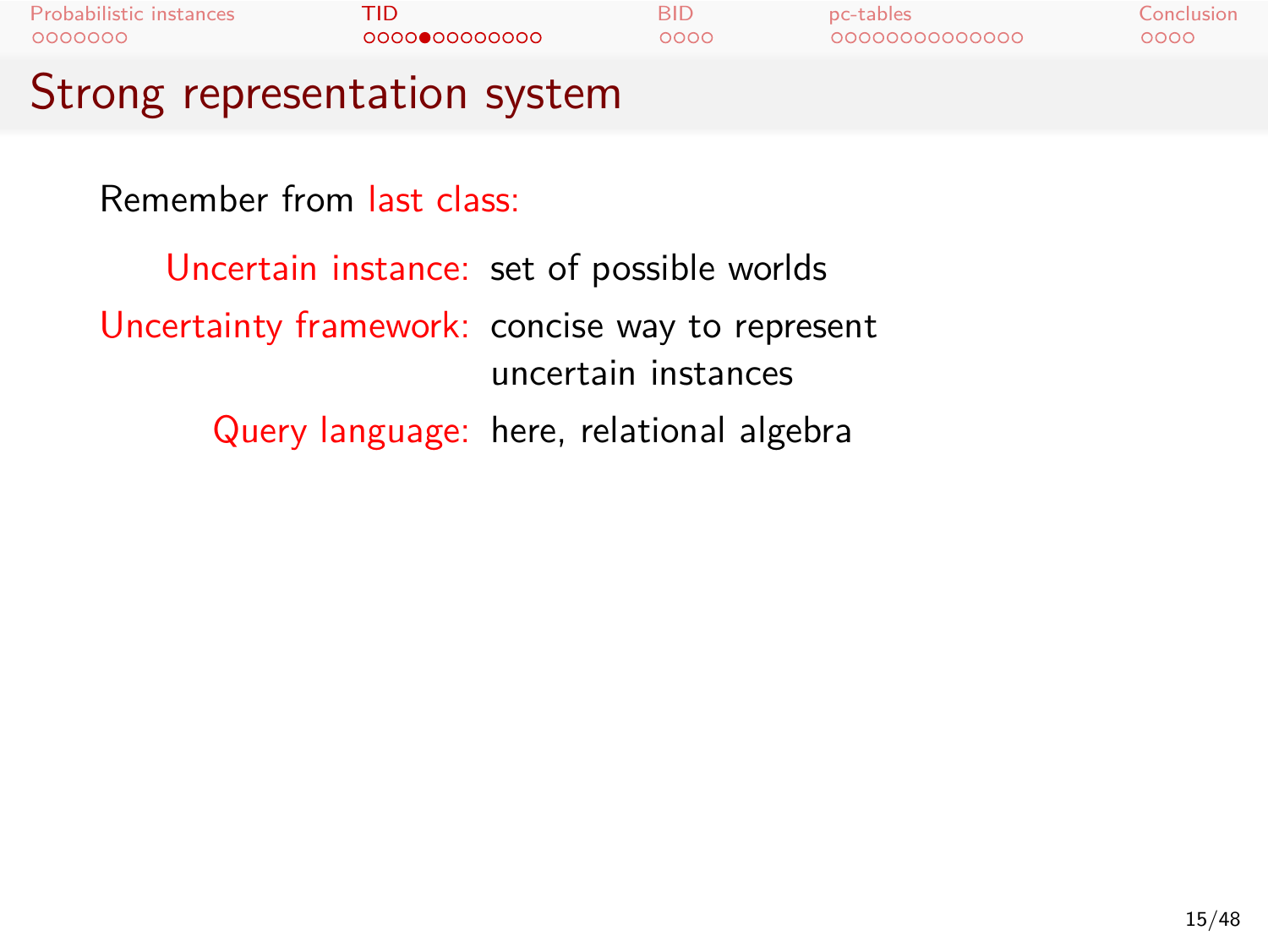# Strong representation system

Remember from last class:

- **Uncertain instance:** set of possible worlds
- **Uncertainty framework:** concise way to represent uncertain instances
- **Query language:** here, relational algebra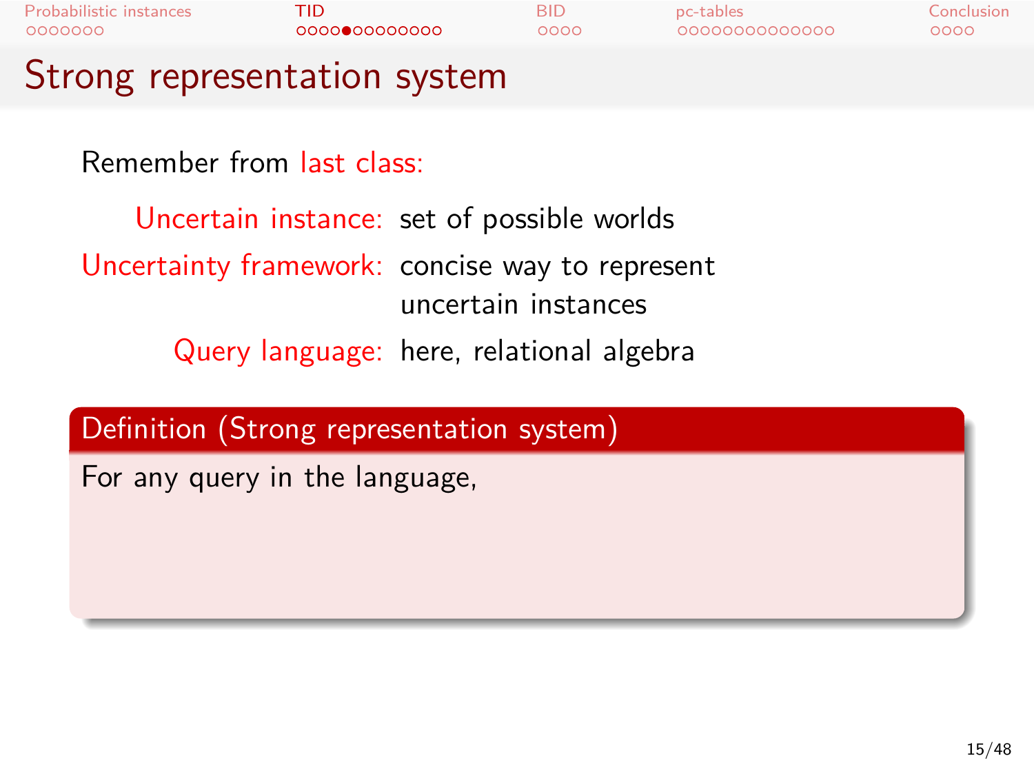# Strong representation system

Remember from last class:

- **Uncertain instance:** set of possible worlds
- **Uncertainty framework:** concise way to represent uncertain instances
- **Query language:** here, relational algebra

**Definition (Strong representation system)**

For any query in the language,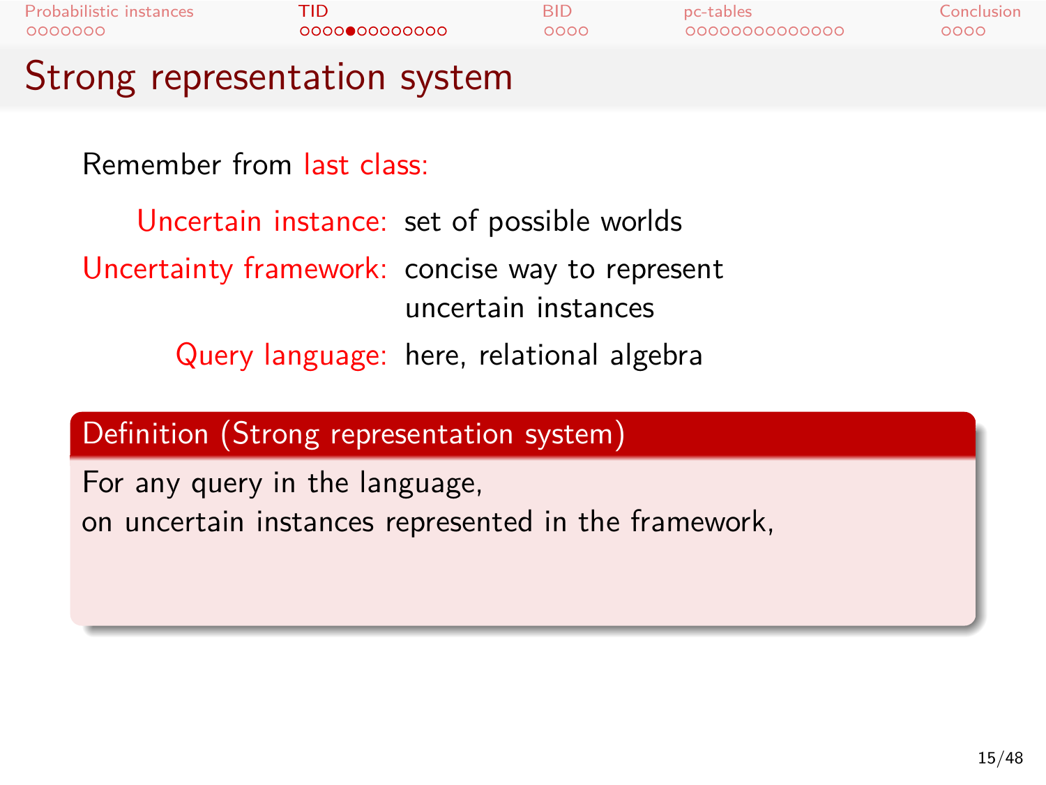# Strong representation system

Remember from last class:

- **Uncertain instance:** set of possible worlds
- **Uncertainty framework:** concise way to represent uncertain instances
- **Query language:** here, relational algebra

**Definition (Strong representation system)**

For any query in the language,
on uncertain instances represented in the framework,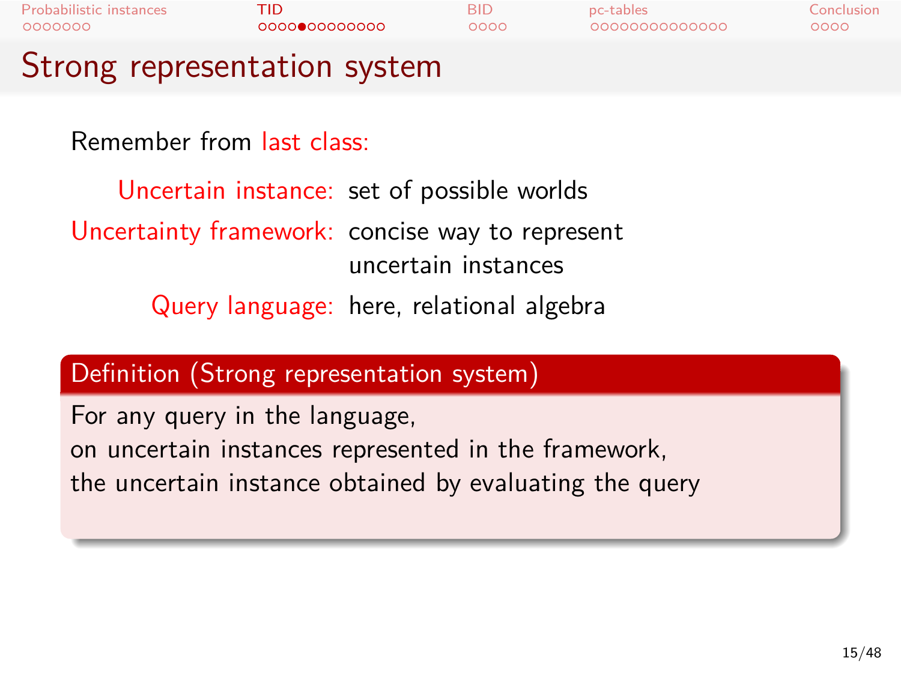# Strong representation system

Remember from last class:

**Uncertain instance:** set of possible worlds

**Uncertainty framework:** concise way to represent uncertain instances

**Query language:** here, relational algebra

**Definition (Strong representation system)**

For any query in the language,
on uncertain instances represented in the framework,
the uncertain instance obtained by evaluating the query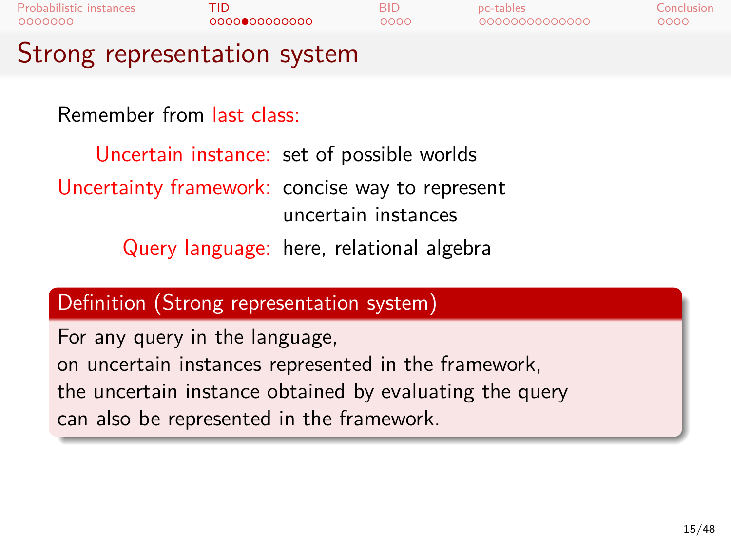# Strong representation system

Remember from last class:

- **Uncertain instance:** set of possible worlds
- **Uncertainty framework:** concise way to represent uncertain instances
- **Query language:** here, relational algebra

**Definition (Strong representation system)**

For any query in the language,
on uncertain instances represented in the framework,
the uncertain instance obtained by evaluating the query
can also be represented in the framework.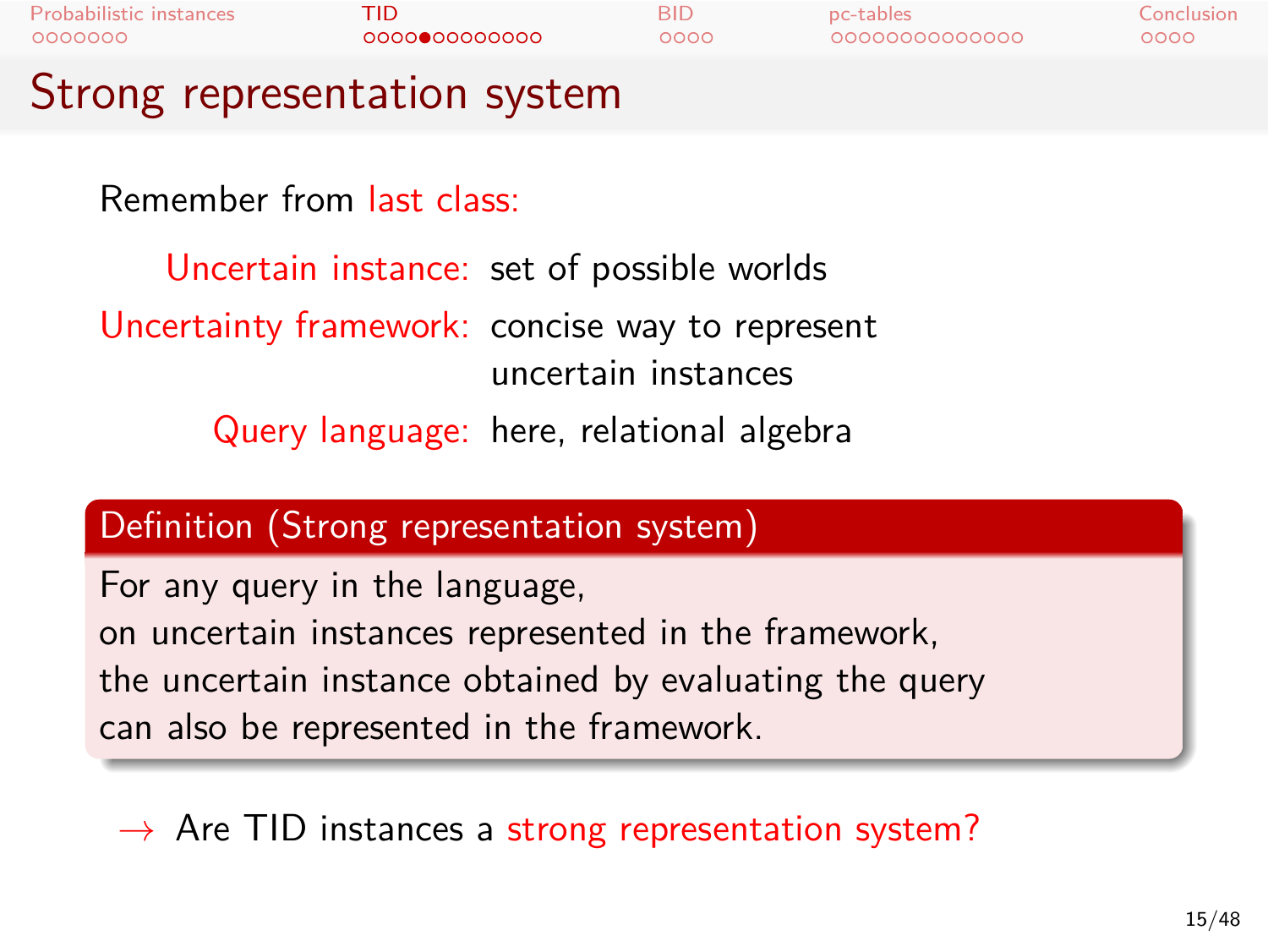# Strong representation system

Remember from last class:

- **Uncertain instance:** set of possible worlds
- **Uncertainty framework:** concise way to represent uncertain instances
- **Query language:** here, relational algebra

**Definition (Strong representation system)**

For any query in the language,
on uncertain instances represented in the framework,
the uncertain instance obtained by evaluating the query
can also be represented in the framework.

→ Are TID instances a strong representation system?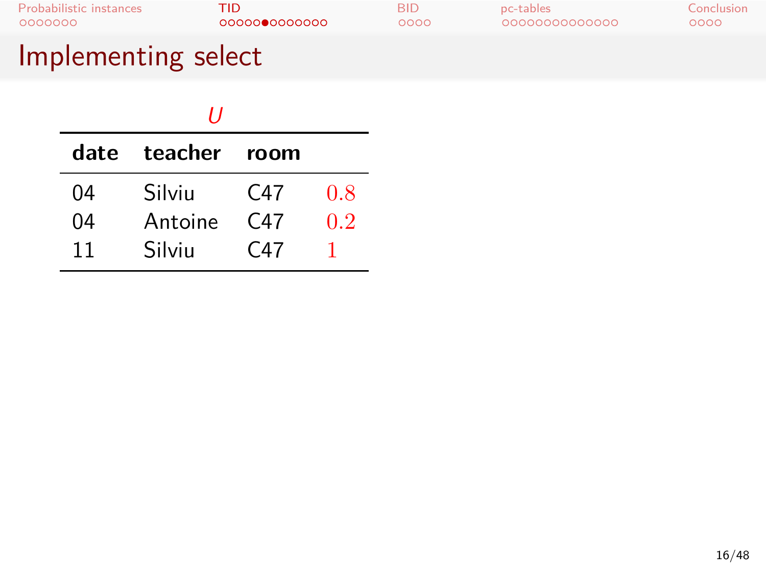# Implementing select

*U*

| date | teacher | room | |
|---|---|---|---|
| 04 | Silviu | C47 | 0.8 |
| 04 | Antoine | C47 | 0.2 |
| 11 | Silviu | C47 | 1 |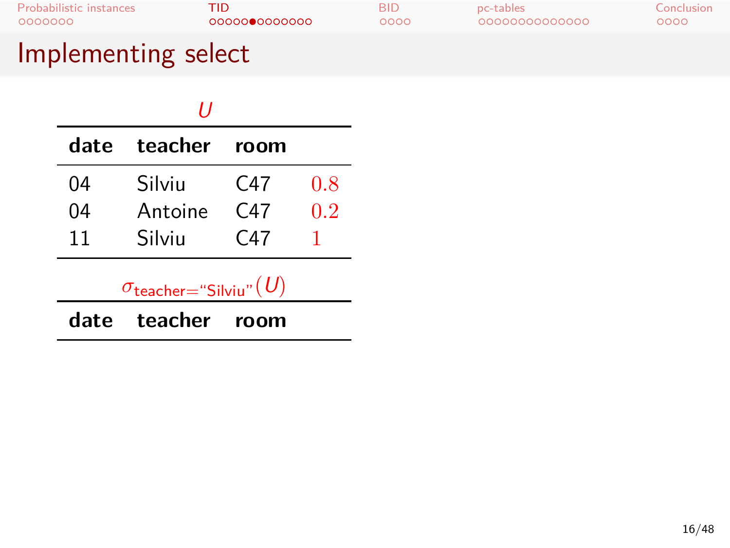# Implementing select

$U$

| date | teacher | room | |
|---|---|---|---|
| 04 | Silviu | C47 | 0.8 |
| 04 | Antoine | C47 | 0.2 |
| 11 | Silviu | C47 | 1 |

$\sigma_{\text{teacher}=\text{“Silviu”}}(U)$

| date | teacher | room |
|---|---|---|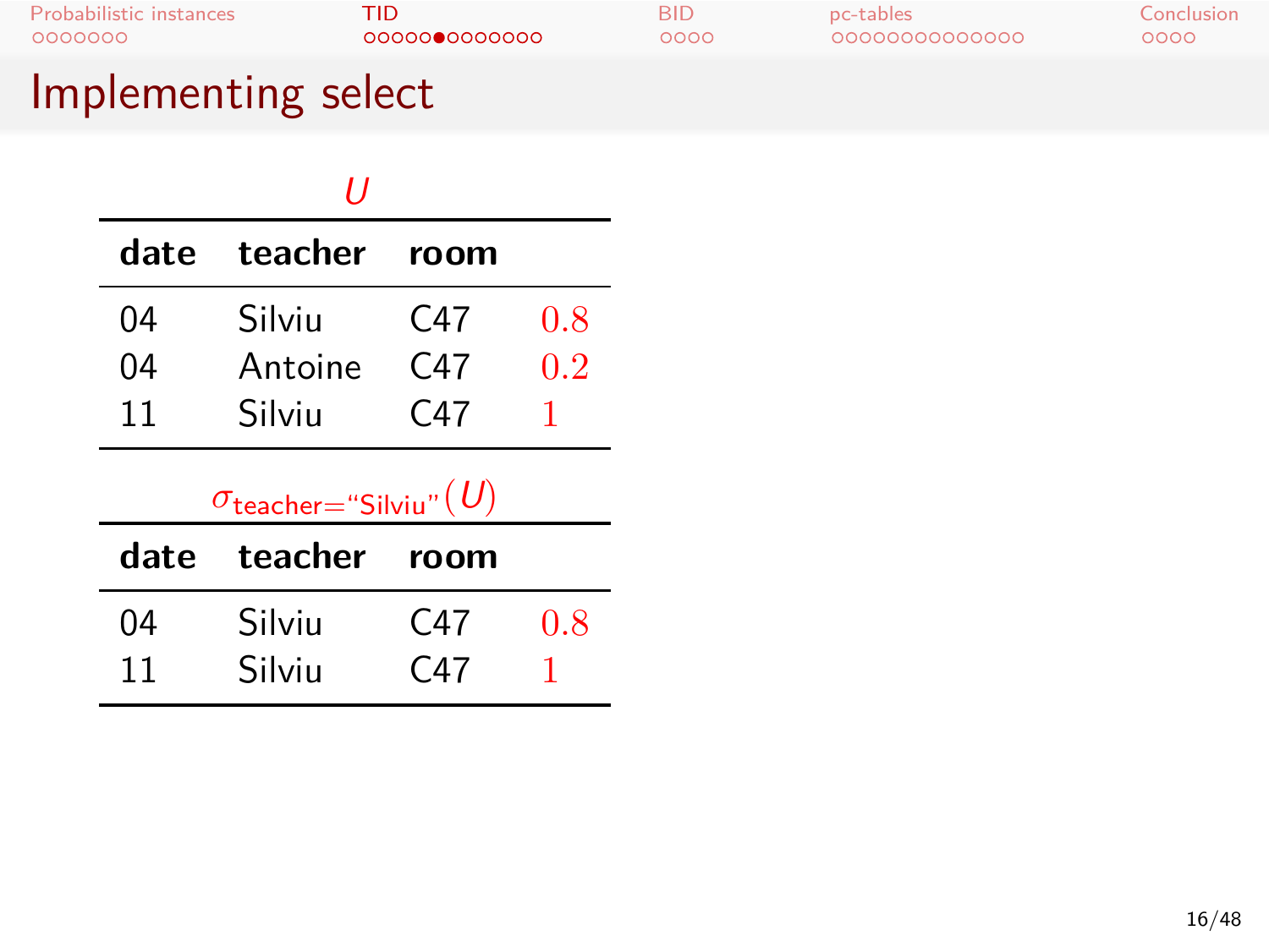# Implementing select

$U$

| date | teacher | room | |
|---|---|---|---|
| 04 | Silviu | C47 | 0.8 |
| 04 | Antoine | C47 | 0.2 |
| 11 | Silviu | C47 | 1 |

$\sigma_{\text{teacher}=\text{“Silviu”}}(U)$

| date | teacher | room | |
|---|---|---|---|
| 04 | Silviu | C47 | 0.8 |
| 11 | Silviu | C47 | 1 |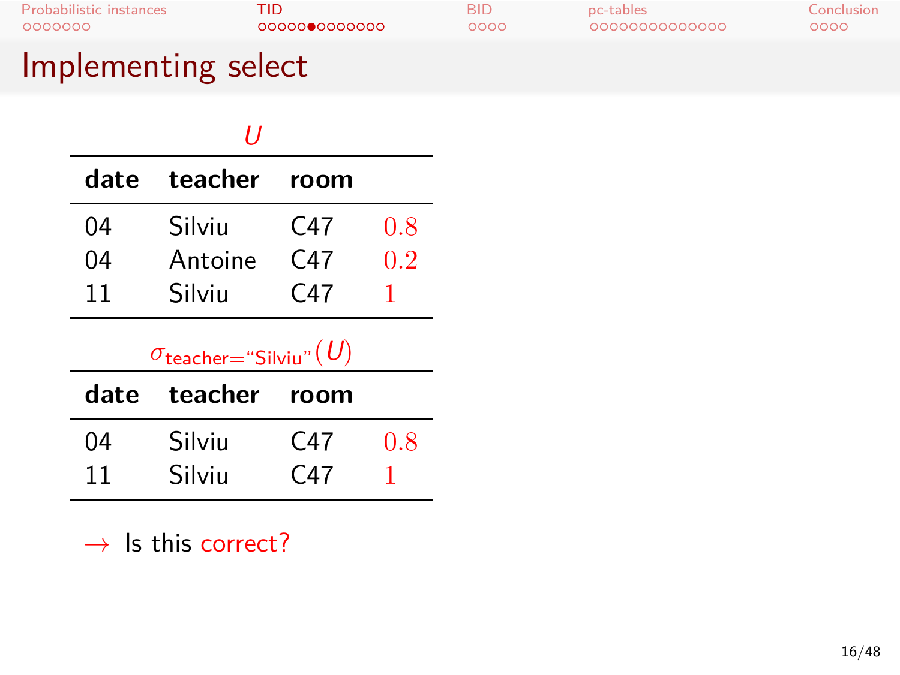# Implementing select

$U$

| date | teacher | room | |
|---|---|---|---|
| 04 | Silviu | C47 | 0.8 |
| 04 | Antoine | C47 | 0.2 |
| 11 | Silviu | C47 | 1 |

$\sigma_{\text{teacher}=\text{“Silviu”}}(U)$

| date | teacher | room | |
|---|---|---|---|
| 04 | Silviu | C47 | 0.8 |
| 11 | Silviu | C47 | 1 |

→ Is this correct?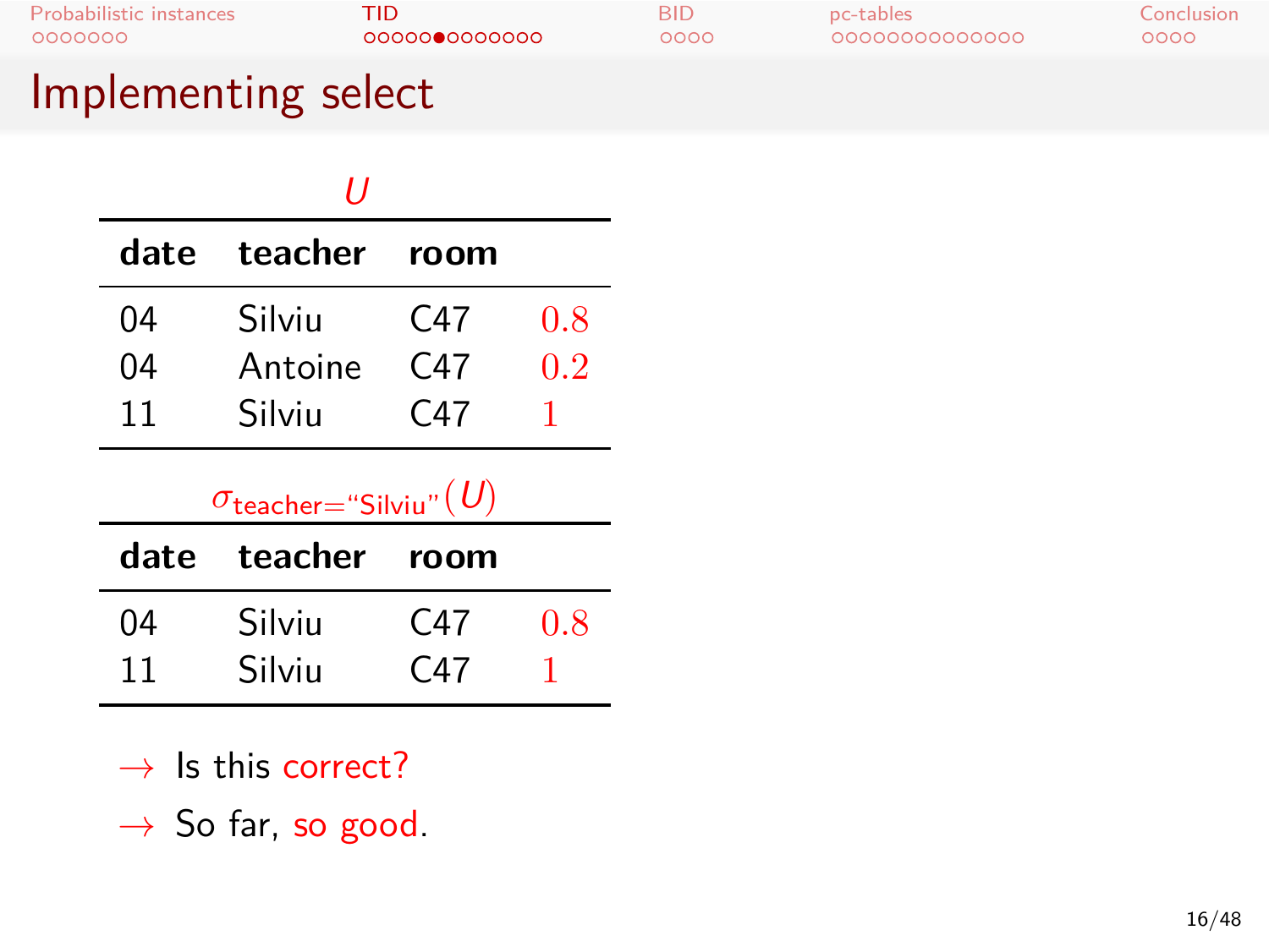# Implementing select

$U$

| date | teacher | room | |
|---|---|---|---|
| 04 | Silviu | C47 | 0.8 |
| 04 | Antoine | C47 | 0.2 |
| 11 | Silviu | C47 | 1 |

$\sigma_{\text{teacher}=\text{"Silviu"}}(U)$

| date | teacher | room | |
|---|---|---|---|
| 04 | Silviu | C47 | 0.8 |
| 11 | Silviu | C47 | 1 |

→ Is this correct?

→ So far, so good.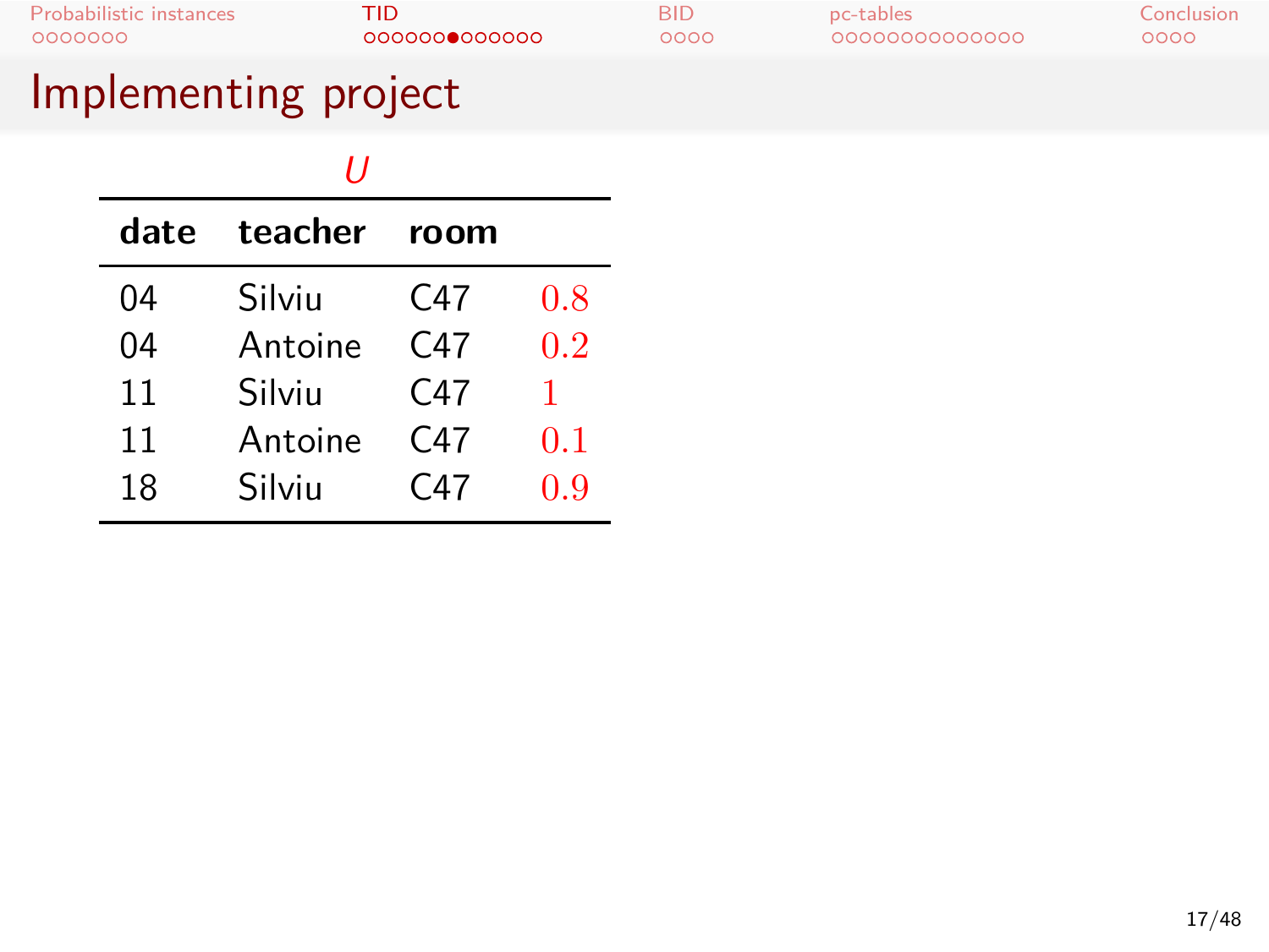# Implementing project

*U*

| date | teacher | room | |
|---|---|---|---|
| 04 | Silviu | C47 | $0.8$ |
| 04 | Antoine | C47 | $0.2$ |
| 11 | Silviu | C47 | $1$ |
| 11 | Antoine | C47 | $0.1$ |
| 18 | Silviu | C47 | $0.9$ |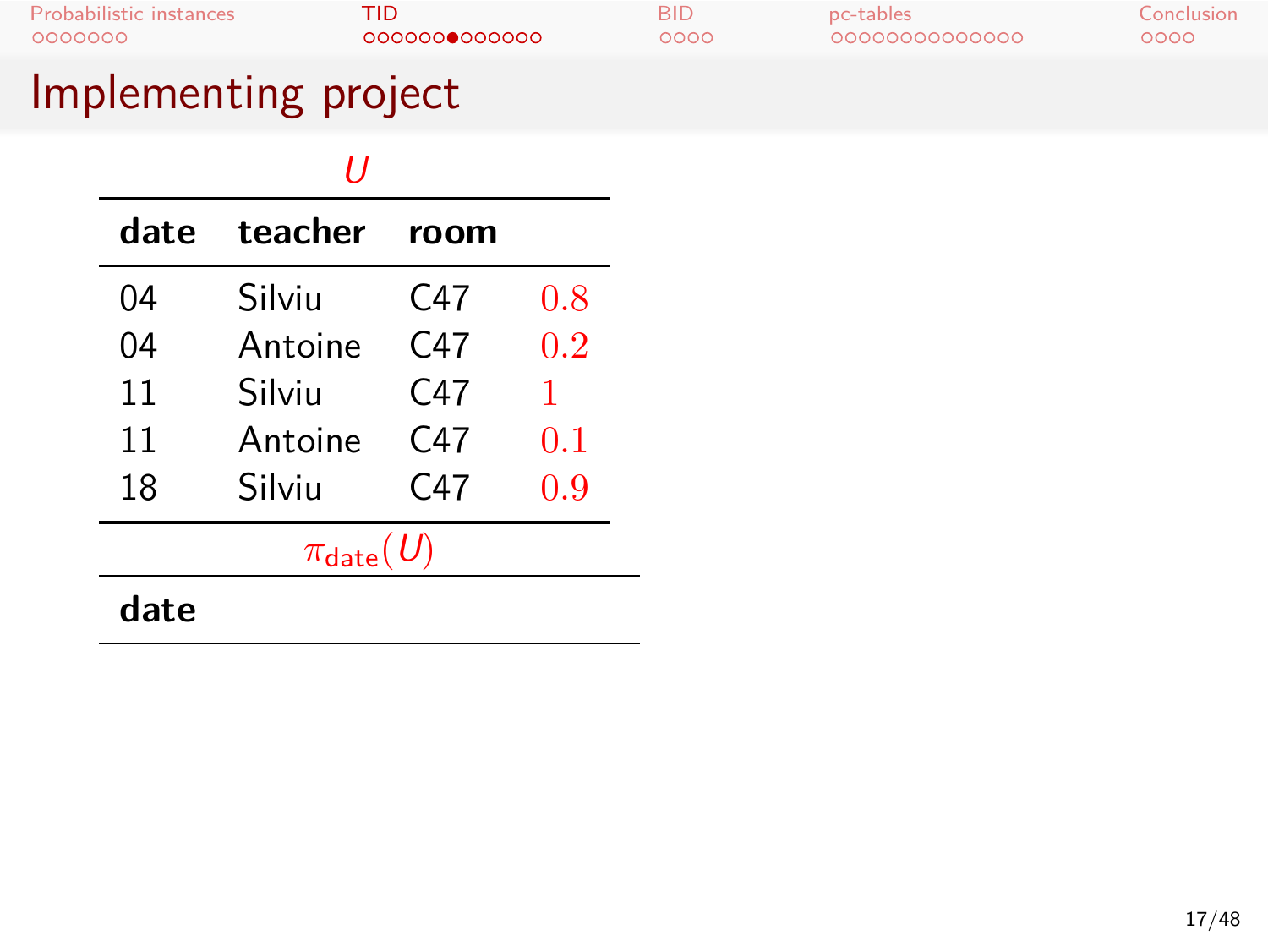## Implementing project

$U$

| date | teacher | room | |
|---|---|---|---|
| 04 | Silviu | C47 | $0.8$ |
| 04 | Antoine | C47 | $0.2$ |
| 11 | Silviu | C47 | $1$ |
| 11 | Antoine | C47 | $0.1$ |
| 18 | Silviu | C47 | $0.9$ |

$\pi_{\text{date}}(U)$

| date |
|---|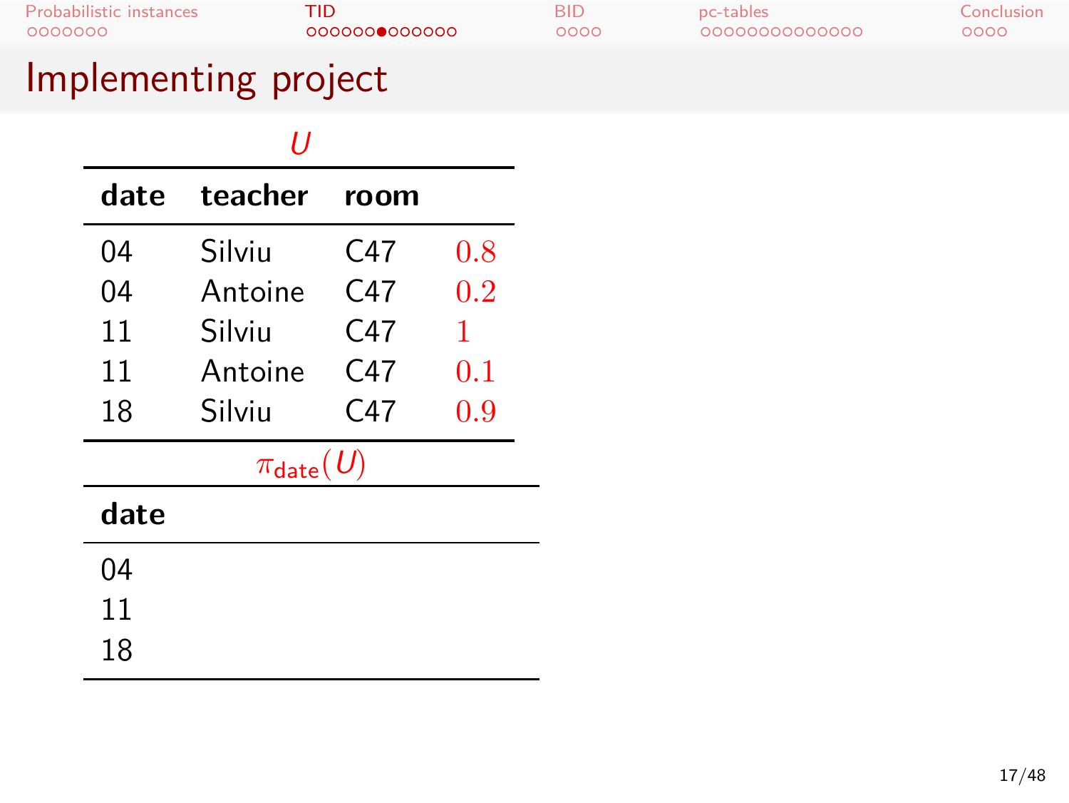# Implementing project

$U$

| date | teacher | room | |
|---|---|---|---|
| 04 | Silviu | C47 | 0.8 |
| 04 | Antoine | C47 | 0.2 |
| 11 | Silviu | C47 | 1 |
| 11 | Antoine | C47 | 0.1 |
| 18 | Silviu | C47 | 0.9 |

$\pi_{\mathsf{date}}(U)$

| date |
|---|
| 04 |
| 11 |
| 18 |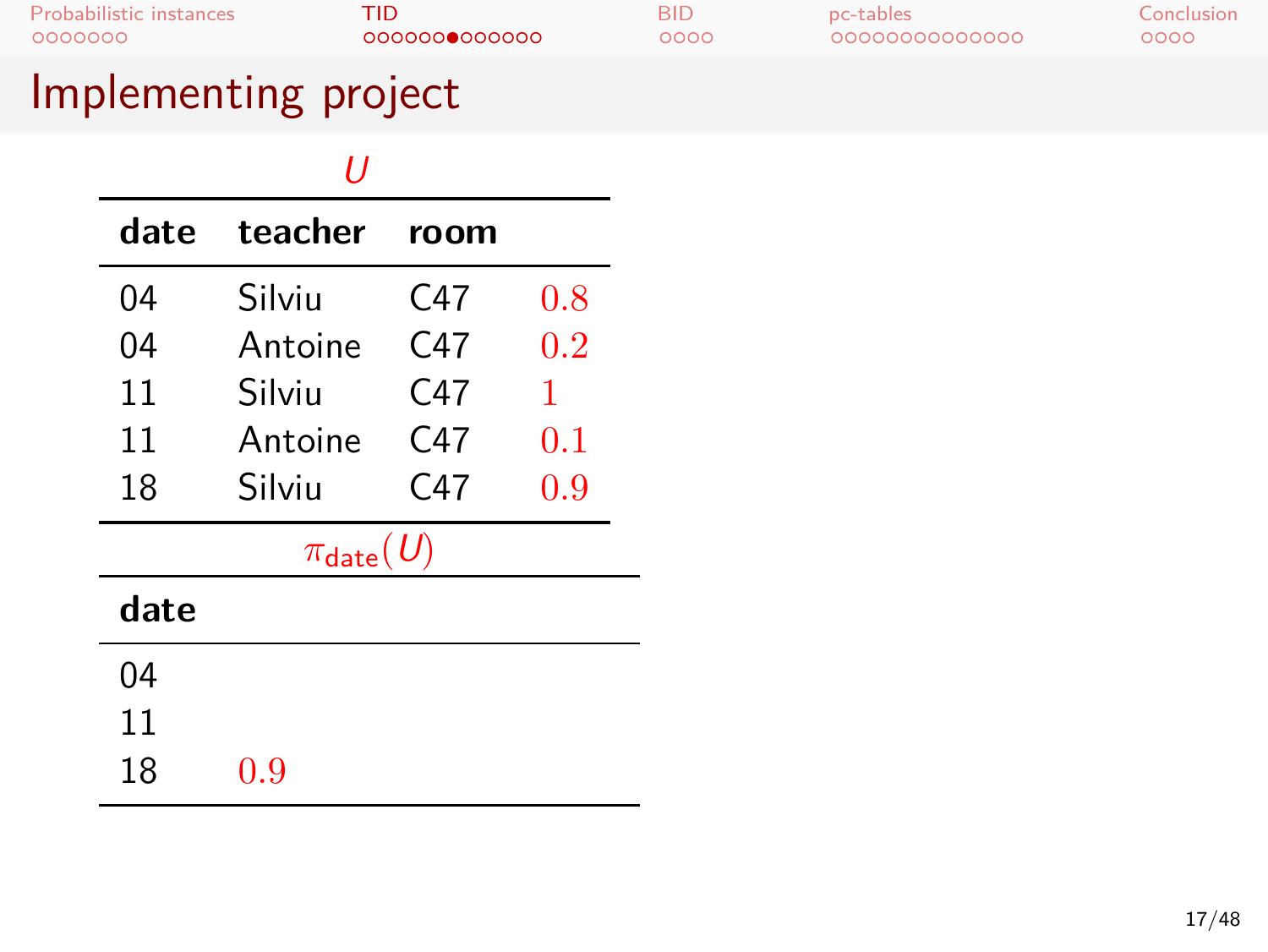# Implementing project

$U$

| date | teacher | room | |
|---|---|---|---|
| 04 | Silviu | C47 | $0.8$ |
| 04 | Antoine | C47 | $0.2$ |
| 11 | Silviu | C47 | $1$ |
| 11 | Antoine | C47 | $0.1$ |
| 18 | Silviu | C47 | $0.9$ |

$\pi_{\text{date}}(U)$

| date | |
|---|---|
| 04 | |
| 11 | |
| 18 | $0.9$ |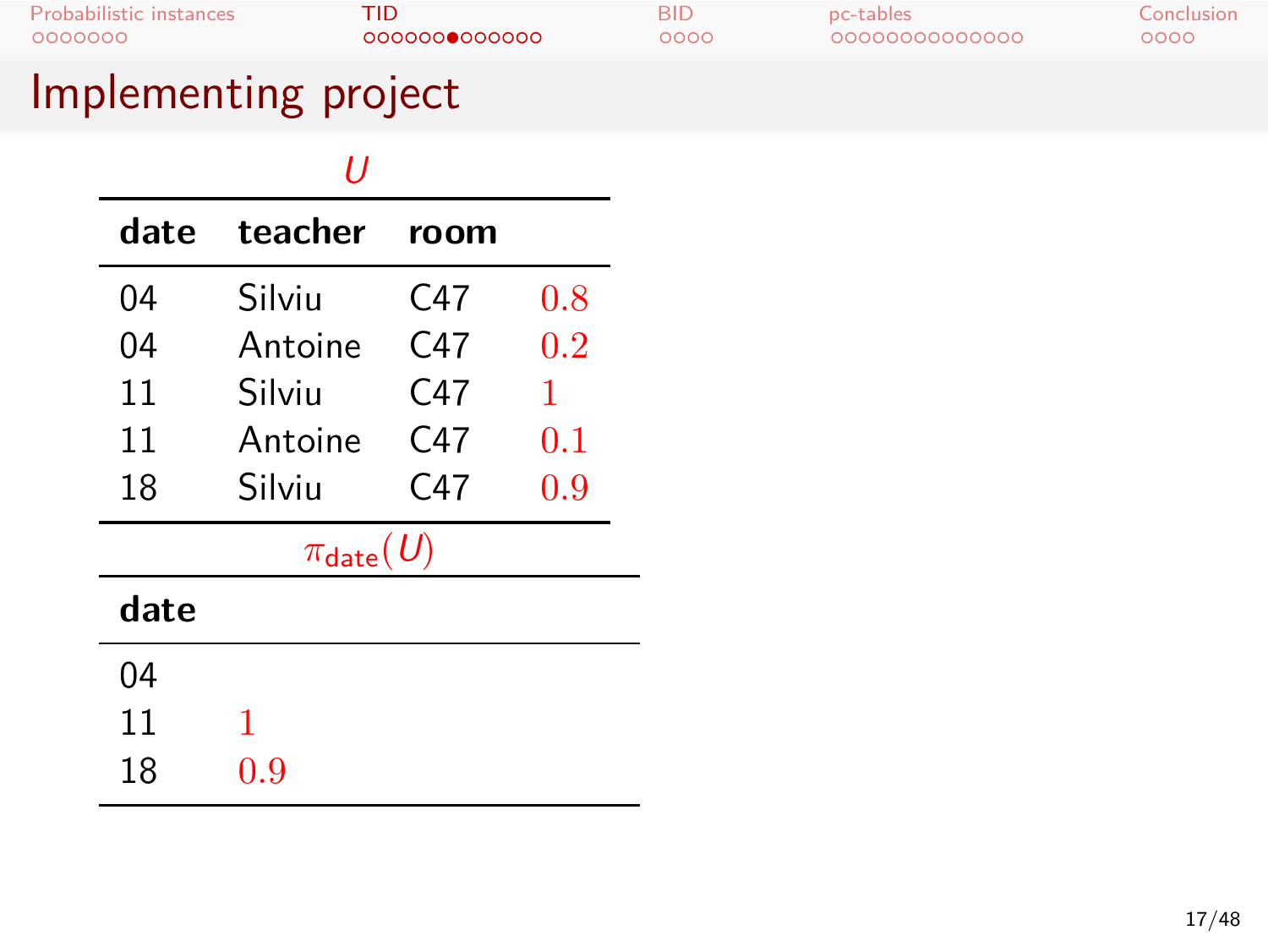# Implementing project

| *U* | | | |
|---|---|---|---|
| **date** | **teacher** | **room** | |
| 04 | Silviu | C47 | 0.8 |
| 04 | Antoine | C47 | 0.2 |
| 11 | Silviu | C47 | 1 |
| 11 | Antoine | C47 | 0.1 |
| 18 | Silviu | C47 | 0.9 |

| $\pi_{\text{date}}(U)$ | |
|---|---|
| **date** | |
| 04 | |
| 11 | 1 |
| 18 | 0.9 |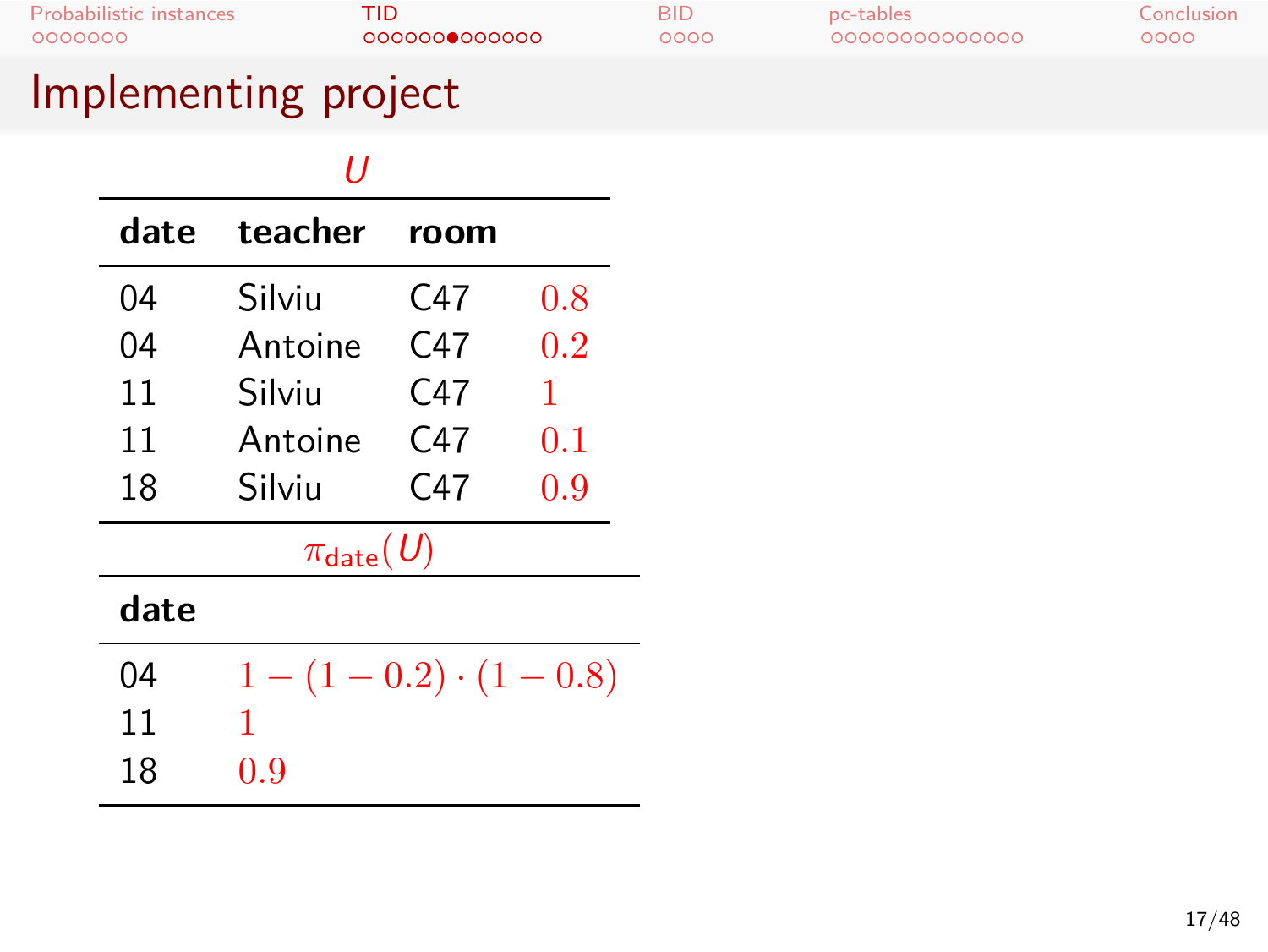# Implementing project

$U$

| date | teacher | room | |
|---|---|---|---|
| 04 | Silviu | C47 | $0.8$ |
| 04 | Antoine | C47 | $0.2$ |
| 11 | Silviu | C47 | $1$ |
| 11 | Antoine | C47 | $0.1$ |
| 18 | Silviu | C47 | $0.9$ |

$\pi_{\text{date}}(U)$

| date | |
|---|---|
| 04 | $1-(1-0.2)\cdot(1-0.8)$ |
| 11 | $1$ |
| 18 | $0.9$ |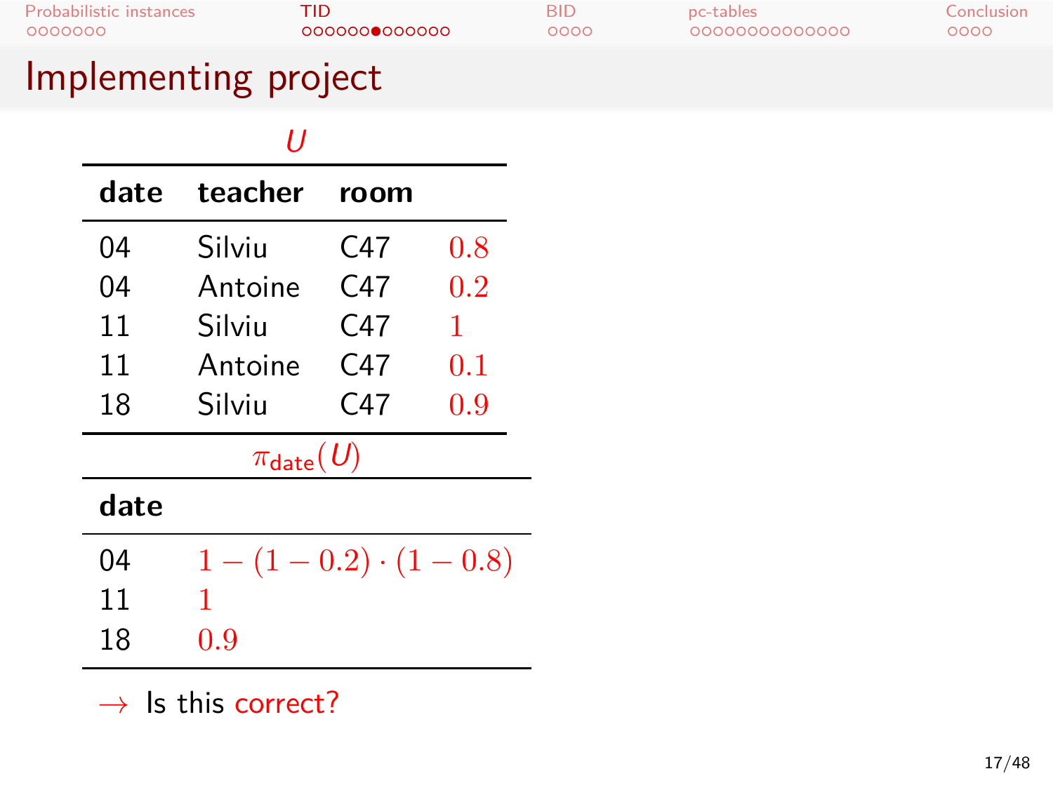# Implementing project

**$U$**

| date | teacher | room | |
|---|---|---|---|
| 04 | Silviu | C47 | $0.8$ |
| 04 | Antoine | C47 | $0.2$ |
| 11 | Silviu | C47 | $1$ |
| 11 | Antoine | C47 | $0.1$ |
| 18 | Silviu | C47 | $0.9$ |

**$\pi_{\text{date}}(U)$**

| date | |
|---|---|
| 04 | $1 - (1 - 0.2) \cdot (1 - 0.8)$ |
| 11 | $1$ |
| 18 | $0.9$ |

→ Is this correct?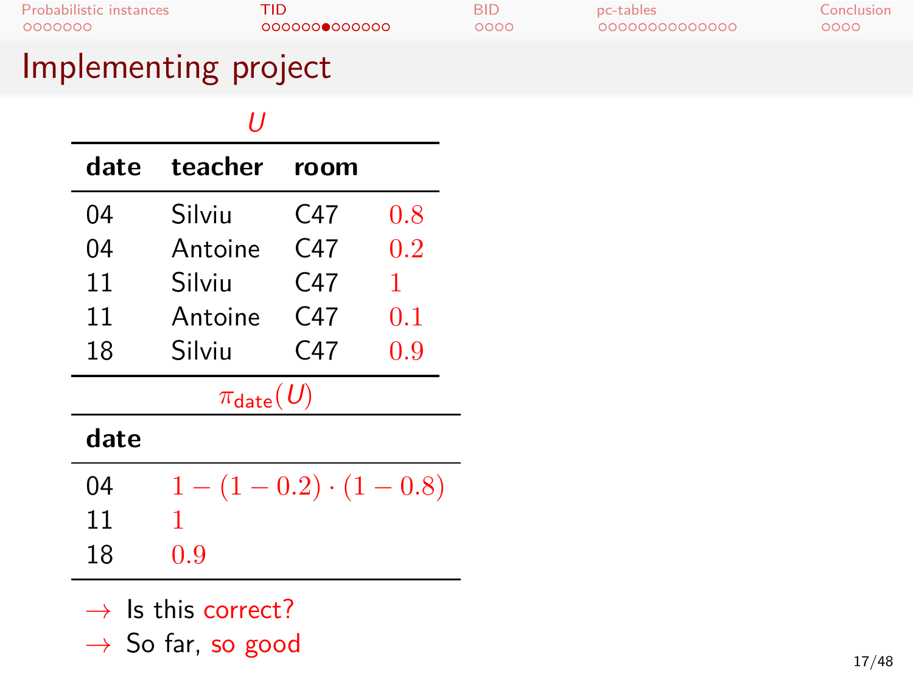# Implementing project

$U$

| date | teacher | room | |
|---|---|---|---|
| 04 | Silviu | C47 | $0.8$ |
| 04 | Antoine | C47 | $0.2$ |
| 11 | Silviu | C47 | $1$ |
| 11 | Antoine | C47 | $0.1$ |
| 18 | Silviu | C47 | $0.9$ |

$\pi_{\text{date}}(U)$

| date | |
|---|---|
| 04 | $1 - (1 - 0.2) \cdot (1 - 0.8)$ |
| 11 | $1$ |
| 18 | $0.9$ |

→ Is this correct?

→ So far, so good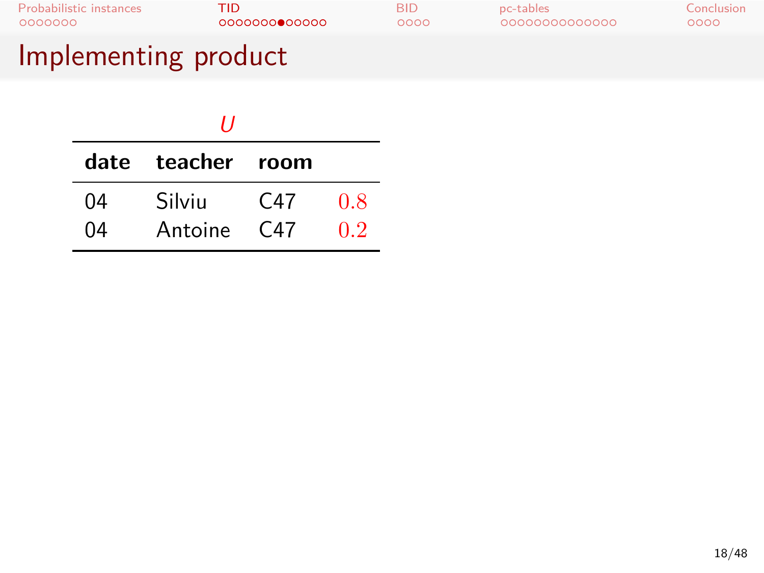# Implementing product

*U*

| date | teacher | room | |
|---|---|---|---|
| 04 | Silviu | C47 | 0.8 |
| 04 | Antoine | C47 | 0.2 |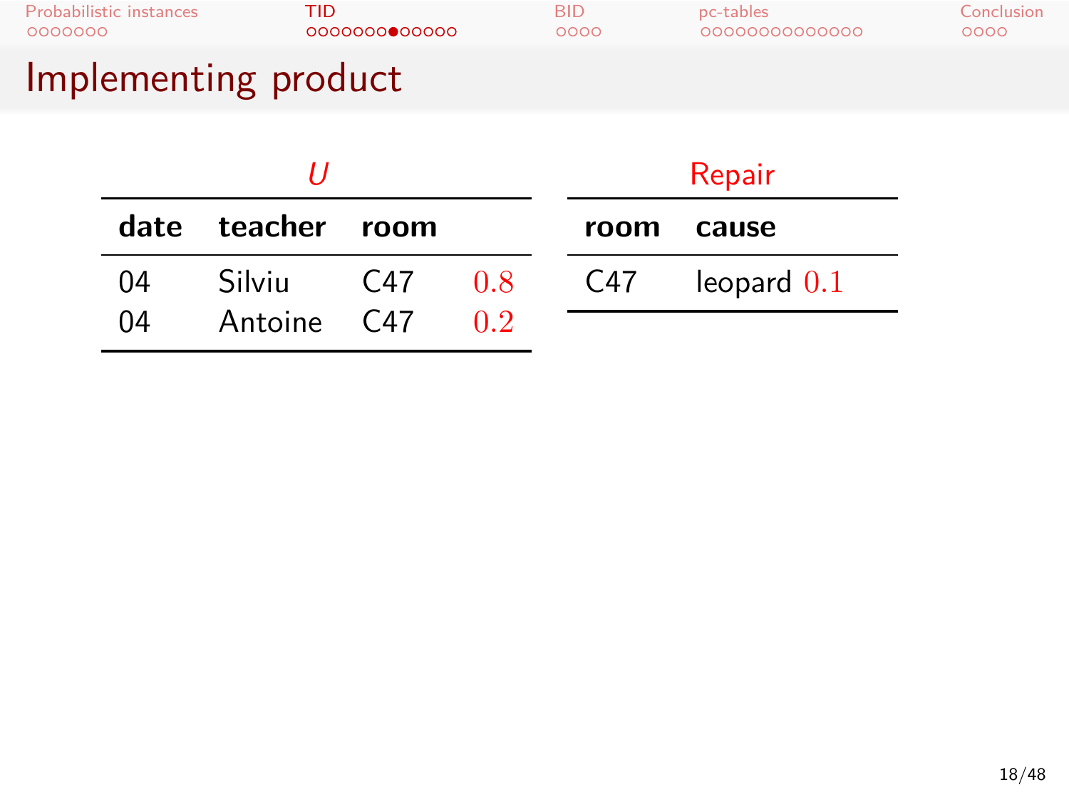# Implementing product

*U*

| date | teacher | room | |
|---|---|---|---|
| 04 | Silviu | C47 | $0.8$ |
| 04 | Antoine | C47 | $0.2$ |

Repair

| room | cause | |
|---|---|---|
| C47 | leopard | $0.1$ |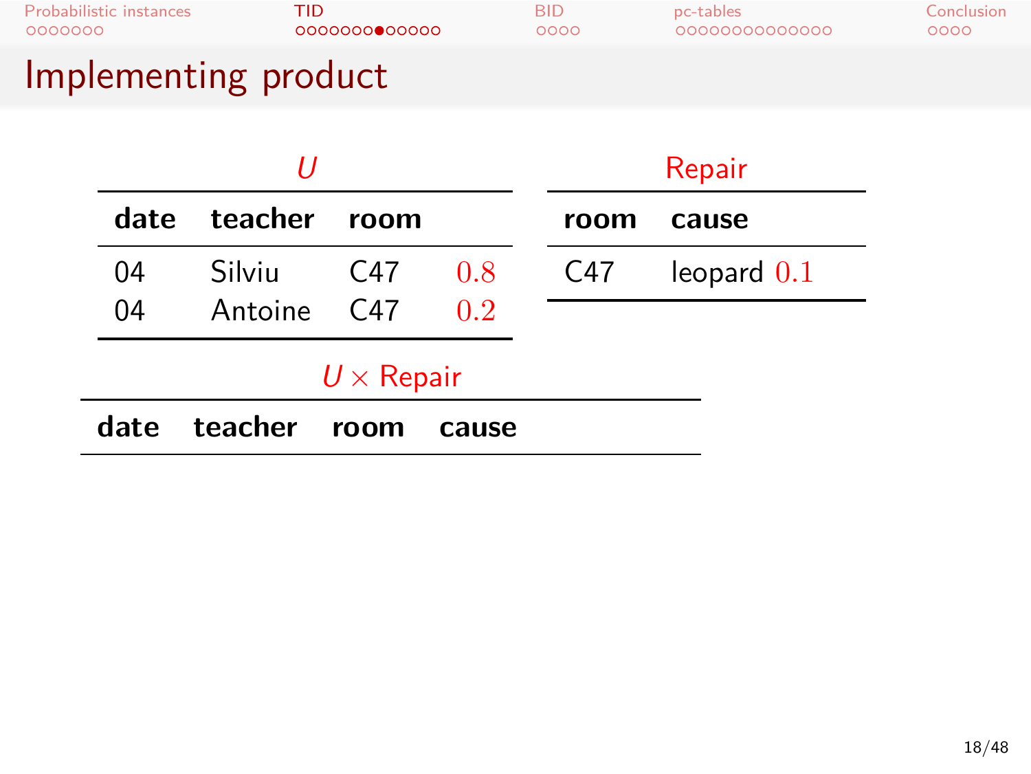# Implementing product

**$U$**

| date | teacher | room | |
|---|---|---|---|
| 04 | Silviu | C47 | 0.8 |
| 04 | Antoine | C47 | 0.2 |

**Repair**

| room | cause |
|---|---|
| C47 | leopard 0.1 |

**$U \times$ Repair**

| date | teacher | room | cause |
|---|---|---|---|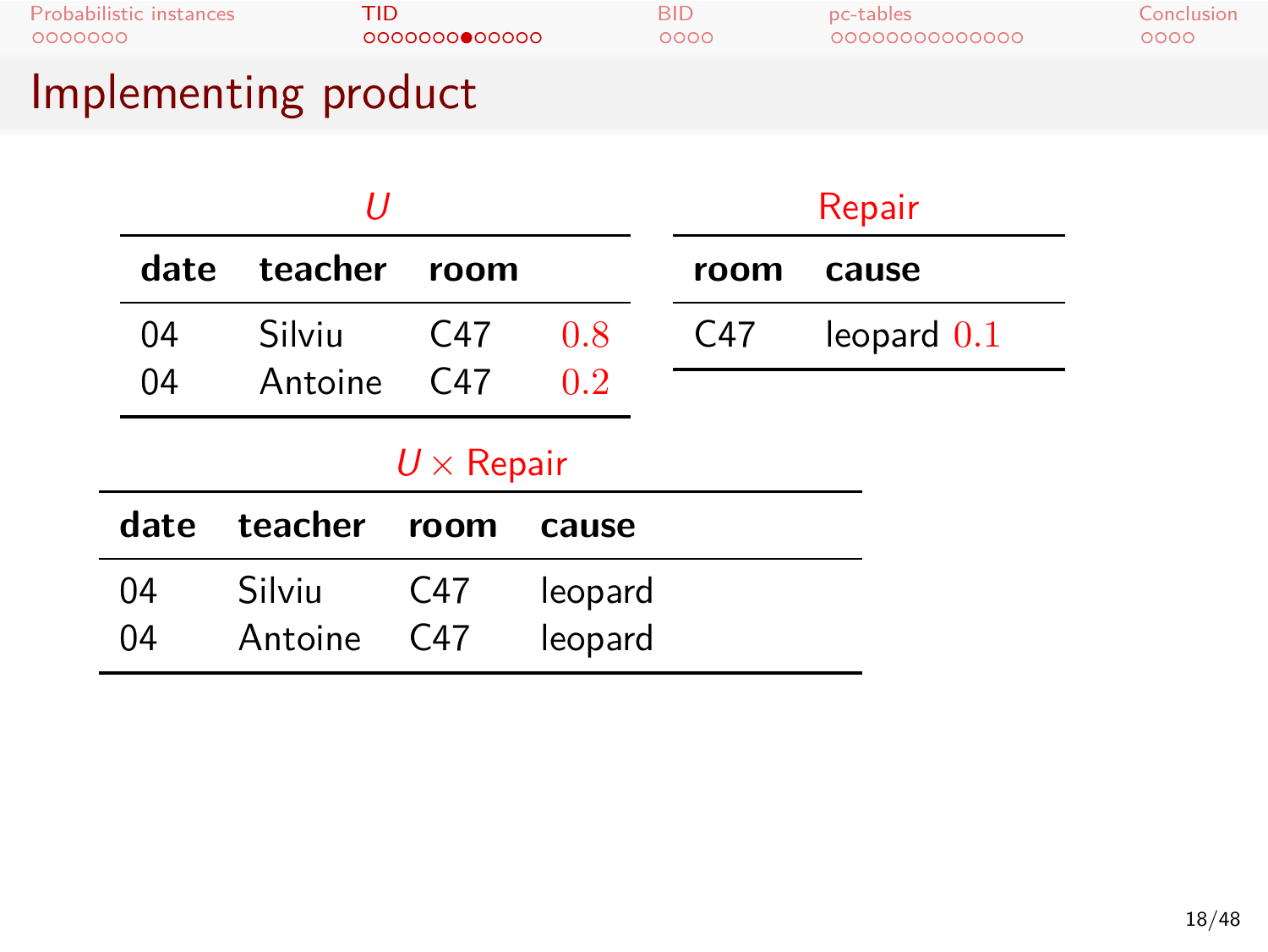# Implementing product

*U*

| date | teacher | room | |
|---|---|---|---|
| 04 | Silviu | C47 | 0.8 |
| 04 | Antoine | C47 | 0.2 |

Repair

| room | cause | |
|---|---|---|
| C47 | leopard | 0.1 |

$U \times$ Repair

| date | teacher | room | cause |
|---|---|---|---|
| 04 | Silviu | C47 | leopard |
| 04 | Antoine | C47 | leopard |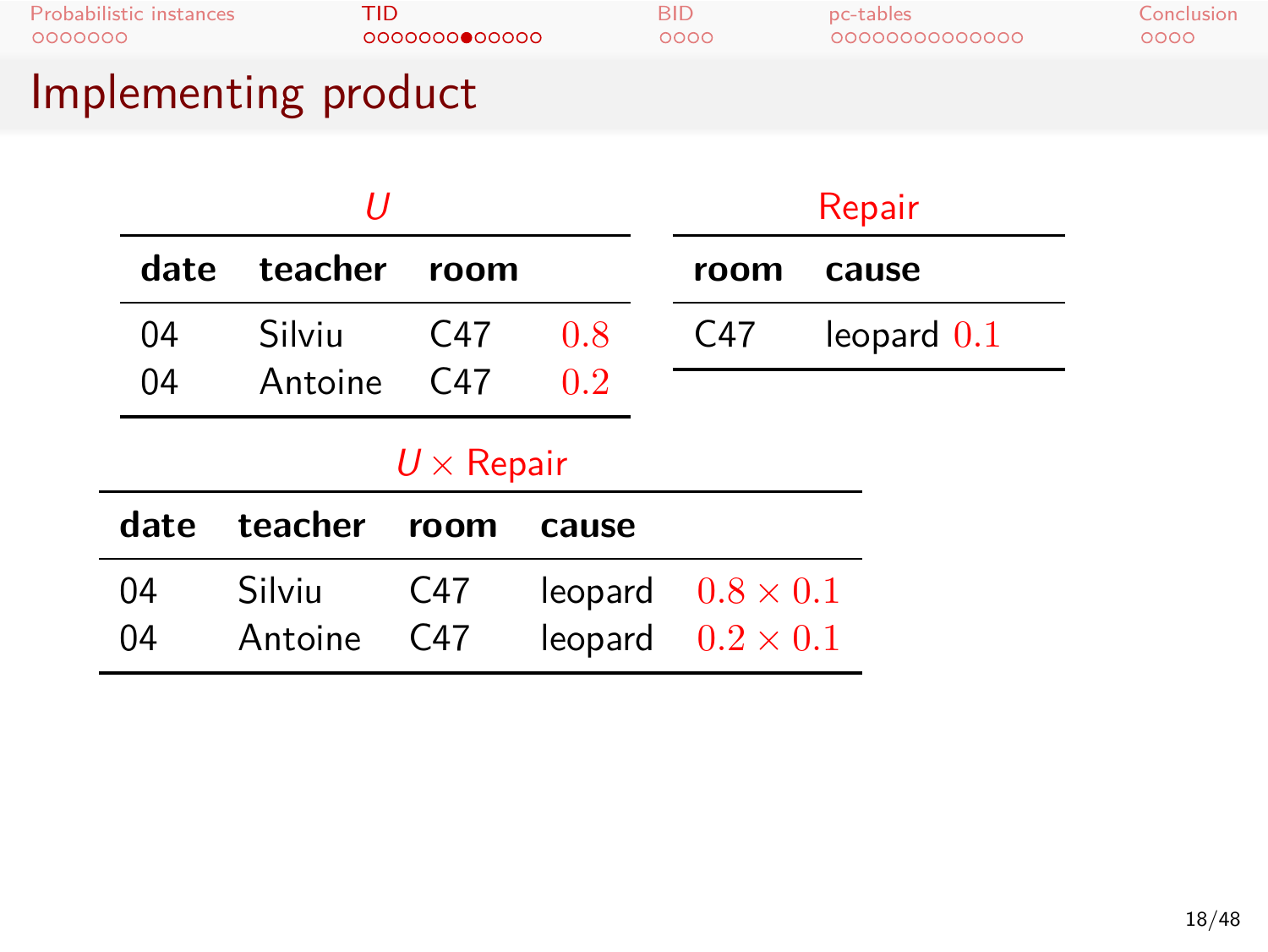# Implementing product

*U*

| date | teacher | room | |
|---|---|---|---|
| 04 | Silviu | C47 | $0.8$ |
| 04 | Antoine | C47 | $0.2$ |

Repair

| room | cause | |
|---|---|---|
| C47 | leopard | $0.1$ |

*U* × Repair

| date | teacher | room | cause | |
|---|---|---|---|---|
| 04 | Silviu | C47 | leopard | $0.8 \times 0.1$ |
| 04 | Antoine | C47 | leopard | $0.2 \times 0.1$ |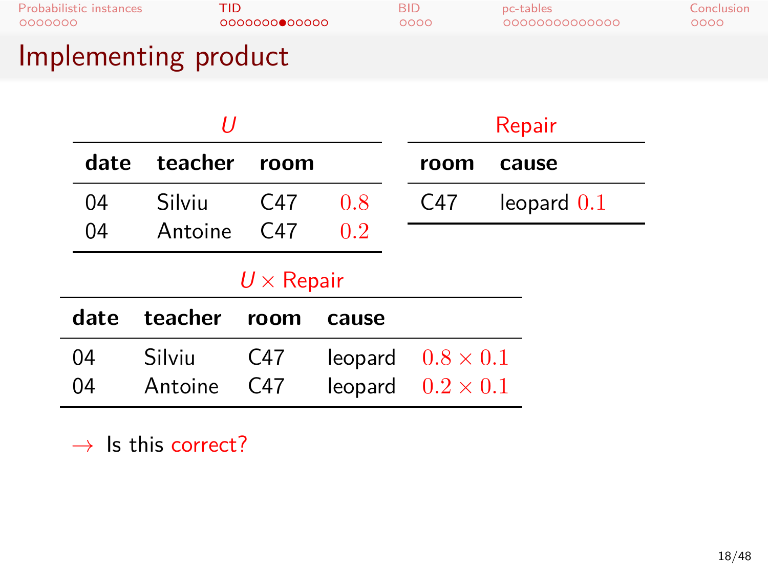# Implementing product

**$U$**

| date | teacher | room | |
|---|---|---|---|
| 04 | Silviu | C47 | $0.8$ |
| 04 | Antoine | C47 | $0.2$ |

**Repair**

| room | cause |
|---|---|
| C47 | leopard $0.1$ |

**$U \times$ Repair**

| date | teacher | room | cause | |
|---|---|---|---|---|
| 04 | Silviu | C47 | leopard | $0.8 \times 0.1$ |
| 04 | Antoine | C47 | leopard | $0.2 \times 0.1$ |

$\rightarrow$ Is this correct?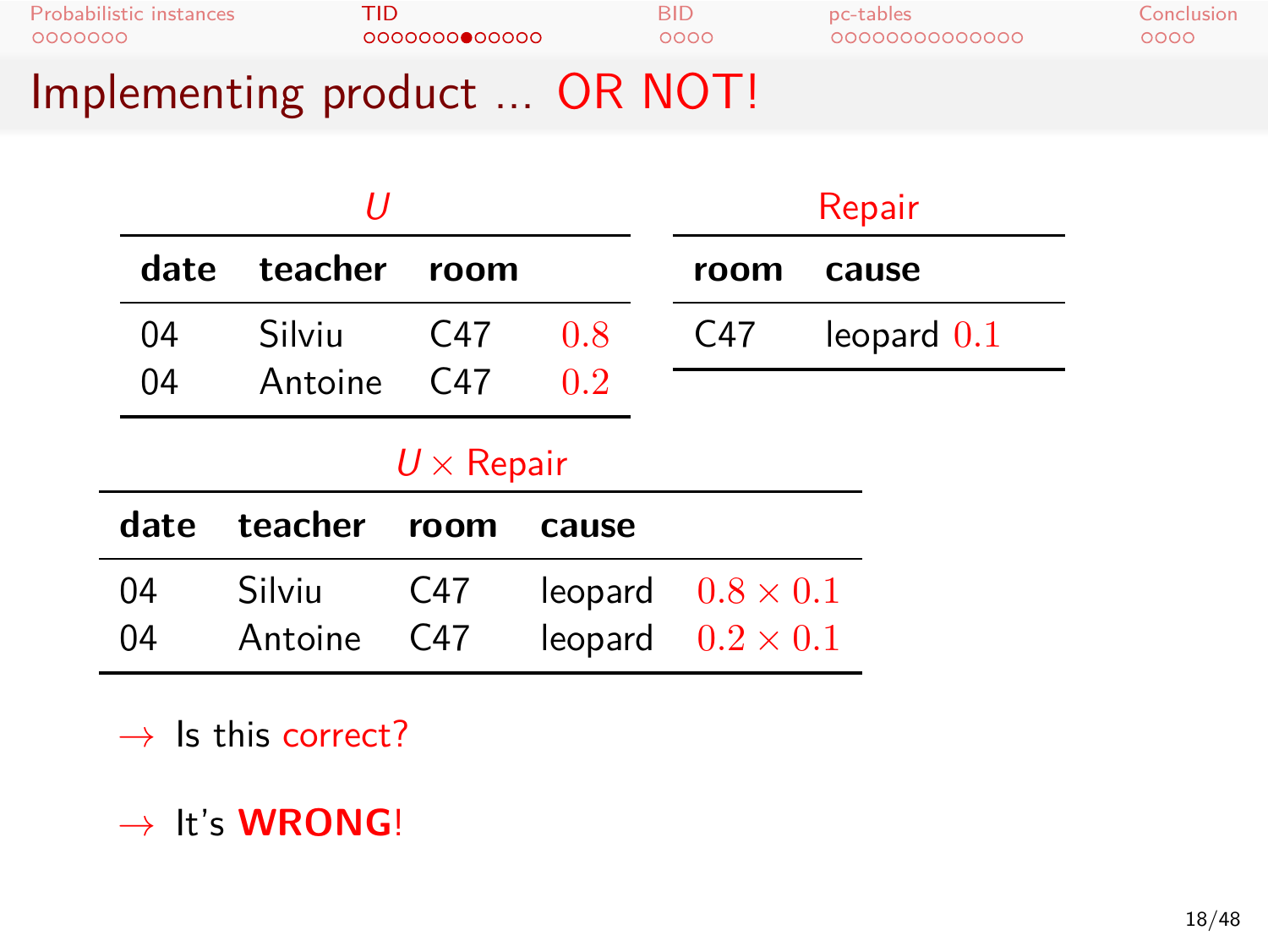# Implementing product ... OR NOT!

*U*

| date | teacher | room | |
|---|---|---|---|
| 04 | Silviu | C47 | $0.8$ |
| 04 | Antoine | C47 | $0.2$ |

Repair

| room | cause |
|---|---|
| C47 | leopard $0.1$ |

$U \times$ Repair

| date | teacher | room | cause | |
|---|---|---|---|---|
| 04 | Silviu | C47 | leopard | $0.8 \times 0.1$ |
| 04 | Antoine | C47 | leopard | $0.2 \times 0.1$ |

→ Is this correct?

→ It's **WRONG**!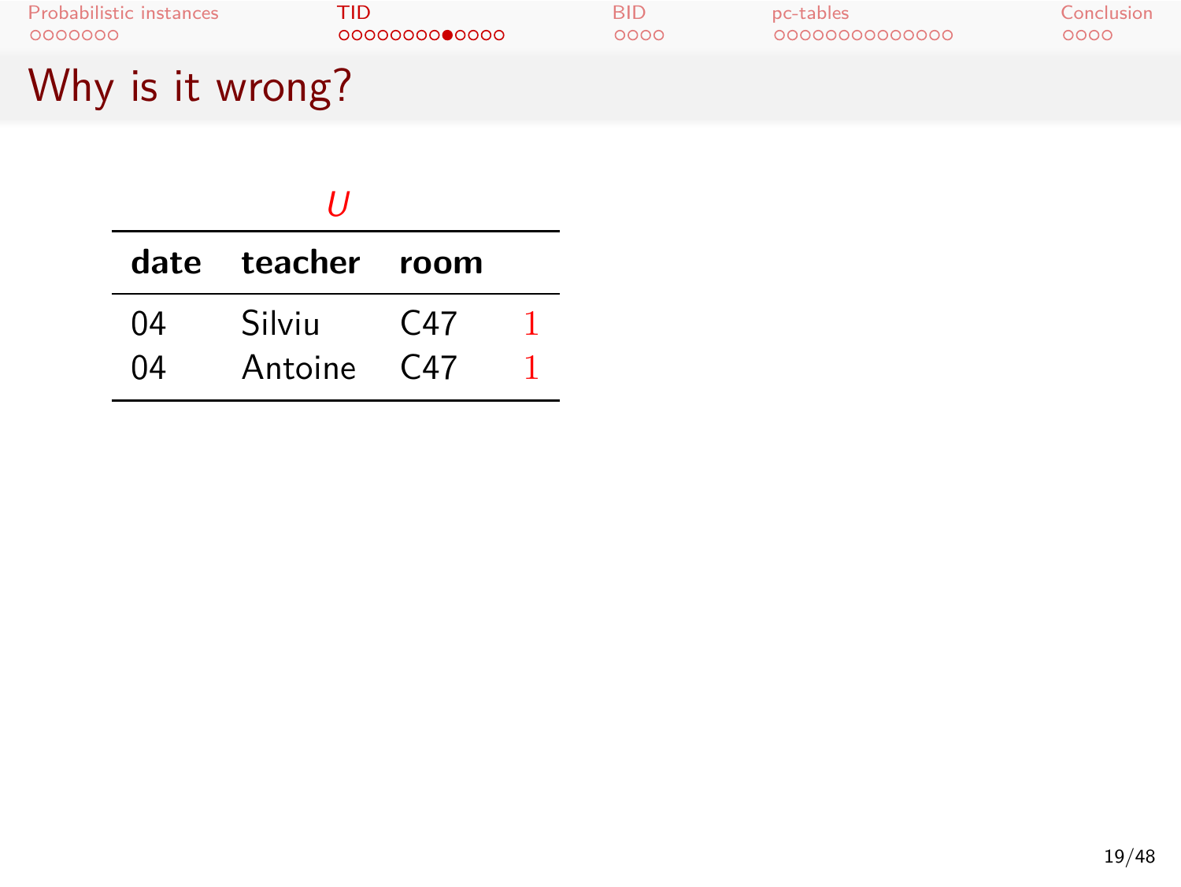# Why is it wrong?

*U*

| date | teacher | room | |
|---|---|---|---|
| 04 | Silviu | C47 | 1 |
| 04 | Antoine | C47 | 1 |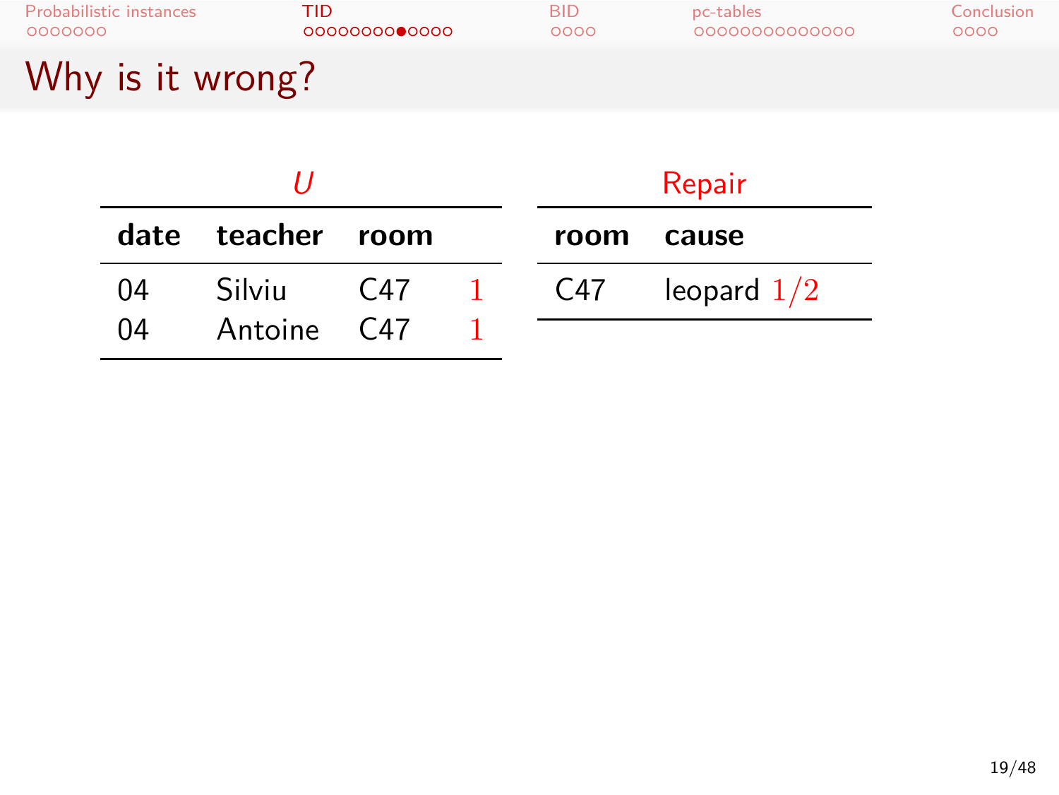# Why is it wrong?

*U*

| date | teacher | room | |
|---|---|---|---|
| 04 | Silviu | C47 | 1 |
| 04 | Antoine | C47 | 1 |

Repair

| room | cause | |
|---|---|---|
| C47 | leopard | $1/2$ |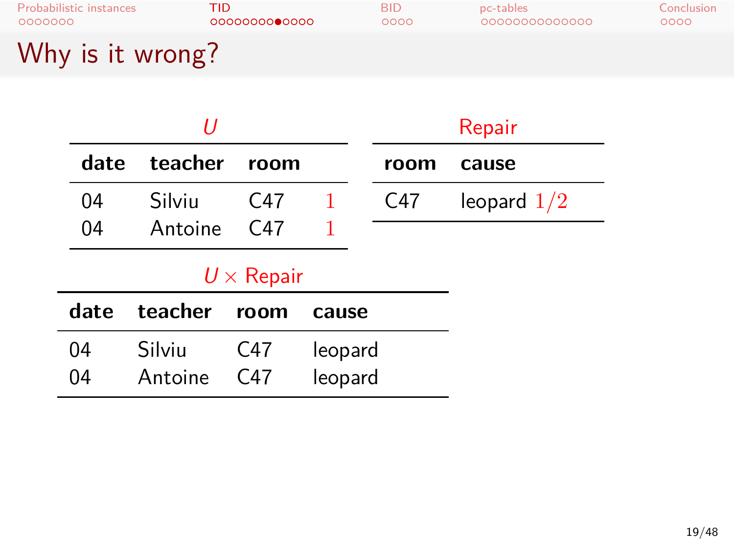# Why is it wrong?

*U*

| date | teacher | room | |
|---|---|---|---|
| 04 | Silviu | C47 | $1$ |
| 04 | Antoine | C47 | $1$ |

Repair

| room | cause | |
|---|---|---|
| C47 | leopard | $1/2$ |

$U \times$ Repair

| date | teacher | room | cause |
|---|---|---|---|
| 04 | Silviu | C47 | leopard |
| 04 | Antoine | C47 | leopard |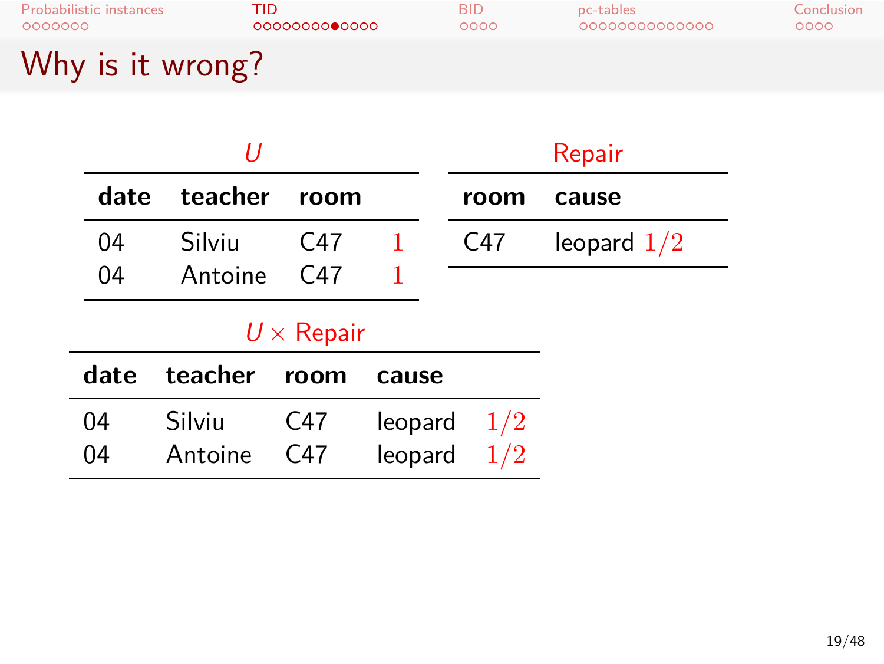# Why is it wrong?

*U*

| date | teacher | room | |
|---|---|---|---|
| 04 | Silviu | C47 | $1$ |
| 04 | Antoine | C47 | $1$ |

Repair

| room | cause | |
|---|---|---|
| C47 | leopard | $1/2$ |

$U \times$ Repair

| date | teacher | room | cause | |
|---|---|---|---|---|
| 04 | Silviu | C47 | leopard | $1/2$ |
| 04 | Antoine | C47 | leopard | $1/2$ |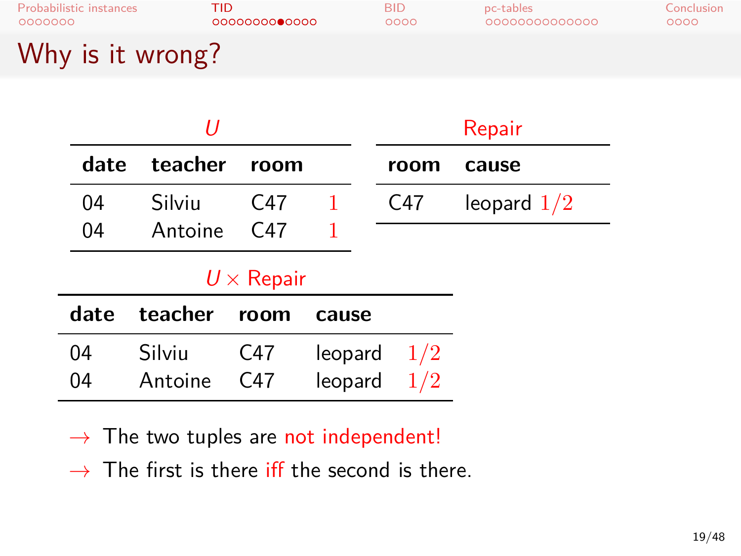# Why is it wrong?

*U*

| date | teacher | room | |
|---|---|---|---|
| 04 | Silviu | C47 | $1$ |
| 04 | Antoine | C47 | $1$ |

Repair

| room | cause | |
|---|---|---|
| C47 | leopard | $1/2$ |

*U* × Repair

| date | teacher | room | cause | |
|---|---|---|---|---|
| 04 | Silviu | C47 | leopard | $1/2$ |
| 04 | Antoine | C47 | leopard | $1/2$ |

→ The two tuples are not independent!

→ The first is there iff the second is there.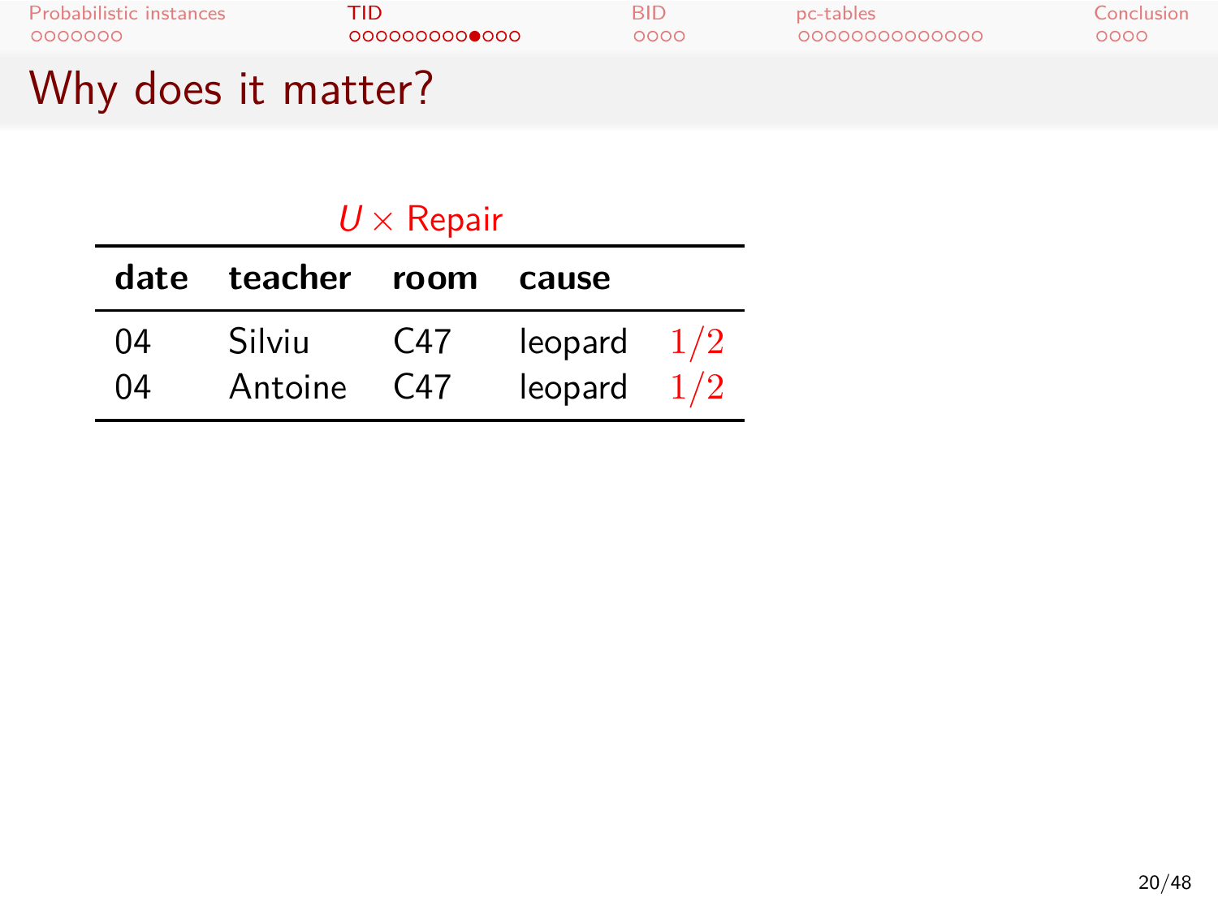# Why does it matter?

$U \times$ Repair

| date | teacher | room | cause | |
|---|---|---|---|---|
| 04 | Silviu | C47 | leopard | $1/2$ |
| 04 | Antoine | C47 | leopard | $1/2$ |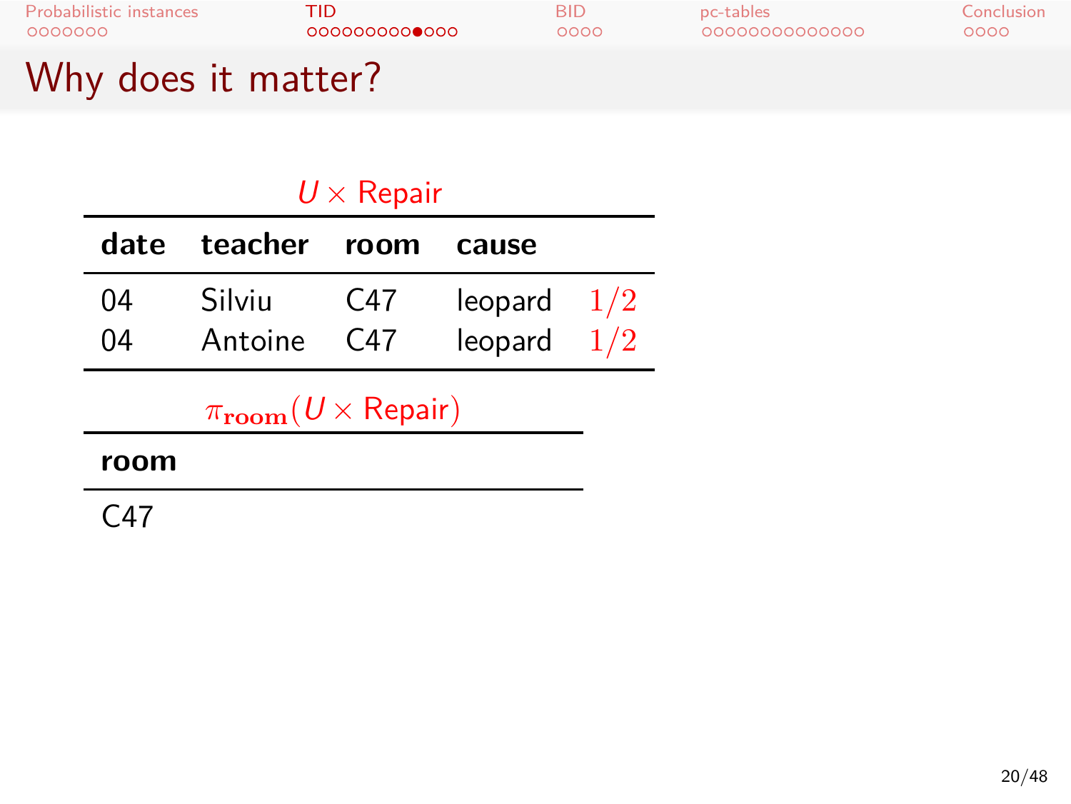# Why does it matter?

$U \times$ Repair

| date | teacher | room | cause | |
|---|---|---|---|---|
| 04 | Silviu | C47 | leopard | $1/2$ |
| 04 | Antoine | C47 | leopard | $1/2$ |

$\pi_{\mathbf{room}}(U \times \text{Repair})$

| room |
|---|
| C47 |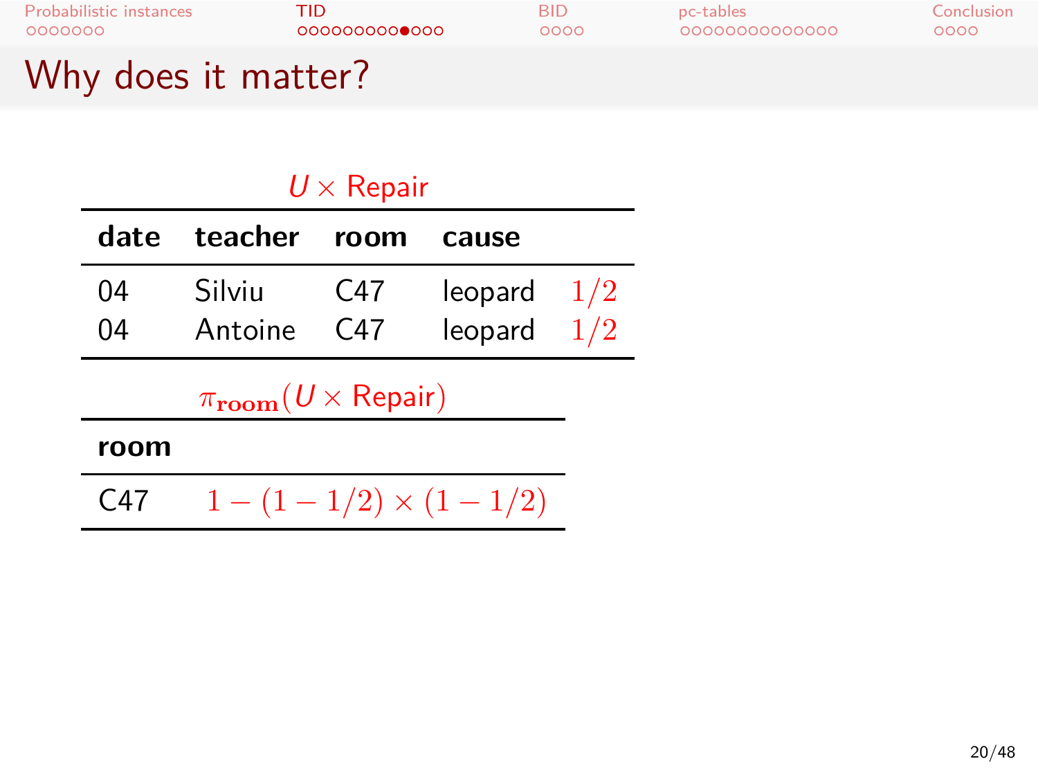# Why does it matter?

$U \times$ Repair

| date | teacher | room | cause | |
|---|---|---|---|---|
| 04 | Silviu | C47 | leopard | $1/2$ |
| 04 | Antoine | C47 | leopard | $1/2$ |

$\pi_{\textbf{room}}(U \times \text{Repair})$

| room | |
|---|---|
| C47 | $1-(1-1/2)\times(1-1/2)$ |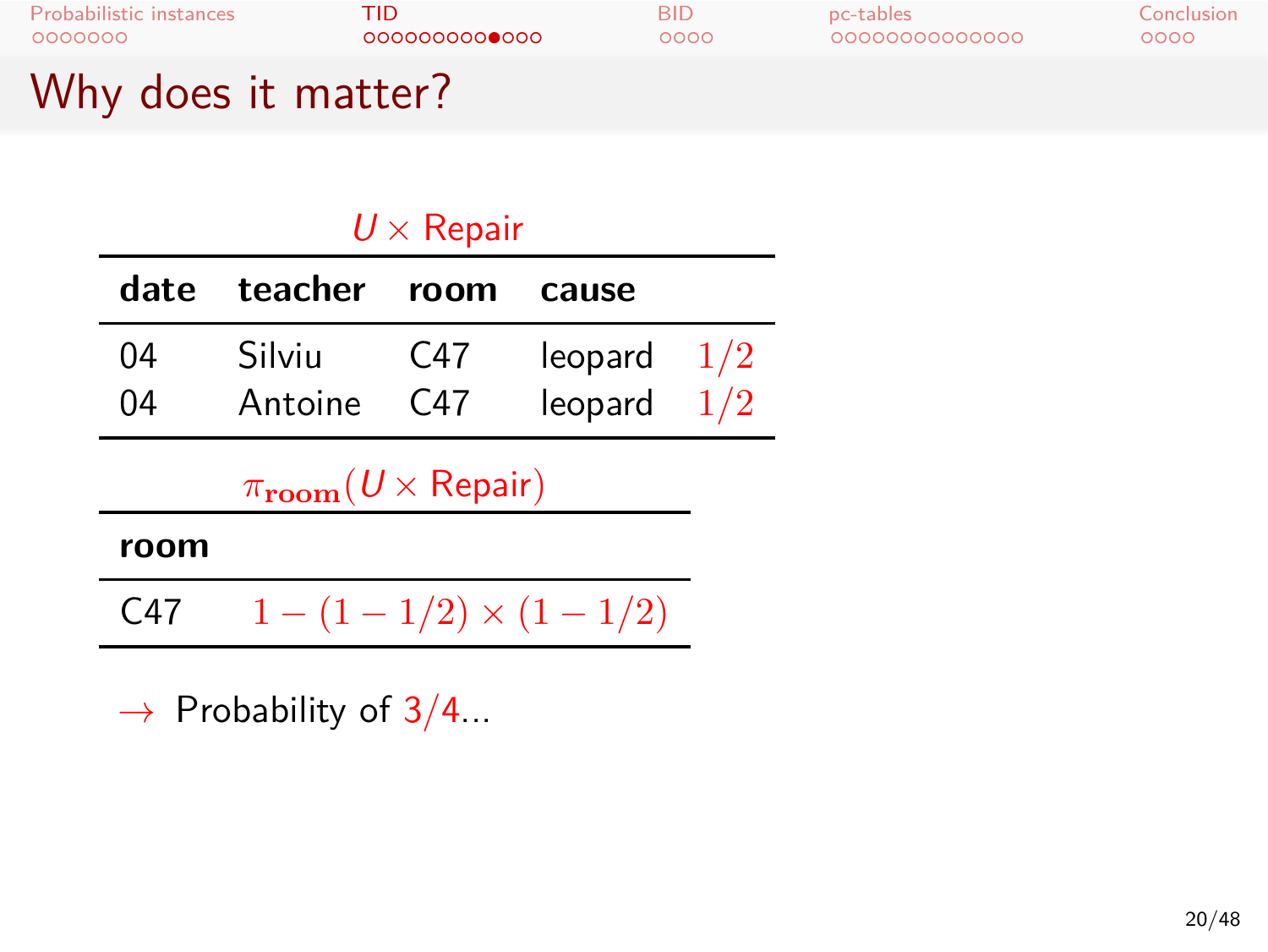# Why does it matter?

$U \times$ Repair

| date | teacher | room | cause | |
|---|---|---|---|---|
| 04 | Silviu | C47 | leopard | $1/2$ |
| 04 | Antoine | C47 | leopard | $1/2$ |

$\pi_{\mathbf{room}}(U \times \text{Repair})$

| room | |
|---|---|
| C47 | $1-(1-1/2)\times(1-1/2)$ |

$\rightarrow$ Probability of 3/4...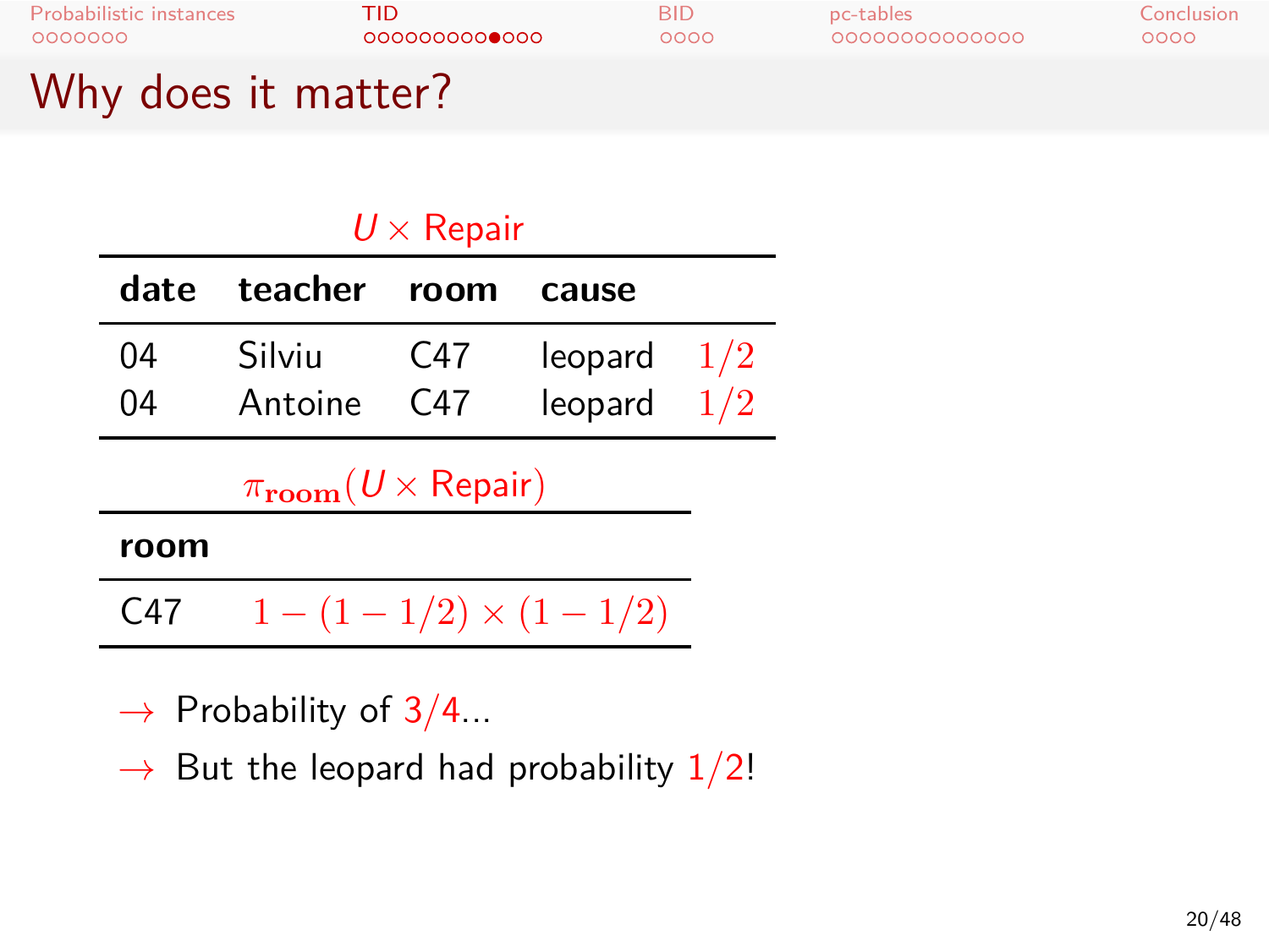## Why does it matter?

$U \times$ Repair

| date | teacher | room | cause | |
|---|---|---|---|---|
| 04 | Silviu | C47 | leopard | $1/2$ |
| 04 | Antoine | C47 | leopard | $1/2$ |

$\pi_{\mathbf{room}}(U \times \text{Repair})$

| room | |
|---|---|
| C47 | $1-(1-1/2)\times(1-1/2)$ |

- → Probability of 3/4...
- → But the leopard had probability 1/2!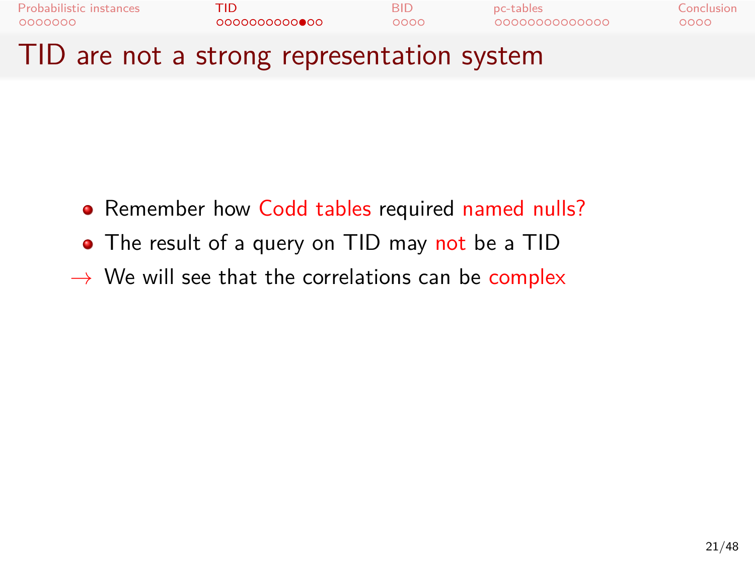# TID are not a strong representation system

- Remember how Codd tables required named nulls?
- The result of a query on TID may not be a TID

→ We will see that the correlations can be complex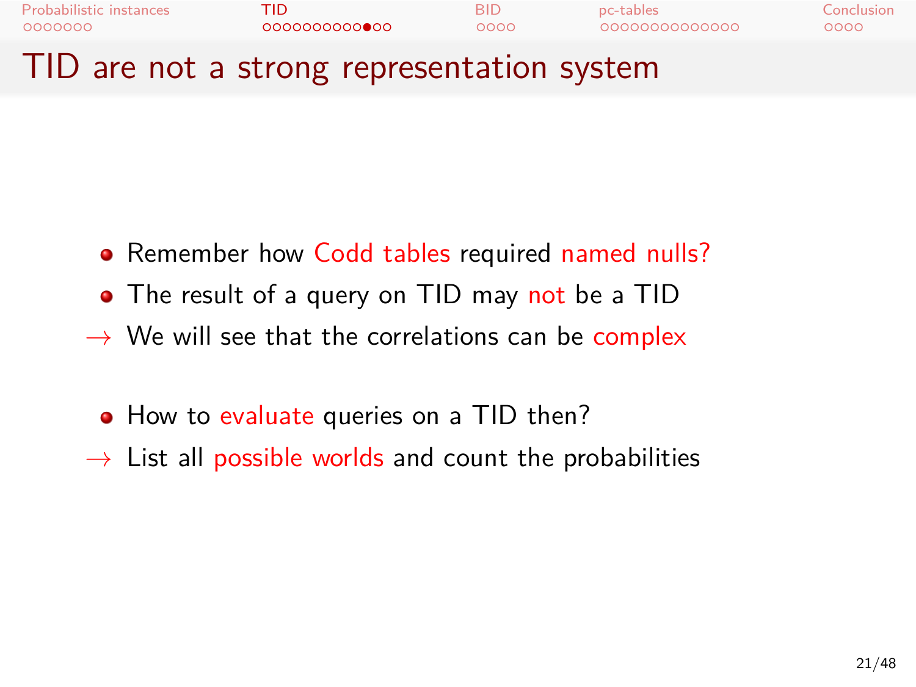# TID are not a strong representation system

- Remember how Codd tables required named nulls?
- The result of a query on TID may not be a TID

→ We will see that the correlations can be complex

- How to evaluate queries on a TID then?

→ List all possible worlds and count the probabilities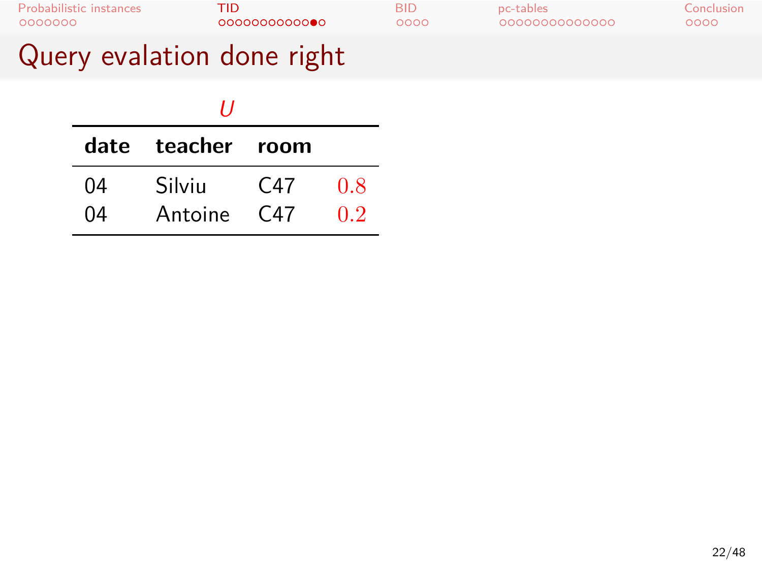# Query evalation done right

*U*

| date | teacher | room | |
|---|---|---|---|
| 04 | Silviu | C47 | 0.8 |
| 04 | Antoine | C47 | 0.2 |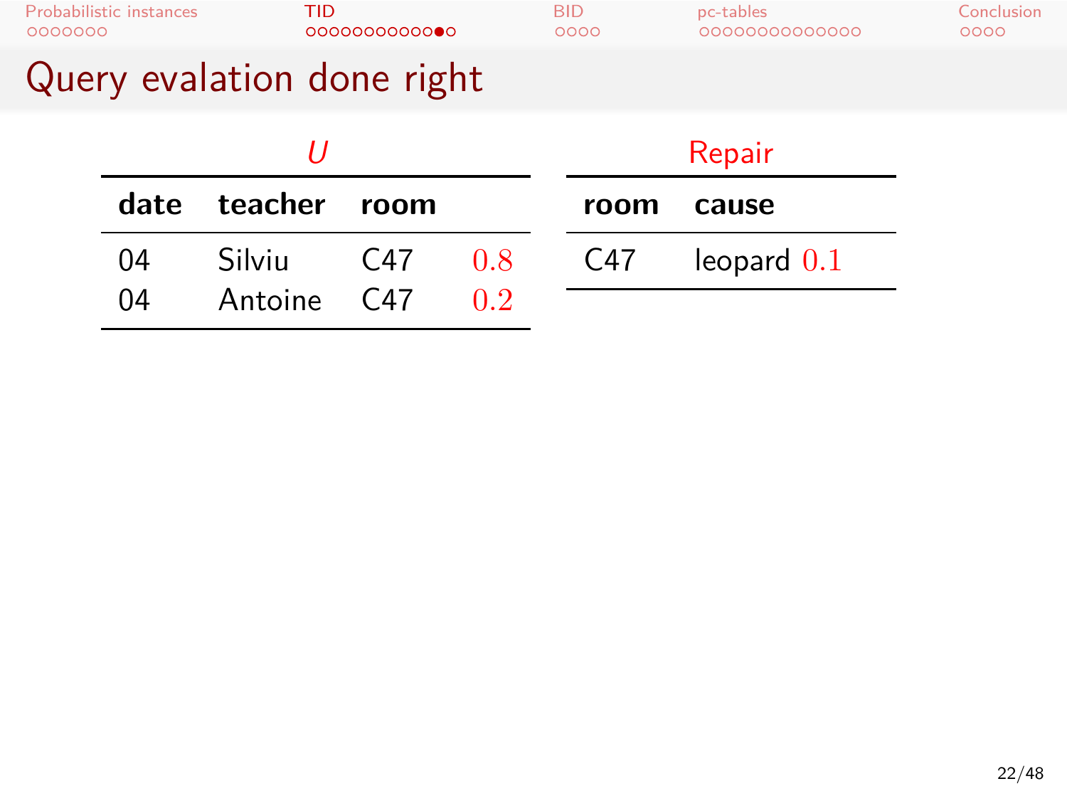# Query evalation done right

*U*

| date | teacher | room | |
|---|---|---|---|
| 04 | Silviu | C47 | $0.8$ |
| 04 | Antoine | C47 | $0.2$ |

Repair

| room | cause |
|---|---|
| C47 | leopard $0.1$ |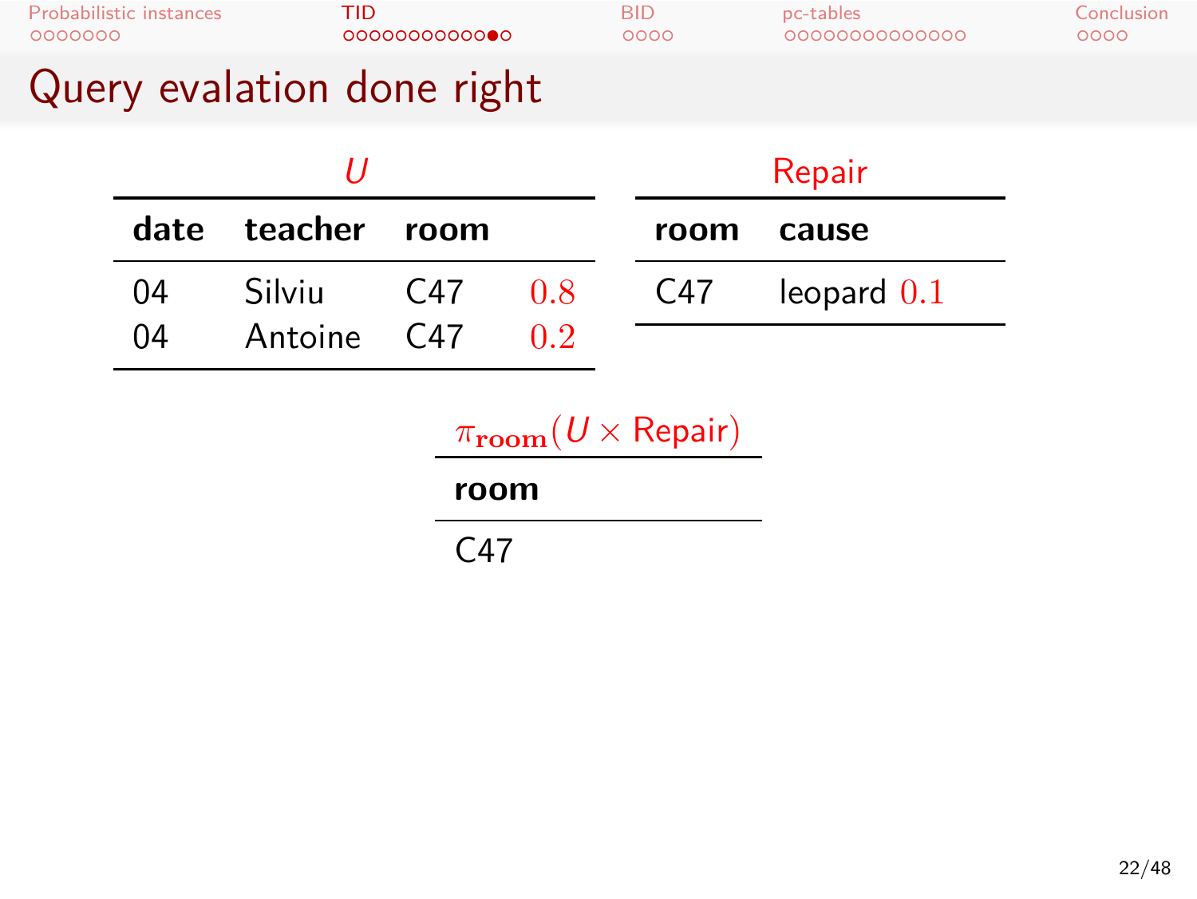# Query evalation done right

**$U$**

| date | teacher | room | |
|---|---|---|---|
| 04 | Silviu | C47 | $0.8$ |
| 04 | Antoine | C47 | $0.2$ |

**Repair**

| room | cause | |
|---|---|---|
| C47 | leopard | $0.1$ |

**$\pi_{\mathbf{room}}(U \times \text{Repair})$**

| room |
|---|
| C47 |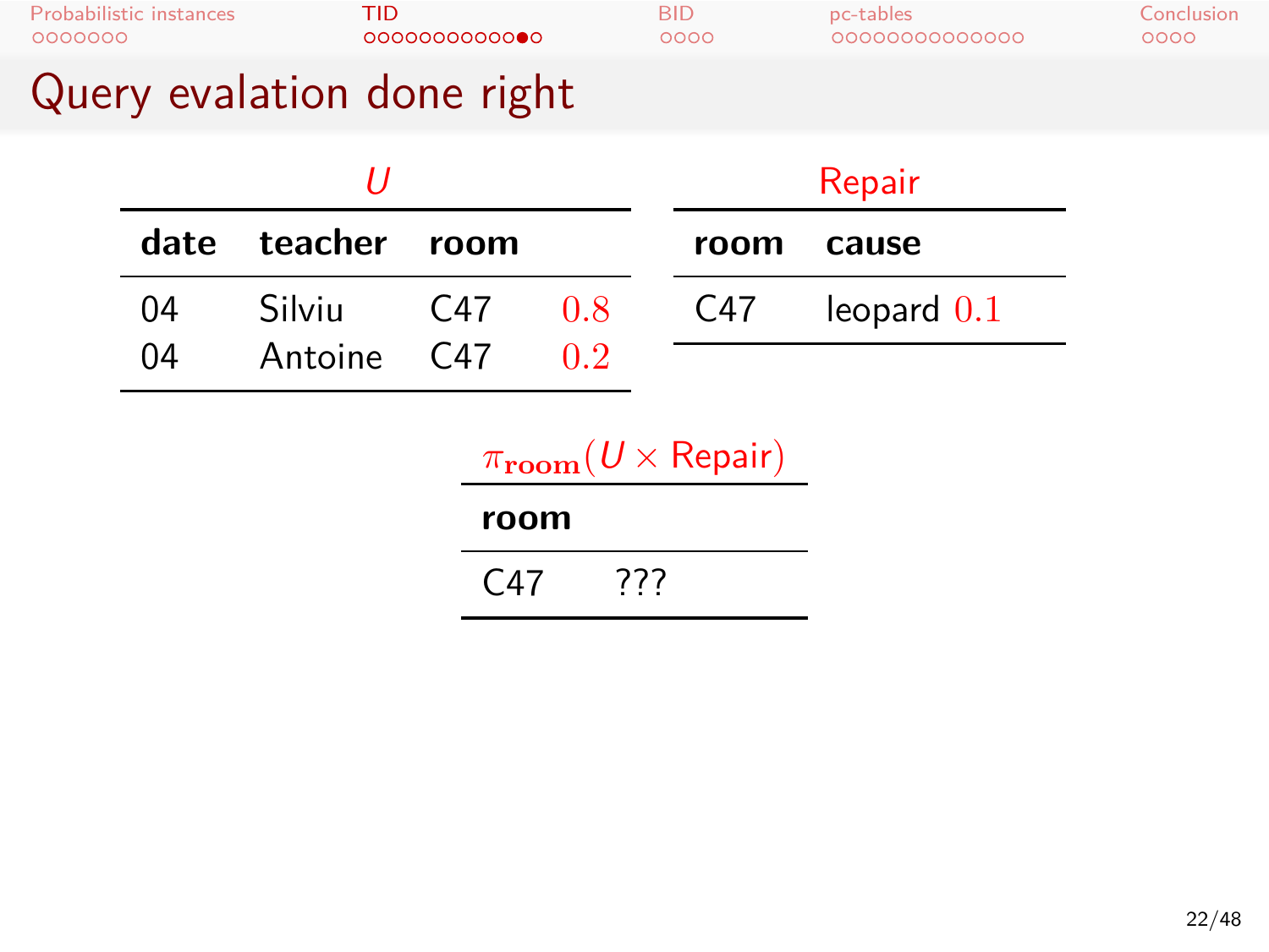# Query evalation done right

**$U$**

| date | teacher | room | |
|---|---|---|---|
| 04 | Silviu | C47 | $0.8$ |
| 04 | Antoine | C47 | $0.2$ |

**Repair**

| room | cause | |
|---|---|---|
| C47 | leopard | $0.1$ |

**$\pi_{\textbf{room}}(U \times \text{Repair})$**

| room | |
|---|---|
| C47 | ??? |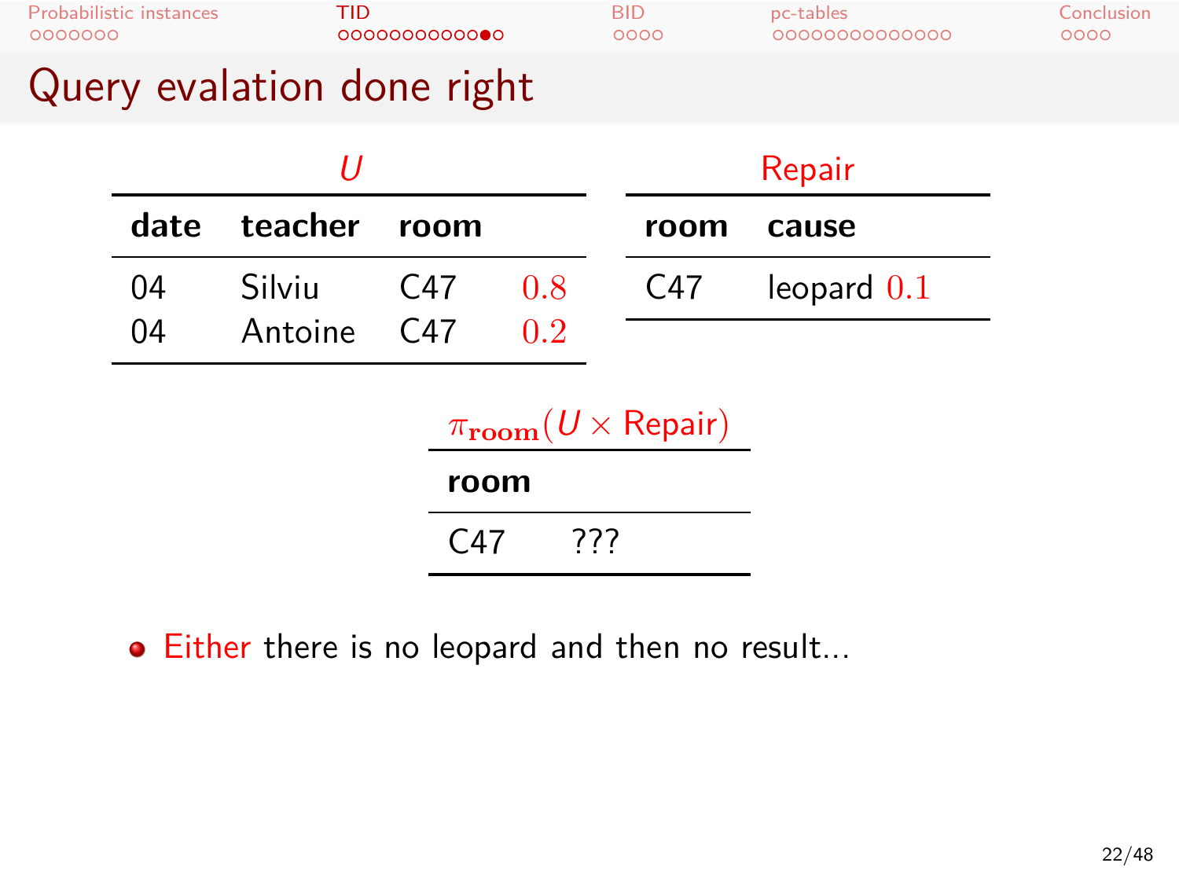# Query evalation done right

**U**

| date | teacher | room | |
|---|---|---|---|
| 04 | Silviu | C47 | 0.8 |
| 04 | Antoine | C47 | 0.2 |

**Repair**

| room | cause |
|---|---|
| C47 | leopard 0.1 |

$\pi_{\mathbf{room}}(U \times \text{Repair})$

| room | |
|---|---|
| C47 | ??? |

- Either there is no leopard and then no result...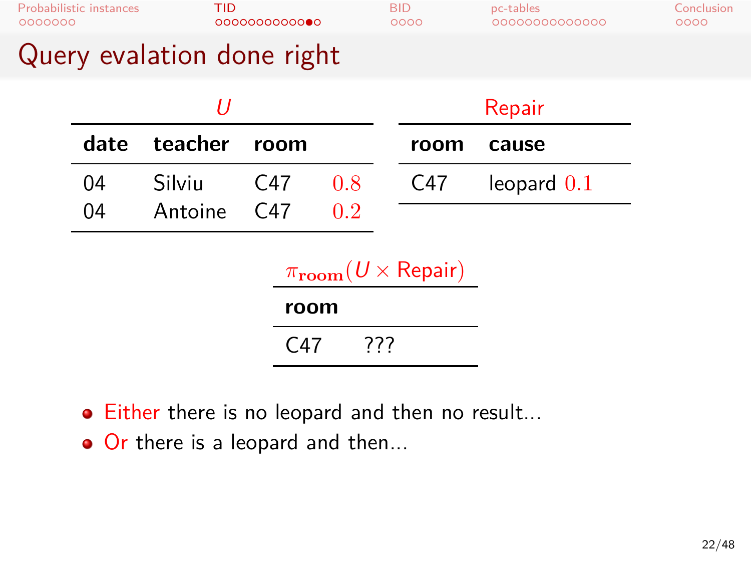# Query evalation done right

***U***

| date | teacher | room | |
|---|---|---|---|
| 04 | Silviu | C47 | 0.8 |
| 04 | Antoine | C47 | 0.2 |

**Repair**

| room | cause |
|---|---|
| C47 | leopard 0.1 |

$\pi_{\textbf{room}}(U \times \text{Repair})$

| room | |
|---|---|
| C47 | ??? |

- Either there is no leopard and then no result...
- Or there is a leopard and then...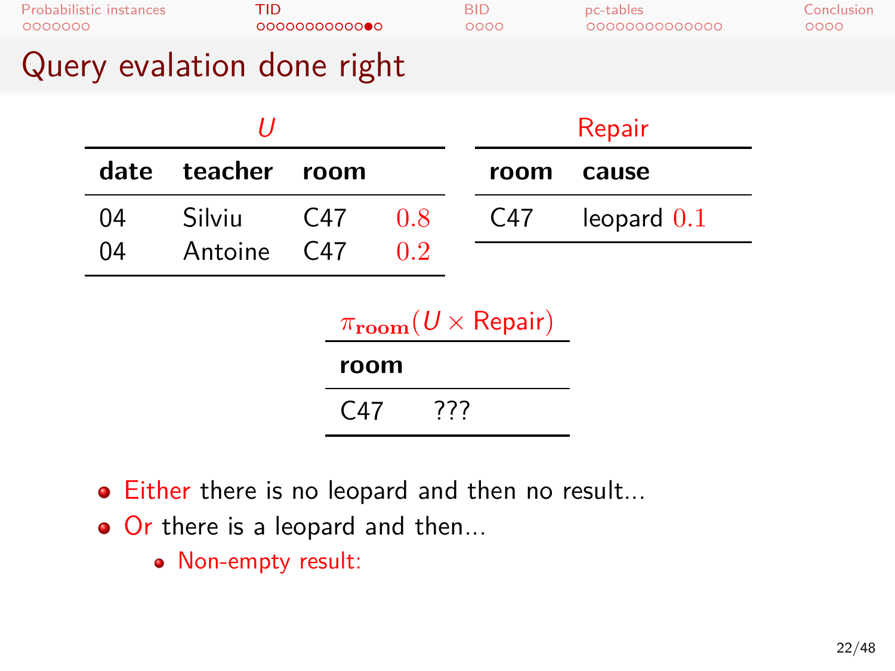# Query evalation done right

**U**

| date | teacher | room | |
|---|---|---|---|
| 04 | Silviu | C47 | 0.8 |
| 04 | Antoine | C47 | 0.2 |

**Repair**

| room | cause | |
|---|---|---|
| C47 | leopard | 0.1 |

$\pi_{\mathbf{room}}(U \times \text{Repair})$

| room | |
|---|---|
| C47 | ??? |

- Either there is no leopard and then no result...
- Or there is a leopard and then...
  - Non-empty result: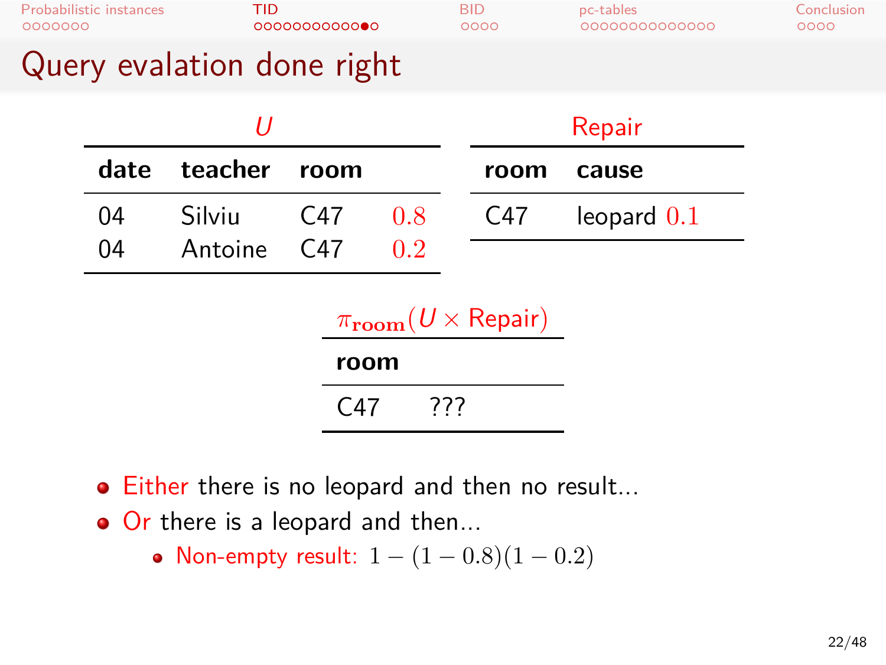# Query evalation done right

*U*

| date | teacher | room | |
|---|---|---|---|
| 04 | Silviu | C47 | 0.8 |
| 04 | Antoine | C47 | 0.2 |

Repair

| room | cause | |
|---|---|---|
| C47 | leopard | 0.1 |

$\pi_{\mathbf{room}}(U \times \text{Repair})$

| room | |
|---|---|
| C47 | ??? |

- Either there is no leopard and then no result...
- Or there is a leopard and then...
  - Non-empty result: $1 - (1 - 0.8)(1 - 0.2)$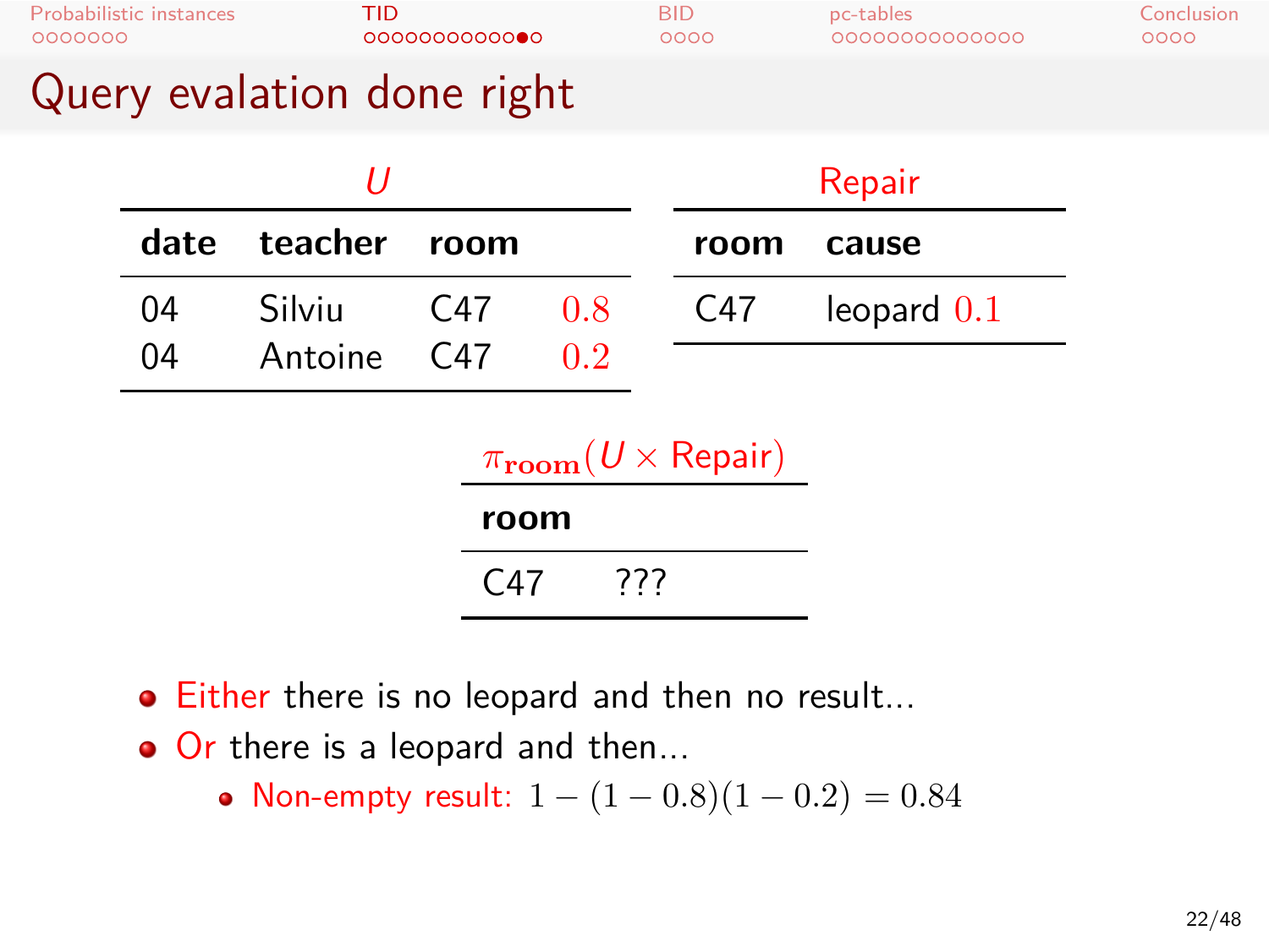# Query evalation done right

**$U$**

| date | teacher | room | |
|---|---|---|---|
| 04 | Silviu | C47 | $0.8$ |
| 04 | Antoine | C47 | $0.2$ |

**Repair**

| room | cause |
|---|---|
| C47 | leopard $0.1$ |

**$\pi_{\textbf{room}}(U \times \text{Repair})$**

| room | |
|---|---|
| C47 | ??? |

- Either there is no leopard and then no result...
- Or there is a leopard and then...
  - Non-empty result: $1 - (1 - 0.8)(1 - 0.2) = 0.84$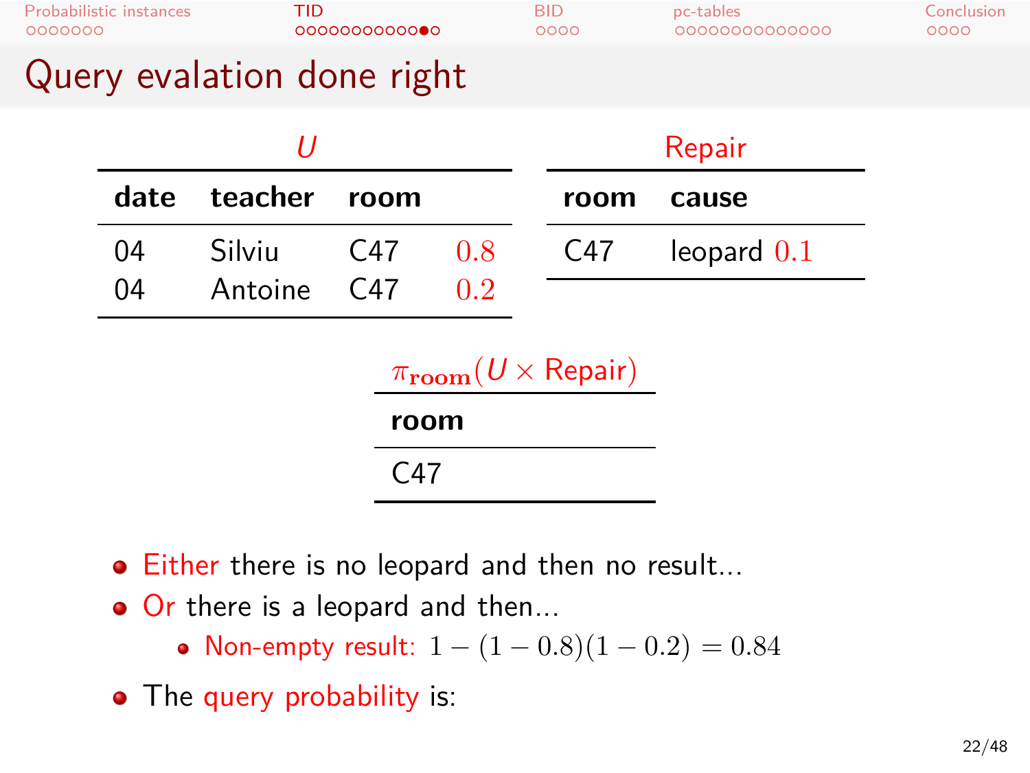# Query evalation done right

**U**

| date | teacher | room | |
|---|---|---|---|
| 04 | Silviu | C47 | 0.8 |
| 04 | Antoine | C47 | 0.2 |

**Repair**

| room | cause | |
|---|---|---|
| C47 | leopard | 0.1 |

**$\pi_{\mathbf{room}}(U \times \text{Repair})$**

| room |
|---|
| C47 |

- Either there is no leopard and then no result...
- Or there is a leopard and then...
  - Non-empty result: $1 - (1 - 0.8)(1 - 0.2) = 0.84$
- The query probability is: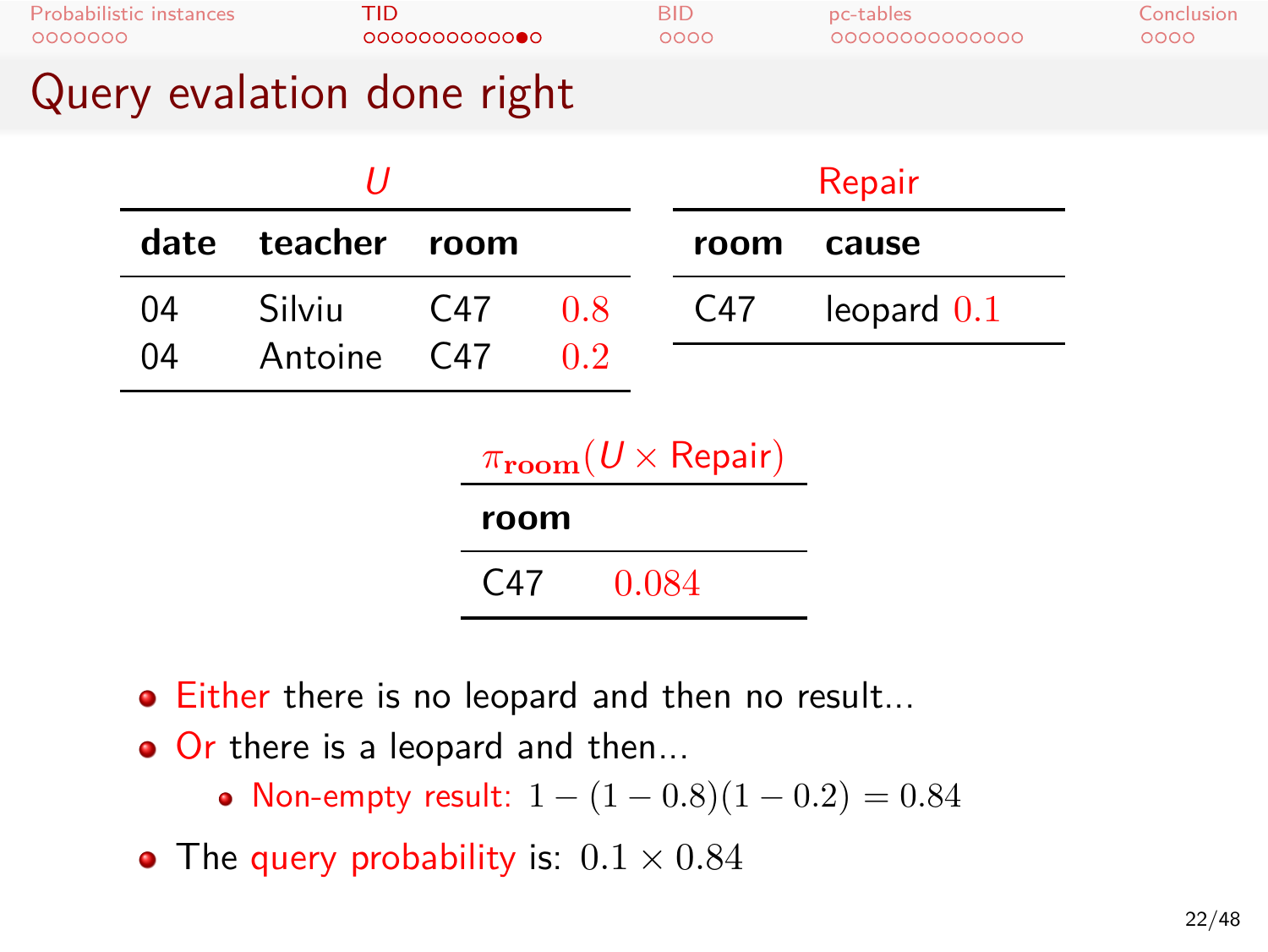# Query evalation done right

**U**

| date | teacher | room | |
|---|---|---|---|
| 04 | Silviu | C47 | 0.8 |
| 04 | Antoine | C47 | 0.2 |

**Repair**

| room | cause | |
|---|---|---|
| C47 | leopard | 0.1 |

**$\pi_{\textbf{room}}(U \times \text{Repair})$**

| room | |
|---|---|
| C47 | 0.084 |

- Either there is no leopard and then no result…
- Or there is a leopard and then…
  - Non-empty result: $1 - (1 - 0.8)(1 - 0.2) = 0.84$
- The query probability is: $0.1 \times 0.84$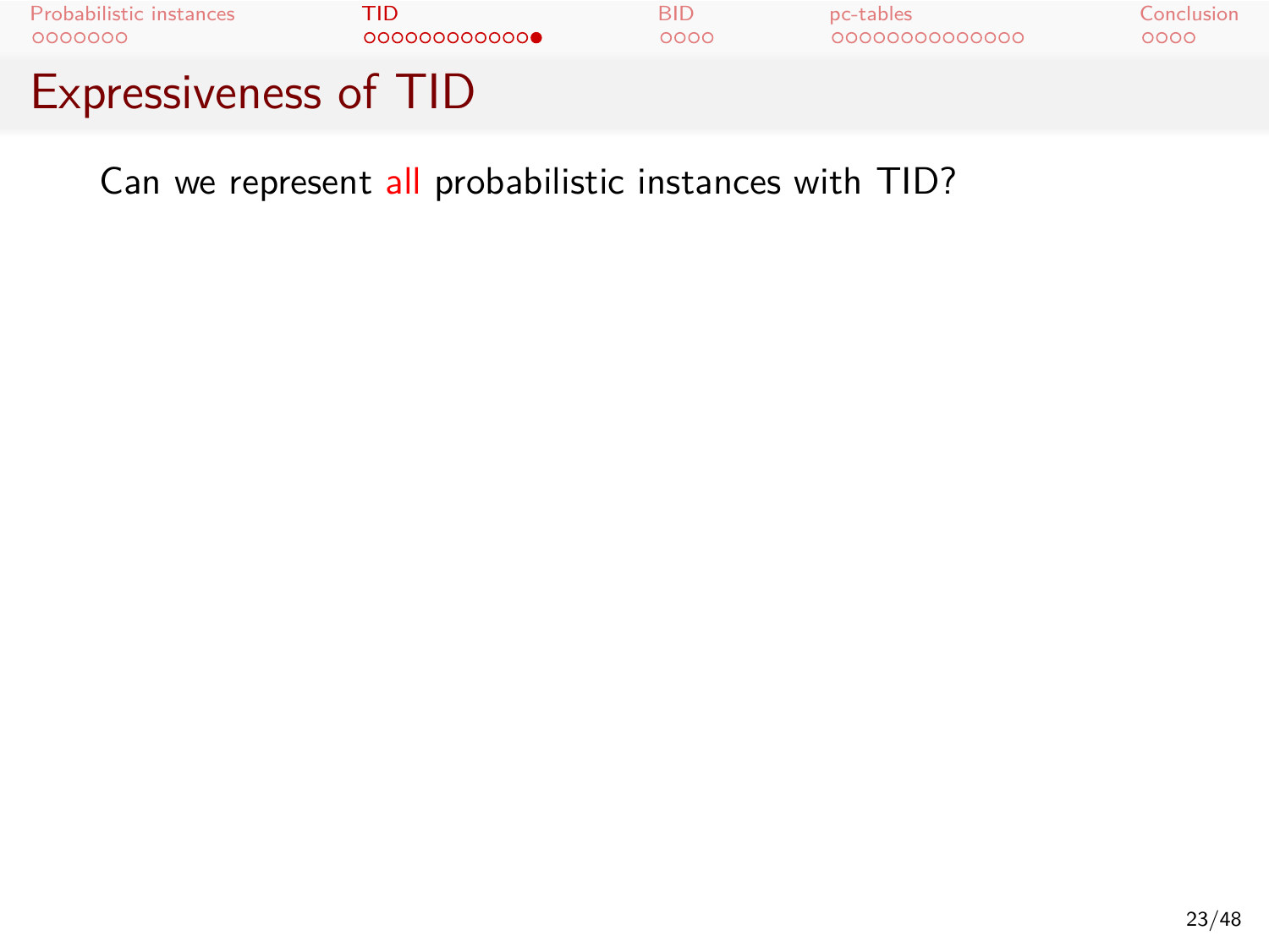# Expressiveness of TID

Can we represent all probabilistic instances with TID?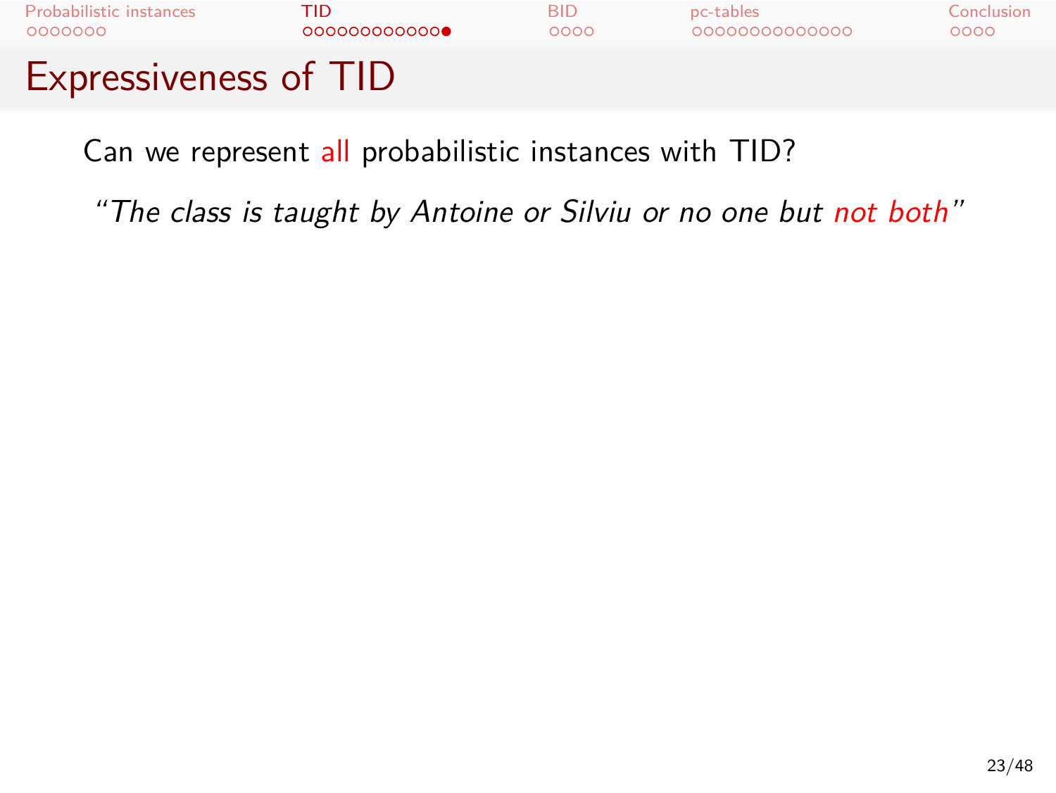# Expressiveness of TID

Can we represent all probabilistic instances with TID?

*"The class is taught by Antoine or Silviu or no one but not both"*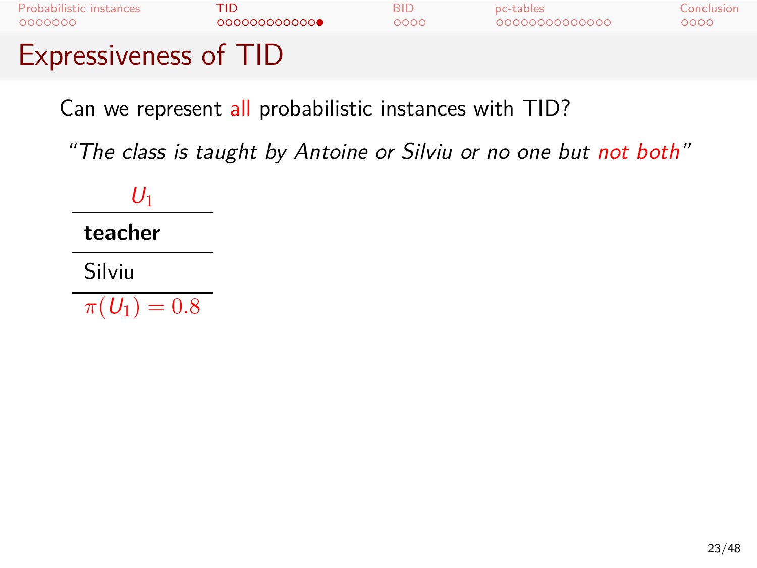# Expressiveness of TID

Can we represent all probabilistic instances with TID?

*"The class is taught by Antoine or Silviu or no one but not both"*

| $U_1$ |
|---|
| **teacher** |
| Silviu |
| $\pi(U_1) = 0.8$ |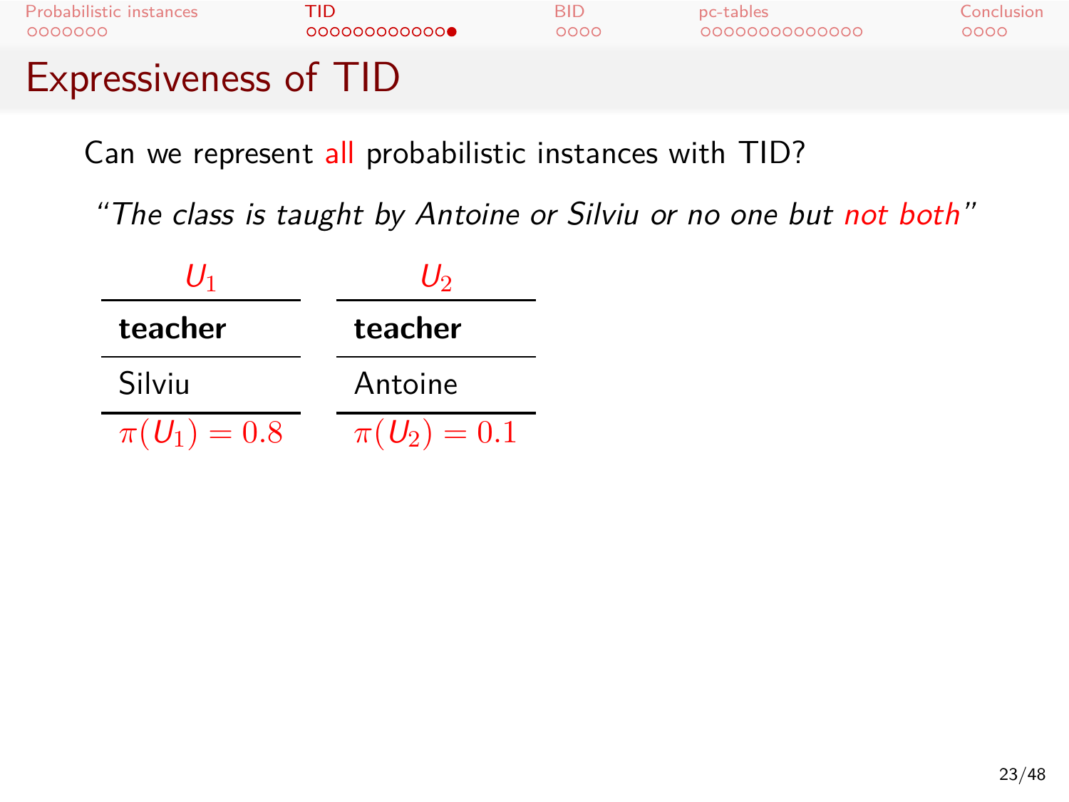# Expressiveness of TID

Can we represent all probabilistic instances with TID?

*"The class is taught by Antoine or Silviu or no one but not both"*

| $U_1$ |
|---|
| **teacher** |
| Silviu |
| $\pi(U_1) = 0.8$ |

| $U_2$ |
|---|
| **teacher** |
| Antoine |
| $\pi(U_2) = 0.1$ |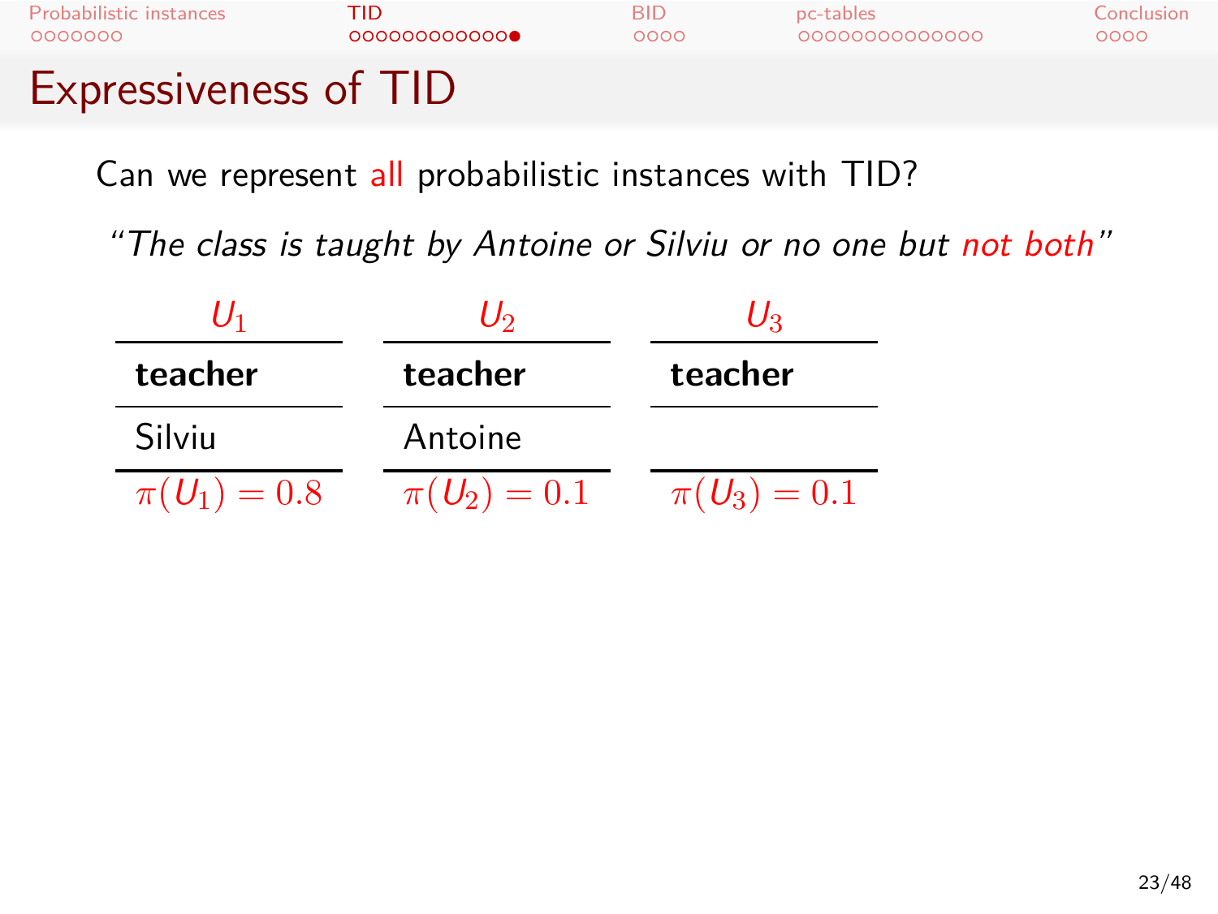# Expressiveness of TID

Can we represent all probabilistic instances with TID?

*"The class is taught by Antoine or Silviu or no one but not both"*

**$U_1$**

| teacher |
| --- |
| Silviu |
| $\pi(U_1) = 0.8$ |

**$U_2$**

| teacher |
| --- |
| Antoine |
| $\pi(U_2) = 0.1$ |

**$U_3$**

| teacher |
| --- |
| |
| $\pi(U_3) = 0.1$ |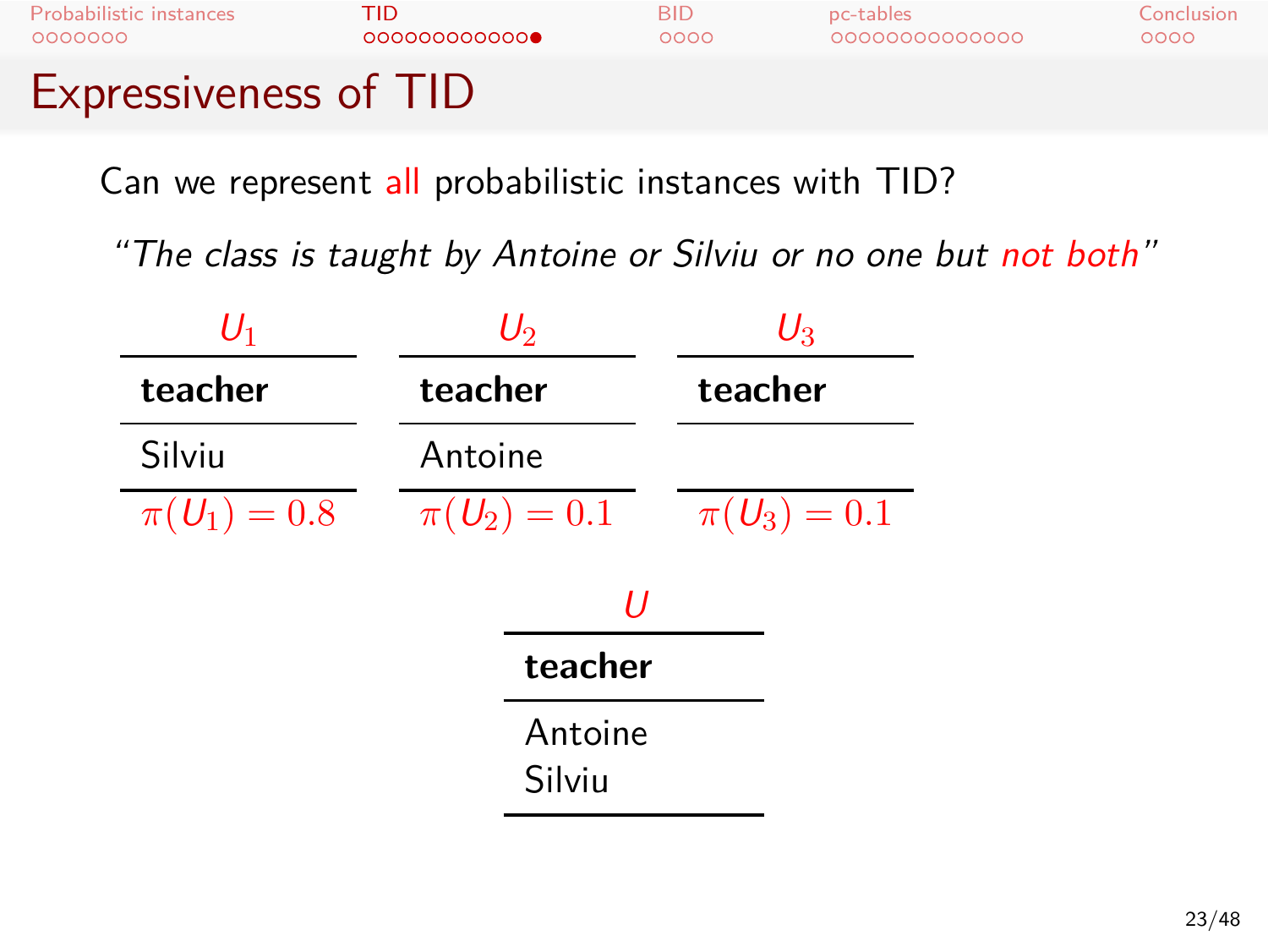# Expressiveness of TID

Can we represent all probabilistic instances with TID?

*"The class is taught by Antoine or Silviu or no one but not both"*

$U_1$

| teacher |
|---|
| Silviu |

$\pi(U_1) = 0.8$

$U_2$

| teacher |
|---|
| Antoine |

$\pi(U_2) = 0.1$

$U_3$

| teacher |
|---|
| |

$\pi(U_3) = 0.1$

$U$

| teacher |
|---|
| Antoine |
| Silviu |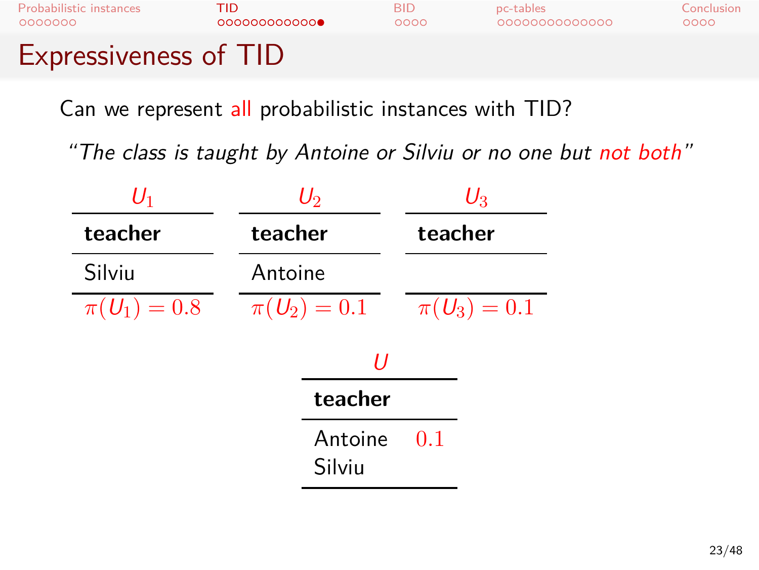# Expressiveness of TID

Can we represent all probabilistic instances with TID?

*"The class is taught by Antoine or Silviu or no one but not both"*

$U_1$

| teacher |
| --- |
| Silviu |

$\pi(U_1) = 0.8$

$U_2$

| teacher |
| --- |
| Antoine |

$\pi(U_2) = 0.1$

$U_3$

| teacher |
| --- |
| |

$\pi(U_3) = 0.1$

$U$

| teacher | |
| --- | --- |
| Antoine | $0.1$ |
| Silviu | |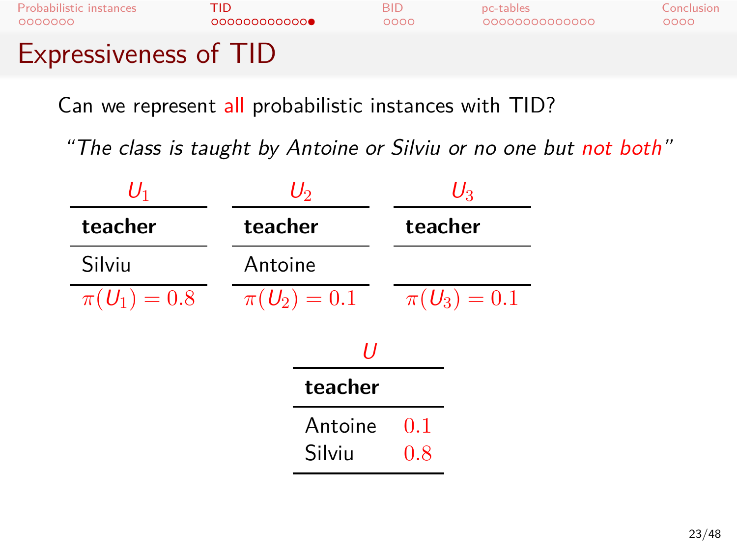# Expressiveness of TID

Can we represent all probabilistic instances with TID?

*"The class is taught by Antoine or Silviu or no one but not both"*

$U_1$

| teacher |
| --- |
| Silviu |
| $\pi(U_1) = 0.8$ |

$U_2$

| teacher |
| --- |
| Antoine |
| $\pi(U_2) = 0.1$ |

$U_3$

| teacher |
| --- |
| |
| $\pi(U_3) = 0.1$ |

$U$

| teacher | |
| --- | --- |
| Antoine | $0.1$ |
| Silviu | $0.8$ |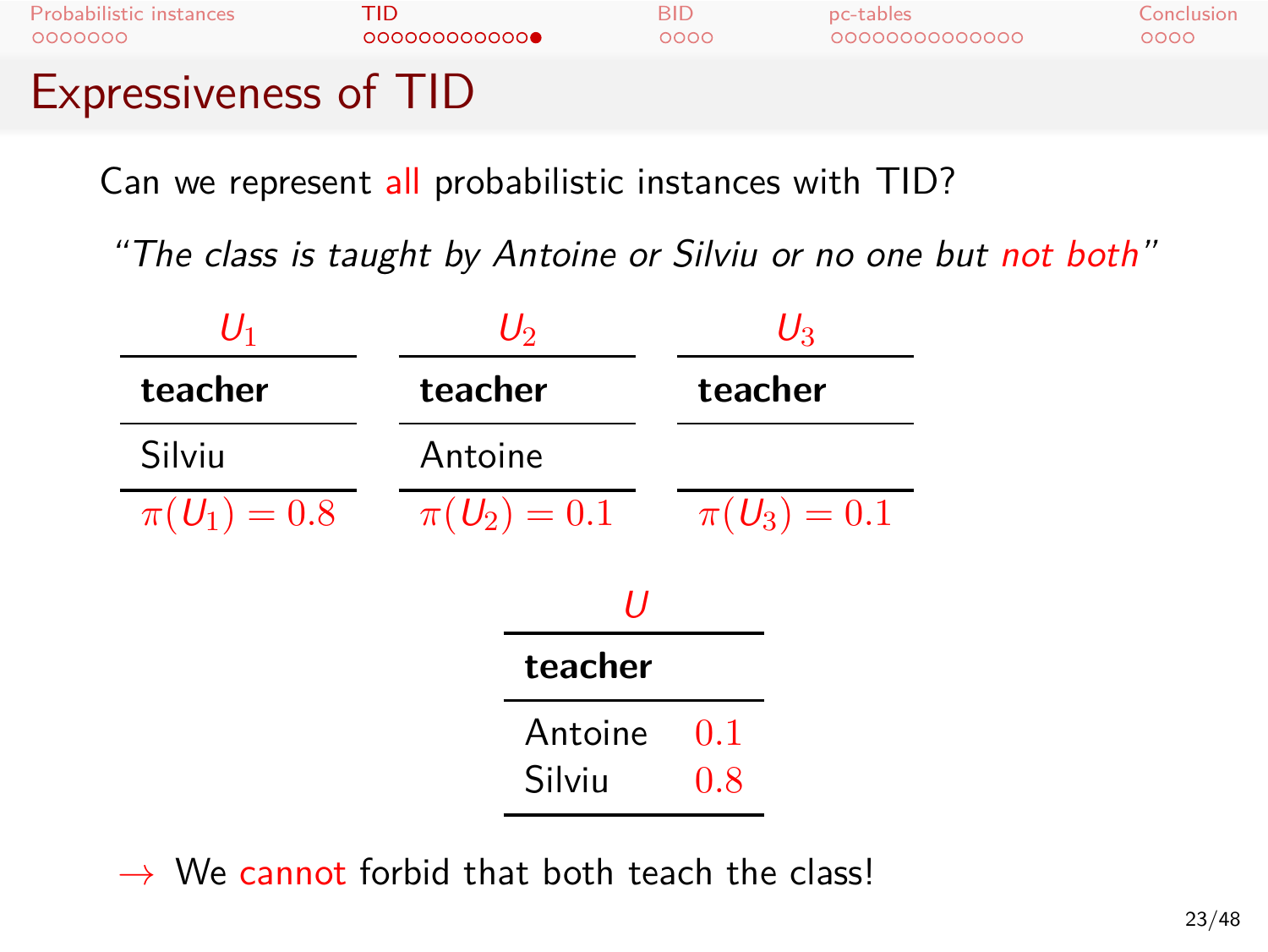# Expressiveness of TID

Can we represent all probabilistic instances with TID?

*"The class is taught by Antoine or Silviu or no one but not both"*

$U_1$

| teacher |
|---|
| Silviu |

$\pi(U_1) = 0.8$

$U_2$

| teacher |
|---|
| Antoine |

$\pi(U_2) = 0.1$

$U_3$

| teacher |
|---|
| |

$\pi(U_3) = 0.1$

$U$

| teacher | |
|---|---|
| Antoine | $0.1$ |
| Silviu | $0.8$ |

$\rightarrow$ We cannot forbid that both teach the class!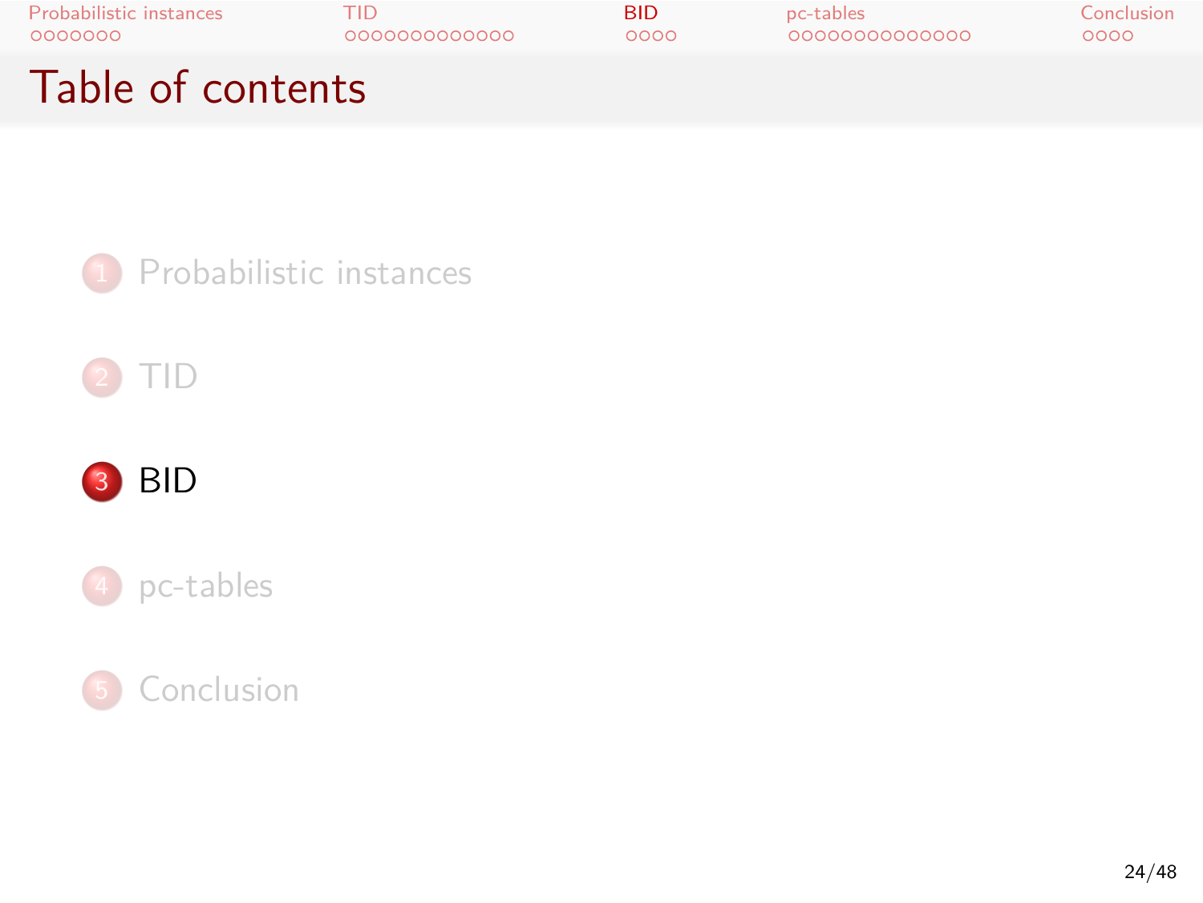# Table of contents

1. Probabilistic instances
2. TID
3. BID
4. pc-tables
5. Conclusion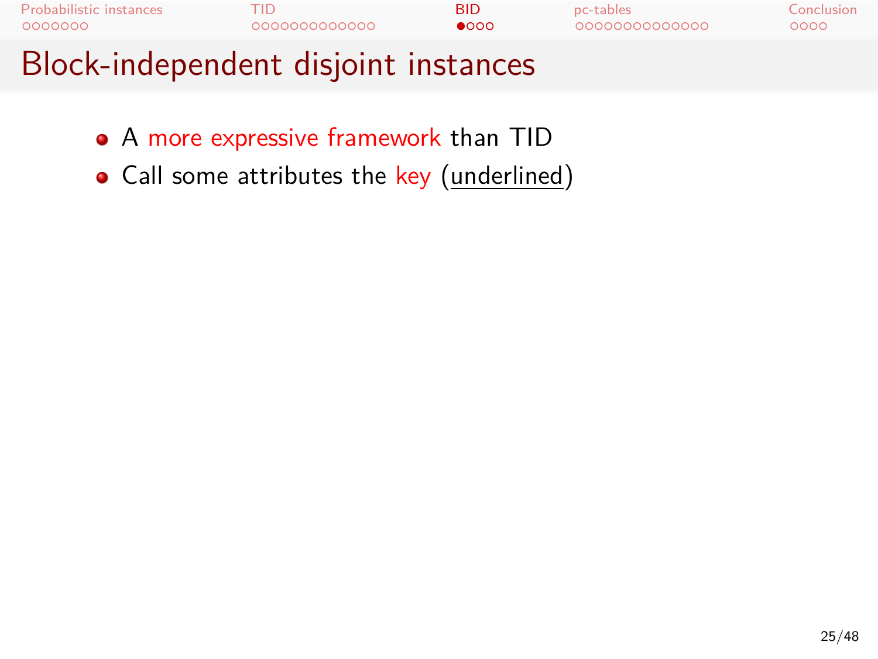# Block-independent disjoint instances

- A more expressive framework than TID
- Call some attributes the key (<u>underlined</u>)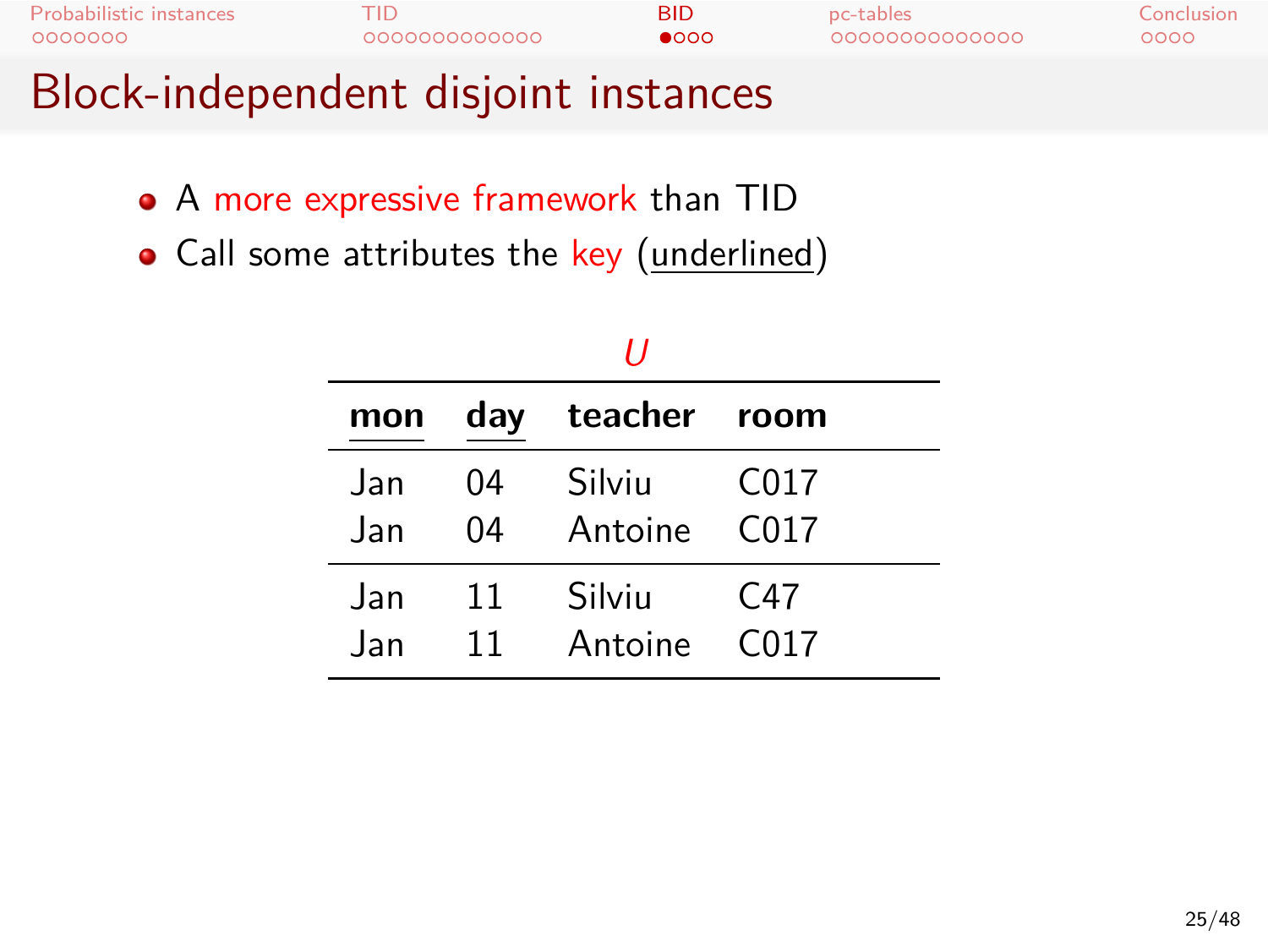# Block-independent disjoint instances

- A more expressive framework than TID
- Call some attributes the key (underlined)

*U*

| <u>mon</u> | <u>day</u> | teacher | room |
|---|---|---|---|
| Jan | 04 | Silviu | C017 |
| Jan | 04 | Antoine | C017 |
| Jan | 11 | Silviu | C47 |
| Jan | 11 | Antoine | C017 |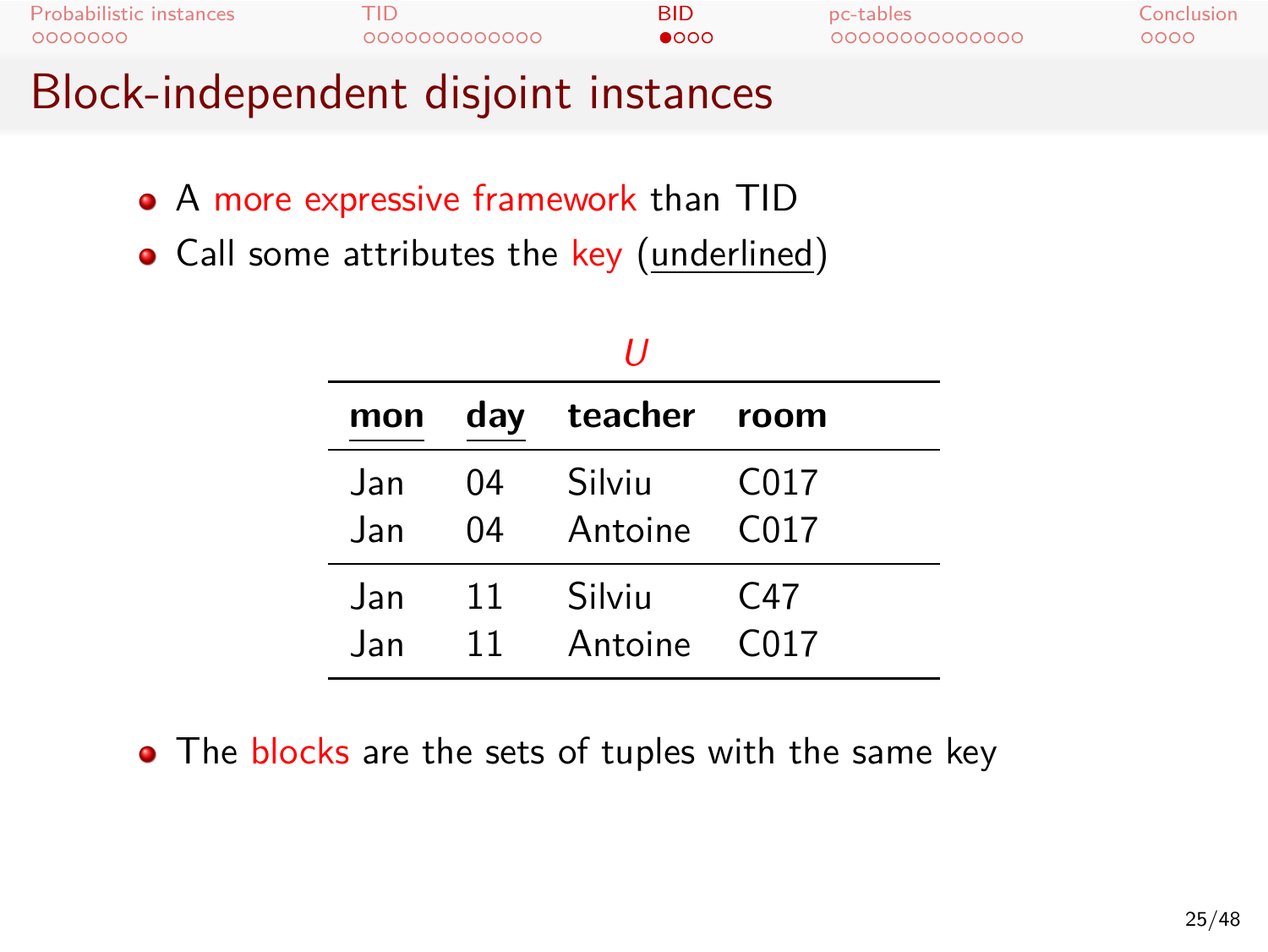# Block-independent disjoint instances

- A more expressive framework than TID
- Call some attributes the key (underlined)

*U*

| <u>mon</u> | <u>day</u> | teacher | room |
|---|---|---|---|
| Jan | 04 | Silviu | C017 |
| Jan | 04 | Antoine | C017 |
| Jan | 11 | Silviu | C47 |
| Jan | 11 | Antoine | C017 |

- The blocks are the sets of tuples with the same key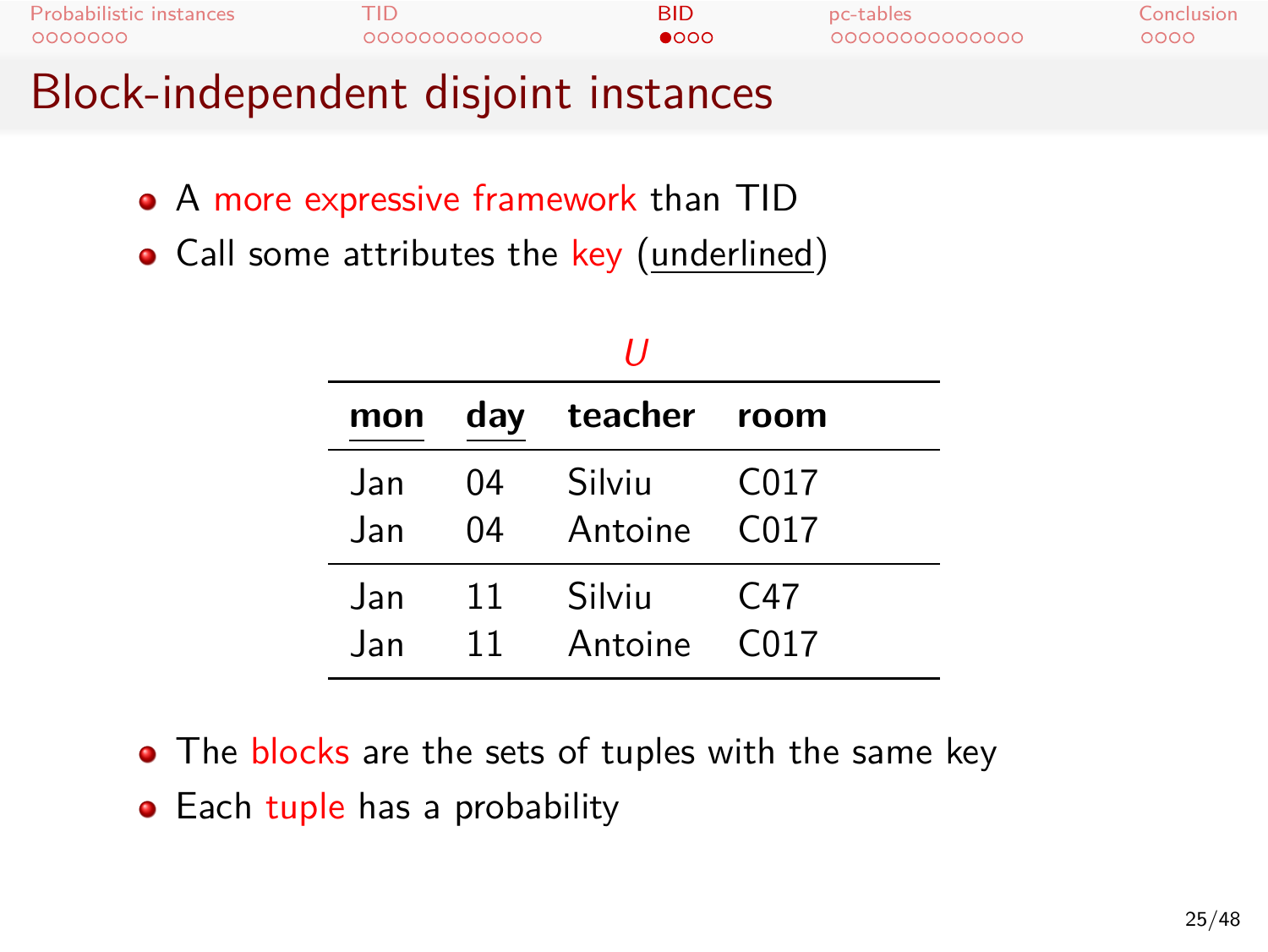# Block-independent disjoint instances

- A more expressive framework than TID
- Call some attributes the key (<u>underlined</u>)

*U*

| <u>mon</u> | <u>day</u> | teacher | room |
|---|---|---|---|
| Jan | 04 | Silviu | C017 |
| Jan | 04 | Antoine | C017 |
| Jan | 11 | Silviu | C47 |
| Jan | 11 | Antoine | C017 |

- The blocks are the sets of tuples with the same key
- Each tuple has a probability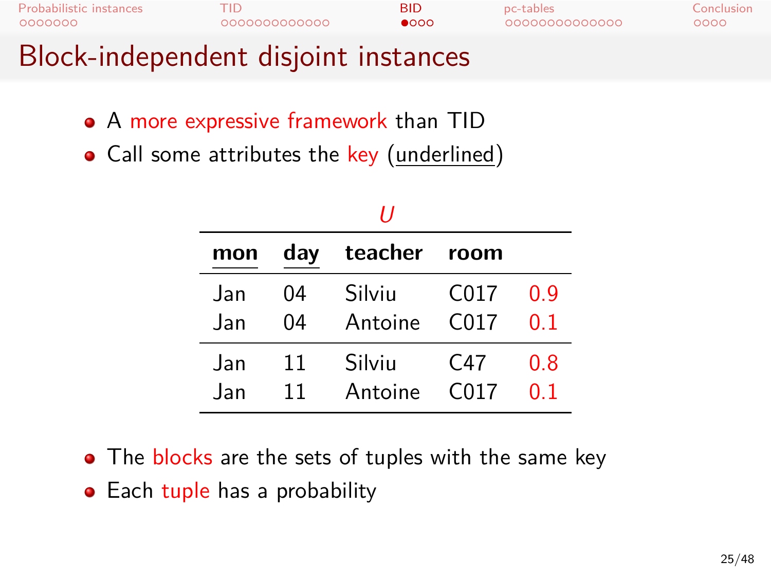# Block-independent disjoint instances

- A more expressive framework than TID
- Call some attributes the key (underlined)

*U*

| <u>mon</u> | <u>day</u> | teacher | room | |
|---|---|---|---|---|
| Jan | 04 | Silviu | C017 | 0.9 |
| Jan | 04 | Antoine | C017 | 0.1 |
| Jan | 11 | Silviu | C47 | 0.8 |
| Jan | 11 | Antoine | C017 | 0.1 |

- The blocks are the sets of tuples with the same key
- Each tuple has a probability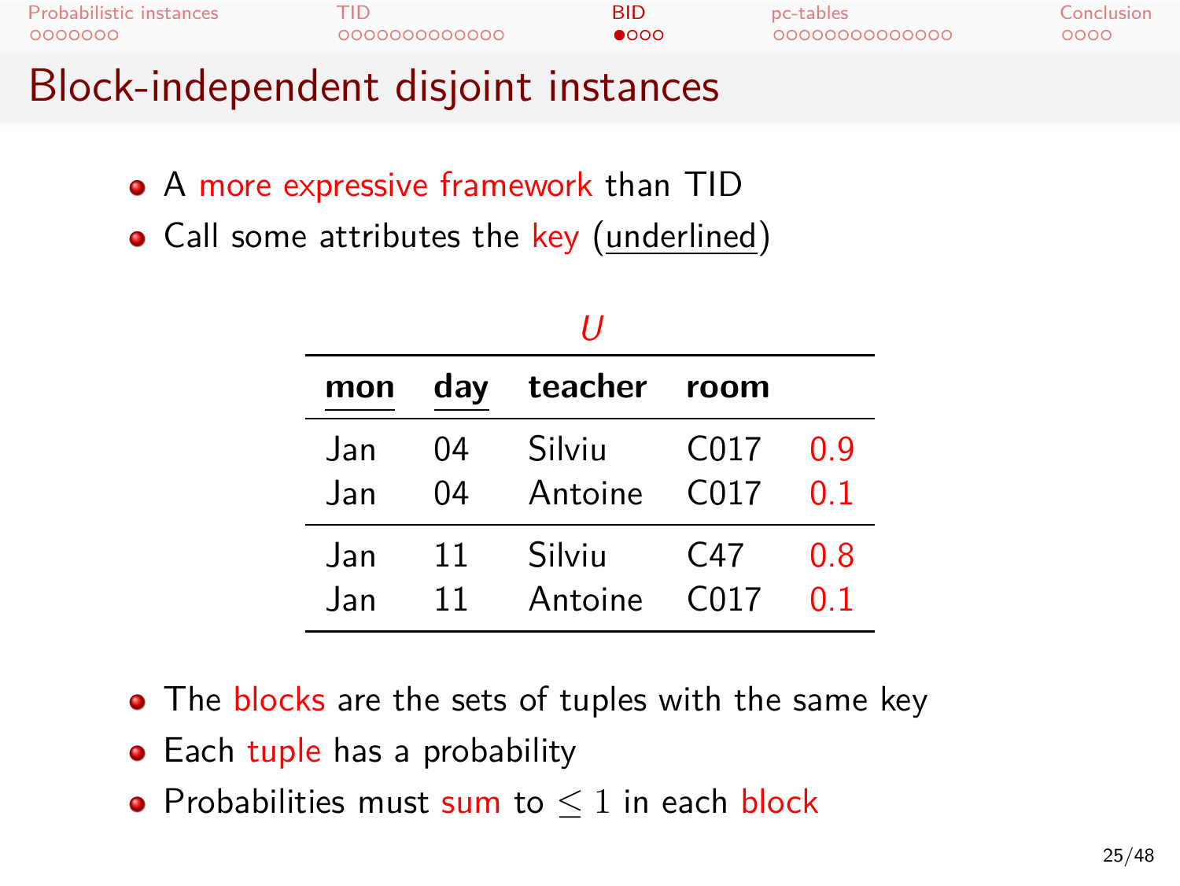# Block-independent disjoint instances

- A more expressive framework than TID
- Call some attributes the key (underlined)

*U*

| mon | day | teacher | room | |
|---|---|---|---|---|
| Jan | 04 | Silviu | C017 | 0.9 |
| Jan | 04 | Antoine | C017 | 0.1 |
| Jan | 11 | Silviu | C47 | 0.8 |
| Jan | 11 | Antoine | C017 | 0.1 |

- The blocks are the sets of tuples with the same key
- Each tuple has a probability
- Probabilities must sum to $\leq 1$ in each block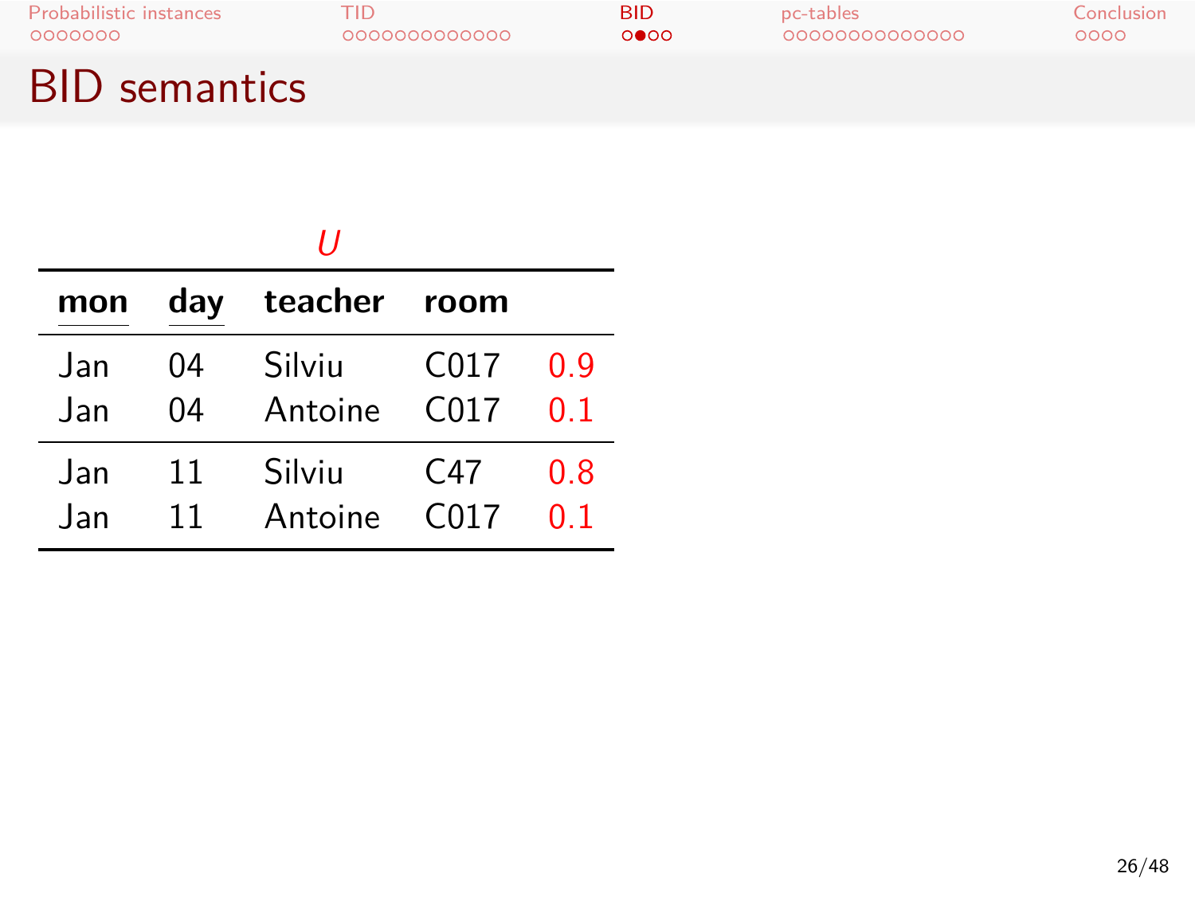## BID semantics

*U*

| mon | day | teacher | room | |
|---|---|---|---|---|
| Jan | 04 | Silviu | C017 | 0.9 |
| Jan | 04 | Antoine | C017 | 0.1 |
| Jan | 11 | Silviu | C47 | 0.8 |
| Jan | 11 | Antoine | C017 | 0.1 |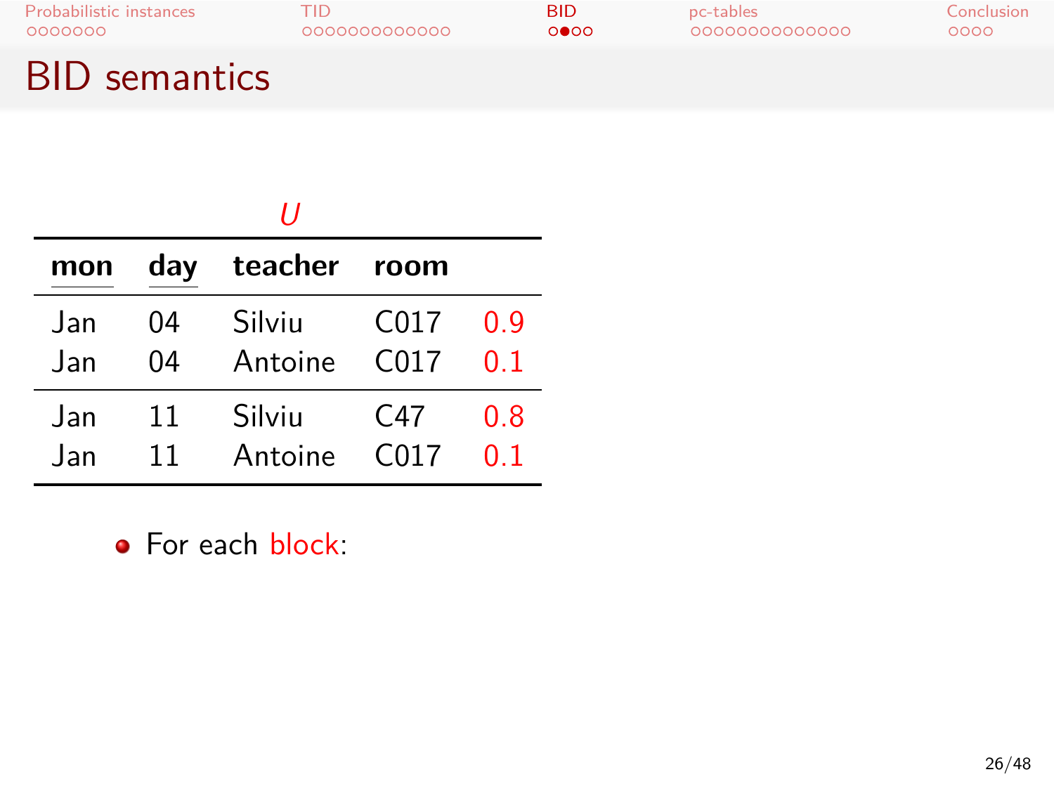# BID semantics

*U*

| mon | day | teacher | room | |
|---|---|---|---|---|
| Jan | 04 | Silviu | C017 | 0.9 |
| Jan | 04 | Antoine | C017 | 0.1 |
| Jan | 11 | Silviu | C47 | 0.8 |
| Jan | 11 | Antoine | C017 | 0.1 |

- For each block: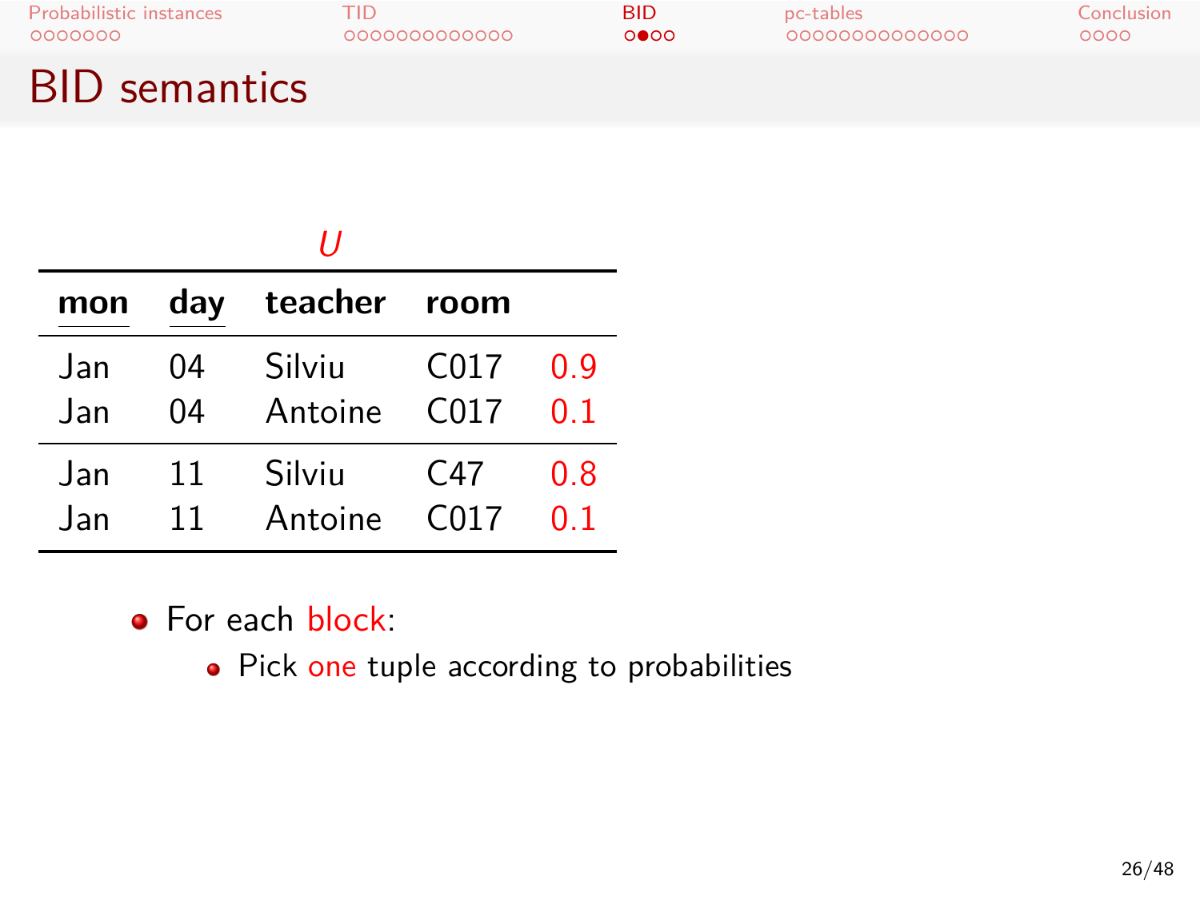# BID semantics

*U*

| mon | day | teacher | room | |
|---|---|---|---|---|
| Jan | 04 | Silviu | C017 | 0.9 |
| Jan | 04 | Antoine | C017 | 0.1 |
| Jan | 11 | Silviu | C47 | 0.8 |
| Jan | 11 | Antoine | C017 | 0.1 |

- For each block:
  - Pick one tuple according to probabilities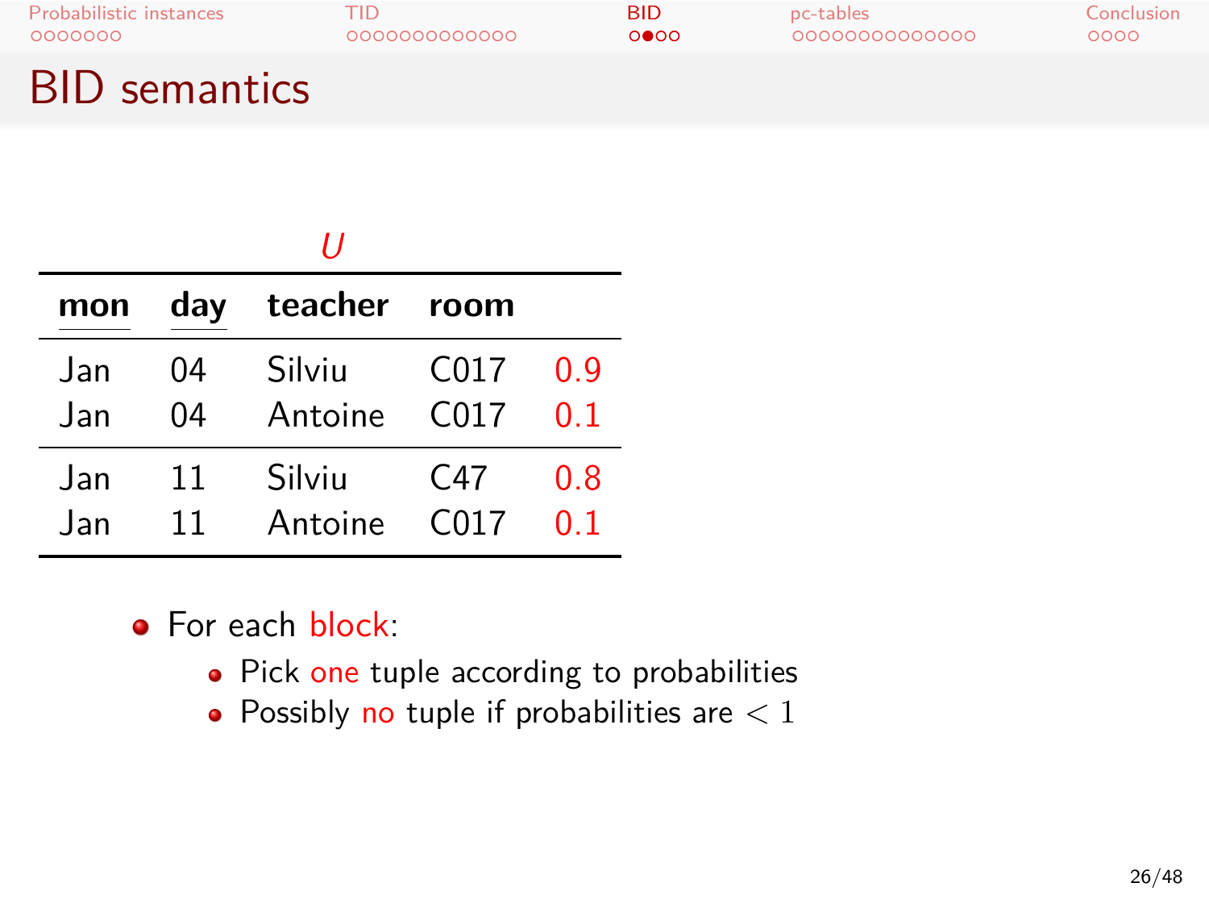# BID semantics

*U*

| mon | day | teacher | room | |
|---|---|---|---|---|
| Jan | 04 | Silviu | C017 | 0.9 |
| Jan | 04 | Antoine | C017 | 0.1 |
| Jan | 11 | Silviu | C47 | 0.8 |
| Jan | 11 | Antoine | C017 | 0.1 |

- For each block:
  - Pick one tuple according to probabilities
  - Possibly no tuple if probabilities are $< 1$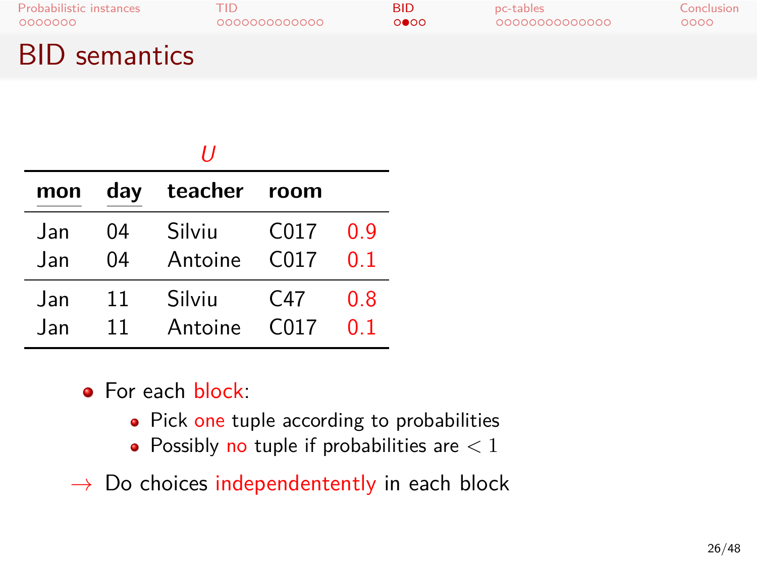# BID semantics

*U*

| mon | day | teacher | room | |
|---|---|---|---|---|
| Jan | 04 | Silviu | C017 | 0.9 |
| Jan | 04 | Antoine | C017 | 0.1 |
| Jan | 11 | Silviu | C47 | 0.8 |
| Jan | 11 | Antoine | C017 | 0.1 |

- For each block:
  - Pick one tuple according to probabilities
  - Possibly no tuple if probabilities are $< 1$

$\rightarrow$ Do choices independentently in each block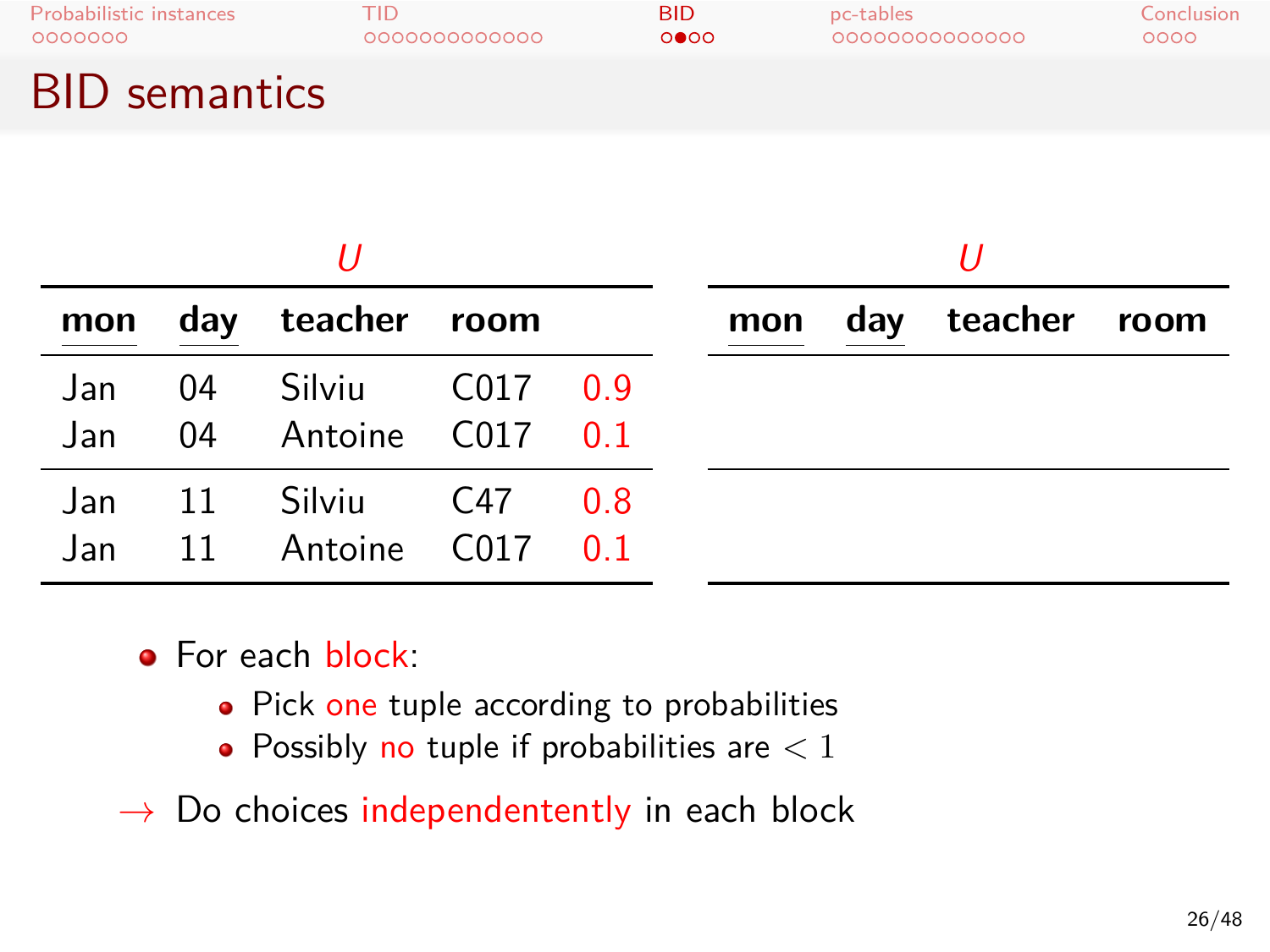# BID semantics

**U**

| mon | day | teacher | room | |
|---|---|---|---|---|
| Jan | 04 | Silviu | C017 | 0.9 |
| Jan | 04 | Antoine | C017 | 0.1 |
| Jan | 11 | Silviu | C47 | 0.8 |
| Jan | 11 | Antoine | C017 | 0.1 |

**U**

| mon | day | teacher | room |
|---|---|---|---|
| | | | |

- For each block:
  - Pick one tuple according to probabilities
  - Possibly no tuple if probabilities are $< 1$

→ Do choices independententl in each block

# BID semantics

**U**

| mon | day | teacher | room | |
|---|---|---|---|---|
| Jan | 04 | Silviu | C017 | 0.9 |
| Jan | 04 | Antoine | C017 | 0.1 |
| Jan | 11 | Silviu | C47 | 0.8 |
| Jan | 11 | Antoine | C017 | 0.1 |

**U**

| mon | day | teacher | room |
|---|---|---|---|
| | | | |

- For each block:
  - Pick one tuple according to probabilities
  - Possibly no tuple if probabilities are $< 1$

→ Do choices independententently in each block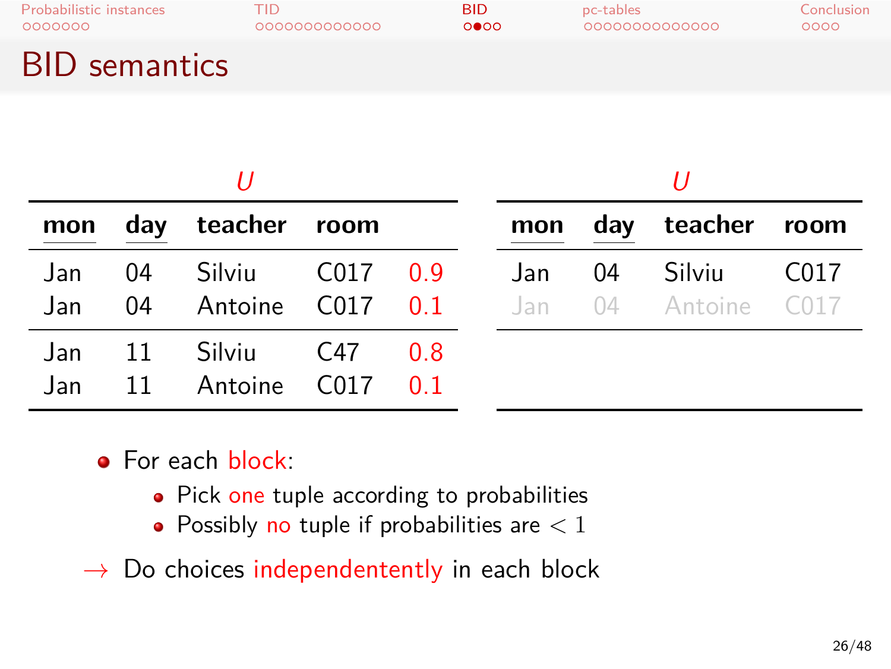# BID semantics

*U*

| mon | day | teacher | room | |
|---|---|---|---|---|
| Jan | 04 | Silviu | C017 | 0.9 |
| Jan | 04 | Antoine | C017 | 0.1 |
| Jan | 11 | Silviu | C47 | 0.8 |
| Jan | 11 | Antoine | C017 | 0.1 |

*U*

| mon | day | teacher | room |
|---|---|---|---|
| Jan | 04 | Silviu | C017 |
| Jan | 04 | Antoine | C017 |

- For each block:
  - Pick one tuple according to probabilities
  - Possibly no tuple if probabilities are $< 1$

→ Do choices independentently in each block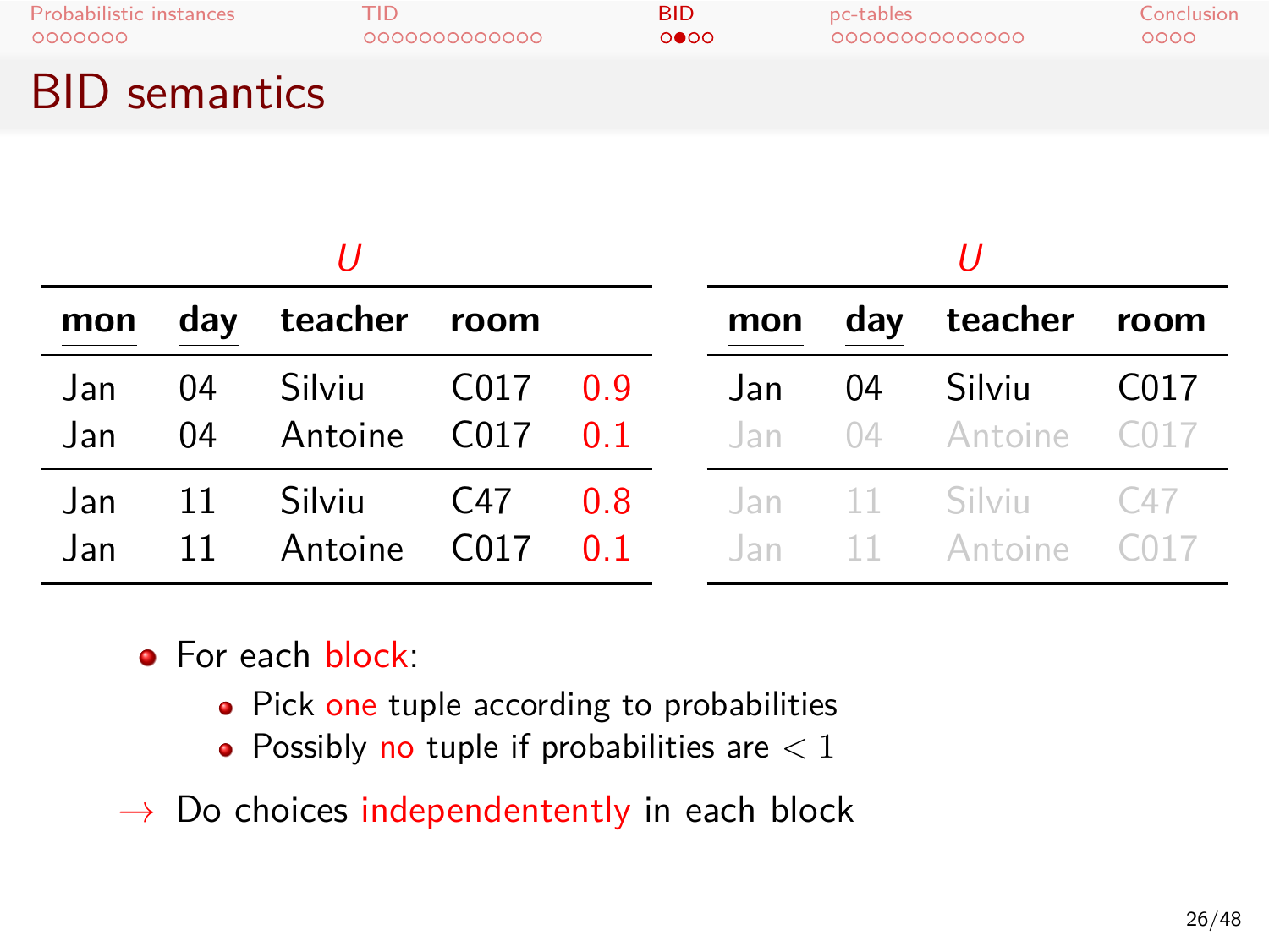# BID semantics

**U**

| mon | day | teacher | room | |
|---|---|---|---|---|
| Jan | 04 | Silviu | C017 | 0.9 |
| Jan | 04 | Antoine | C017 | 0.1 |
| Jan | 11 | Silviu | C47 | 0.8 |
| Jan | 11 | Antoine | C017 | 0.1 |

**U**

| mon | day | teacher | room |
|---|---|---|---|
| Jan | 04 | Silviu | C017 |
| Jan | 04 | Antoine | C017 |
| Jan | 11 | Silviu | C47 |
| Jan | 11 | Antoine | C017 |

- For each block:
  - Pick one tuple according to probabilities
  - Possibly no tuple if probabilities are $< 1$

$\rightarrow$ Do choices independentently in each block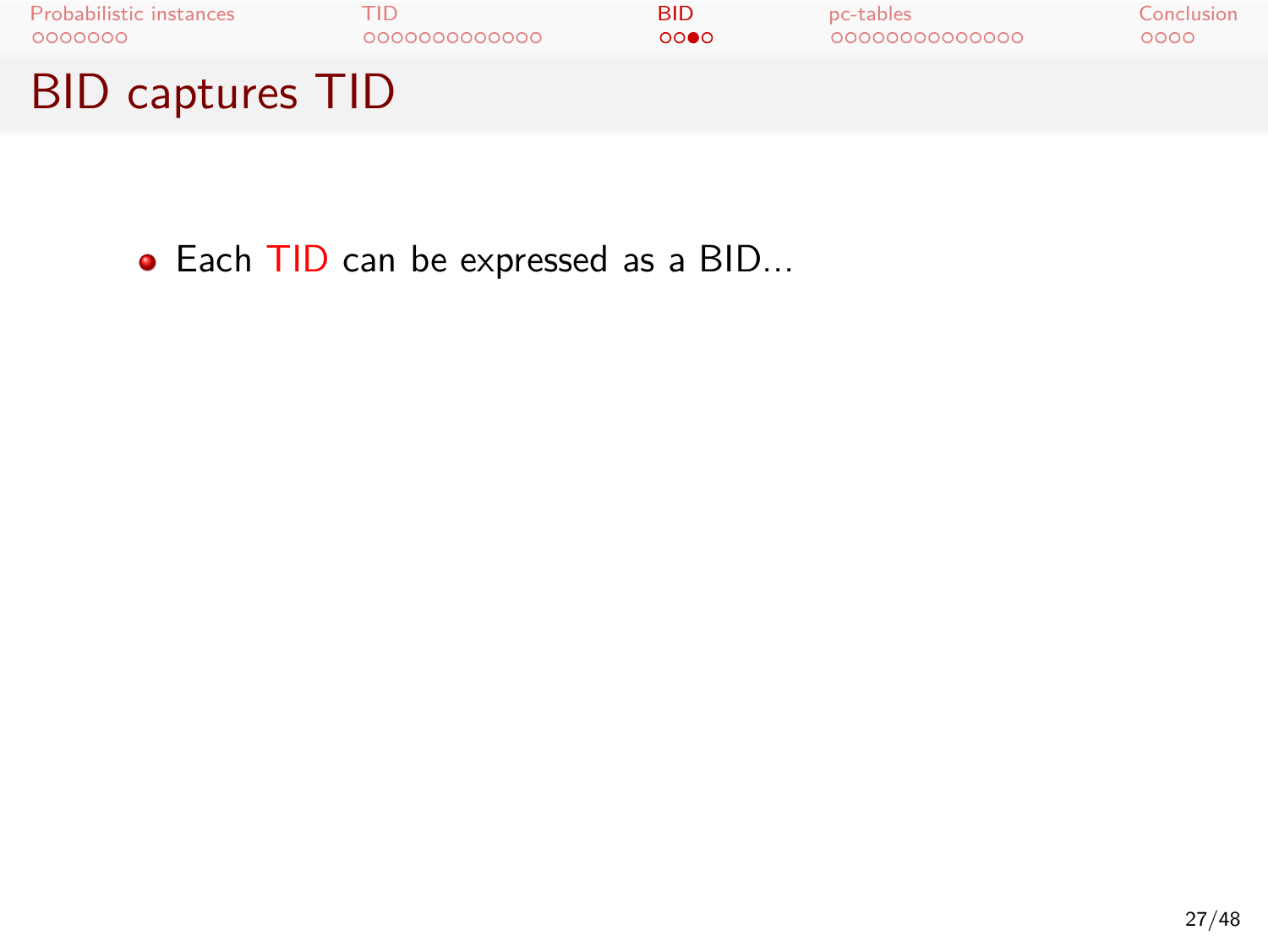# BID captures TID

- Each TID can be expressed as a BID...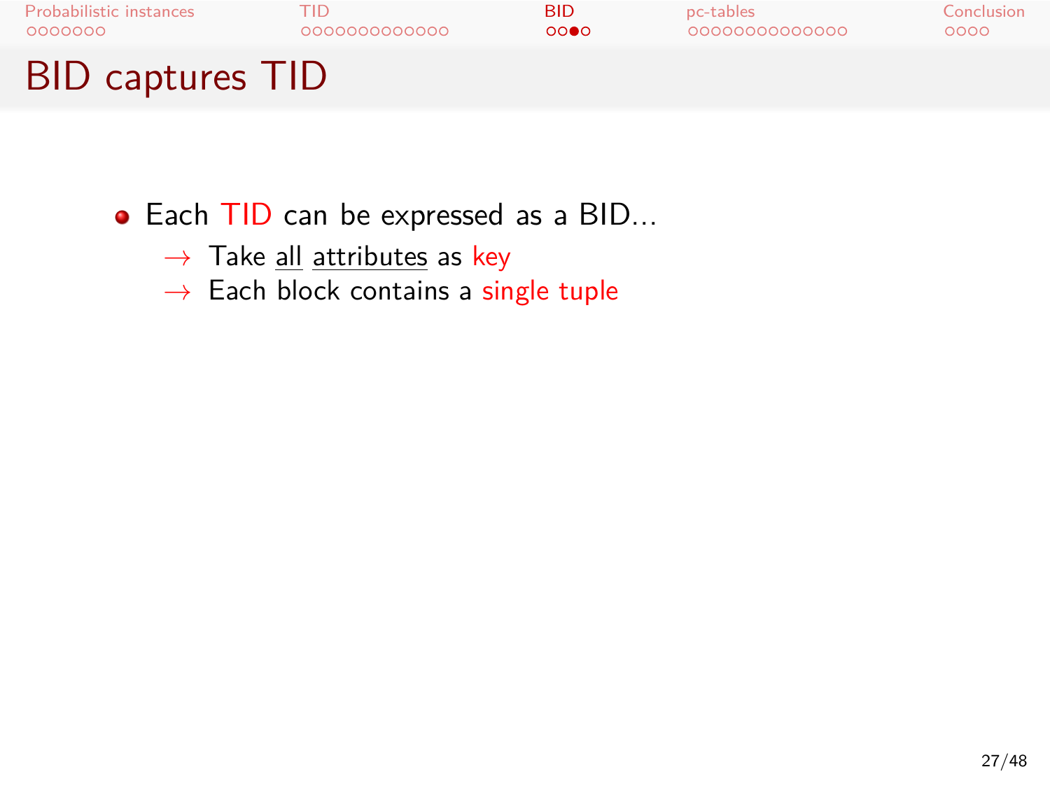# BID captures TID

- Each TID can be expressed as a BID...
  - → Take all attributes as key
  - → Each block contains a single tuple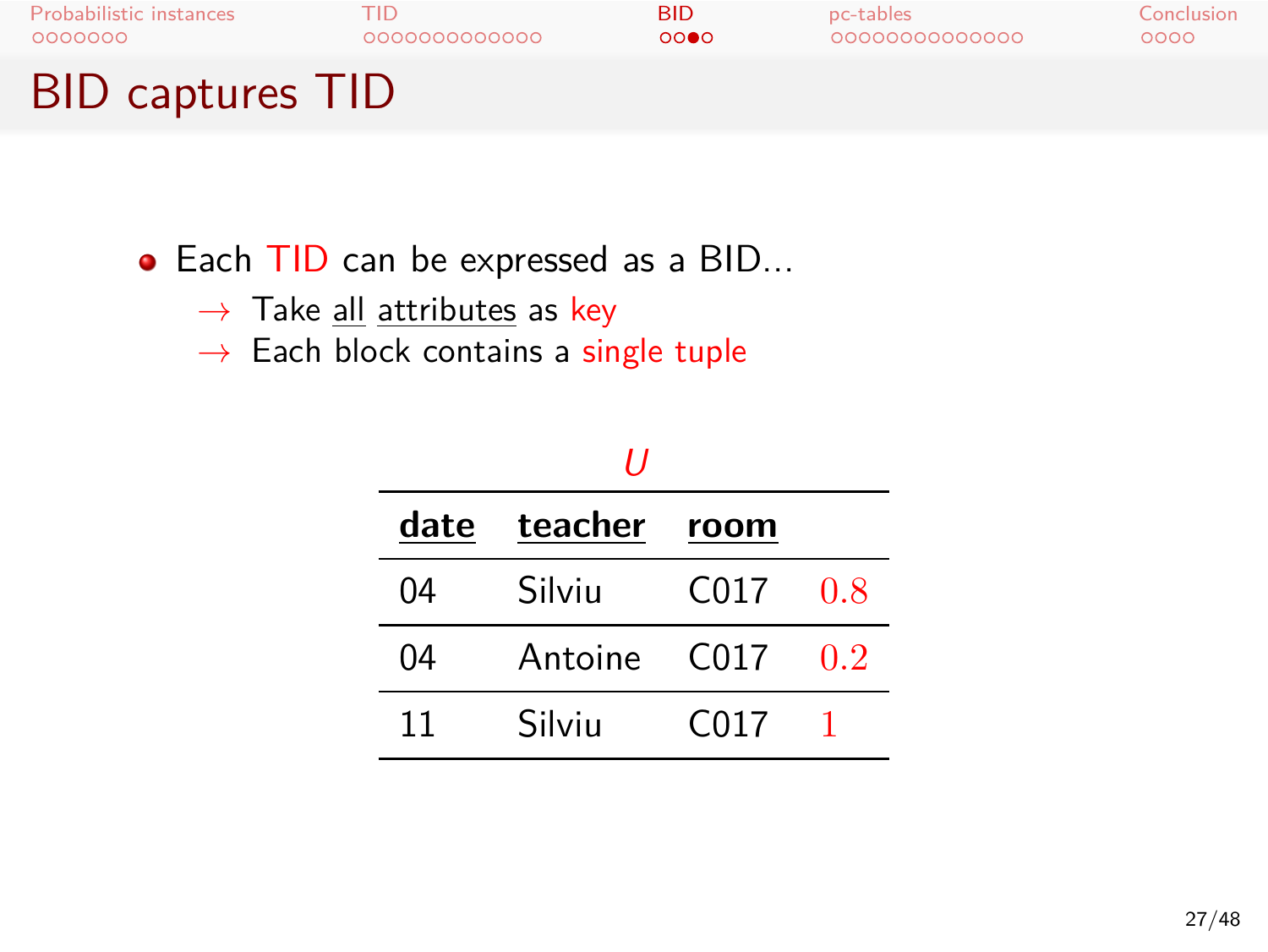# BID captures TID

- Each TID can be expressed as a BID...
  - → Take all attributes as key
  - → Each block contains a single tuple

*U*

| date | teacher | room | |
|---|---|---|---|
| 04 | Silviu | C017 | 0.8 |
| 04 | Antoine | C017 | 0.2 |
| 11 | Silviu | C017 | 1 |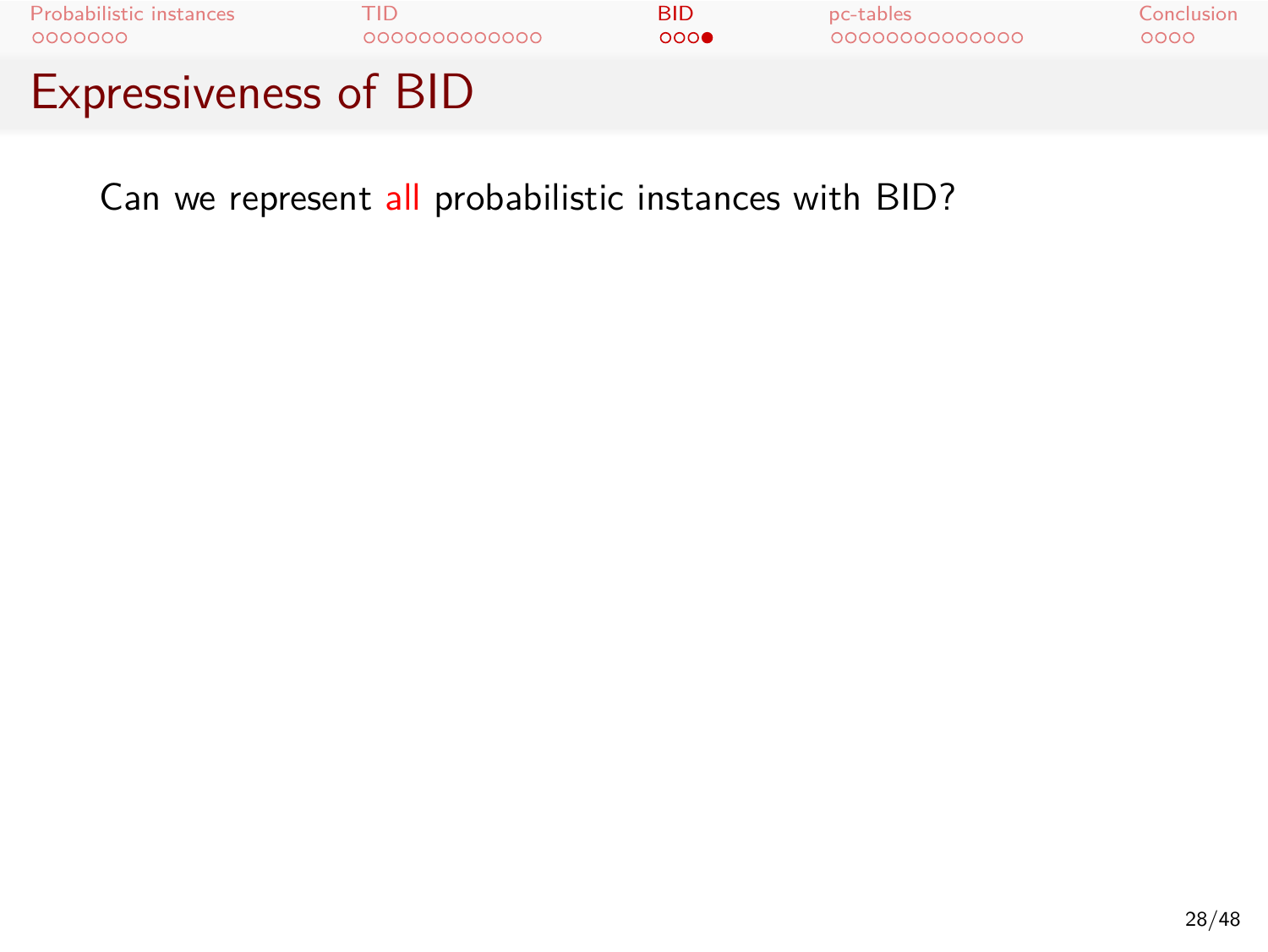# Expressiveness of BID

Can we represent all probabilistic instances with BID?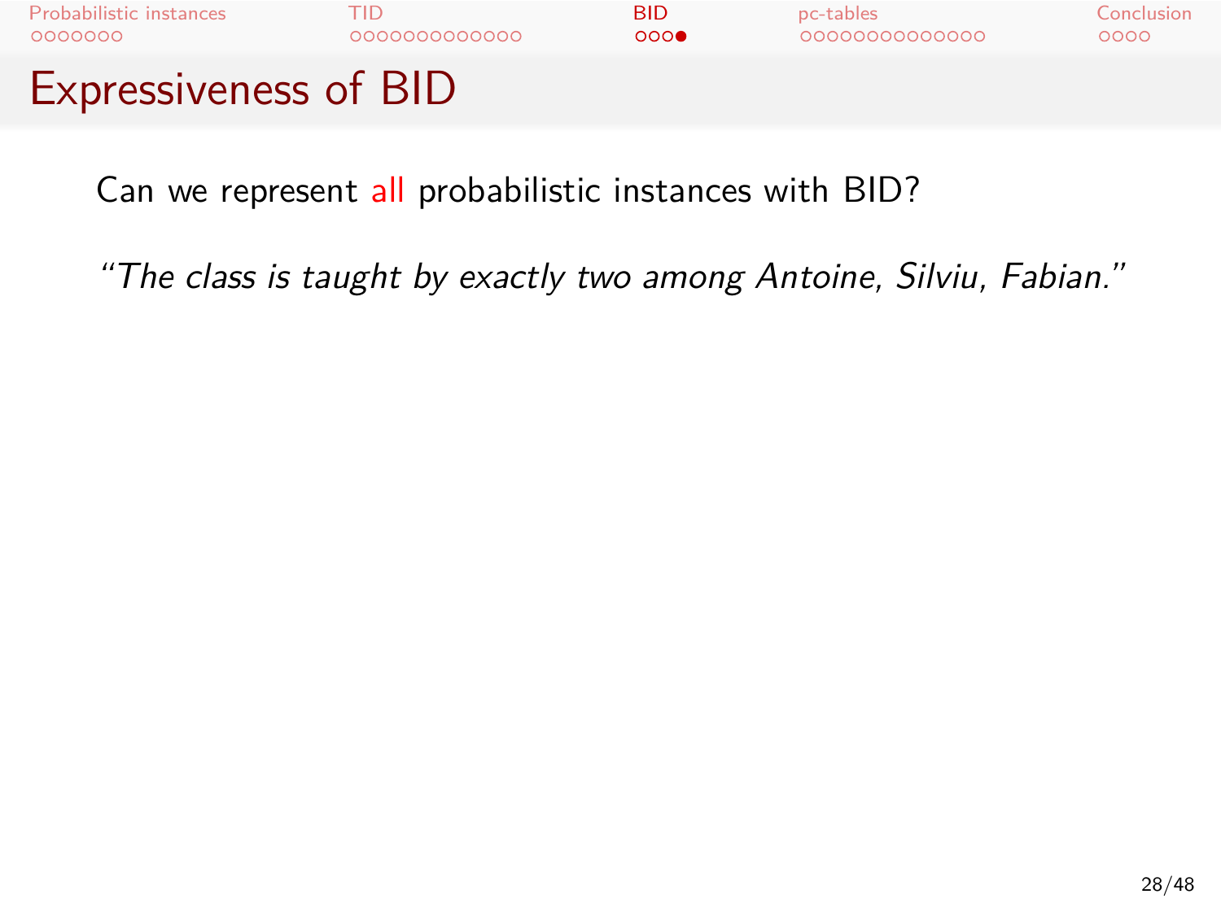# Expressiveness of BID

Can we represent all probabilistic instances with BID?

*"The class is taught by exactly two among Antoine, Silviu, Fabian."*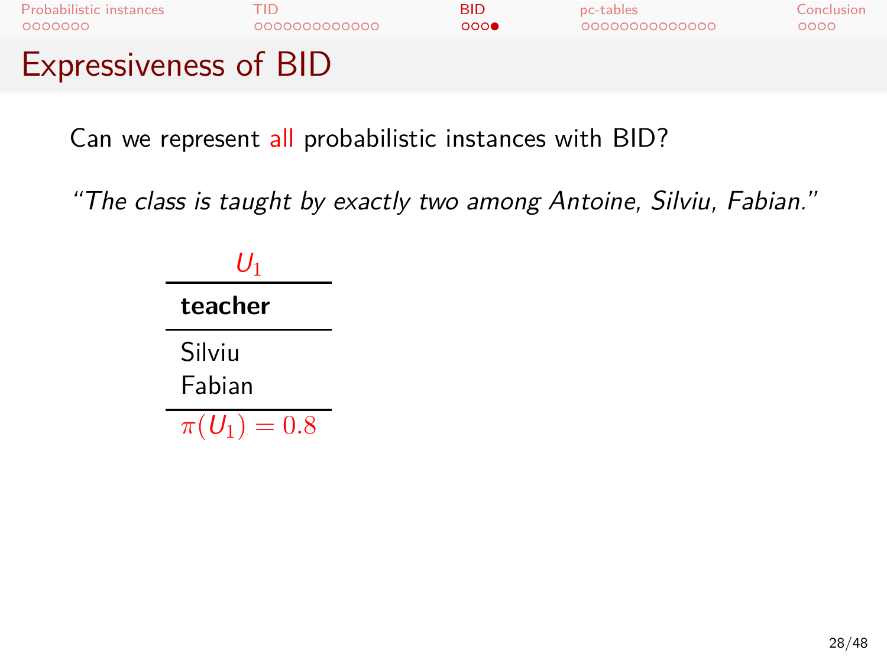# Expressiveness of BID

Can we represent all probabilistic instances with BID?

*"The class is taught by exactly two among Antoine, Silviu, Fabian."*

$U_1$

| **teacher** |
|---|
| Silviu |
| Fabian |
| $\pi(U_1) = 0.8$ |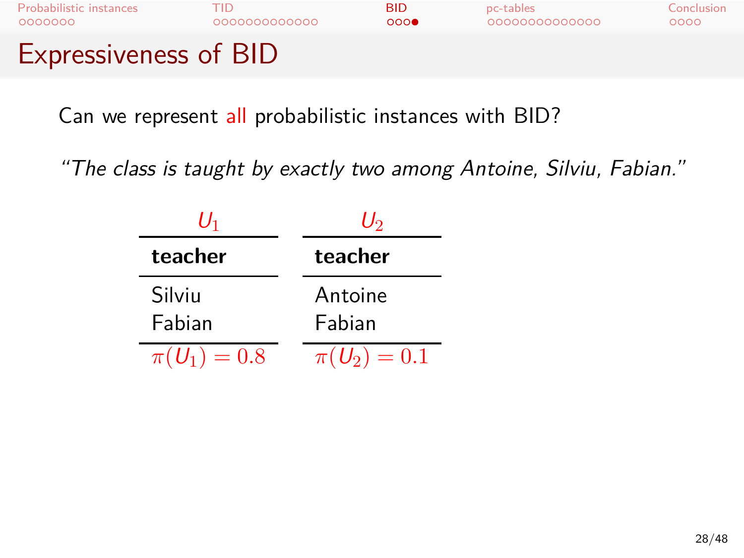# Expressiveness of BID

Can we represent all probabilistic instances with BID?

*"The class is taught by exactly two among Antoine, Silviu, Fabian."*

| $U_1$ |
| --- |
| **teacher** |
| Silviu |
| Fabian |
| $\pi(U_1) = 0.8$ |

| $U_2$ |
| --- |
| **teacher** |
| Antoine |
| Fabian |
| $\pi(U_2) = 0.1$ |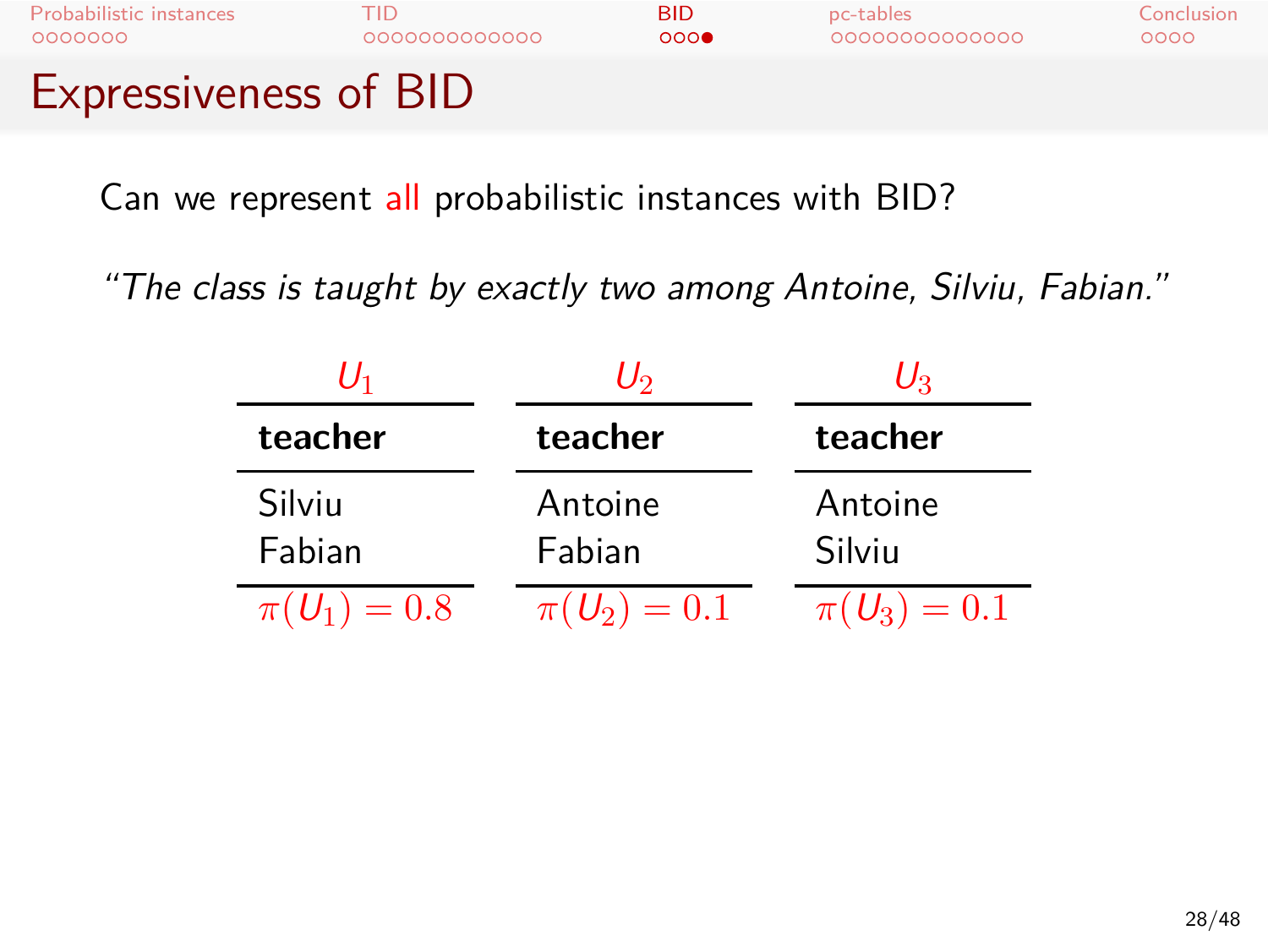# Expressiveness of BID

Can we represent all probabilistic instances with BID?

*"The class is taught by exactly two among Antoine, Silviu, Fabian."*

$U_1$

| teacher |
| --- |
| Silviu |
| Fabian |
| $\pi(U_1) = 0.8$ |

$U_2$

| teacher |
| --- |
| Antoine |
| Fabian |
| $\pi(U_2) = 0.1$ |

$U_3$

| teacher |
| --- |
| Antoine |
| Silviu |
| $\pi(U_3) = 0.1$ |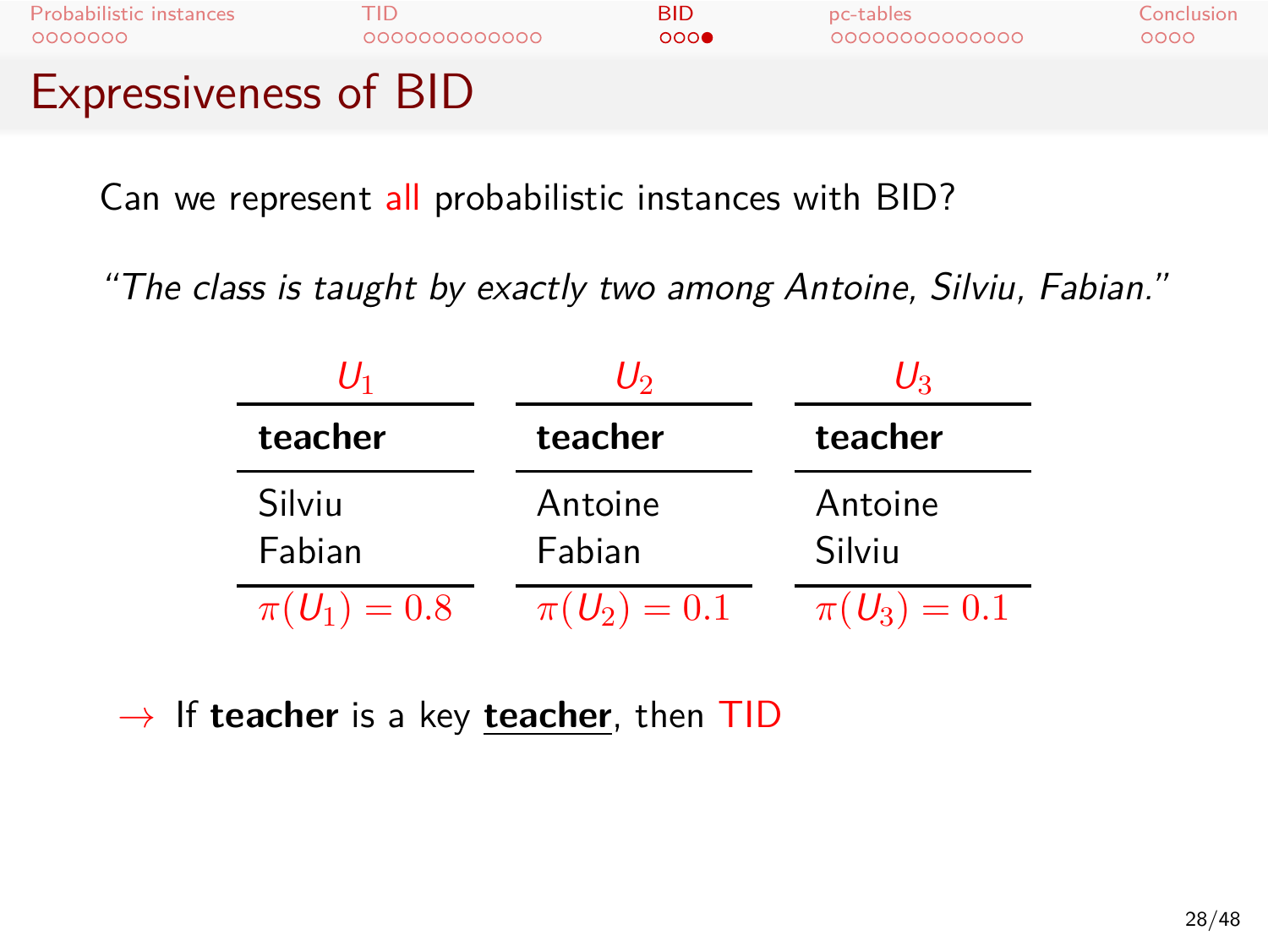# Expressiveness of BID

Can we represent all probabilistic instances with BID?

*"The class is taught by exactly two among Antoine, Silviu, Fabian."*

| $U_1$ |
|---|
| **teacher** |
| Silviu |
| Fabian |
| $\pi(U_1) = 0.8$ |

| $U_2$ |
|---|
| **teacher** |
| Antoine |
| Fabian |
| $\pi(U_2) = 0.1$ |

| $U_3$ |
|---|
| **teacher** |
| Antoine |
| Silviu |
| $\pi(U_3) = 0.1$ |

→ If **teacher** is a key **teacher**, then TID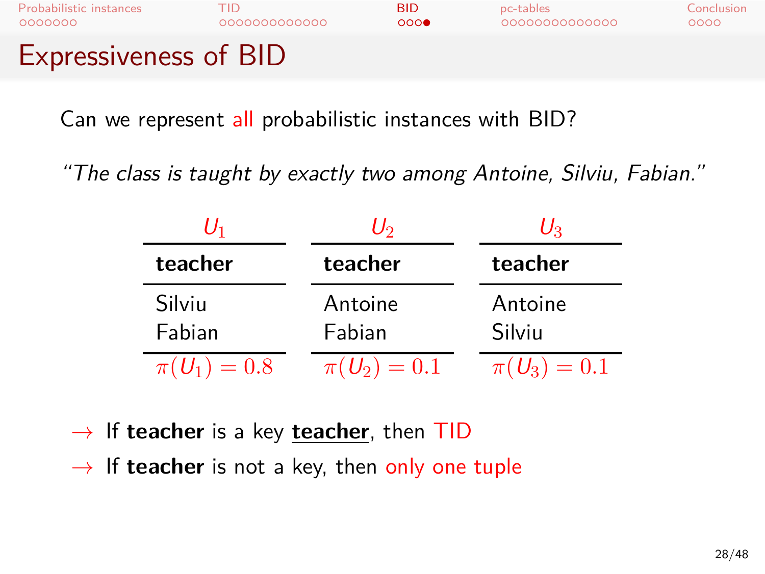# Expressiveness of BID

Can we represent all probabilistic instances with BID?

*"The class is taught by exactly two among Antoine, Silviu, Fabian."*

$U_1$

| **teacher** |
|---|
| Silviu |
| Fabian |

$\pi(U_1) = 0.8$

$U_2$

| **teacher** |
|---|
| Antoine |
| Fabian |

$\pi(U_2) = 0.1$

$U_3$

| **teacher** |
|---|
| Antoine |
| Silviu |

$\pi(U_3) = 0.1$

→ If **teacher** is a key **teacher**, then TID

→ If **teacher** is not a key, then only one tuple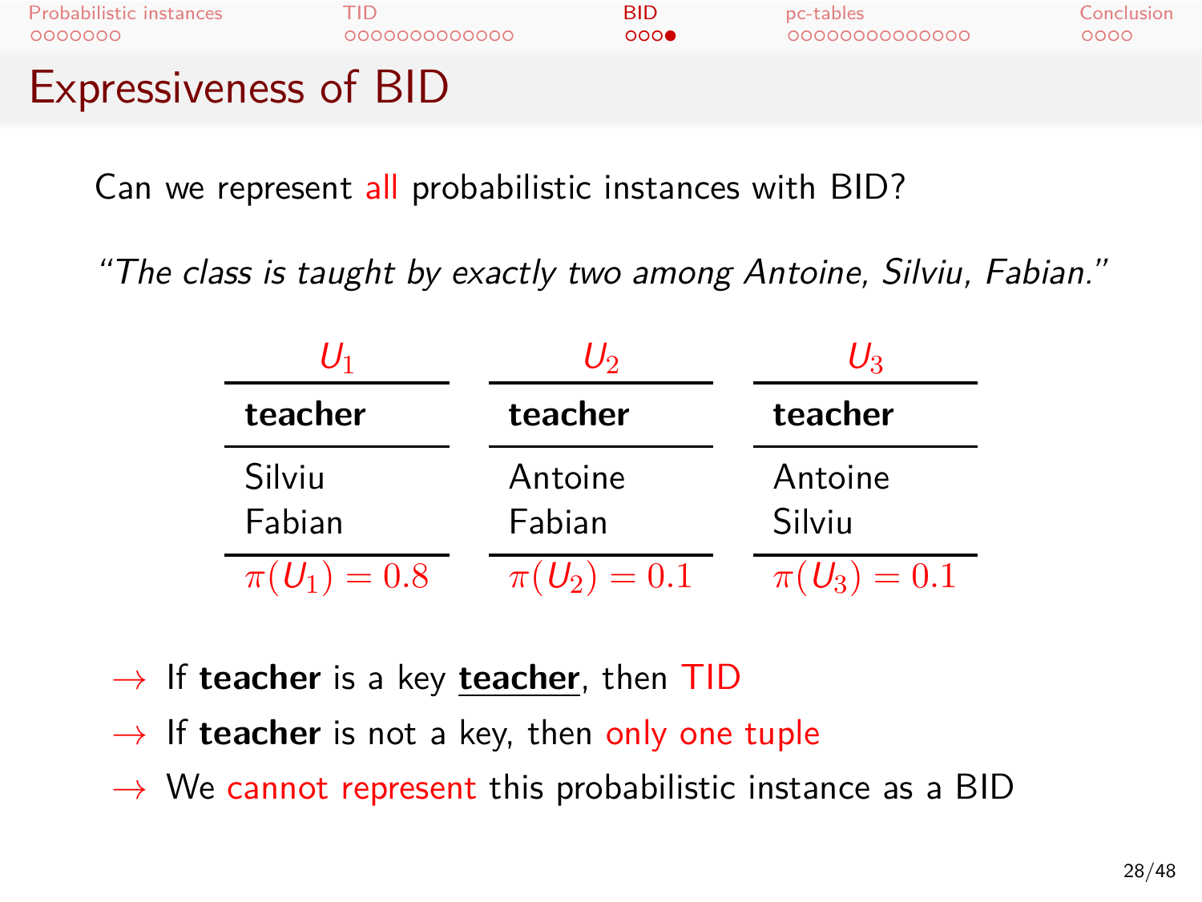# Expressiveness of BID

Can we represent all probabilistic instances with BID?

*"The class is taught by exactly two among Antoine, Silviu, Fabian."*

| $U_1$ |
|---|
| **teacher** |
| Silviu |
| Fabian |
| $\pi(U_1) = 0.8$ |

| $U_2$ |
|---|
| **teacher** |
| Antoine |
| Fabian |
| $\pi(U_2) = 0.1$ |

| $U_3$ |
|---|
| **teacher** |
| Antoine |
| Silviu |
| $\pi(U_3) = 0.1$ |

- → If **teacher** is a key **teacher**, then TID
- → If **teacher** is not a key, then only one tuple
- → We cannot represent this probabilistic instance as a BID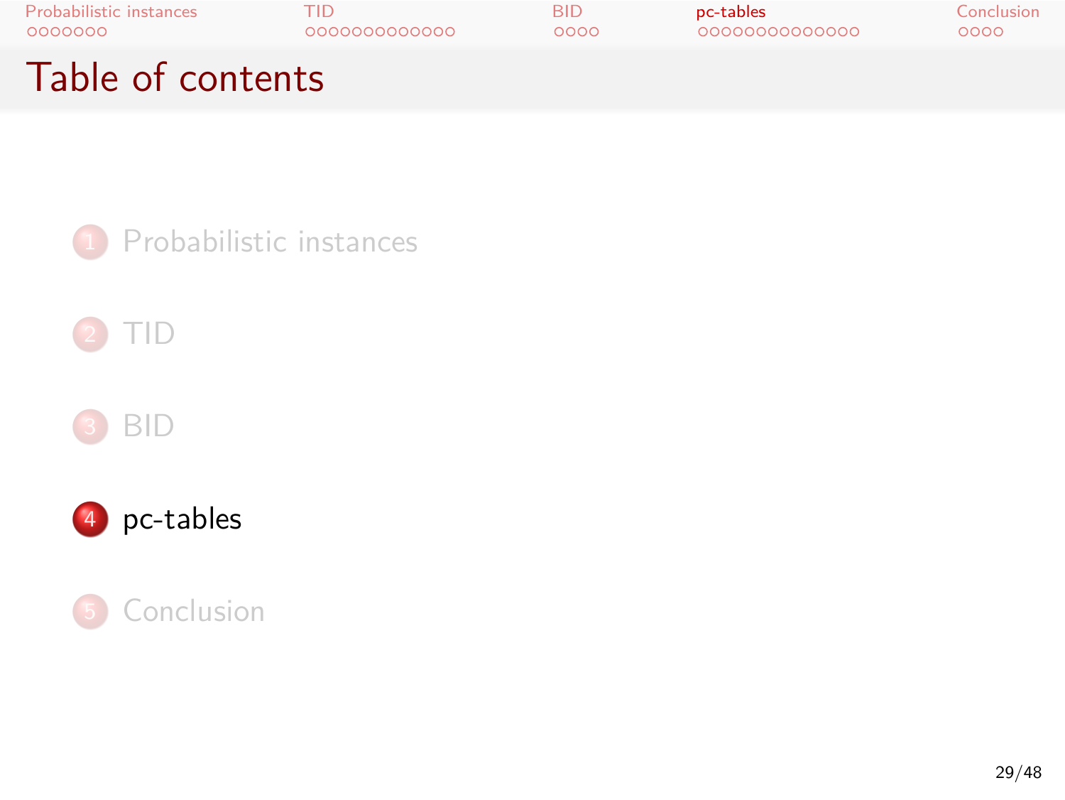# Table of contents

1. Probabilistic instances
2. TID
3. BID
4. pc-tables
5. Conclusion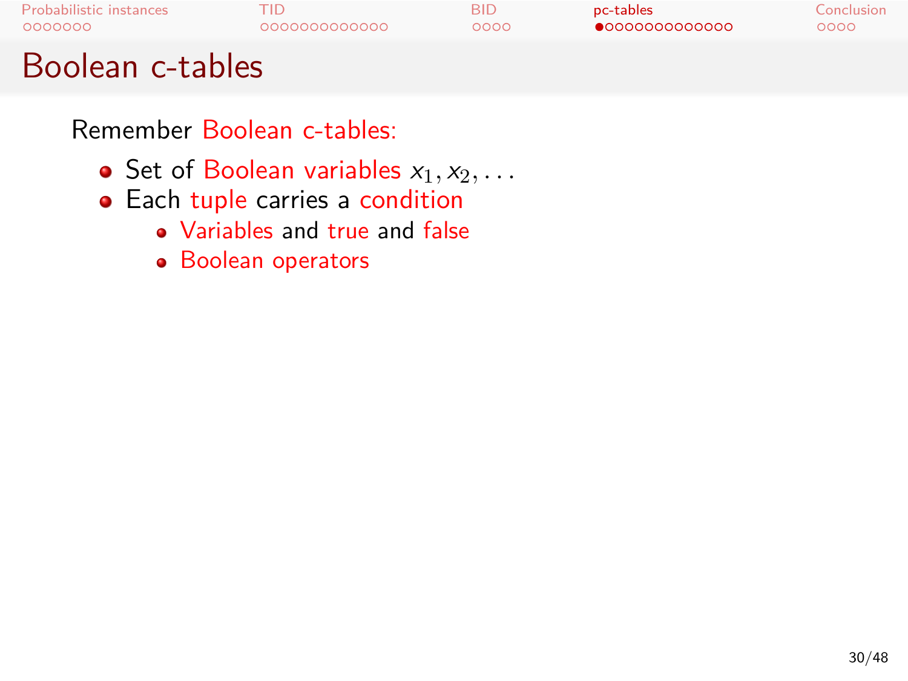# Boolean c-tables

Remember Boolean c-tables:

- Set of Boolean variables $x_1, x_2, \ldots$
- Each tuple carries a condition
  - Variables and true and false
  - Boolean operators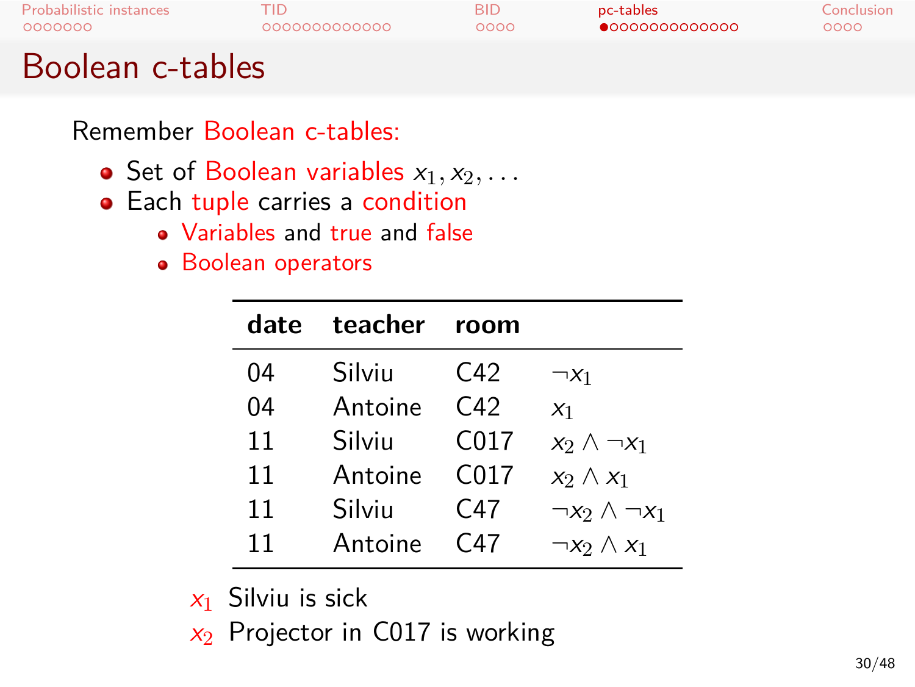# Boolean c-tables

Remember Boolean c-tables:

- Set of Boolean variables $x_1, x_2, \ldots$
- Each tuple carries a condition
  - Variables and true and false
  - Boolean operators

| date | teacher | room | |
|---|---|---|---|
| 04 | Silviu | C42 | $\neg x_1$ |
| 04 | Antoine | C42 | $x_1$ |
| 11 | Silviu | C017 | $x_2 \wedge \neg x_1$ |
| 11 | Antoine | C017 | $x_2 \wedge x_1$ |
| 11 | Silviu | C47 | $\neg x_2 \wedge \neg x_1$ |
| 11 | Antoine | C47 | $\neg x_2 \wedge x_1$ |

$x_1$ Silviu is sick

$x_2$ Projector in C017 is working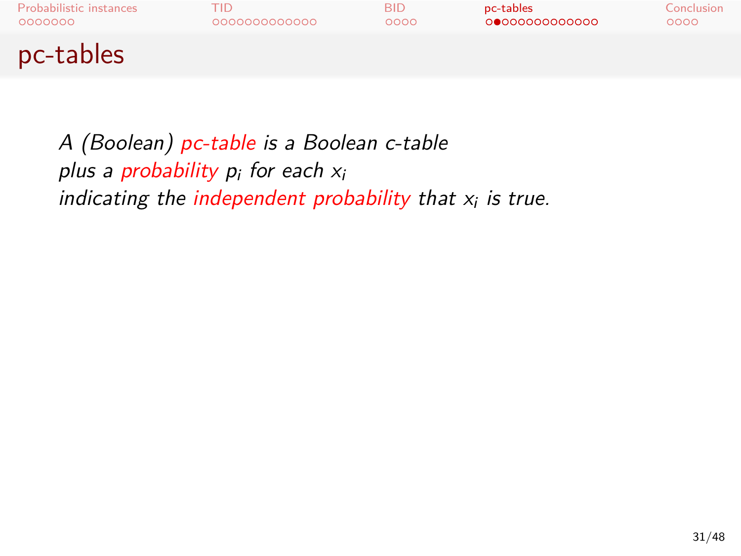# pc-tables

*A (Boolean) pc-table is a Boolean c-table*
*plus a probability $p_i$ for each $x_i$*
*indicating the independent probability that $x_i$ is true.*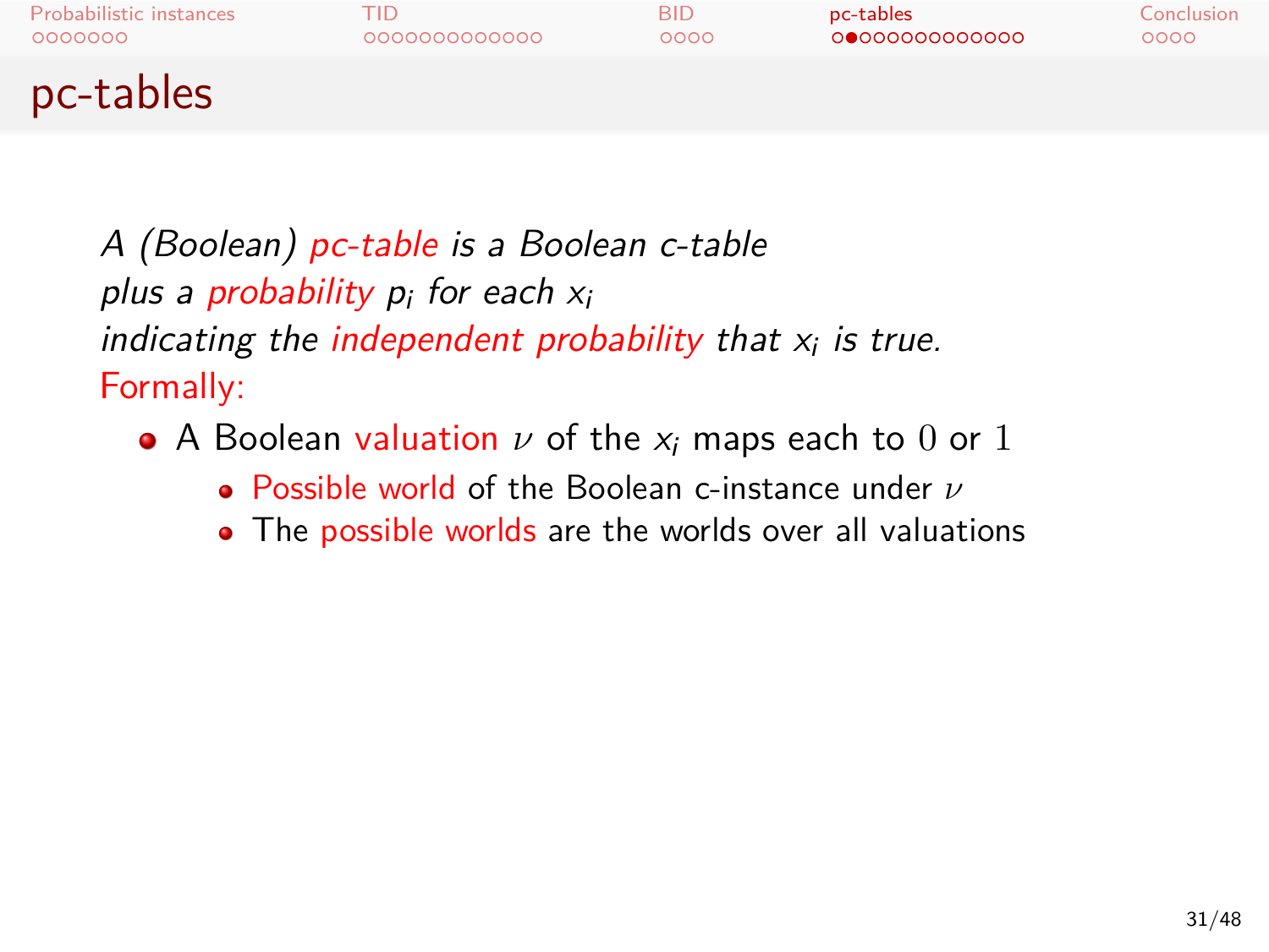# pc-tables

*A (Boolean) pc-table is a Boolean c-table plus a probability $p_i$ for each $x_i$ indicating the independent probability that $x_i$ is true.*

Formally:

- A Boolean valuation $\nu$ of the $x_i$ maps each to $0$ or $1$
  - Possible world of the Boolean c-instance under $\nu$
  - The possible worlds are the worlds over all valuations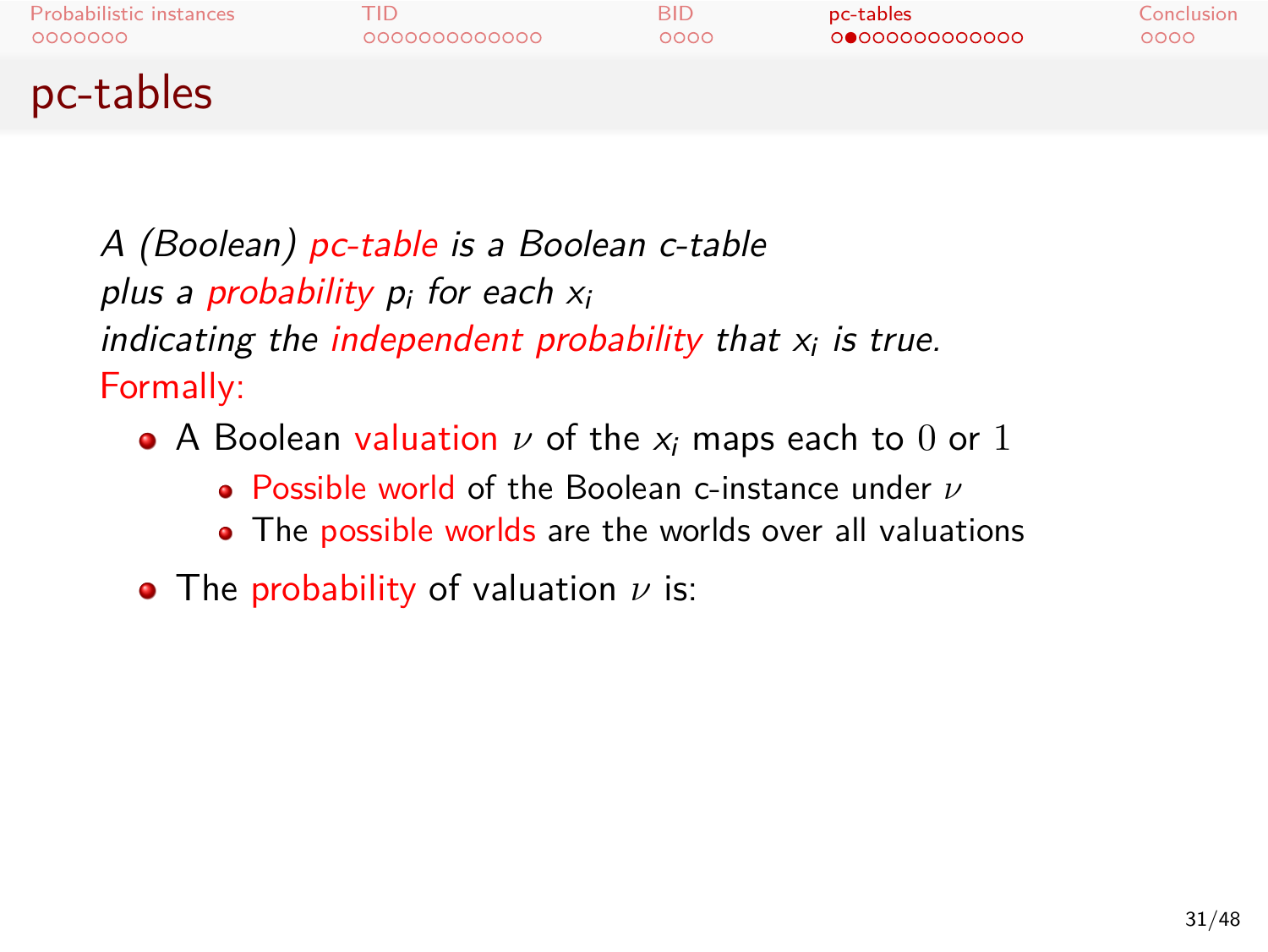# pc-tables

*A (Boolean) pc-table is a Boolean c-table plus a probability $p_i$ for each $x_i$ indicating the independent probability that $x_i$ is true.*

Formally:

- A Boolean valuation $\nu$ of the $x_i$ maps each to $0$ or $1$
  - Possible world of the Boolean c-instance under $\nu$
  - The possible worlds are the worlds over all valuations
- The probability of valuation $\nu$ is: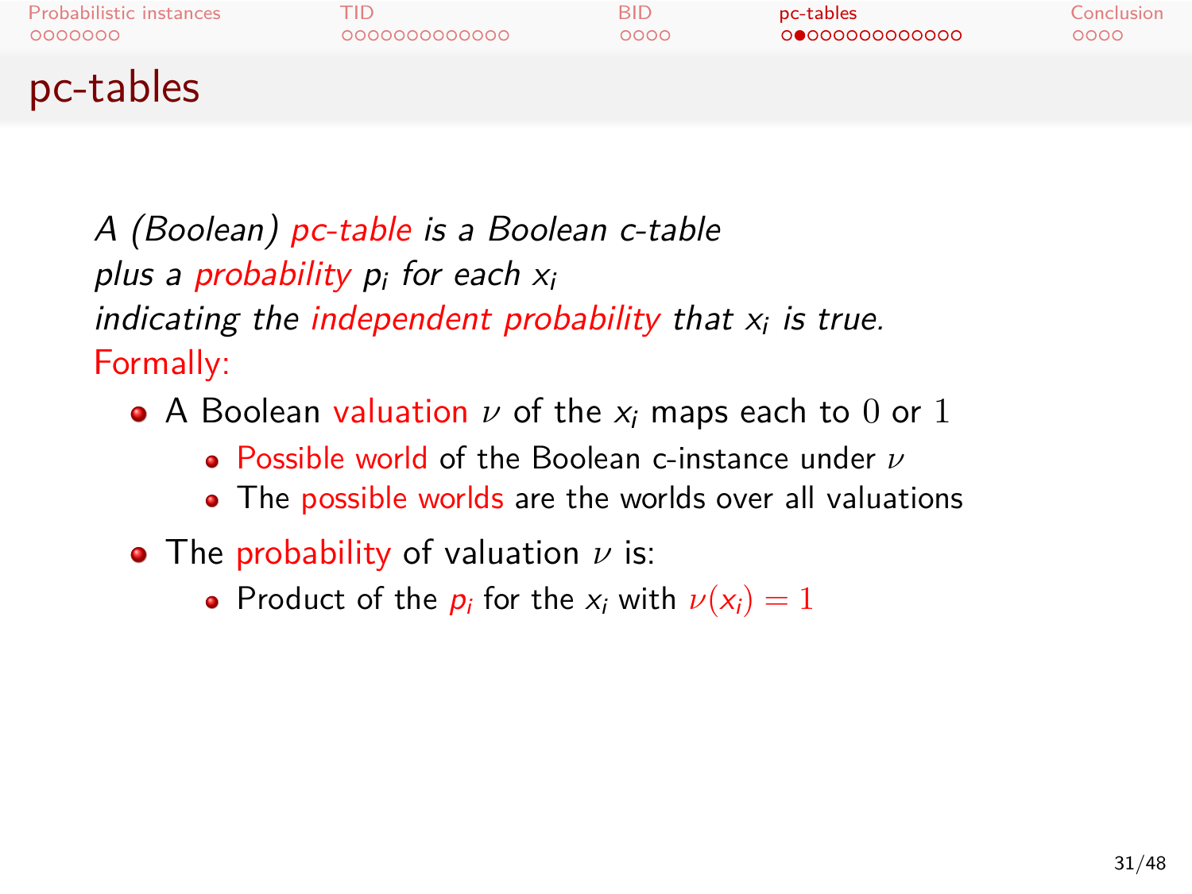# pc-tables

*A (Boolean) pc-table is a Boolean c-table plus a probability $p_i$ for each $x_i$ indicating the independent probability that $x_i$ is true.*

Formally:

- A Boolean valuation $\nu$ of the $x_i$ maps each to $0$ or $1$
  - Possible world of the Boolean c-instance under $\nu$
  - The possible worlds are the worlds over all valuations
- The probability of valuation $\nu$ is:
  - Product of the $p_i$ for the $x_i$ with $\nu(x_i) = 1$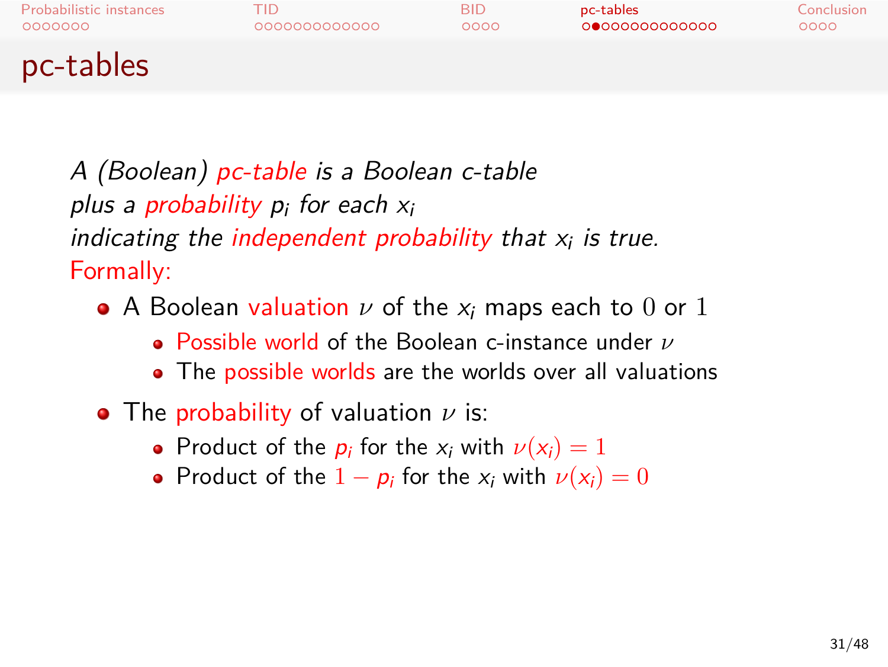# pc-tables

*A (Boolean) pc-table is a Boolean c-table plus a probability $p_i$ for each $x_i$ indicating the independent probability that $x_i$ is true.*

Formally:

- A Boolean valuation $\nu$ of the $x_i$ maps each to $0$ or $1$
  - Possible world of the Boolean c-instance under $\nu$
  - The possible worlds are the worlds over all valuations
- The probability of valuation $\nu$ is:
  - Product of the $p_i$ for the $x_i$ with $\nu(x_i) = 1$
  - Product of the $1 - p_i$ for the $x_i$ with $\nu(x_i) = 0$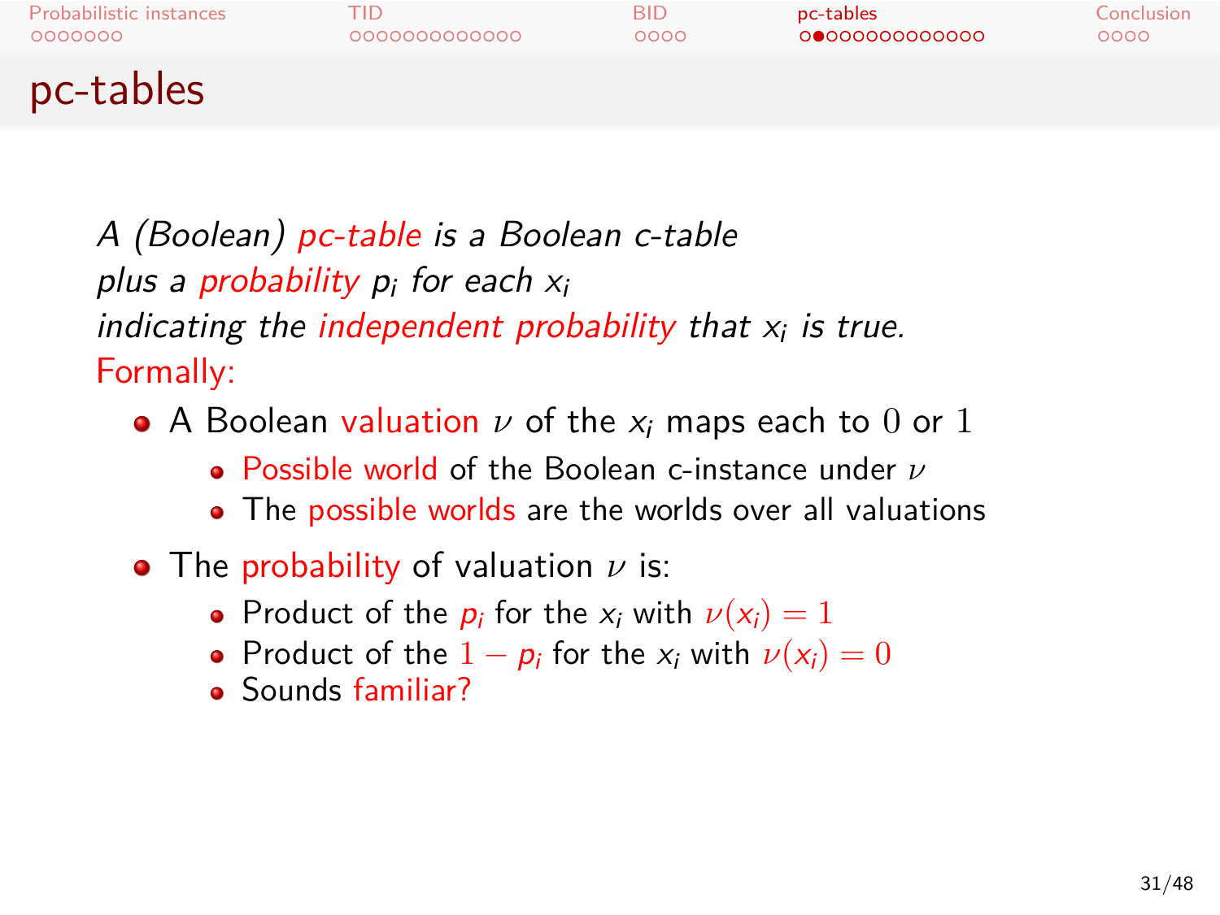# pc-tables

*A (Boolean) pc-table is a Boolean c-table plus a probability $p_i$ for each $x_i$ indicating the independent probability that $x_i$ is true.*

Formally:

- A Boolean valuation $\nu$ of the $x_i$ maps each to $0$ or $1$
  - Possible world of the Boolean c-instance under $\nu$
  - The possible worlds are the worlds over all valuations
- The probability of valuation $\nu$ is:
  - Product of the $p_i$ for the $x_i$ with $\nu(x_i) = 1$
  - Product of the $1 - p_i$ for the $x_i$ with $\nu(x_i) = 0$
  - Sounds familiar?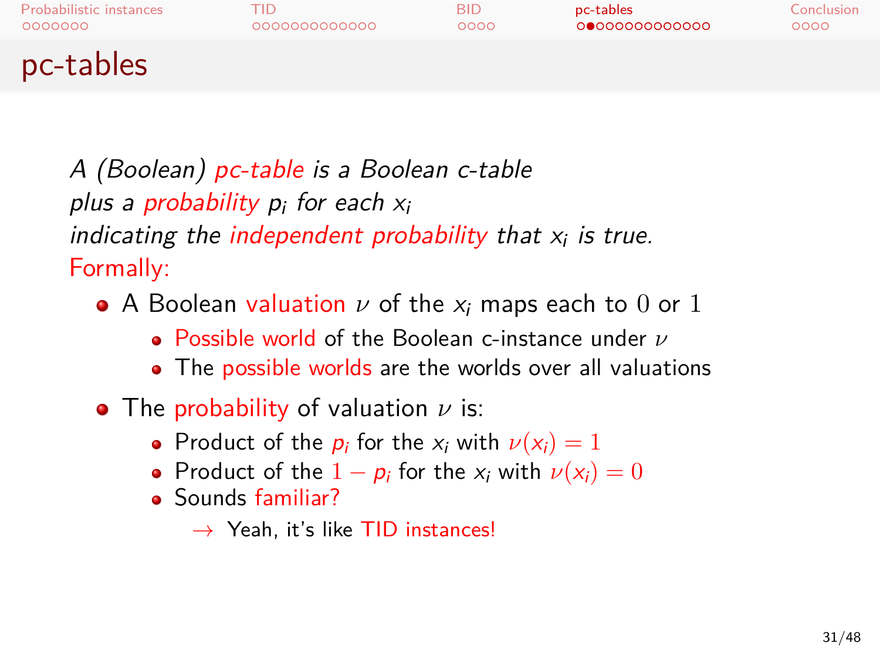# pc-tables

*A (Boolean) pc-table is a Boolean c-table plus a probability $p_i$ for each $x_i$ indicating the independent probability that $x_i$ is true.*

Formally:

- A Boolean valuation $\nu$ of the $x_i$ maps each to $0$ or $1$
  - Possible world of the Boolean c-instance under $\nu$
  - The possible worlds are the worlds over all valuations
- The probability of valuation $\nu$ is:
  - Product of the $p_i$ for the $x_i$ with $\nu(x_i) = 1$
  - Product of the $1 - p_i$ for the $x_i$ with $\nu(x_i) = 0$
  - Sounds familiar?

    → Yeah, it's like TID instances!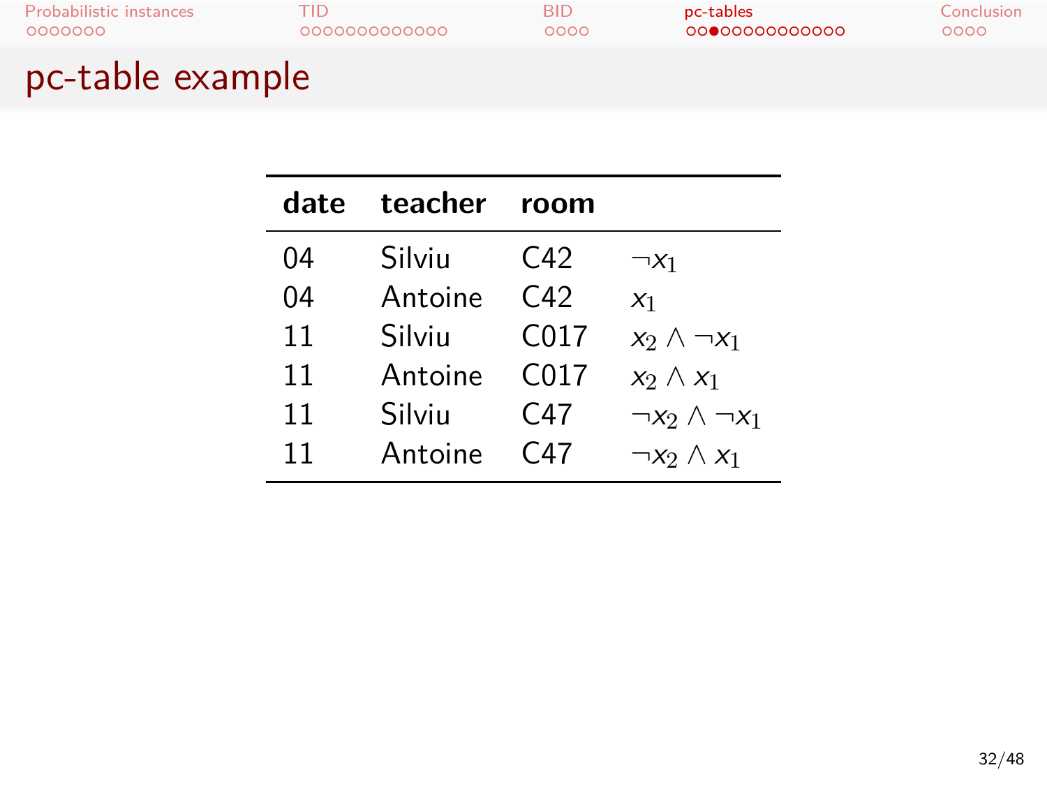# pc-table example

| date | teacher | room | |
|---|---|---|---|
| 04 | Silviu | C42 | $\neg x_1$ |
| 04 | Antoine | C42 | $x_1$ |
| 11 | Silviu | C017 | $x_2 \wedge \neg x_1$ |
| 11 | Antoine | C017 | $x_2 \wedge x_1$ |
| 11 | Silviu | C47 | $\neg x_2 \wedge \neg x_1$ |
| 11 | Antoine | C47 | $\neg x_2 \wedge x_1$ |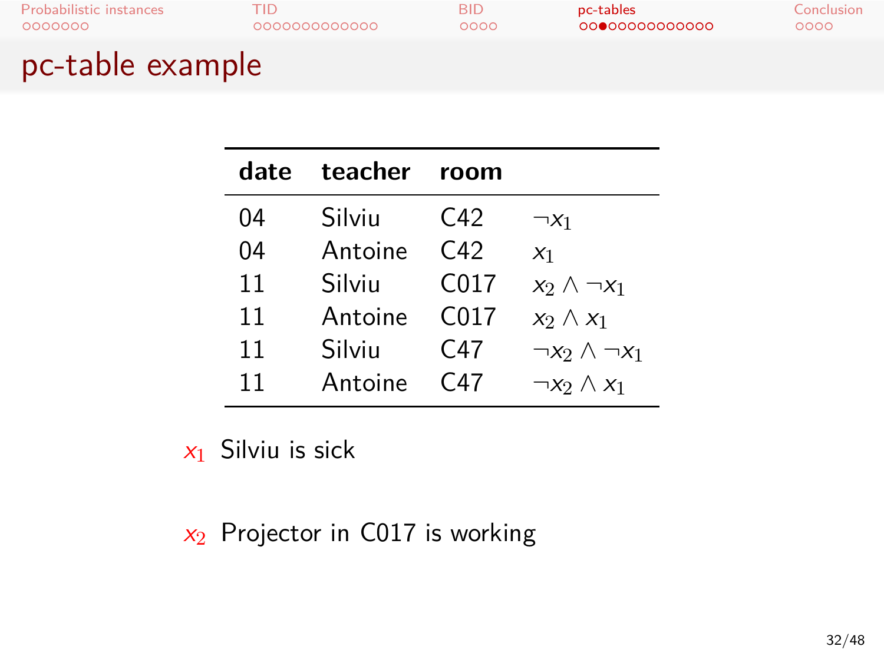# pc-table example

| date | teacher | room | |
|---|---|---|---|
| 04 | Silviu | C42 | $\neg x_1$ |
| 04 | Antoine | C42 | $x_1$ |
| 11 | Silviu | C017 | $x_2 \wedge \neg x_1$ |
| 11 | Antoine | C017 | $x_2 \wedge x_1$ |
| 11 | Silviu | C47 | $\neg x_2 \wedge \neg x_1$ |
| 11 | Antoine | C47 | $\neg x_2 \wedge x_1$ |

$x_1$ Silviu is sick

$x_2$ Projector in C017 is working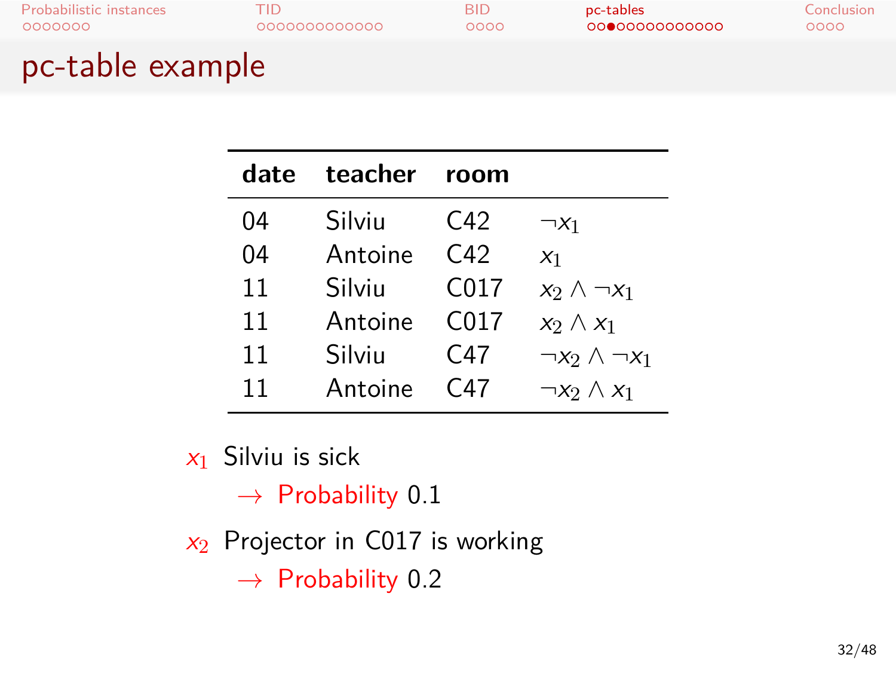# pc-table example

| date | teacher | room | |
|---|---|---|---|
| 04 | Silviu | C42 | $\neg x_1$ |
| 04 | Antoine | C42 | $x_1$ |
| 11 | Silviu | C017 | $x_2 \land \neg x_1$ |
| 11 | Antoine | C017 | $x_2 \land x_1$ |
| 11 | Silviu | C47 | $\neg x_2 \land \neg x_1$ |
| 11 | Antoine | C47 | $\neg x_2 \land x_1$ |

- $x_1$ Silviu is sick
  - $\rightarrow$ Probability 0.1
- $x_2$ Projector in C017 is working
  - $\rightarrow$ Probability 0.2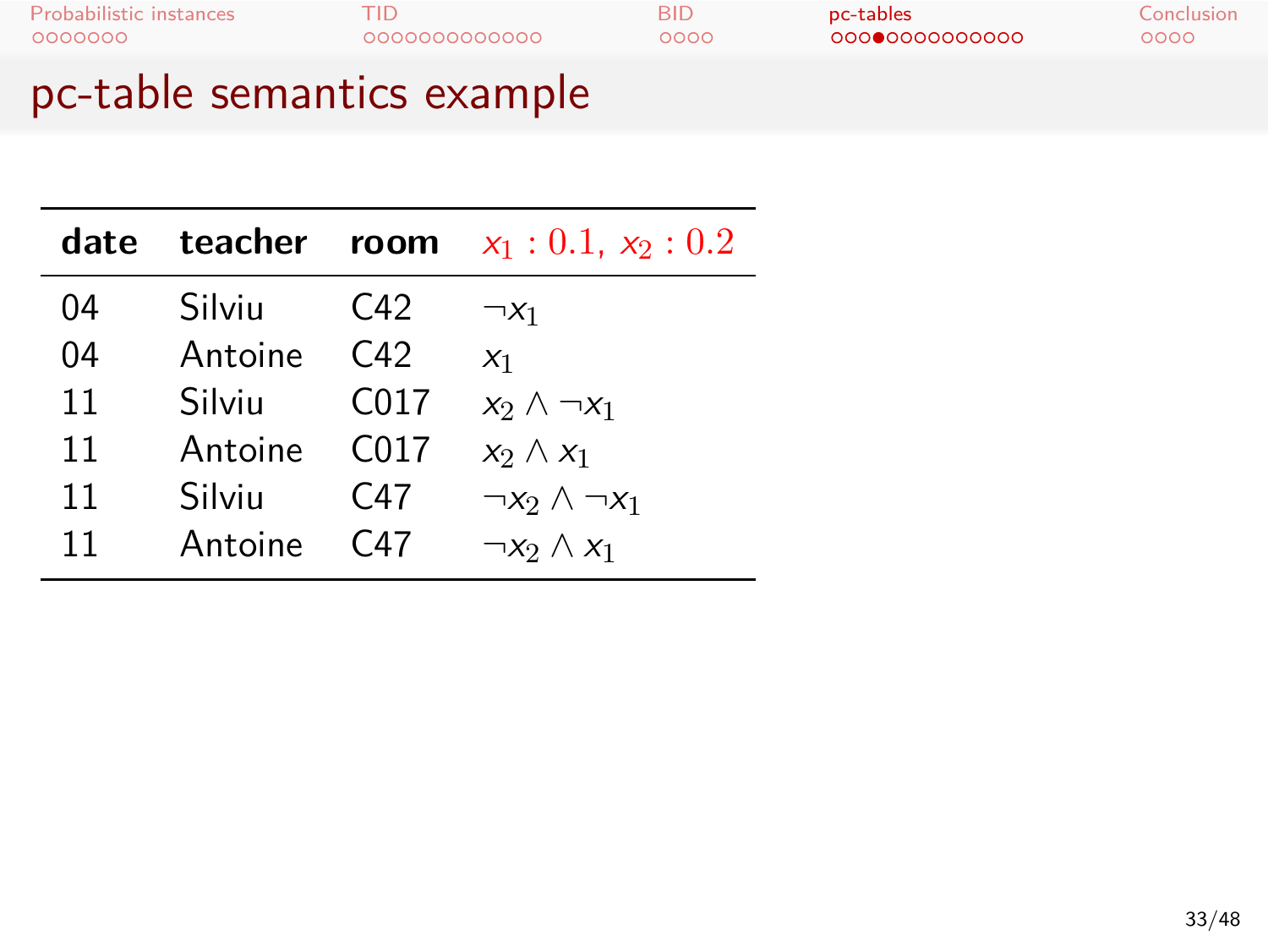# pc-table semantics example

| **date** | **teacher** | **room** | $x_1 : 0.1,\ x_2 : 0.2$ |
|---|---|---|---|
| 04 | Silviu | C42 | $\neg x_1$ |
| 04 | Antoine | C42 | $x_1$ |
| 11 | Silviu | C017 | $x_2 \wedge \neg x_1$ |
| 11 | Antoine | C017 | $x_2 \wedge x_1$ |
| 11 | Silviu | C47 | $\neg x_2 \wedge \neg x_1$ |
| 11 | Antoine | C47 | $\neg x_2 \wedge x_1$ |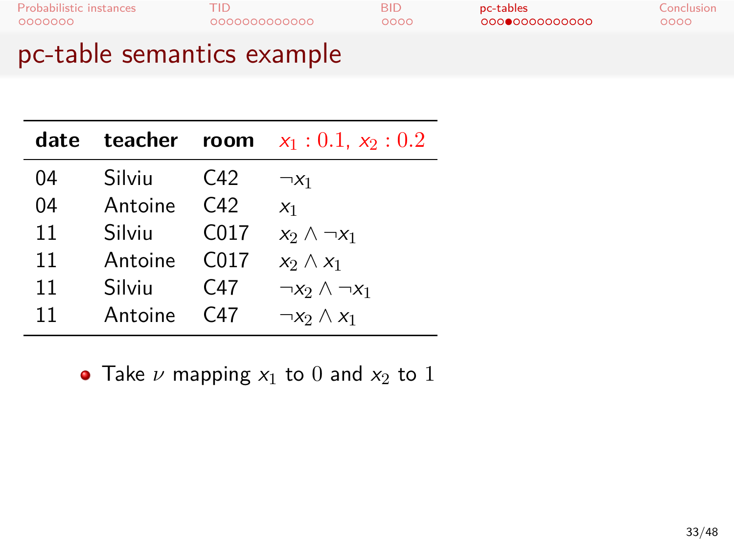## pc-table semantics example

| **date** | **teacher** | **room** | $x_1 : 0.1,\ x_2 : 0.2$ |
|---|---|---|---|
| 04 | Silviu | C42 | $\neg x_1$ |
| 04 | Antoine | C42 | $x_1$ |
| 11 | Silviu | C017 | $x_2 \wedge \neg x_1$ |
| 11 | Antoine | C017 | $x_2 \wedge x_1$ |
| 11 | Silviu | C47 | $\neg x_2 \wedge \neg x_1$ |
| 11 | Antoine | C47 | $\neg x_2 \wedge x_1$ |

- Take $\nu$ mapping $x_1$ to $0$ and $x_2$ to $1$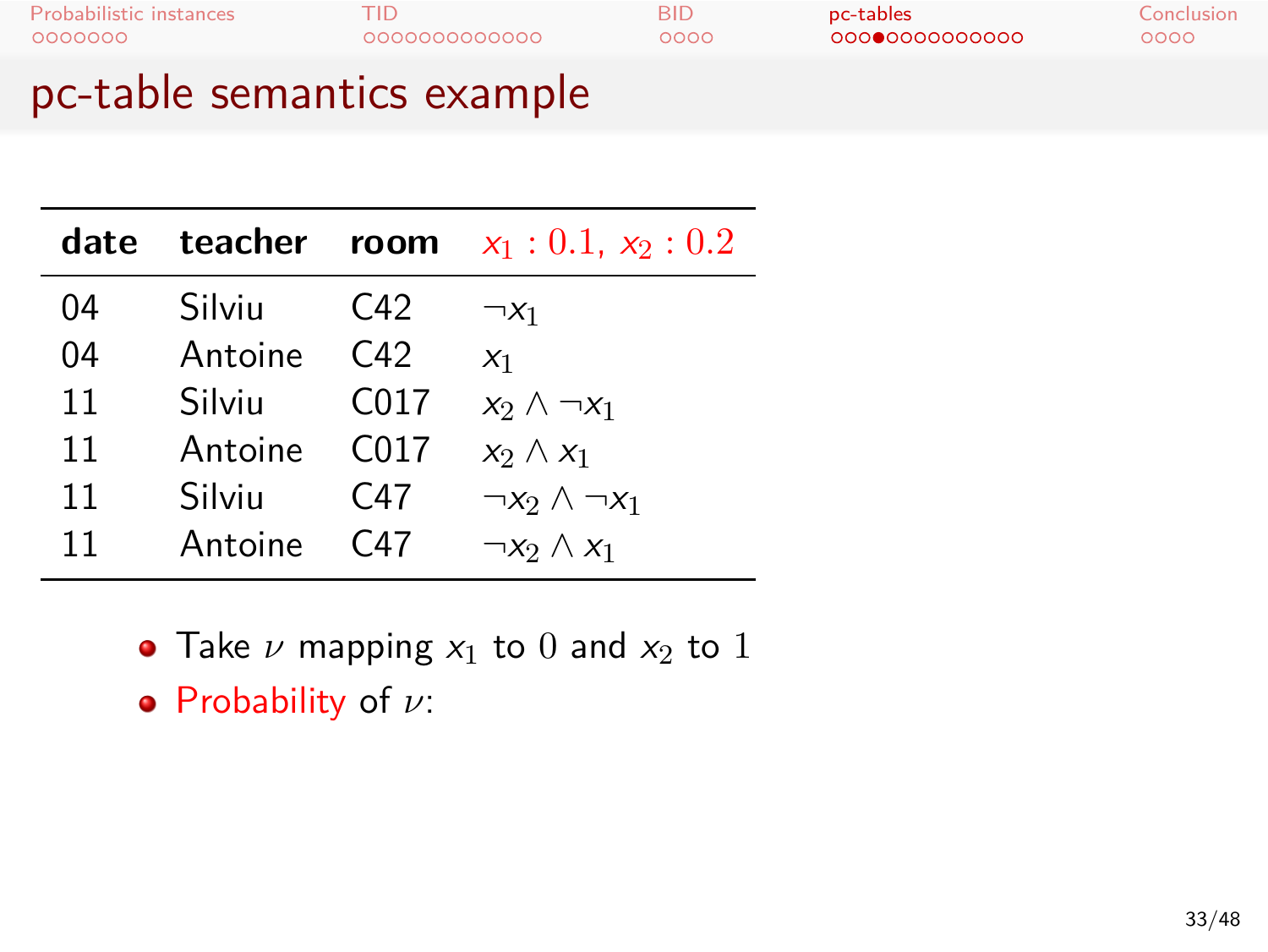# pc-table semantics example

| **date** | **teacher** | **room** | $x_1 : 0.1,\ x_2 : 0.2$ |
|---|---|---|---|
| 04 | Silviu | C42 | $\neg x_1$ |
| 04 | Antoine | C42 | $x_1$ |
| 11 | Silviu | C017 | $x_2 \wedge \neg x_1$ |
| 11 | Antoine | C017 | $x_2 \wedge x_1$ |
| 11 | Silviu | C47 | $\neg x_2 \wedge \neg x_1$ |
| 11 | Antoine | C47 | $\neg x_2 \wedge x_1$ |

- Take $\nu$ mapping $x_1$ to $0$ and $x_2$ to $1$
- Probability of $\nu$: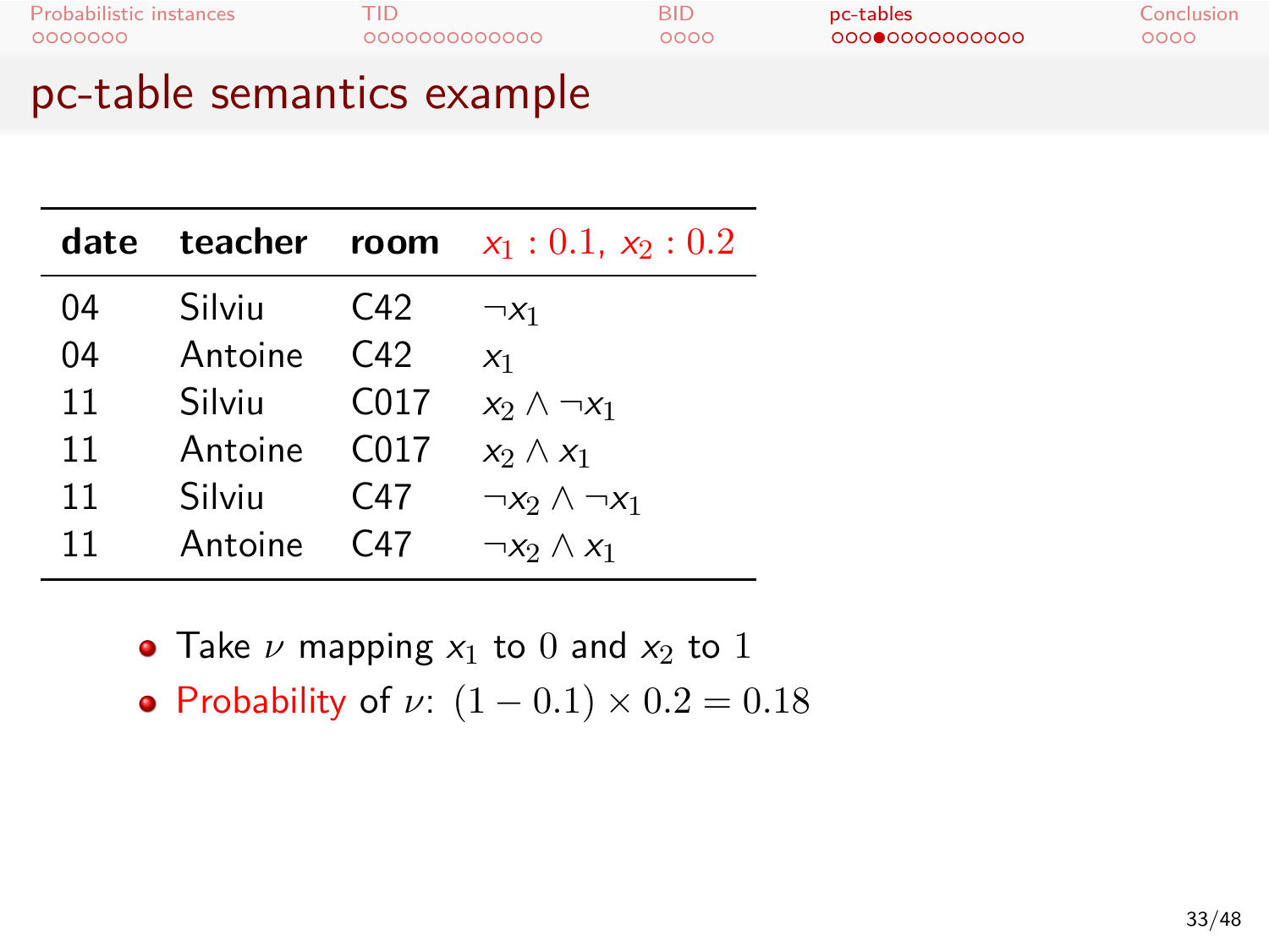# pc-table semantics example

| **date** | **teacher** | **room** | $x_1 : 0.1,\ x_2 : 0.2$ |
|---|---|---|---|
| 04 | Silviu | C42 | $\neg x_1$ |
| 04 | Antoine | C42 | $x_1$ |
| 11 | Silviu | C017 | $x_2 \land \neg x_1$ |
| 11 | Antoine | C017 | $x_2 \land x_1$ |
| 11 | Silviu | C47 | $\neg x_2 \land \neg x_1$ |
| 11 | Antoine | C47 | $\neg x_2 \land x_1$ |

- Take $\nu$ mapping $x_1$ to $0$ and $x_2$ to $1$
- Probability of $\nu$: $(1 - 0.1) \times 0.2 = 0.18$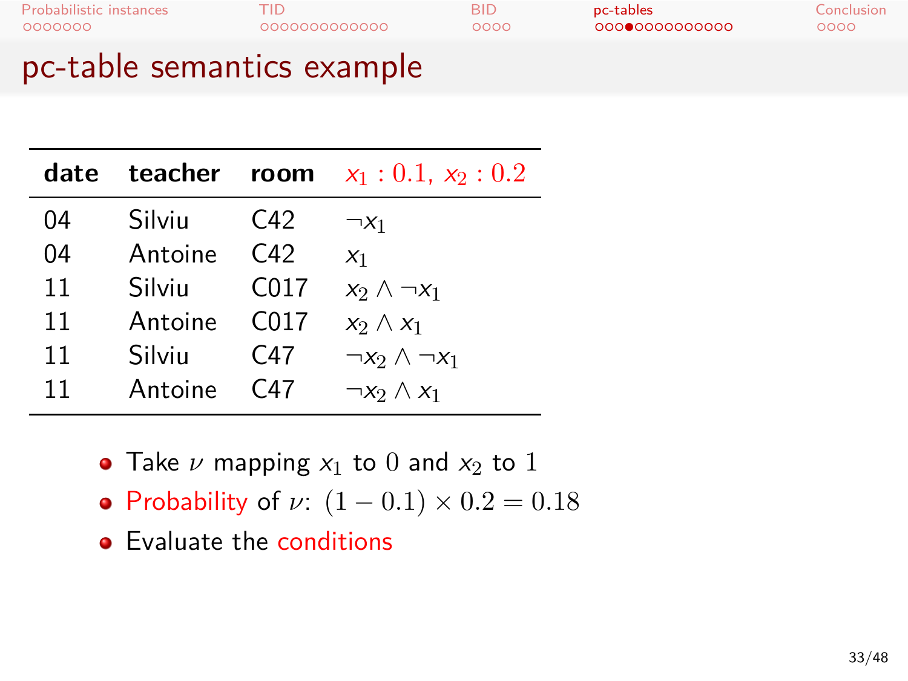# pc-table semantics example

| date | teacher | room | $x_1 : 0.1,\ x_2 : 0.2$ |
|---|---|---|---|
| 04 | Silviu | C42 | $\neg x_1$ |
| 04 | Antoine | C42 | $x_1$ |
| 11 | Silviu | C017 | $x_2 \wedge \neg x_1$ |
| 11 | Antoine | C017 | $x_2 \wedge x_1$ |
| 11 | Silviu | C47 | $\neg x_2 \wedge \neg x_1$ |
| 11 | Antoine | C47 | $\neg x_2 \wedge x_1$ |

- Take $\nu$ mapping $x_1$ to $0$ and $x_2$ to $1$
- Probability of $\nu$: $(1 - 0.1) \times 0.2 = 0.18$
- Evaluate the conditions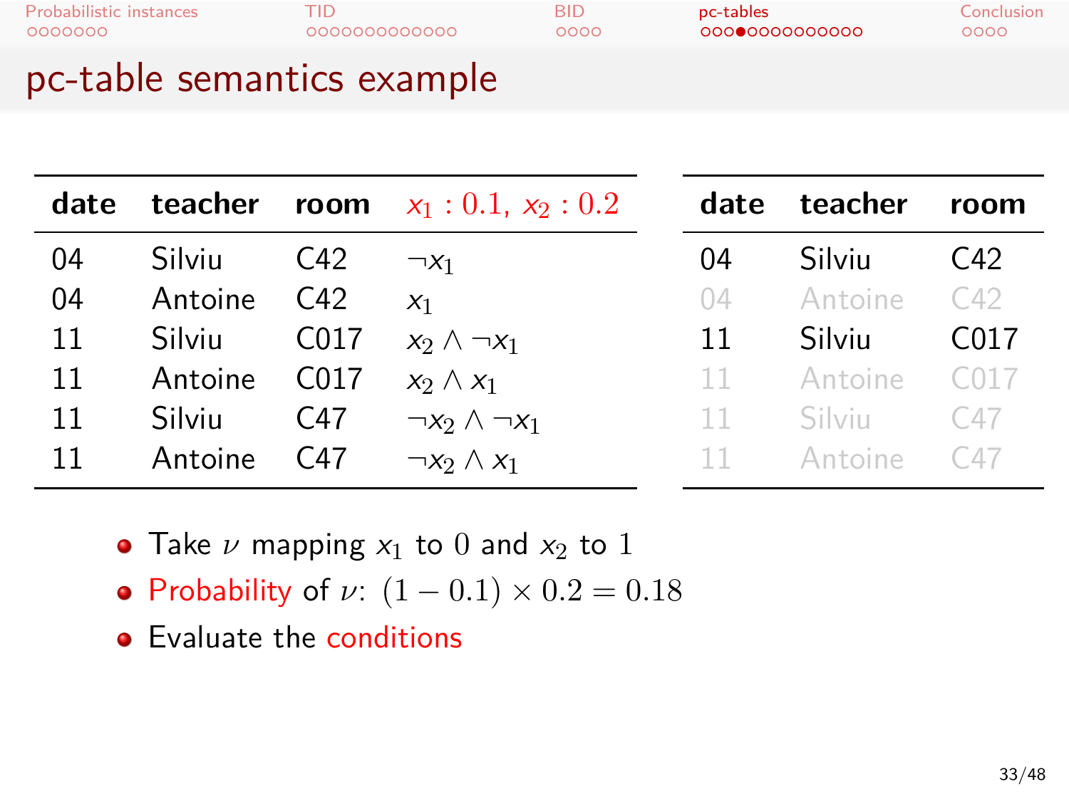# pc-table semantics example

| date | teacher | room | $x_1 : 0.1,\ x_2 : 0.2$ |
|---|---|---|---|
| 04 | Silviu | C42 | $\neg x_1$ |
| 04 | Antoine | C42 | $x_1$ |
| 11 | Silviu | C017 | $x_2 \land \neg x_1$ |
| 11 | Antoine | C017 | $x_2 \land x_1$ |
| 11 | Silviu | C47 | $\neg x_2 \land \neg x_1$ |
| 11 | Antoine | C47 | $\neg x_2 \land x_1$ |

| date | teacher | room |
|---|---|---|
| 04 | Silviu | C42 |
| 04 | Antoine | C42 |
| 11 | Silviu | C017 |
| 11 | Antoine | C017 |
| 11 | Silviu | C47 |
| 11 | Antoine | C47 |

- Take $\nu$ mapping $x_1$ to $0$ and $x_2$ to $1$
- Probability of $\nu$: $(1 - 0.1) \times 0.2 = 0.18$
- Evaluate the conditions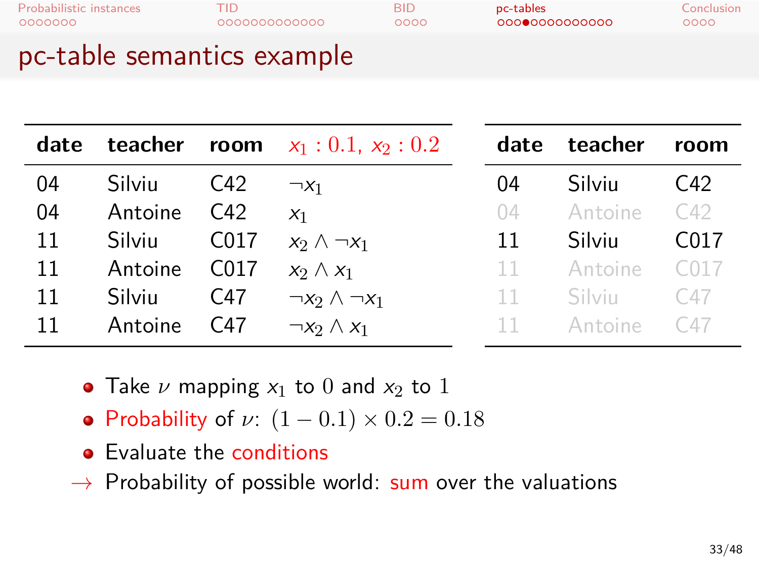## pc-table semantics example

| date | teacher | room | $x_1 : 0.1,\ x_2 : 0.2$ |
|---|---|---|---|
| 04 | Silviu | C42 | $\neg x_1$ |
| 04 | Antoine | C42 | $x_1$ |
| 11 | Silviu | C017 | $x_2 \wedge \neg x_1$ |
| 11 | Antoine | C017 | $x_2 \wedge x_1$ |
| 11 | Silviu | C47 | $\neg x_2 \wedge \neg x_1$ |
| 11 | Antoine | C47 | $\neg x_2 \wedge x_1$ |

| date | teacher | room |
|---|---|---|
| 04 | Silviu | C42 |
| 04 | Antoine | C42 |
| 11 | Silviu | C017 |
| 11 | Antoine | C017 |
| 11 | Silviu | C47 |
| 11 | Antoine | C47 |

- Take $\nu$ mapping $x_1$ to $0$ and $x_2$ to $1$
- Probability of $\nu$: $(1 - 0.1) \times 0.2 = 0.18$
- Evaluate the conditions

→ Probability of possible world: sum over the valuations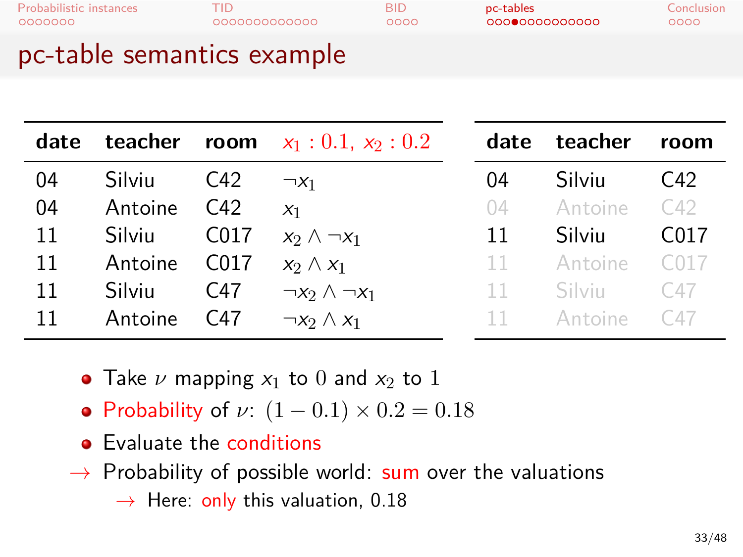# pc-table semantics example

| date | teacher | room | $x_1 : 0.1,\ x_2 : 0.2$ |
|---|---|---|---|
| 04 | Silviu | C42 | $\neg x_1$ |
| 04 | Antoine | C42 | $x_1$ |
| 11 | Silviu | C017 | $x_2 \wedge \neg x_1$ |
| 11 | Antoine | C017 | $x_2 \wedge x_1$ |
| 11 | Silviu | C47 | $\neg x_2 \wedge \neg x_1$ |
| 11 | Antoine | C47 | $\neg x_2 \wedge x_1$ |

| date | teacher | room |
|---|---|---|
| 04 | Silviu | C42 |
| 04 | Antoine | C42 |
| 11 | Silviu | C017 |
| 11 | Antoine | C017 |
| 11 | Silviu | C47 |
| 11 | Antoine | C47 |

- Take $\nu$ mapping $x_1$ to $0$ and $x_2$ to $1$
- Probability of $\nu$: $(1 - 0.1) \times 0.2 = 0.18$
- Evaluate the conditions

→ Probability of possible world: sum over the valuations
  - → Here: only this valuation, 0.18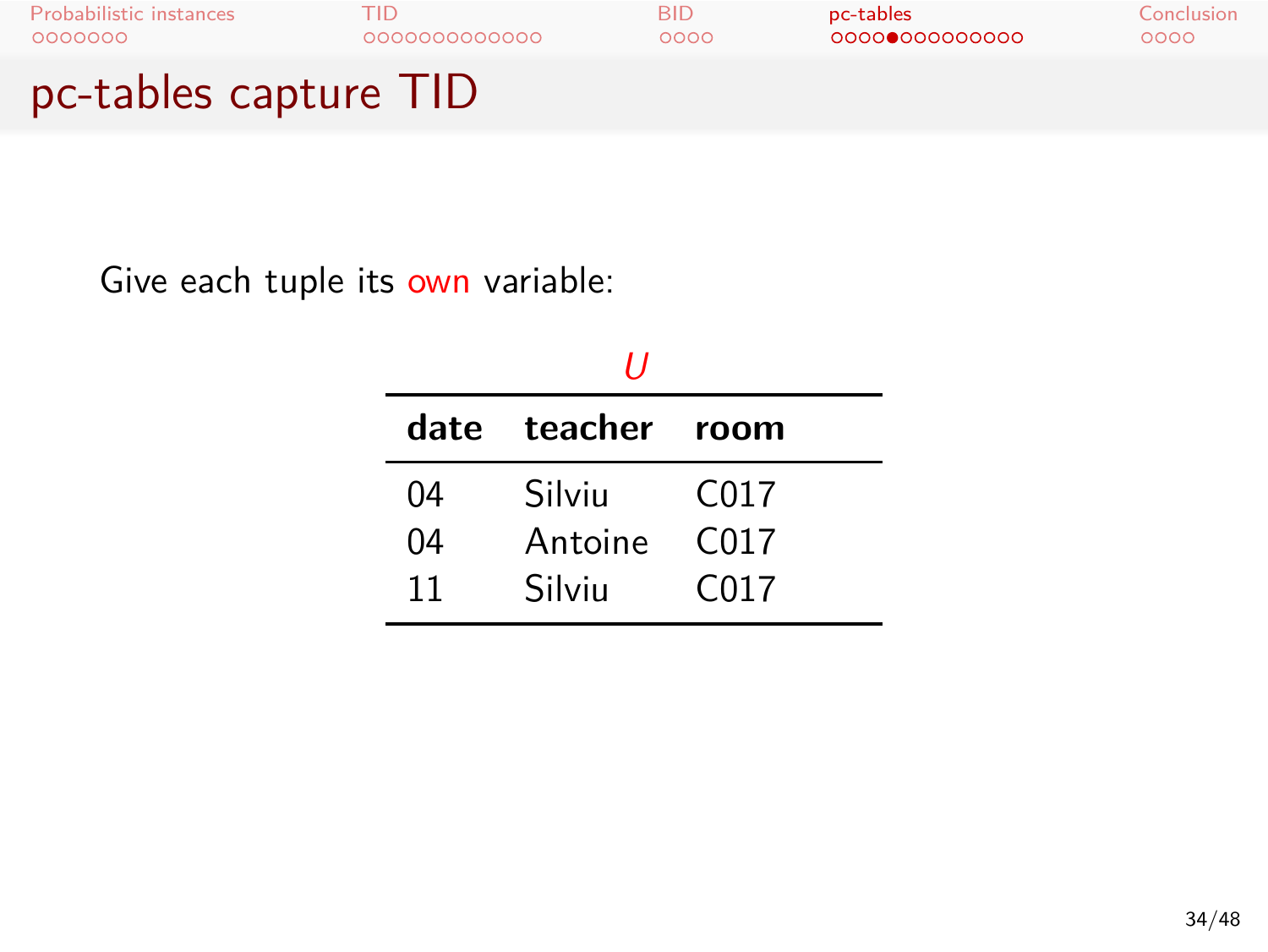# pc-tables capture TID

Give each tuple its own variable:

*U*

| date | teacher | room |
|---|---|---|
| 04 | Silviu | C017 |
| 04 | Antoine | C017 |
| 11 | Silviu | C017 |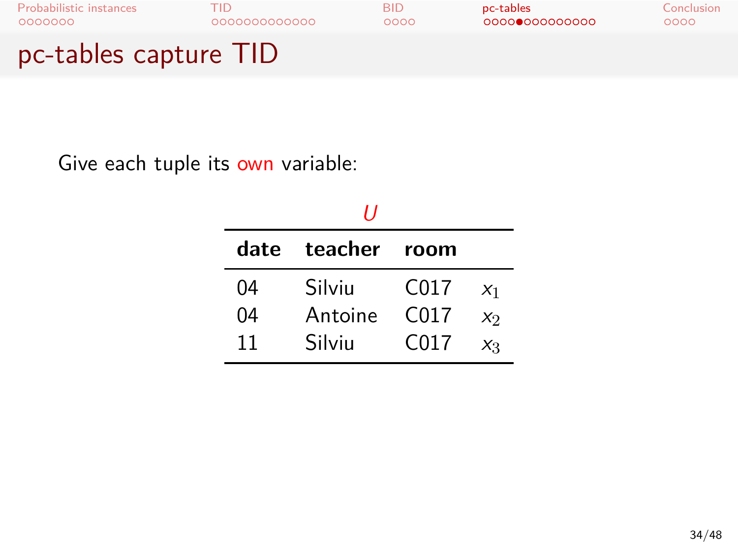# pc-tables capture TID

Give each tuple its own variable:

*U*

| date | teacher | room | |
|---|---|---|---|
| 04 | Silviu | C017 | $x_1$ |
| 04 | Antoine | C017 | $x_2$ |
| 11 | Silviu | C017 | $x_3$ |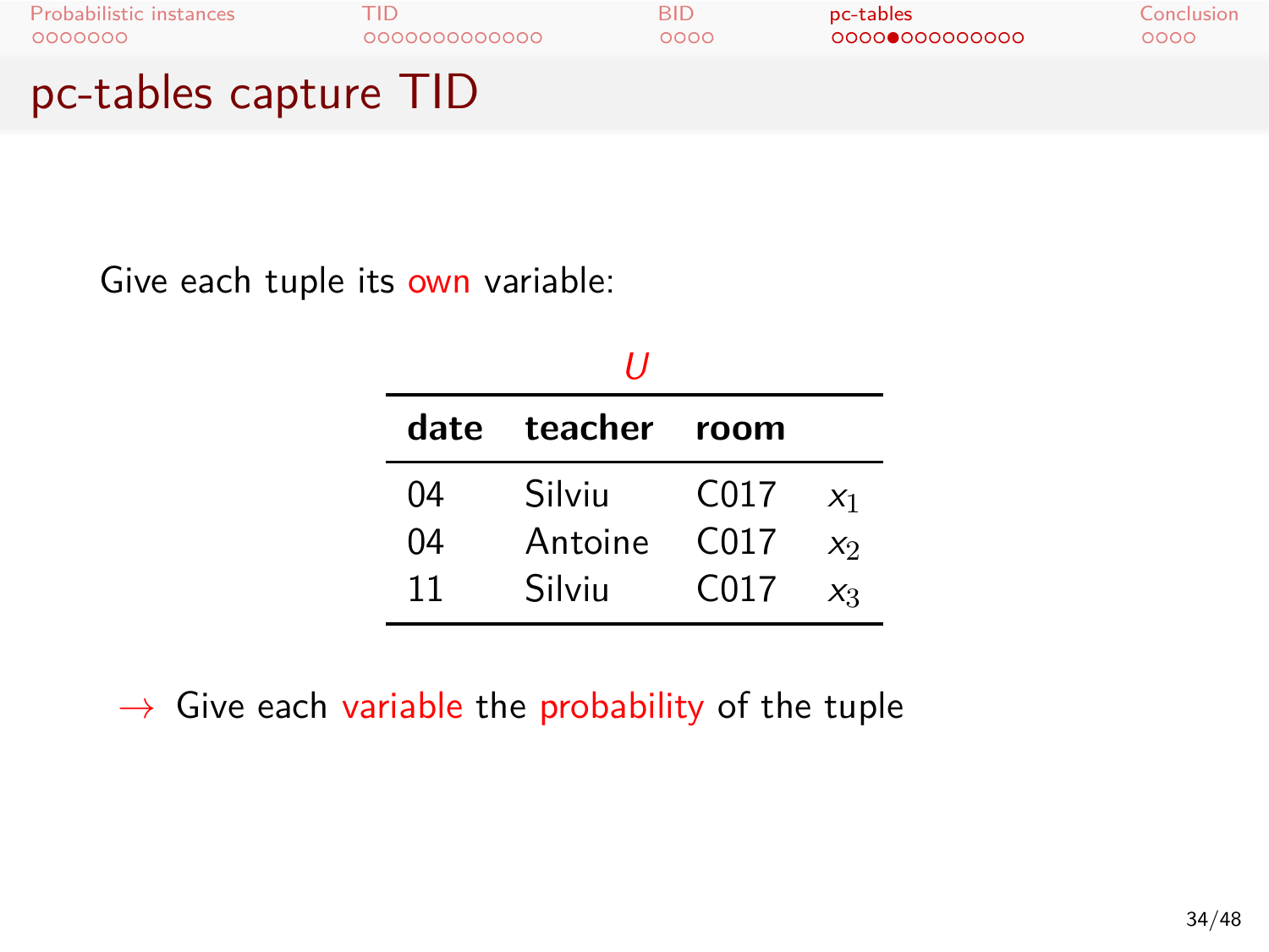# pc-tables capture TID

Give each tuple its own variable:

*U*

| date | teacher | room | |
|---|---|---|---|
| 04 | Silviu | C017 | $x_1$ |
| 04 | Antoine | C017 | $x_2$ |
| 11 | Silviu | C017 | $x_3$ |

→ Give each variable the probability of the tuple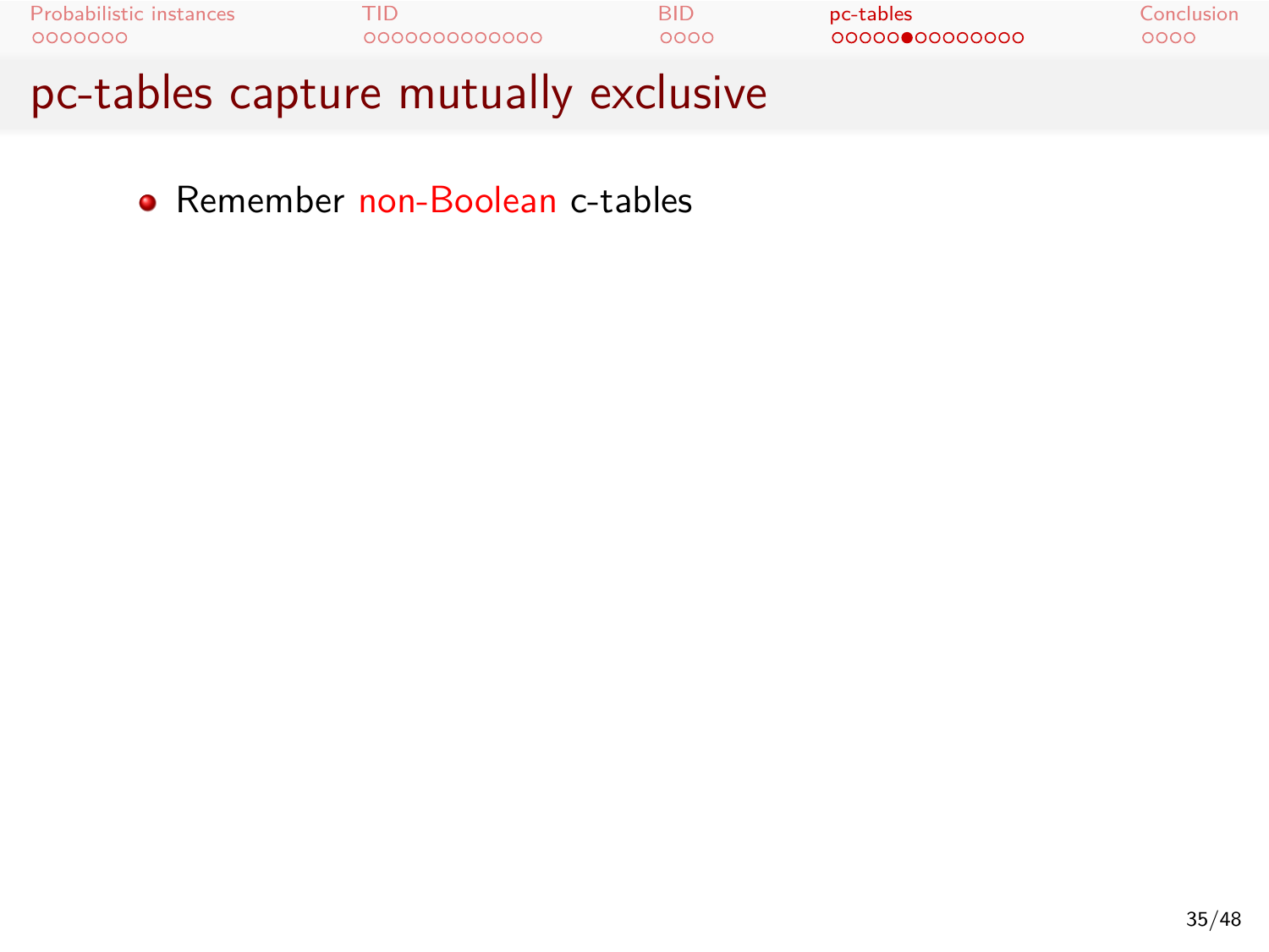# pc-tables capture mutually exclusive

- Remember non-Boolean c-tables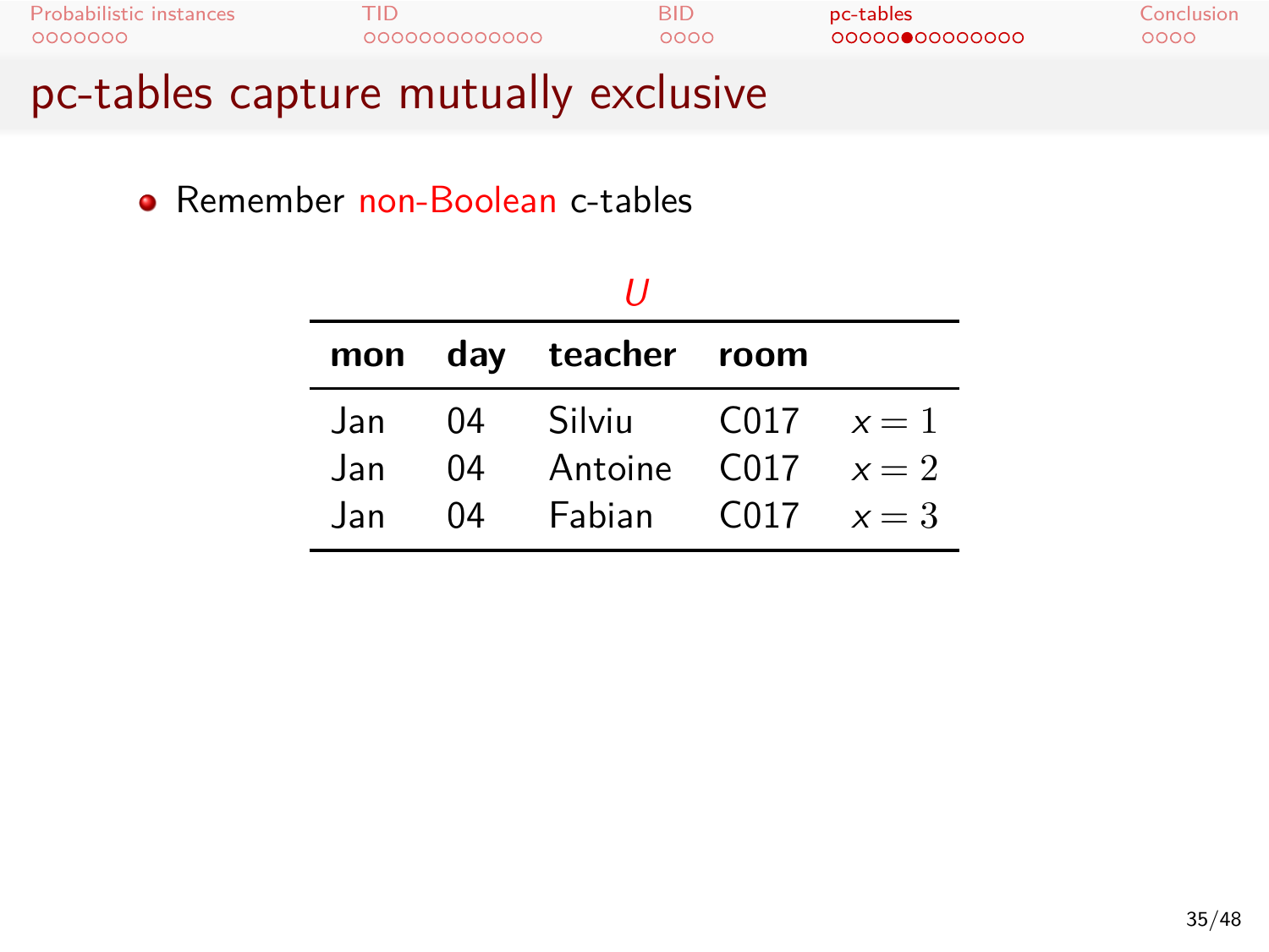# pc-tables capture mutually exclusive

- Remember non-Boolean c-tables

*U*

| mon | day | teacher | room | |
|---|---|---|---|---|
| Jan | 04 | Silviu | C017 | $x = 1$ |
| Jan | 04 | Antoine | C017 | $x = 2$ |
| Jan | 04 | Fabian | C017 | $x = 3$ |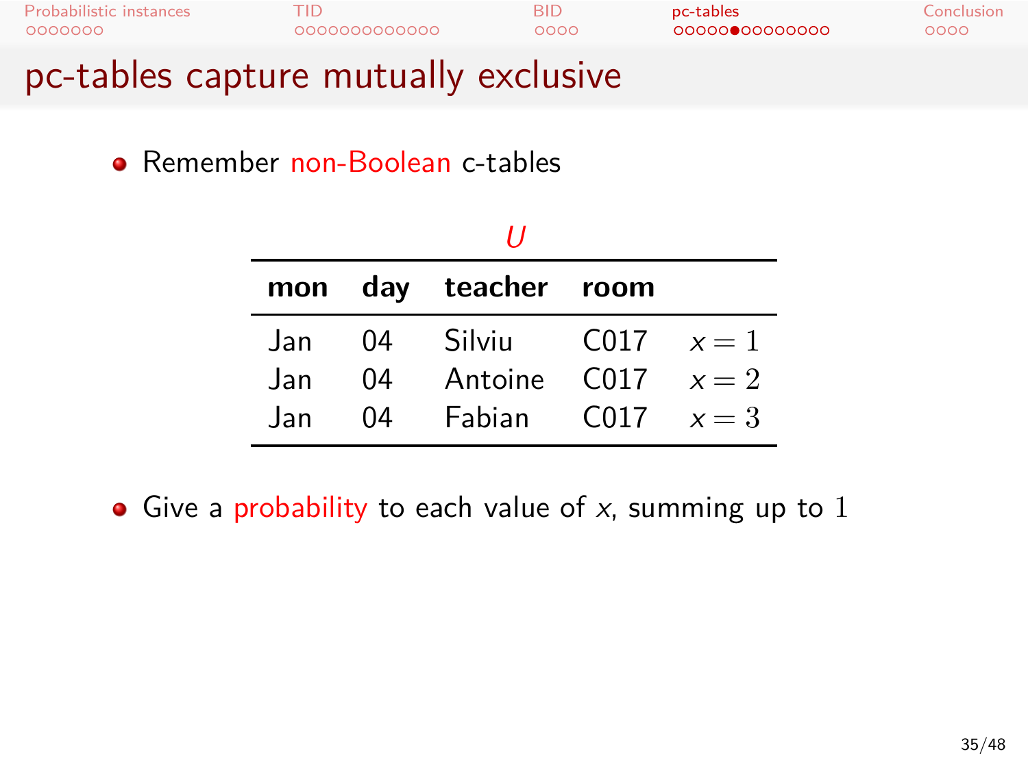# pc-tables capture mutually exclusive

- Remember non-Boolean c-tables

*U*

| mon | day | teacher | room | |
|---|---|---|---|---|
| Jan | 04 | Silviu | C017 | $x = 1$ |
| Jan | 04 | Antoine | C017 | $x = 2$ |
| Jan | 04 | Fabian | C017 | $x = 3$ |

- Give a probability to each value of $x$, summing up to $1$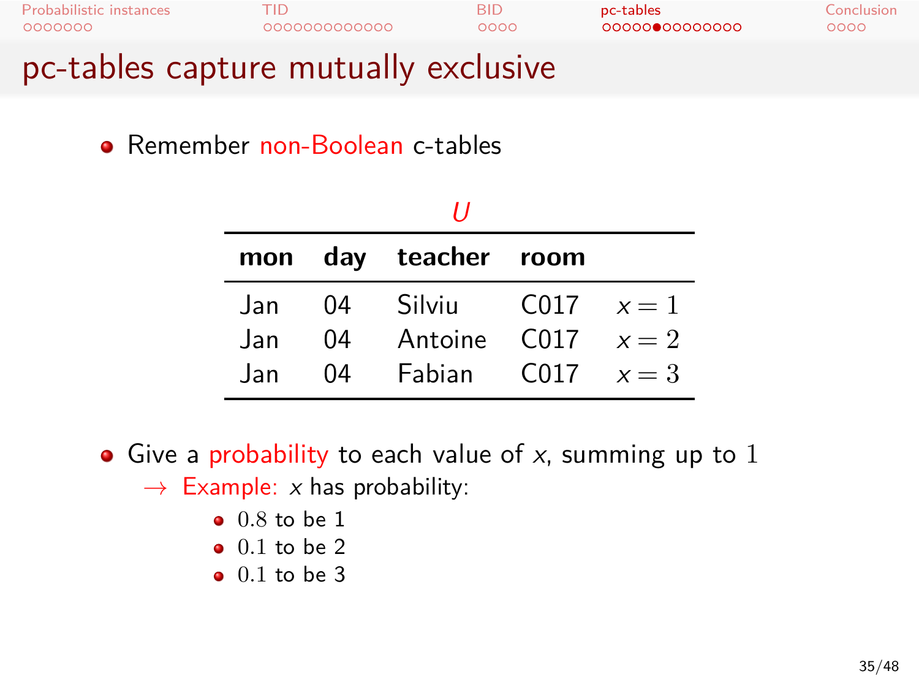# pc-tables capture mutually exclusive

- Remember non-Boolean c-tables

*U*

| mon | day | teacher | room | |
|---|---|---|---|---|
| Jan | 04 | Silviu | C017 | $x = 1$ |
| Jan | 04 | Antoine | C017 | $x = 2$ |
| Jan | 04 | Fabian | C017 | $x = 3$ |

- Give a probability to each value of $x$, summing up to $1$
  → Example: $x$ has probability:
    - $0.8$ to be 1
    - $0.1$ to be 2
    - $0.1$ to be 3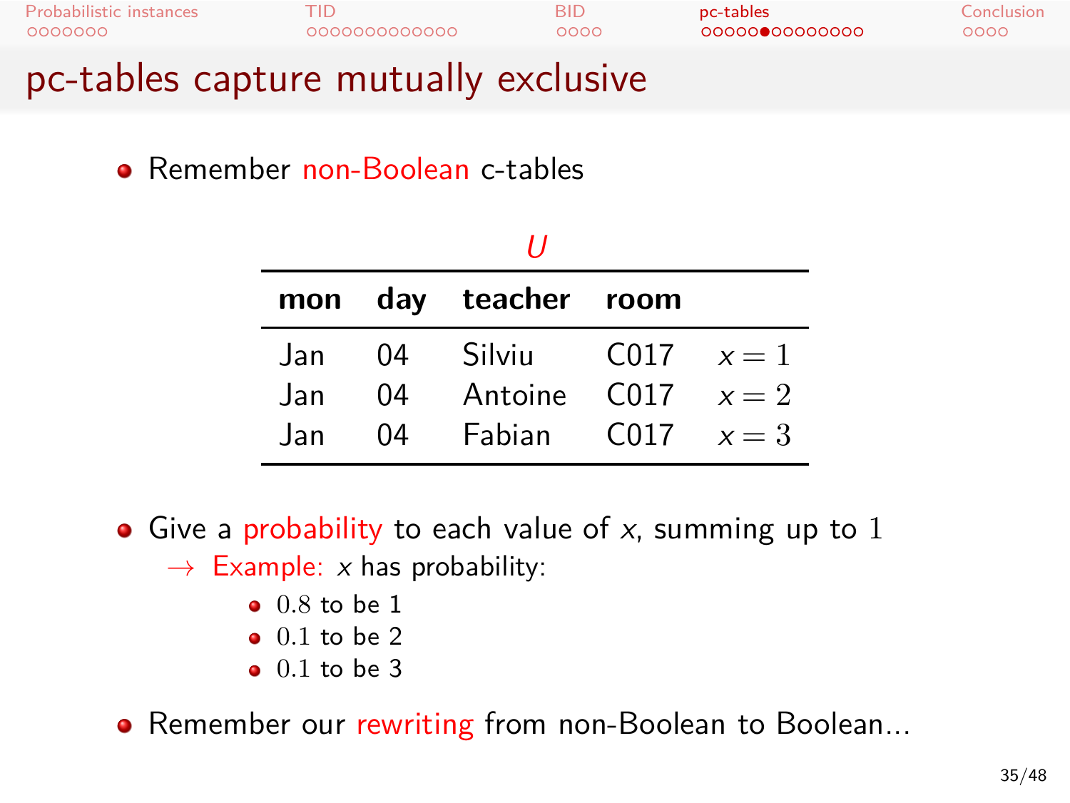# pc-tables capture mutually exclusive

- Remember non-Boolean c-tables

*U*

| mon | day | teacher | room | |
|---|---|---|---|---|
| Jan | 04 | Silviu | C017 | $x = 1$ |
| Jan | 04 | Antoine | C017 | $x = 2$ |
| Jan | 04 | Fabian | C017 | $x = 3$ |

- Give a probability to each value of $x$, summing up to $1$
  - → Example: $x$ has probability:
    - $0.8$ to be 1
    - $0.1$ to be 2
    - $0.1$ to be 3
- Remember our rewriting from non-Boolean to Boolean...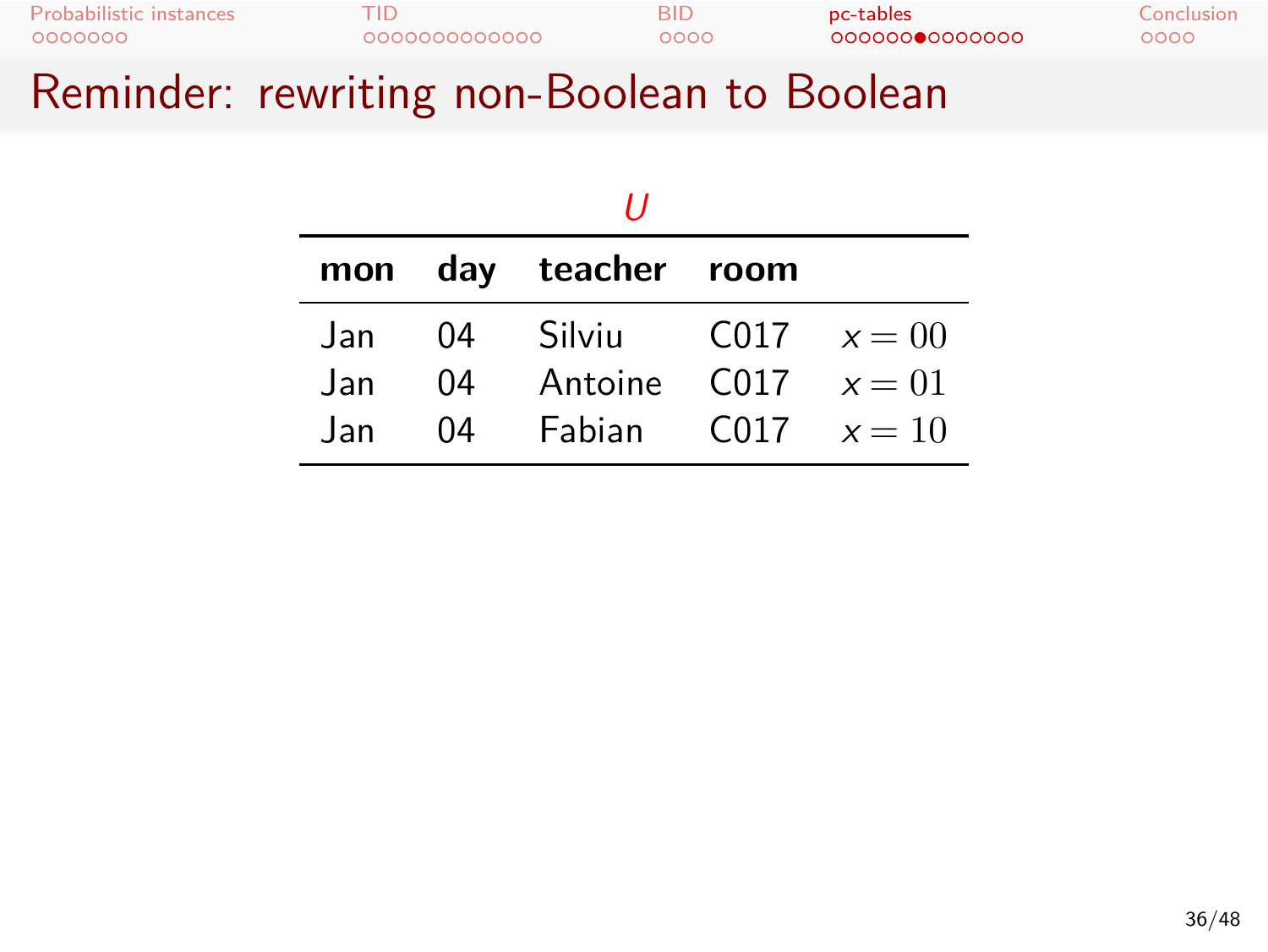# Reminder: rewriting non-Boolean to Boolean

*U*

| mon | day | teacher | room | |
|---|---|---|---|---|
| Jan | 04 | Silviu | C017 | $x = 00$ |
| Jan | 04 | Antoine | C017 | $x = 01$ |
| Jan | 04 | Fabian | C017 | $x = 10$ |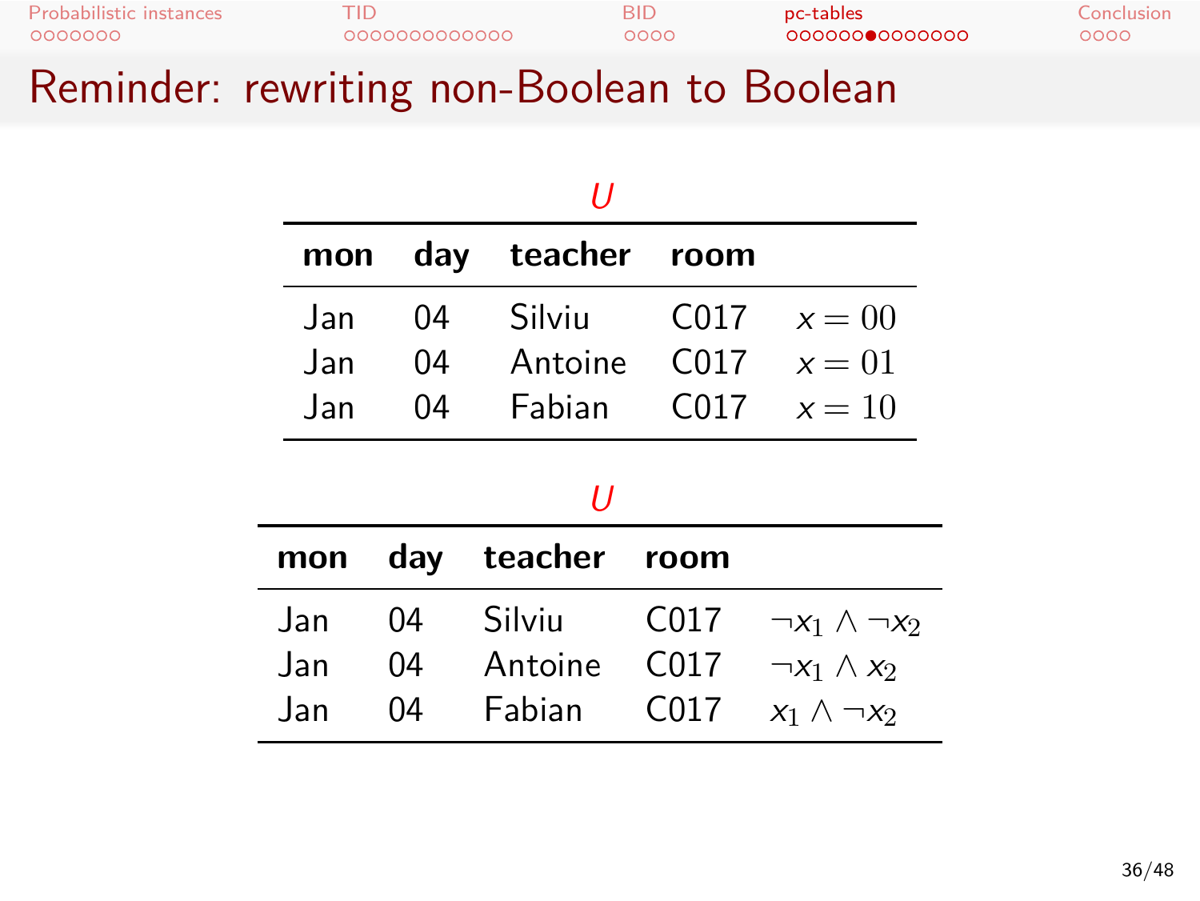# Reminder: rewriting non-Boolean to Boolean

*U*

| **mon** | **day** | **teacher** | **room** | |
|---|---|---|---|---|
| Jan | 04 | Silviu | C017 | $x = 00$ |
| Jan | 04 | Antoine | C017 | $x = 01$ |
| Jan | 04 | Fabian | C017 | $x = 10$ |

*U*

| **mon** | **day** | **teacher** | **room** | |
|---|---|---|---|---|
| Jan | 04 | Silviu | C017 | $\neg x_1 \wedge \neg x_2$ |
| Jan | 04 | Antoine | C017 | $\neg x_1 \wedge x_2$ |
| Jan | 04 | Fabian | C017 | $x_1 \wedge \neg x_2$ |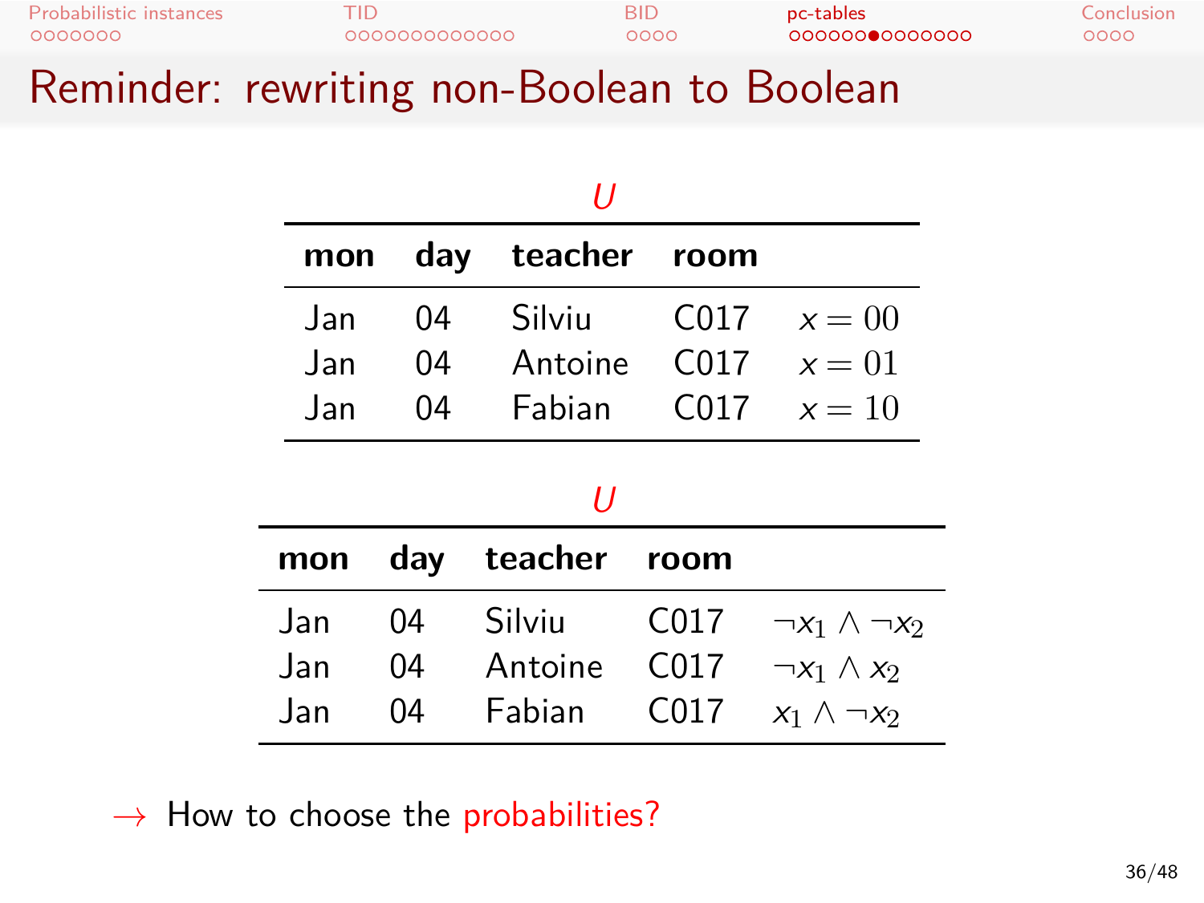# Reminder: rewriting non-Boolean to Boolean

*U*

| mon | day | teacher | room | |
|---|---|---|---|---|
| Jan | 04 | Silviu | C017 | $x = 00$ |
| Jan | 04 | Antoine | C017 | $x = 01$ |
| Jan | 04 | Fabian | C017 | $x = 10$ |

*U*

| mon | day | teacher | room | |
|---|---|---|---|---|
| Jan | 04 | Silviu | C017 | $\neg x_1 \land \neg x_2$ |
| Jan | 04 | Antoine | C017 | $\neg x_1 \land x_2$ |
| Jan | 04 | Fabian | C017 | $x_1 \land \neg x_2$ |

→ How to choose the probabilities?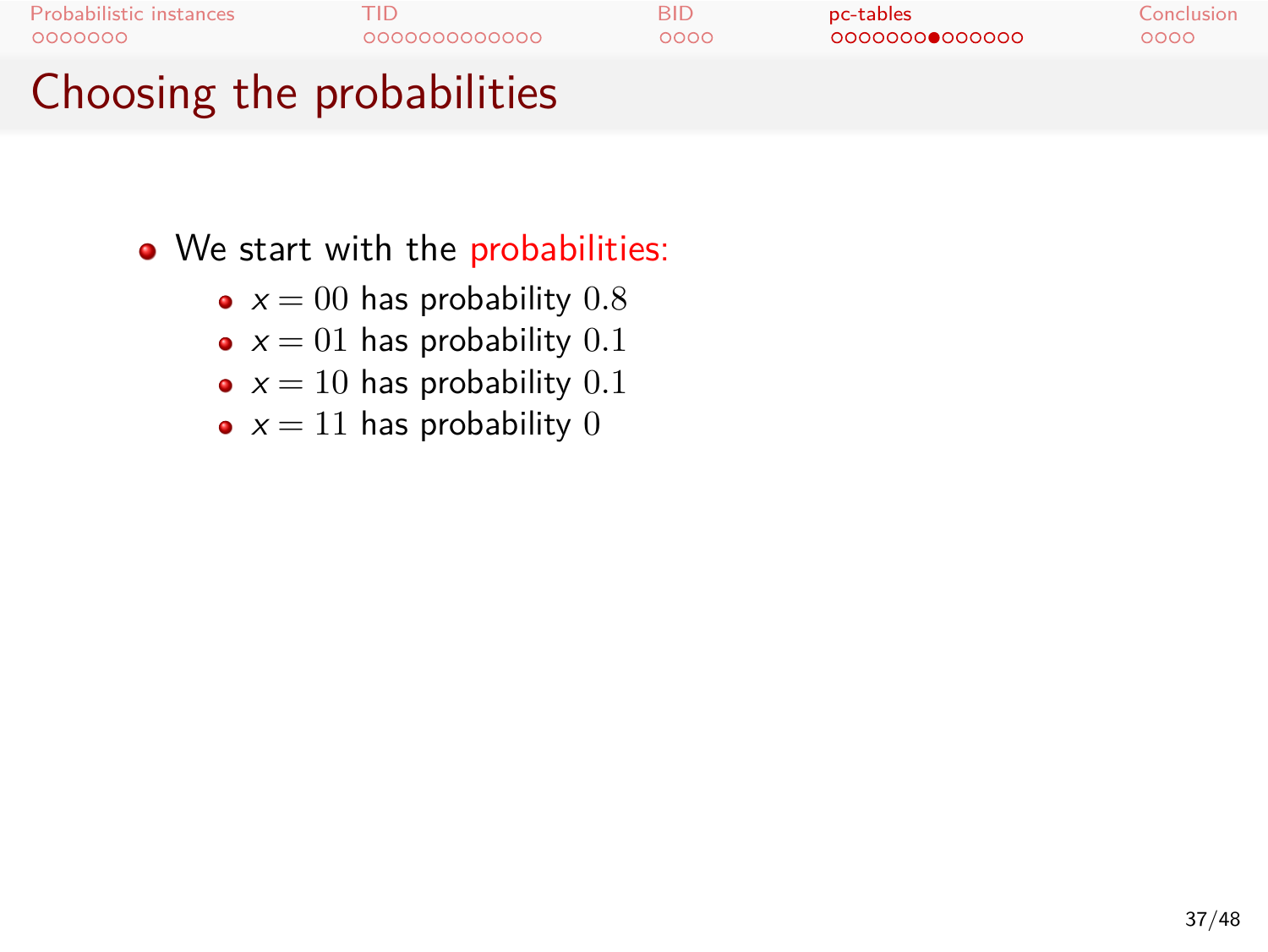# Choosing the probabilities

- We start with the probabilities:
  - $x = 00$ has probability $0.8$
  - $x = 01$ has probability $0.1$
  - $x = 10$ has probability $0.1$
  - $x = 11$ has probability $0$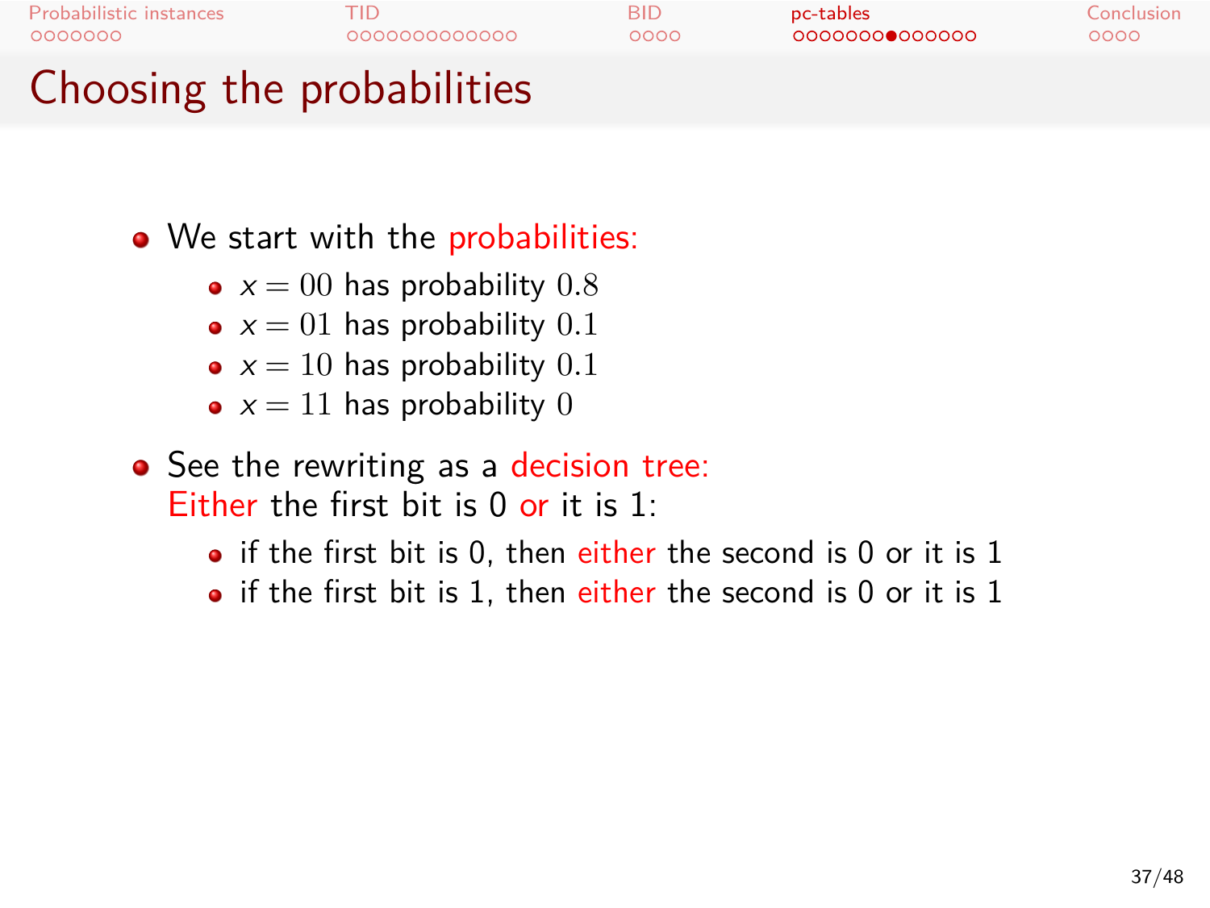# Choosing the probabilities

- We start with the probabilities:
  - $x = 00$ has probability $0.8$
  - $x = 01$ has probability $0.1$
  - $x = 10$ has probability $0.1$
  - $x = 11$ has probability $0$
- See the rewriting as a decision tree:
  Either the first bit is 0 or it is 1:
  - if the first bit is 0, then either the second is 0 or it is 1
  - if the first bit is 1, then either the second is 0 or it is 1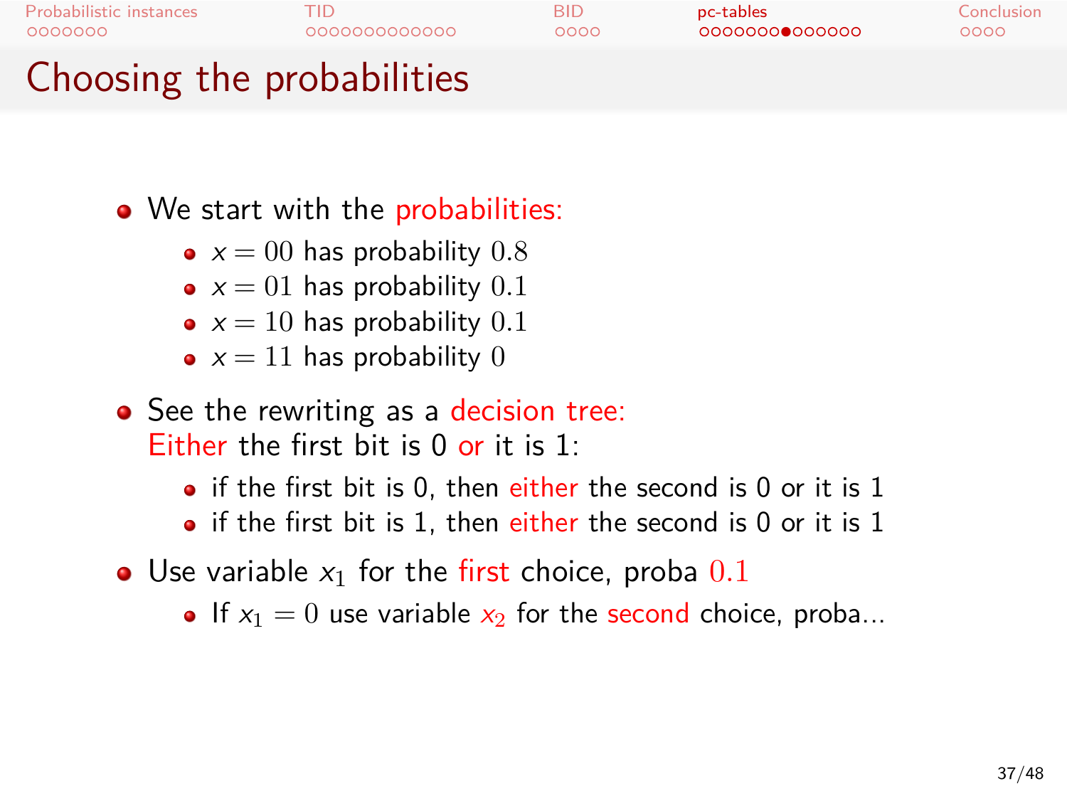# Choosing the probabilities

- We start with the probabilities:
  - $x = 00$ has probability $0.8$
  - $x = 01$ has probability $0.1$
  - $x = 10$ has probability $0.1$
  - $x = 11$ has probability $0$
- See the rewriting as a decision tree:
  Either the first bit is 0 or it is 1:
  - if the first bit is 0, then either the second is 0 or it is 1
  - if the first bit is 1, then either the second is 0 or it is 1
- Use variable $x_1$ for the first choice, proba $0.1$
  - If $x_1 = 0$ use variable $x_2$ for the second choice, proba...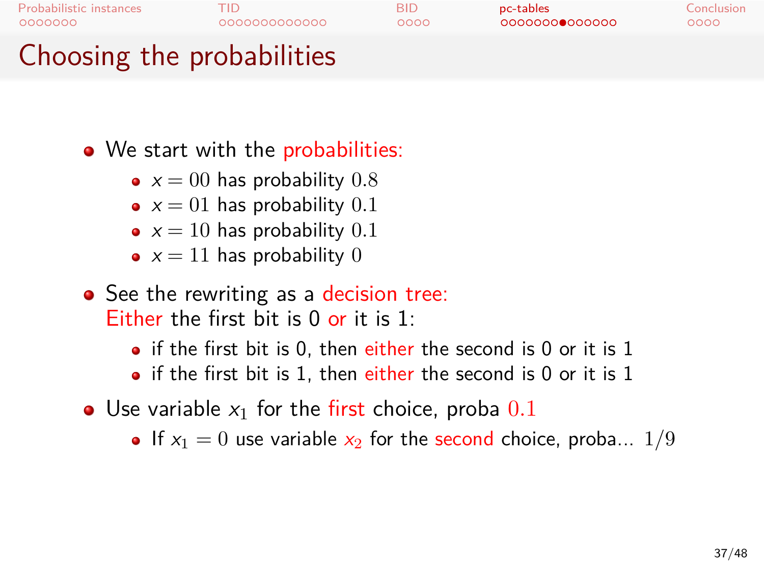# Choosing the probabilities

- We start with the probabilities:
  - $x = 00$ has probability $0.8$
  - $x = 01$ has probability $0.1$
  - $x = 10$ has probability $0.1$
  - $x = 11$ has probability $0$
- See the rewriting as a decision tree:
  Either the first bit is 0 or it is 1:
  - if the first bit is 0, then either the second is 0 or it is 1
  - if the first bit is 1, then either the second is 0 or it is 1
- Use variable $x_1$ for the first choice, proba $0.1$
  - If $x_1 = 0$ use variable $x_2$ for the second choice, proba... $1/9$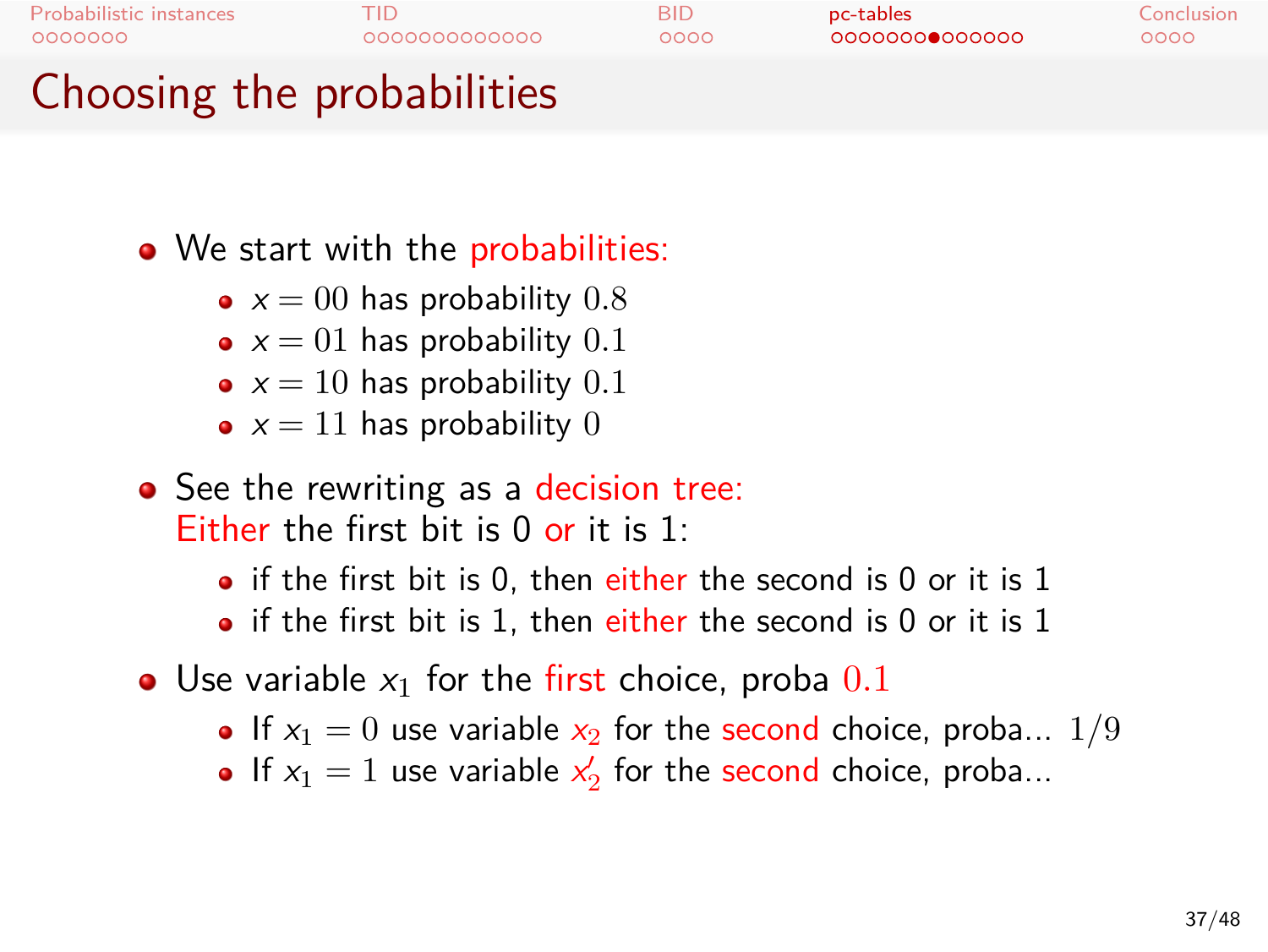# Choosing the probabilities

- We start with the probabilities:
  - $x = 00$ has probability $0.8$
  - $x = 01$ has probability $0.1$
  - $x = 10$ has probability $0.1$
  - $x = 11$ has probability $0$
- See the rewriting as a decision tree:
  Either the first bit is 0 or it is 1:
  - if the first bit is 0, then either the second is 0 or it is 1
  - if the first bit is 1, then either the second is 0 or it is 1
- Use variable $x_1$ for the first choice, proba $0.1$
  - If $x_1 = 0$ use variable $x_2$ for the second choice, proba... $1/9$
  - If $x_1 = 1$ use variable $x_2'$ for the second choice, proba...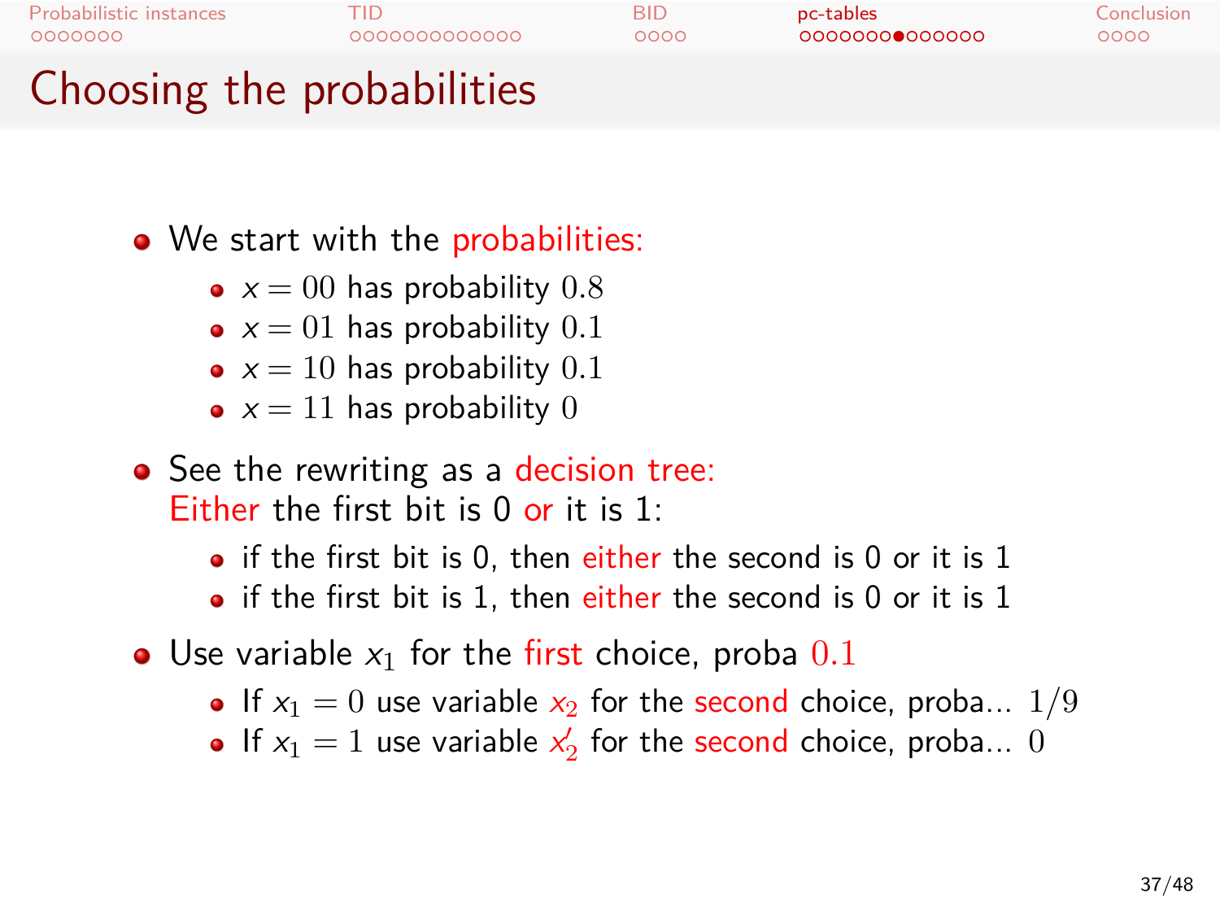# Choosing the probabilities

- We start with the probabilities:
  - $x = 00$ has probability $0.8$
  - $x = 01$ has probability $0.1$
  - $x = 10$ has probability $0.1$
  - $x = 11$ has probability $0$
- See the rewriting as a decision tree:
  Either the first bit is 0 or it is 1:
  - if the first bit is 0, then either the second is 0 or it is 1
  - if the first bit is 1, then either the second is 0 or it is 1
- Use variable $x_1$ for the first choice, proba $0.1$
  - If $x_1 = 0$ use variable $x_2$ for the second choice, proba... $1/9$
  - If $x_1 = 1$ use variable $x_2'$ for the second choice, proba... $0$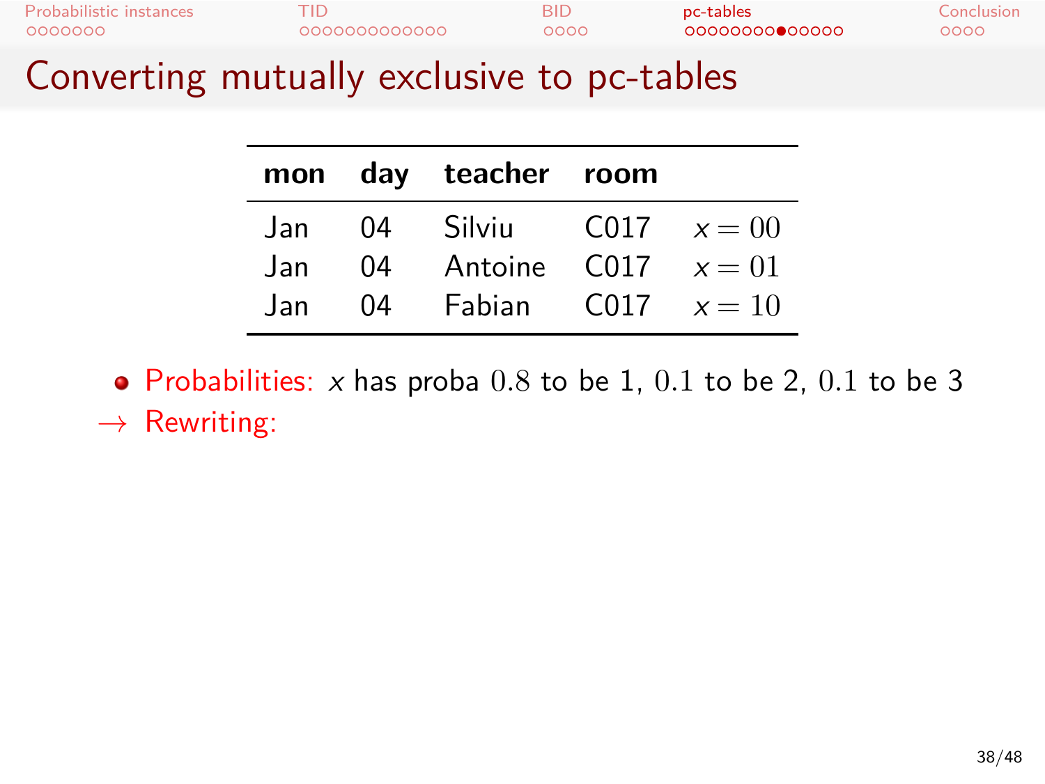# Converting mutually exclusive to pc-tables

| mon | day | teacher | room | |
|---|---|---|---|---|
| Jan | 04 | Silviu | C017 | $x = 00$ |
| Jan | 04 | Antoine | C017 | $x = 01$ |
| Jan | 04 | Fabian | C017 | $x = 10$ |

- Probabilities: $x$ has proba $0.8$ to be 1, $0.1$ to be 2, $0.1$ to be 3

→ Rewriting: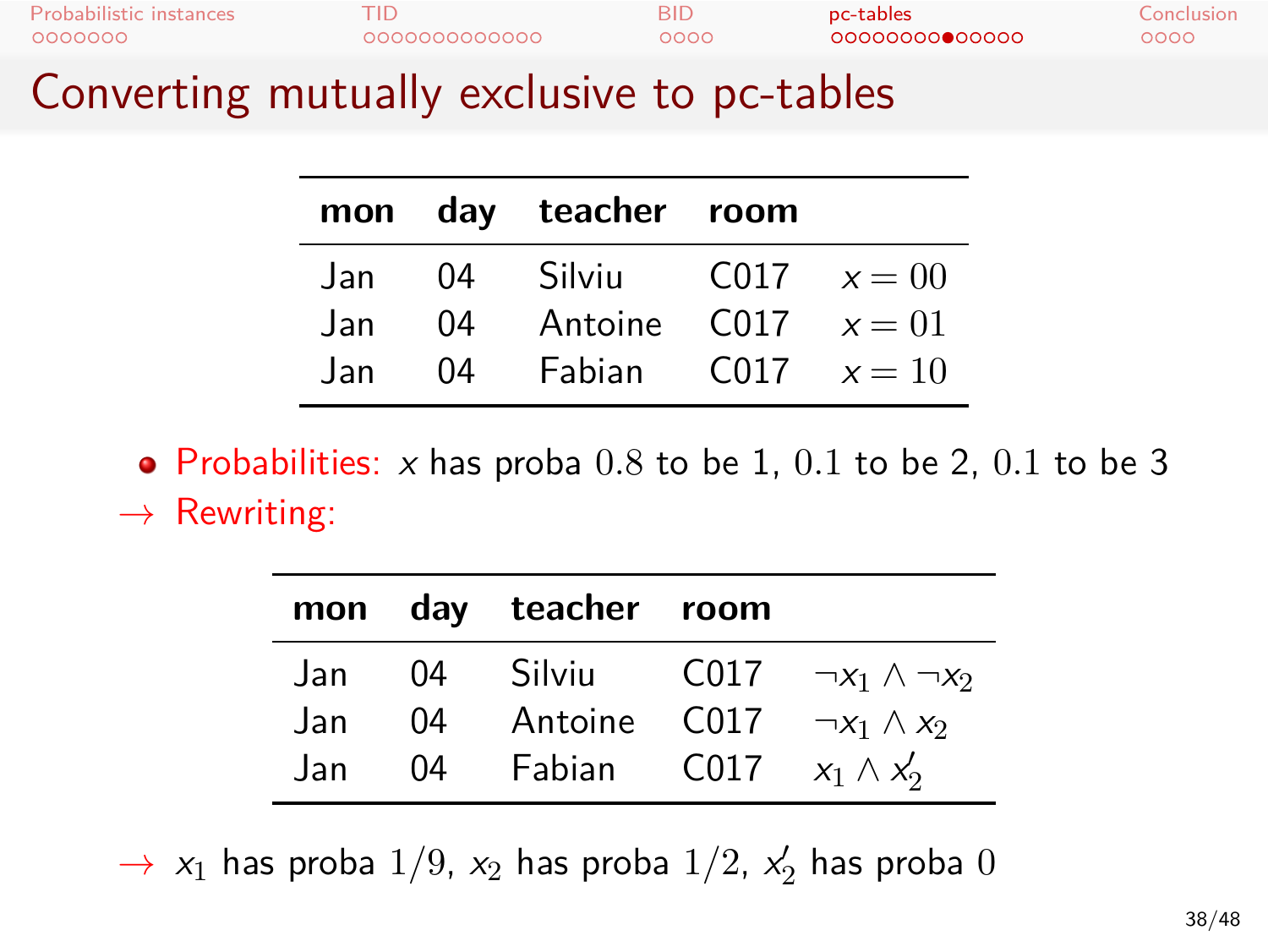# Converting mutually exclusive to pc-tables

| mon | day | teacher | room | |
|---|---|---|---|---|
| Jan | 04 | Silviu | C017 | $x = 00$ |
| Jan | 04 | Antoine | C017 | $x = 01$ |
| Jan | 04 | Fabian | C017 | $x = 10$ |

- Probabilities: $x$ has proba $0.8$ to be 1, $0.1$ to be 2, $0.1$ to be 3

→ Rewriting:

| mon | day | teacher | room | |
|---|---|---|---|---|
| Jan | 04 | Silviu | C017 | $\neg x_1 \wedge \neg x_2$ |
| Jan | 04 | Antoine | C017 | $\neg x_1 \wedge x_2$ |
| Jan | 04 | Fabian | C017 | $x_1 \wedge x_2'$ |

→ $x_1$ has proba $1/9$, $x_2$ has proba $1/2$, $x_2'$ has proba $0$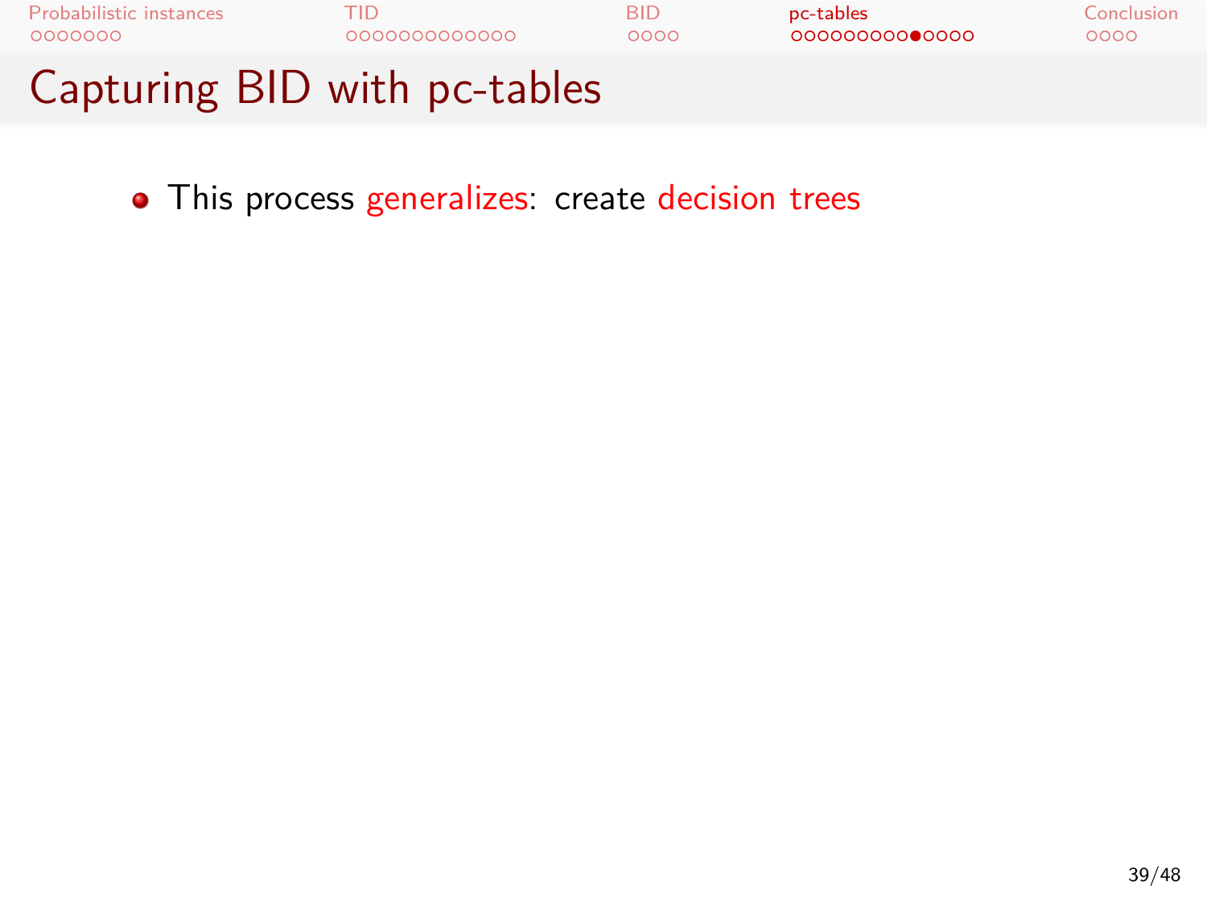# Capturing BID with pc-tables

- This process generalizes: create decision trees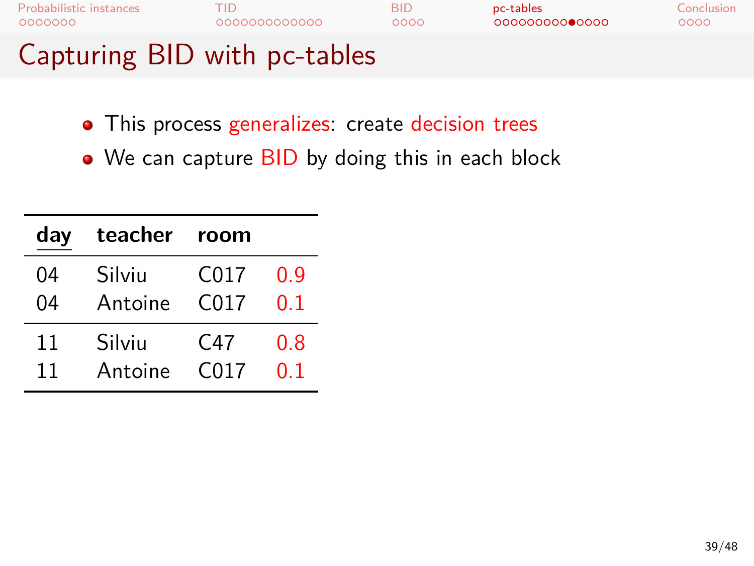# Capturing BID with pc-tables

- This process generalizes: create decision trees
- We can capture BID by doing this in each block

| day | teacher | room | |
|---|---|---|---|
| 04 | Silviu | C017 | 0.9 |
| 04 | Antoine | C017 | 0.1 |
| 11 | Silviu | C47 | 0.8 |
| 11 | Antoine | C017 | 0.1 |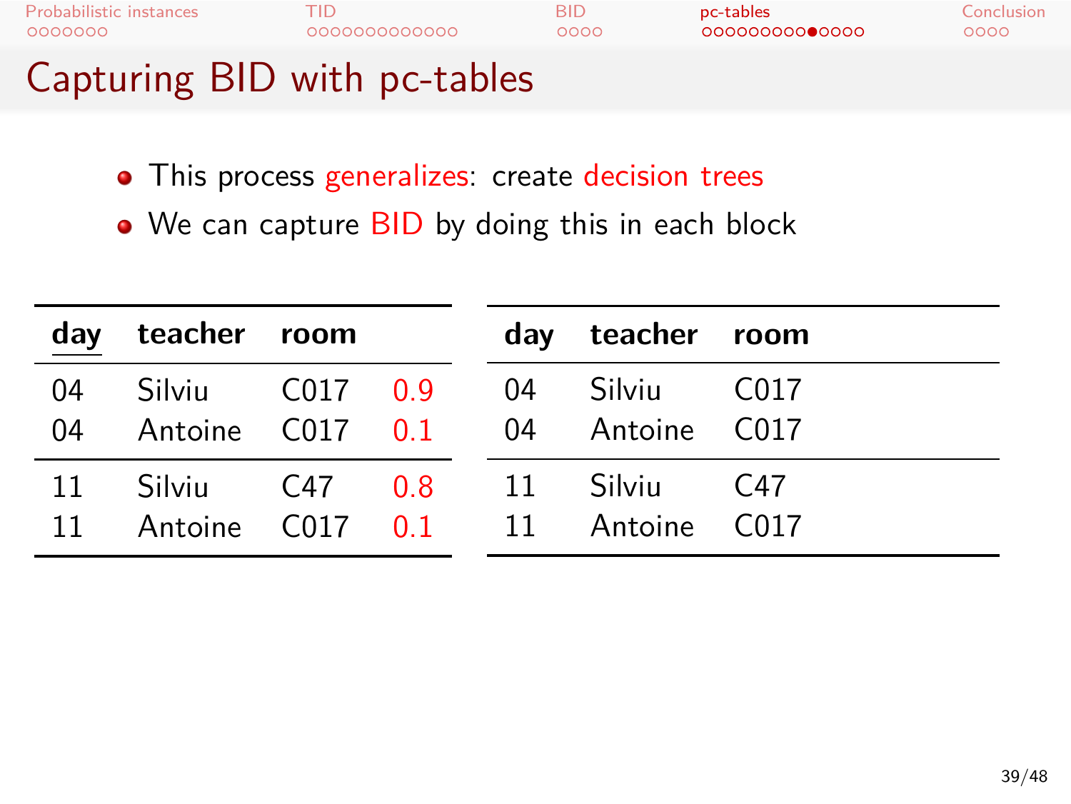# Capturing BID with pc-tables

- This process generalizes: create decision trees
- We can capture BID by doing this in each block

| day | teacher | room | |
|---|---|---|---|
| 04 | Silviu | C017 | 0.9 |
| 04 | Antoine | C017 | 0.1 |
| 11 | Silviu | C47 | 0.8 |
| 11 | Antoine | C017 | 0.1 |

| day | teacher | room |
|---|---|---|
| 04 | Silviu | C017 |
| 04 | Antoine | C017 |
| 11 | Silviu | C47 |
| 11 | Antoine | C017 |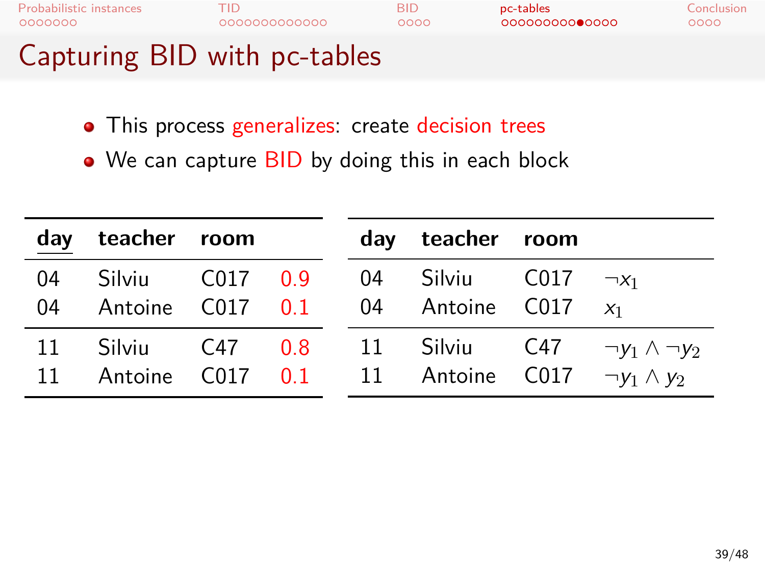# Capturing BID with pc-tables

- This process generalizes: create decision trees
- We can capture BID by doing this in each block

| day | teacher | room | |
|---|---|---|---|
| 04 | Silviu | C017 | 0.9 |
| 04 | Antoine | C017 | 0.1 |
| 11 | Silviu | C47 | 0.8 |
| 11 | Antoine | C017 | 0.1 |

| day | teacher | room | |
|---|---|---|---|
| 04 | Silviu | C017 | $\neg x_1$ |
| 04 | Antoine | C017 | $x_1$ |
| 11 | Silviu | C47 | $\neg y_1 \land \neg y_2$ |
| 11 | Antoine | C017 | $\neg y_1 \land y_2$ |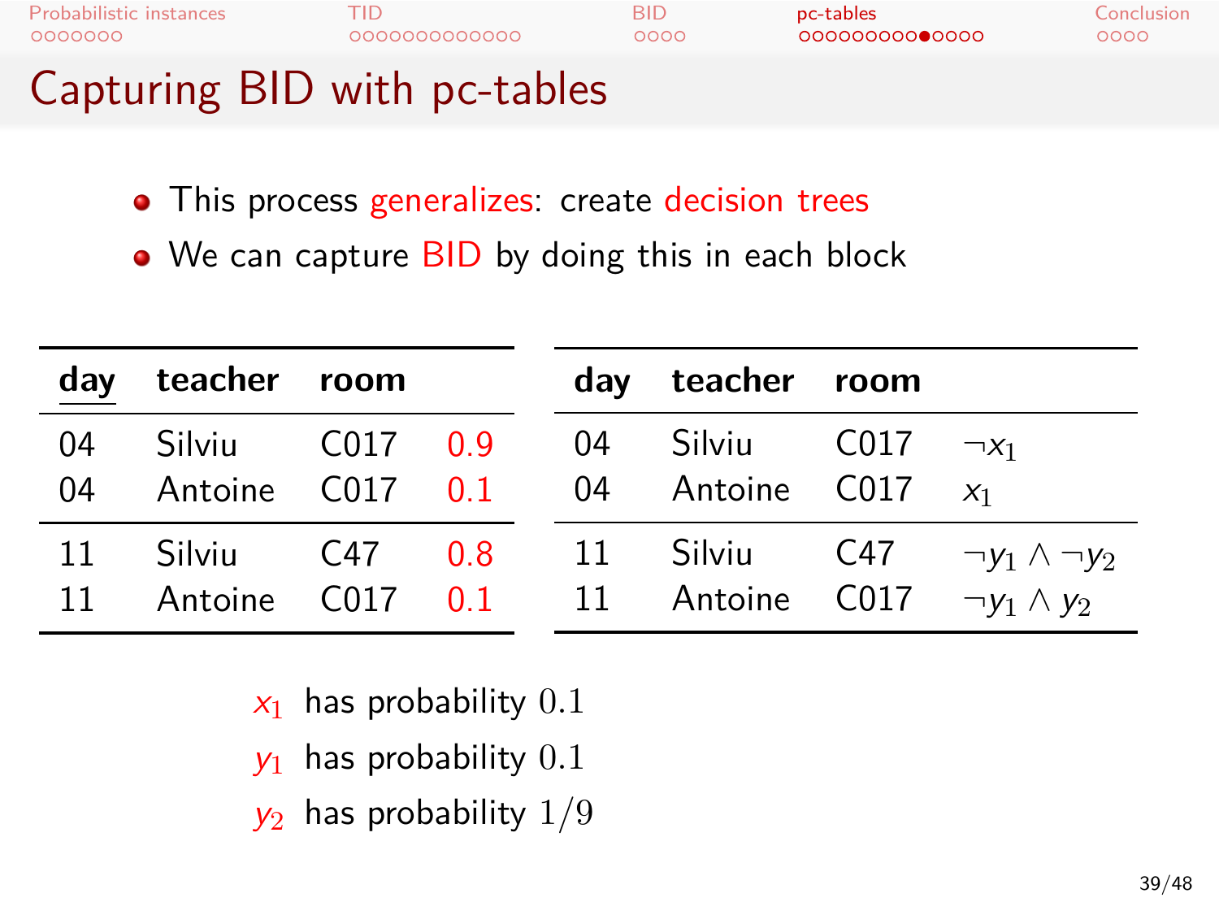# Capturing BID with pc-tables

- This process generalizes: create decision trees
- We can capture BID by doing this in each block

| day | teacher | room | |
|---|---|---|---|
| 04 | Silviu | C017 | 0.9 |
| 04 | Antoine | C017 | 0.1 |
| 11 | Silviu | C47 | 0.8 |
| 11 | Antoine | C017 | 0.1 |

| day | teacher | room | |
|---|---|---|---|
| 04 | Silviu | C017 | $\neg x_1$ |
| 04 | Antoine | C017 | $x_1$ |
| 11 | Silviu | C47 | $\neg y_1 \wedge \neg y_2$ |
| 11 | Antoine | C017 | $\neg y_1 \wedge y_2$ |

$x_1$ has probability $0.1$

$y_1$ has probability $0.1$

$y_2$ has probability $1/9$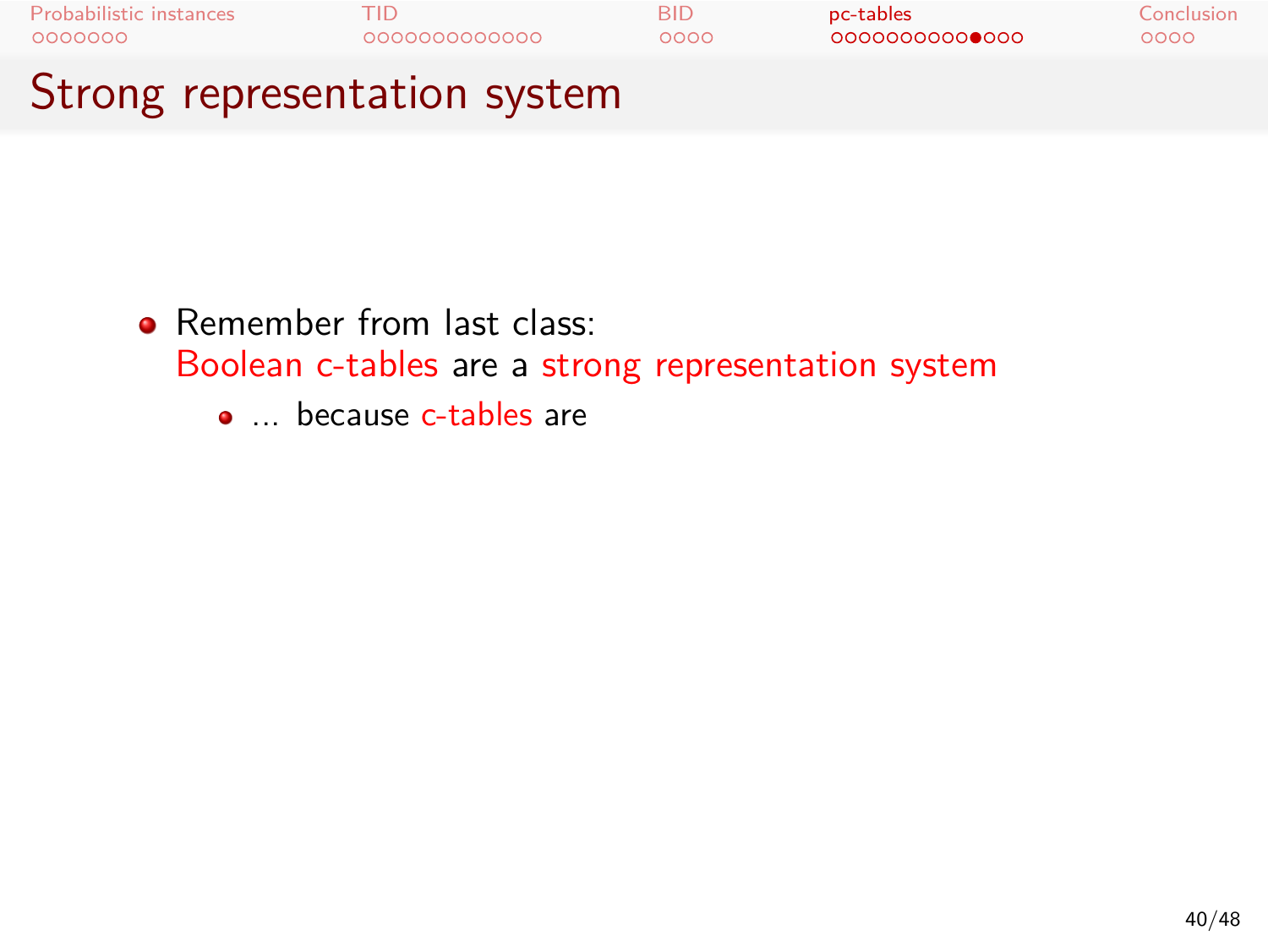# Strong representation system

- Remember from last class:
  Boolean c-tables are a strong representation system
  - ... because c-tables are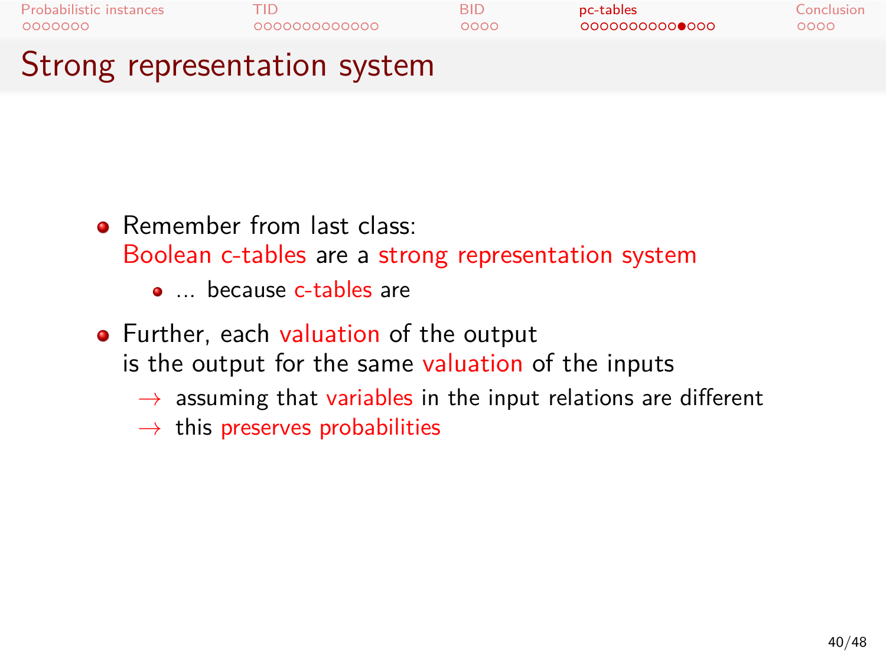## Strong representation system

- Remember from last class:
  Boolean c-tables are a strong representation system
  - … because c-tables are
- Further, each valuation of the output
  is the output for the same valuation of the inputs
  $\rightarrow$ assuming that variables in the input relations are different
  $\rightarrow$ this preserves probabilities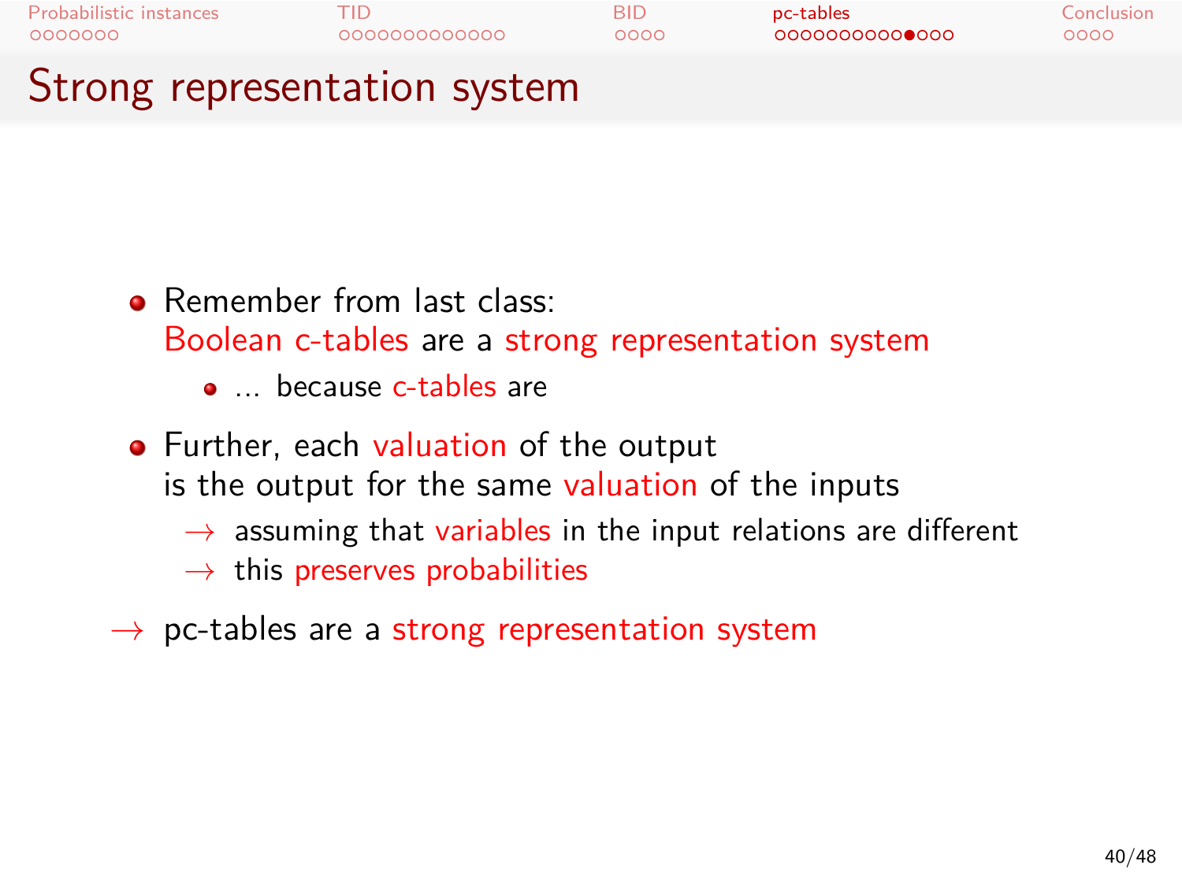# Strong representation system

- Remember from last class: Boolean c-tables are a strong representation system
  - ... because c-tables are
- Further, each valuation of the output is the output for the same valuation of the inputs
  - → assuming that variables in the input relations are different
  - → this preserves probabilities

→ pc-tables are a strong representation system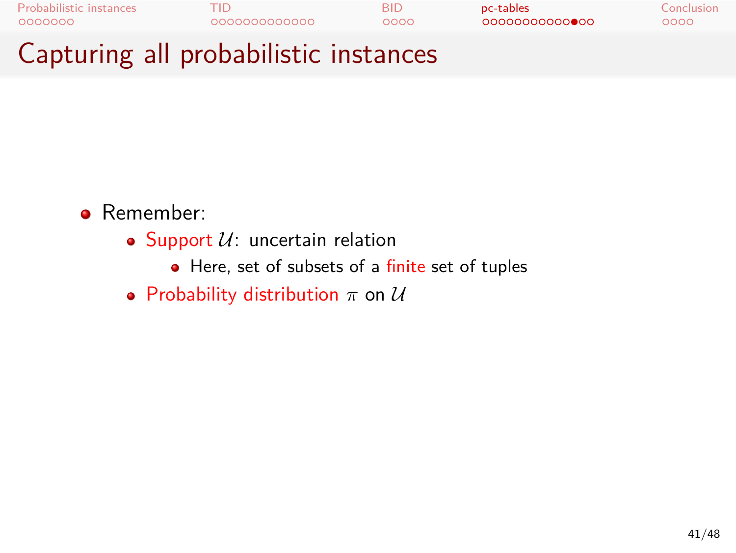# Capturing all probabilistic instances

- Remember:
  - Support $\mathcal{U}$: uncertain relation
    - Here, set of subsets of a finite set of tuples
  - Probability distribution $\pi$ on $\mathcal{U}$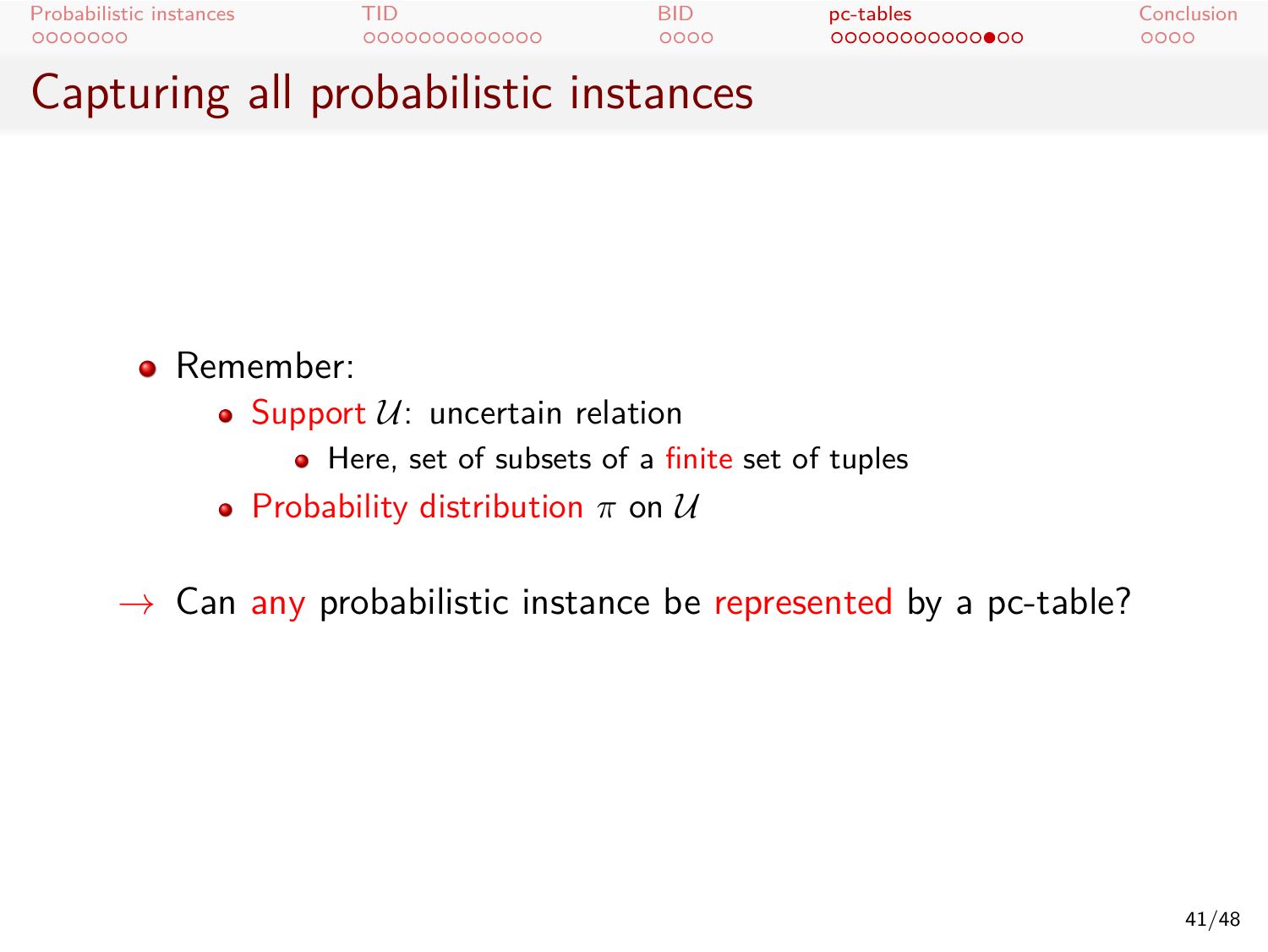# Capturing all probabilistic instances

- Remember:
  - Support $\mathcal{U}$: uncertain relation
    - Here, set of subsets of a finite set of tuples
  - Probability distribution $\pi$ on $\mathcal{U}$

$\rightarrow$ Can any probabilistic instance be represented by a pc-table?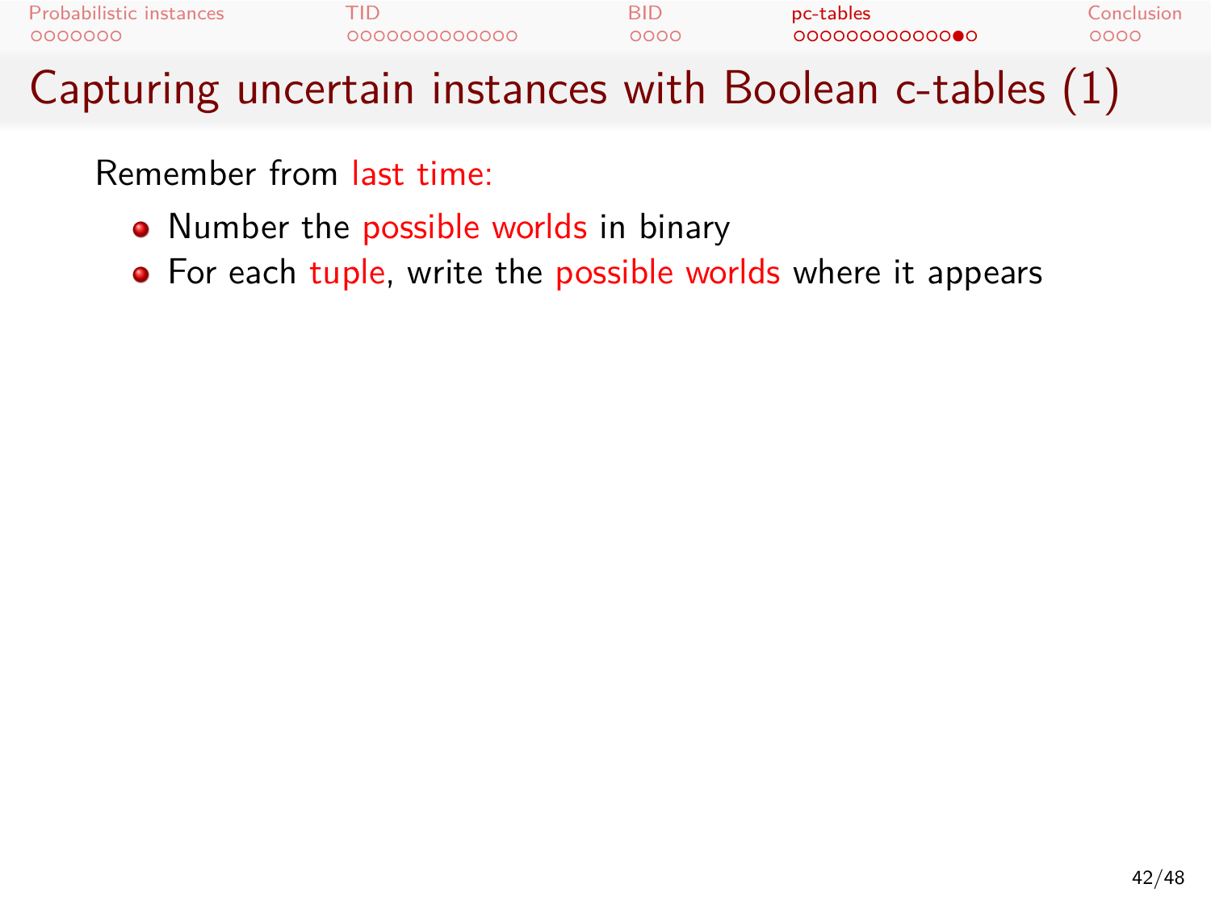# Capturing uncertain instances with Boolean c-tables (1)

Remember from last time:

- Number the possible worlds in binary
- For each tuple, write the possible worlds where it appears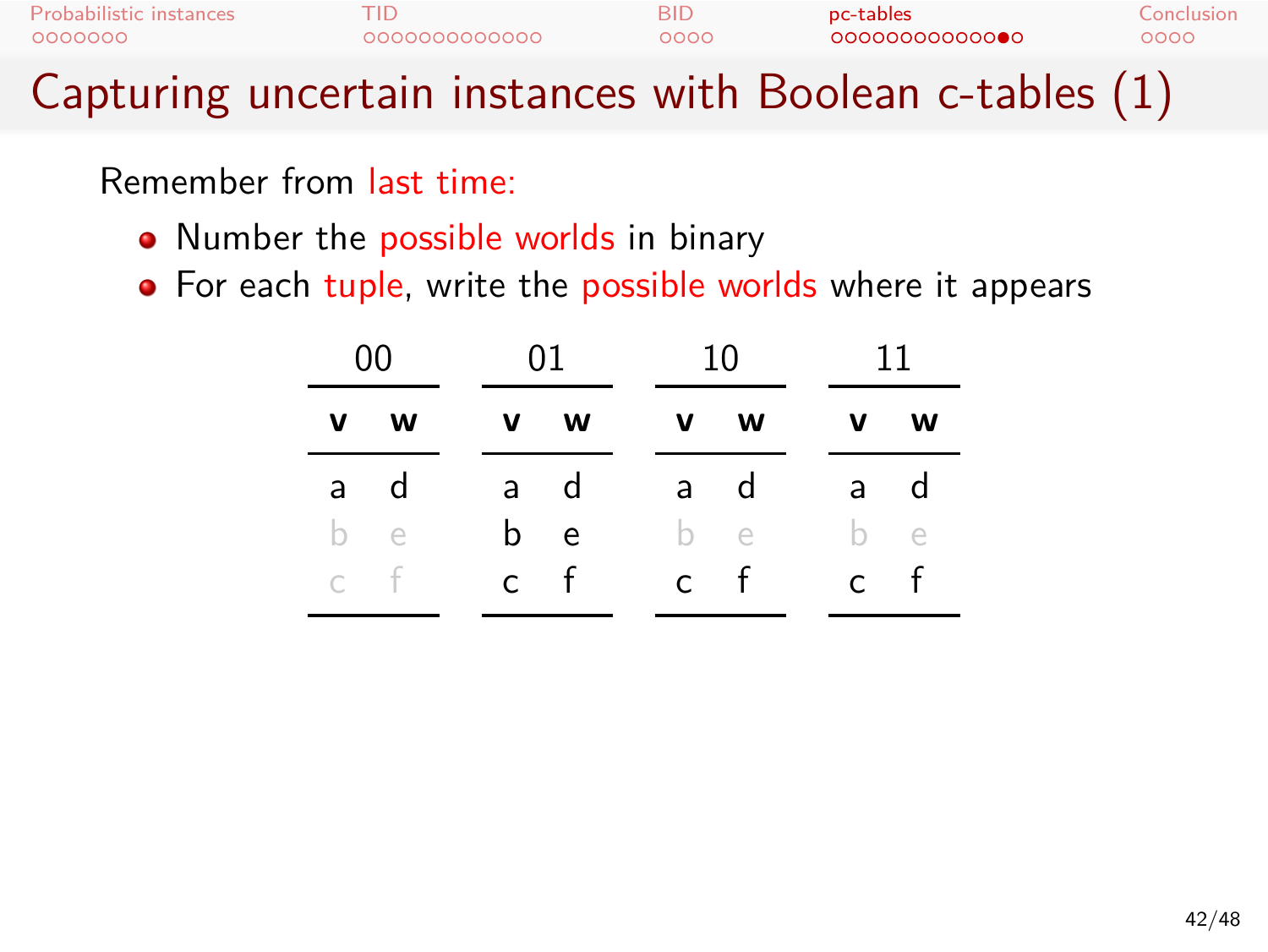# Capturing uncertain instances with Boolean c-tables (1)

Remember from last time:

- Number the possible worlds in binary
- For each tuple, write the possible worlds where it appears

**00**

| v | w |
|---|---|
| a | d |
| b | e |
| c | f |

**01**

| v | w |
|---|---|
| a | d |
| b | e |
| c | f |

**10**

| v | w |
|---|---|
| a | d |
| b | e |
| c | f |

**11**

| v | w |
|---|---|
| a | d |
| b | e |
| c | f |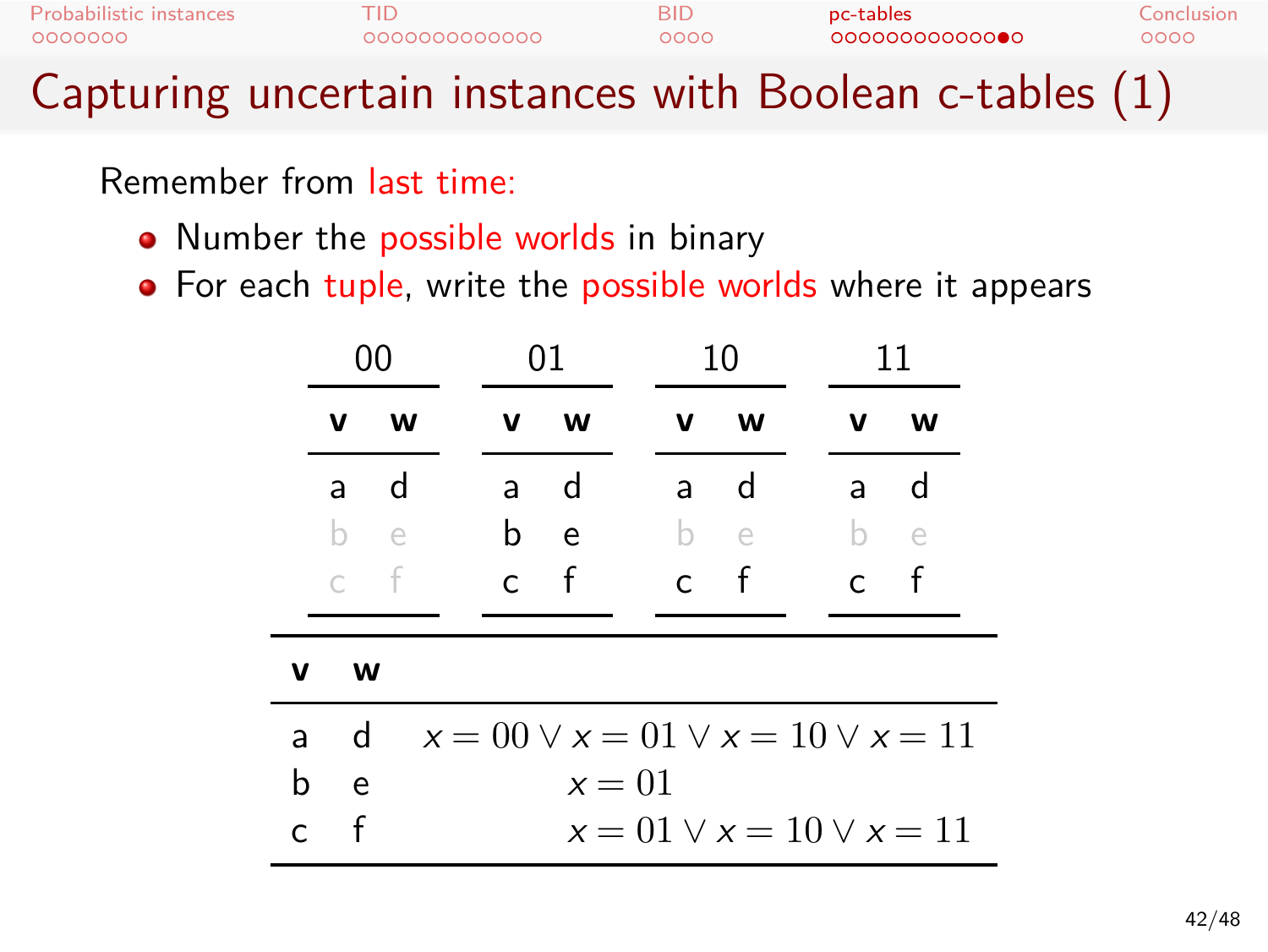# Capturing uncertain instances with Boolean c-tables (1)

Remember from last time:

- Number the possible worlds in binary
- For each tuple, write the possible worlds where it appears

**00**

| v | w |
|---|---|
| a | d |
| b | e |
| c | f |

**01**

| v | w |
|---|---|
| a | d |
| b | e |
| c | f |

**10**

| v | w |
|---|---|
| a | d |
| b | e |
| c | f |

**11**

| v | w |
|---|---|
| a | d |
| b | e |
| c | f |

| v | w | |
|---|---|---|
| a | d | $x = 00 \lor x = 01 \lor x = 10 \lor x = 11$ |
| b | e | $x = 01$ |
| c | f | $x = 01 \lor x = 10 \lor x = 11$ |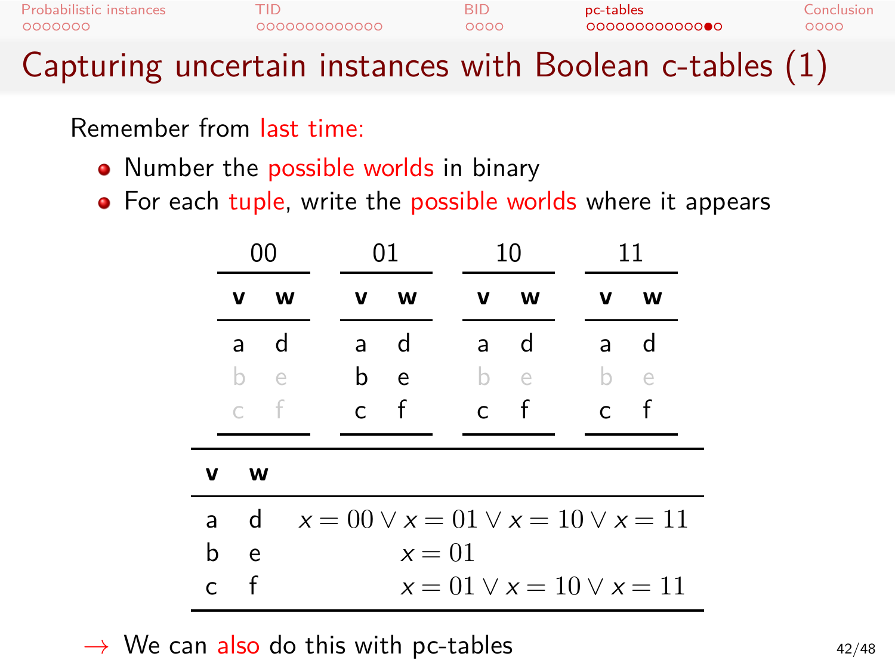# Capturing uncertain instances with Boolean c-tables (1)

Remember from last time:

- Number the possible worlds in binary
- For each tuple, write the possible worlds where it appears

**00**

| v | w |
|---|---|
| a | d |

**01**

| v | w |
|---|---|
| a | d |
| b | e |
| c | f |

**10**

| v | w |
|---|---|
| a | d |
| c | f |

**11**

| v | w |
|---|---|
| a | d |
| c | f |

| v | w | |
|---|---|---|
| a | d | $x = 00 \lor x = 01 \lor x = 10 \lor x = 11$ |
| b | e | $x = 01$ |
| c | f | $x = 01 \lor x = 10 \lor x = 11$ |

→ We can also do this with pc-tables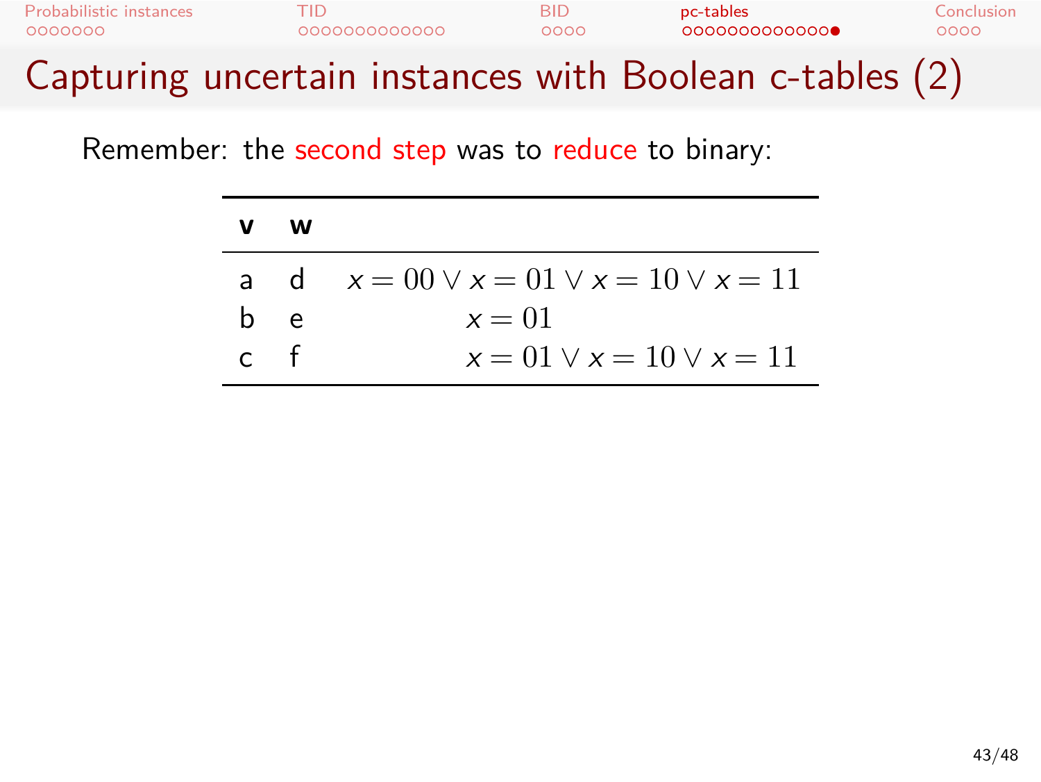# Capturing uncertain instances with Boolean c-tables (2)

Remember: the second step was to reduce to binary:

| **v** | **w** | |
|---|---|---|
| a | d | $x = 00 \lor x = 01 \lor x = 10 \lor x = 11$ |
| b | e | $x = 01$ |
| c | f | $x = 01 \lor x = 10 \lor x = 11$ |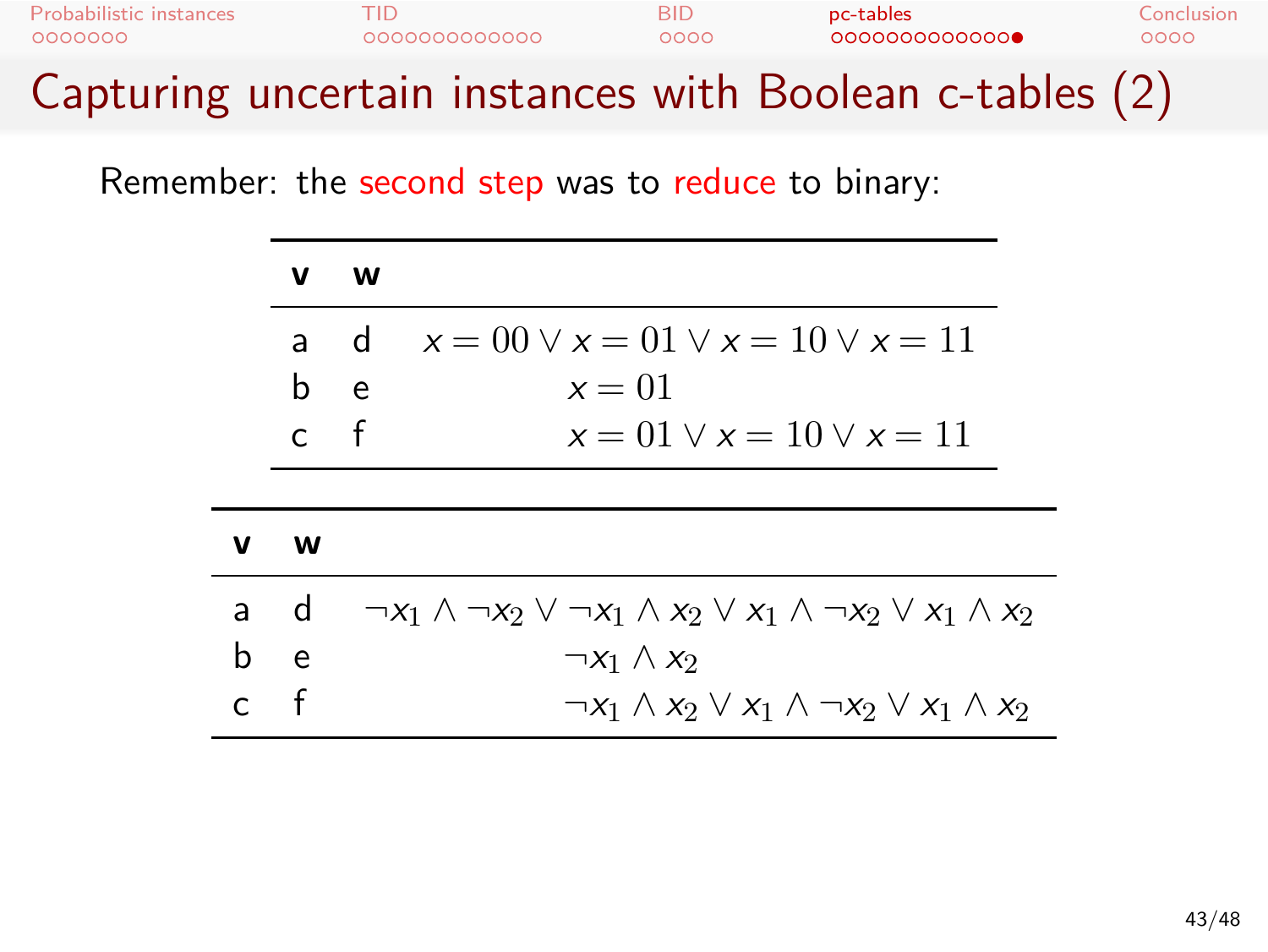# Capturing uncertain instances with Boolean c-tables (2)

Remember: the second step was to reduce to binary:

| v | w | |
|---|---|---|
| a | d | $x = 00 \lor x = 01 \lor x = 10 \lor x = 11$ |
| b | e | $x = 01$ |
| c | f | $x = 01 \lor x = 10 \lor x = 11$ |

| v | w | |
|---|---|---|
| a | d | $\neg x_1 \land \neg x_2 \lor \neg x_1 \land x_2 \lor x_1 \land \neg x_2 \lor x_1 \land x_2$ |
| b | e | $\neg x_1 \land x_2$ |
| c | f | $\neg x_1 \land x_2 \lor x_1 \land \neg x_2 \lor x_1 \land x_2$ |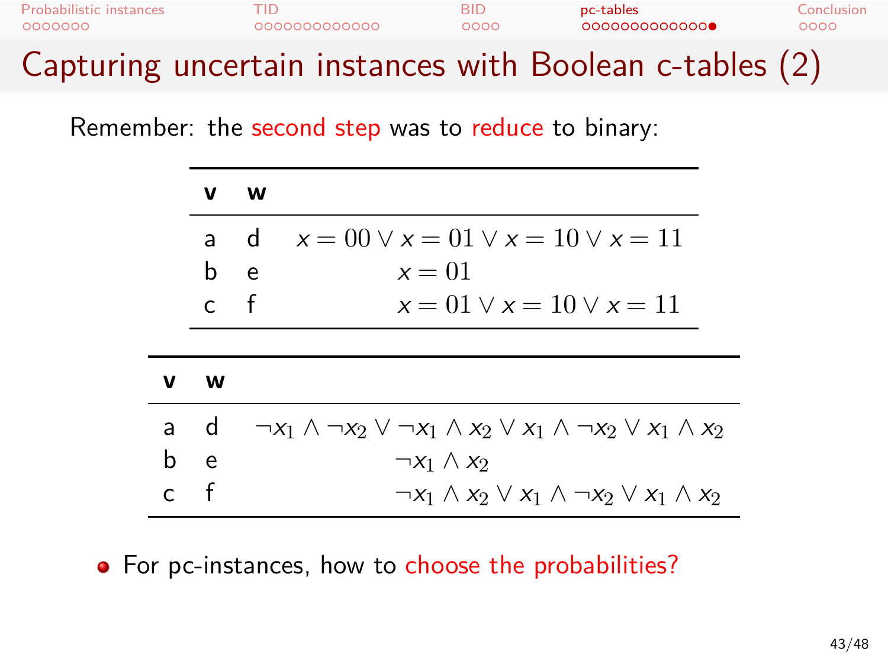# Capturing uncertain instances with Boolean c-tables (2)

Remember: the second step was to reduce to binary:

| v | w | |
|---|---|---|
| a | d | $x = 00 \lor x = 01 \lor x = 10 \lor x = 11$ |
| b | e | $x = 01$ |
| c | f | $x = 01 \lor x = 10 \lor x = 11$ |

| v | w | |
|---|---|---|
| a | d | $\neg x_1 \land \neg x_2 \lor \neg x_1 \land x_2 \lor x_1 \land \neg x_2 \lor x_1 \land x_2$ |
| b | e | $\neg x_1 \land x_2$ |
| c | f | $\neg x_1 \land x_2 \lor x_1 \land \neg x_2 \lor x_1 \land x_2$ |

- For pc-instances, how to choose the probabilities?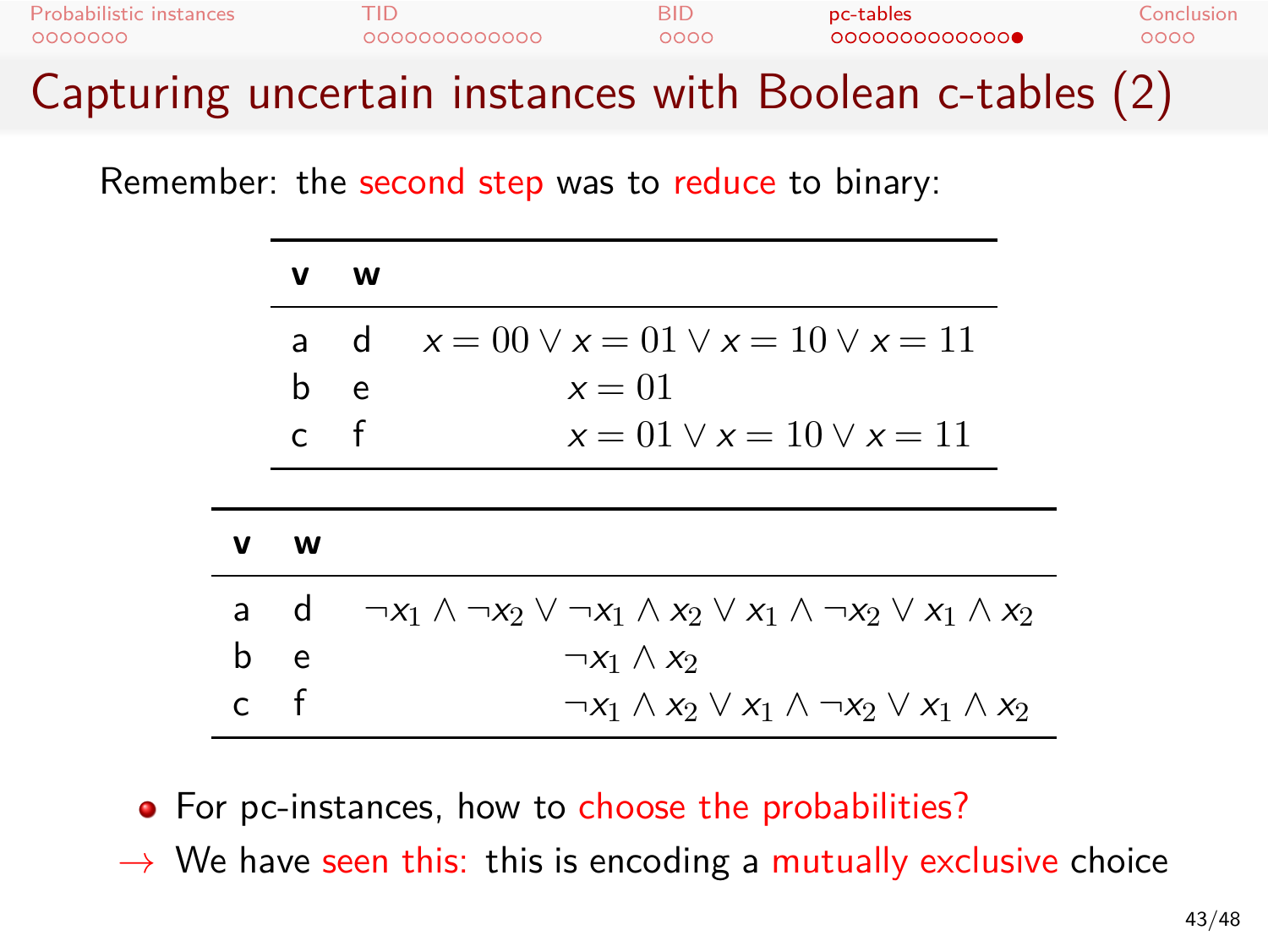# Capturing uncertain instances with Boolean c-tables (2)

Remember: the second step was to reduce to binary:

| v | w |  |
|---|---|---|
| a | d | $x = 00 \lor x = 01 \lor x = 10 \lor x = 11$ |
| b | e | $x = 01$ |
| c | f | $x = 01 \lor x = 10 \lor x = 11$ |

| v | w |  |
|---|---|---|
| a | d | $\neg x_1 \land \neg x_2 \lor \neg x_1 \land x_2 \lor x_1 \land \neg x_2 \lor x_1 \land x_2$ |
| b | e | $\neg x_1 \land x_2$ |
| c | f | $\neg x_1 \land x_2 \lor x_1 \land \neg x_2 \lor x_1 \land x_2$ |

- For pc-instances, how to choose the probabilities?

$\rightarrow$ We have seen this: this is encoding a mutually exclusive choice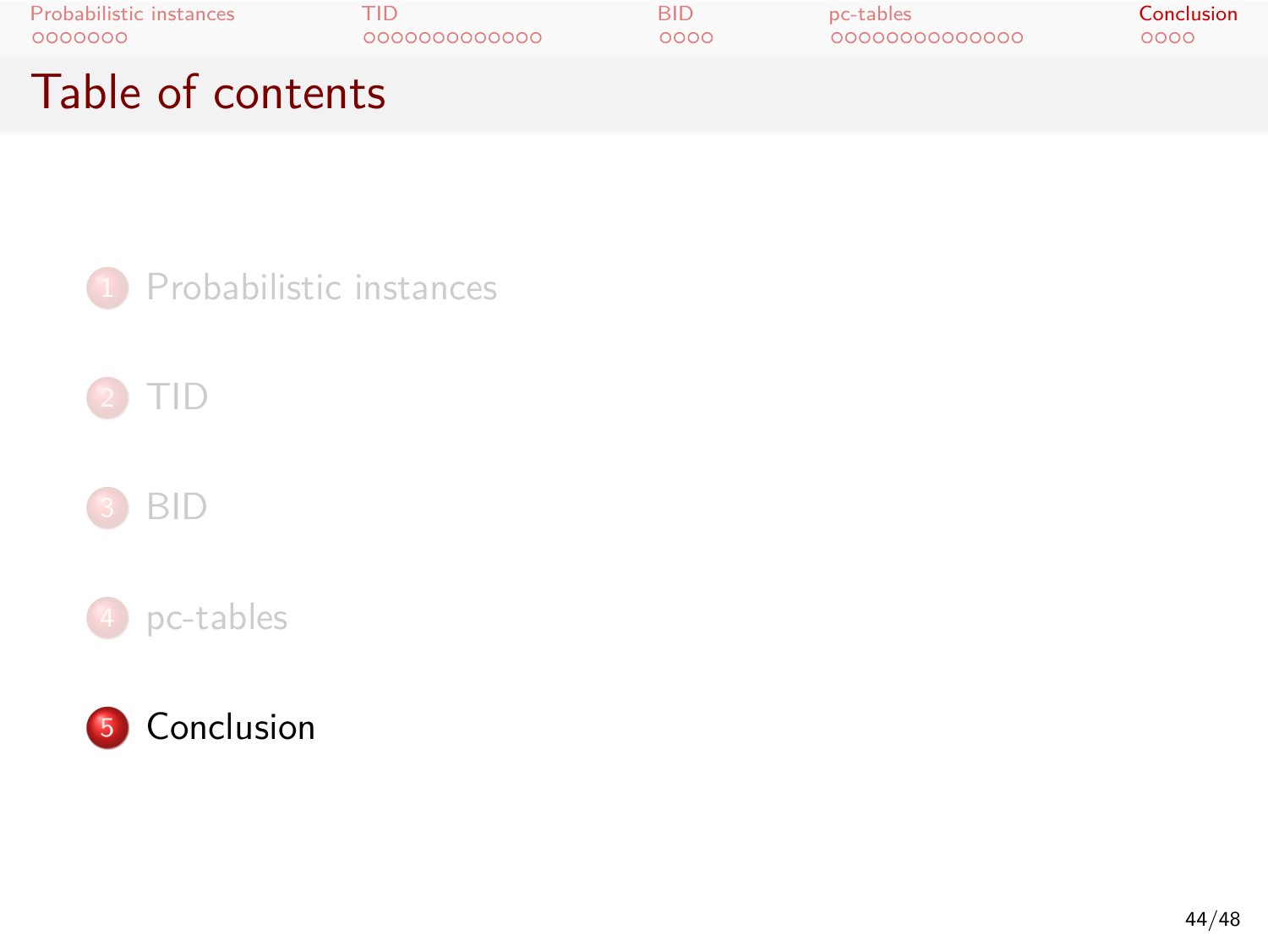# Table of contents

1. Probabilistic instances
2. TID
3. BID
4. pc-tables
5. **Conclusion**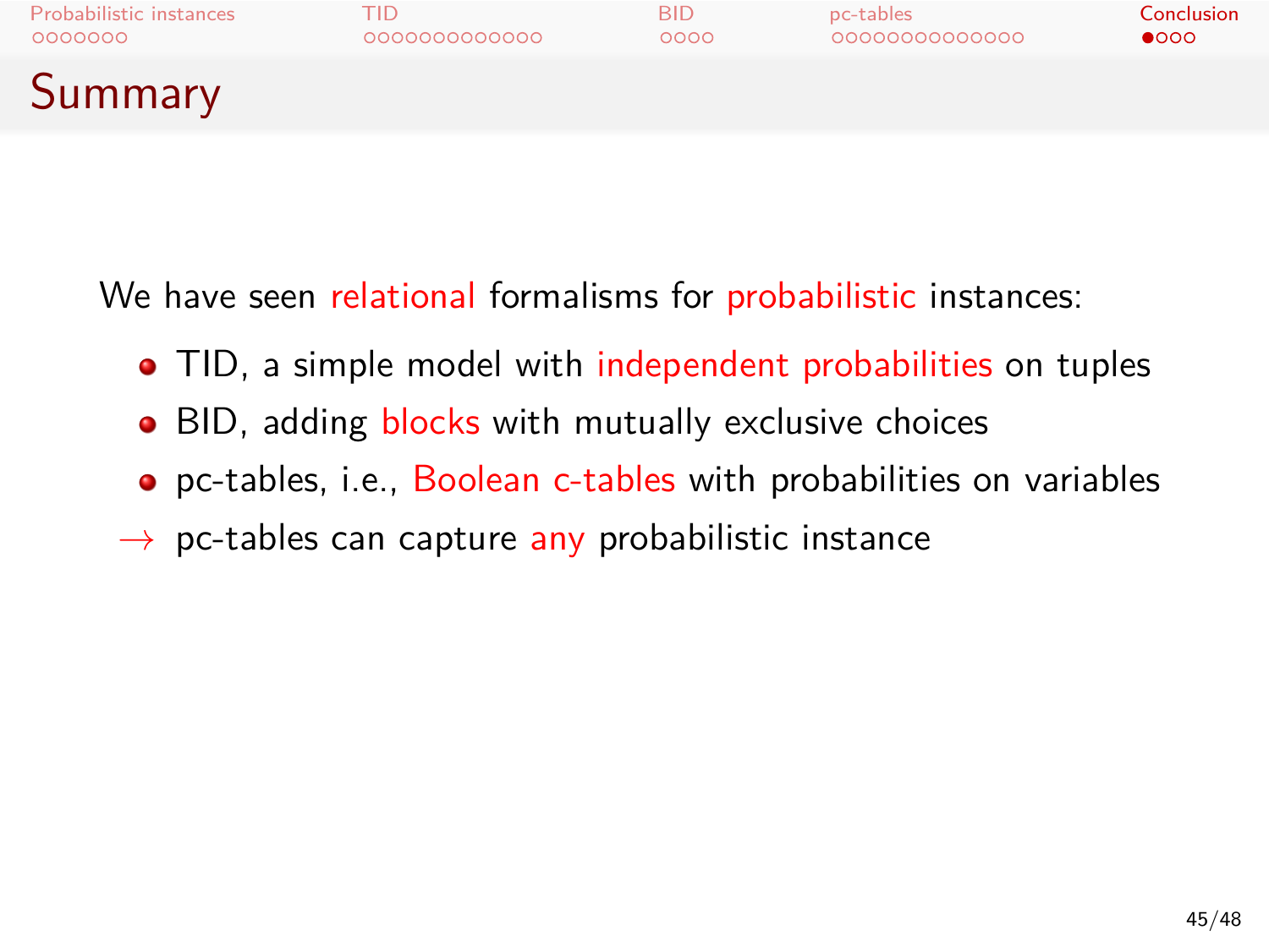# Summary

We have seen relational formalisms for probabilistic instances:

- TID, a simple model with independent probabilities on tuples
- BID, adding blocks with mutually exclusive choices
- pc-tables, i.e., Boolean c-tables with probabilities on variables

→ pc-tables can capture any probabilistic instance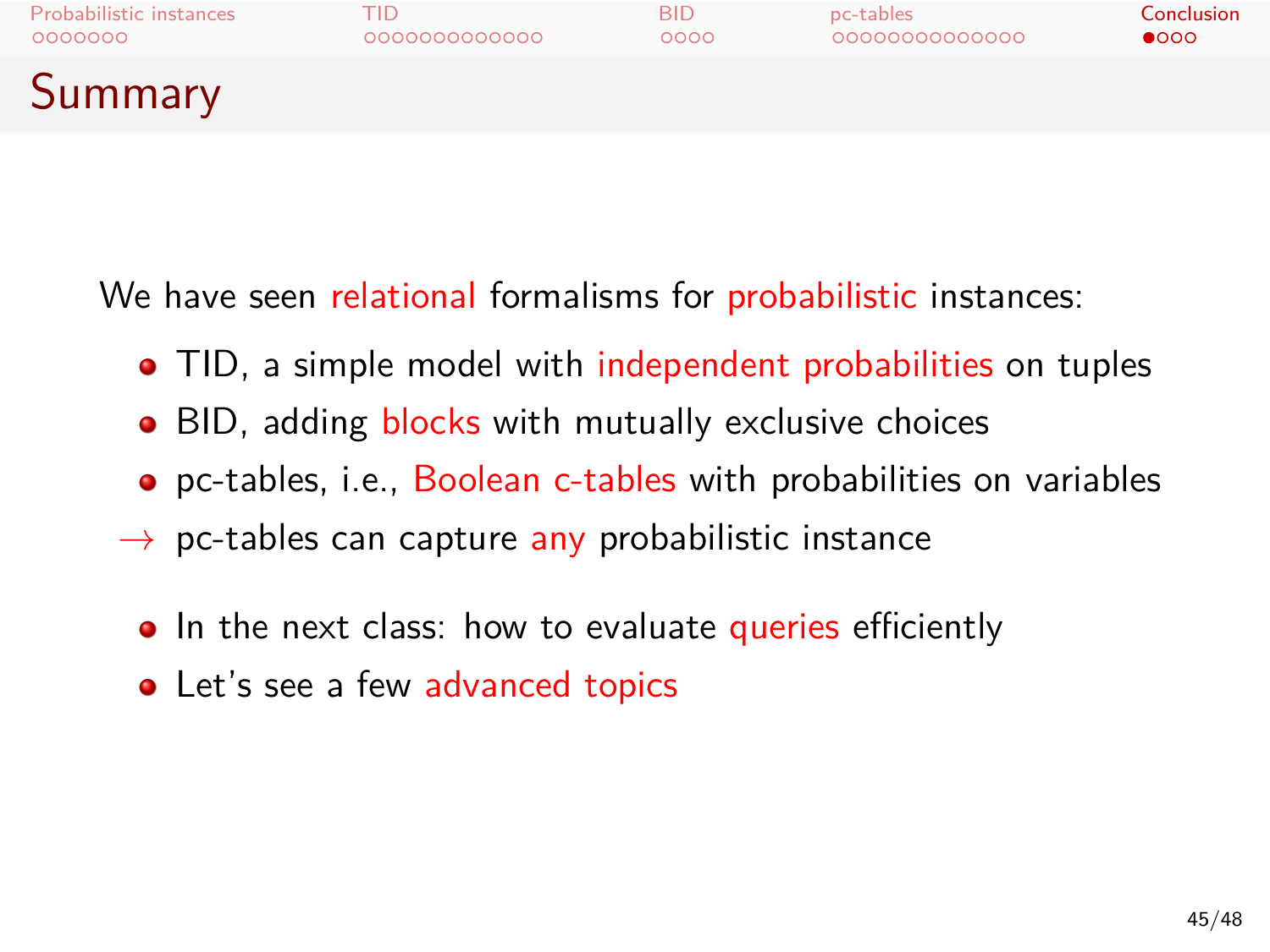# Summary

We have seen relational formalisms for probabilistic instances:

- TID, a simple model with independent probabilities on tuples
- BID, adding blocks with mutually exclusive choices
- pc-tables, i.e., Boolean c-tables with probabilities on variables

$\rightarrow$ pc-tables can capture any probabilistic instance

- In the next class: how to evaluate queries efficiently
- Let's see a few advanced topics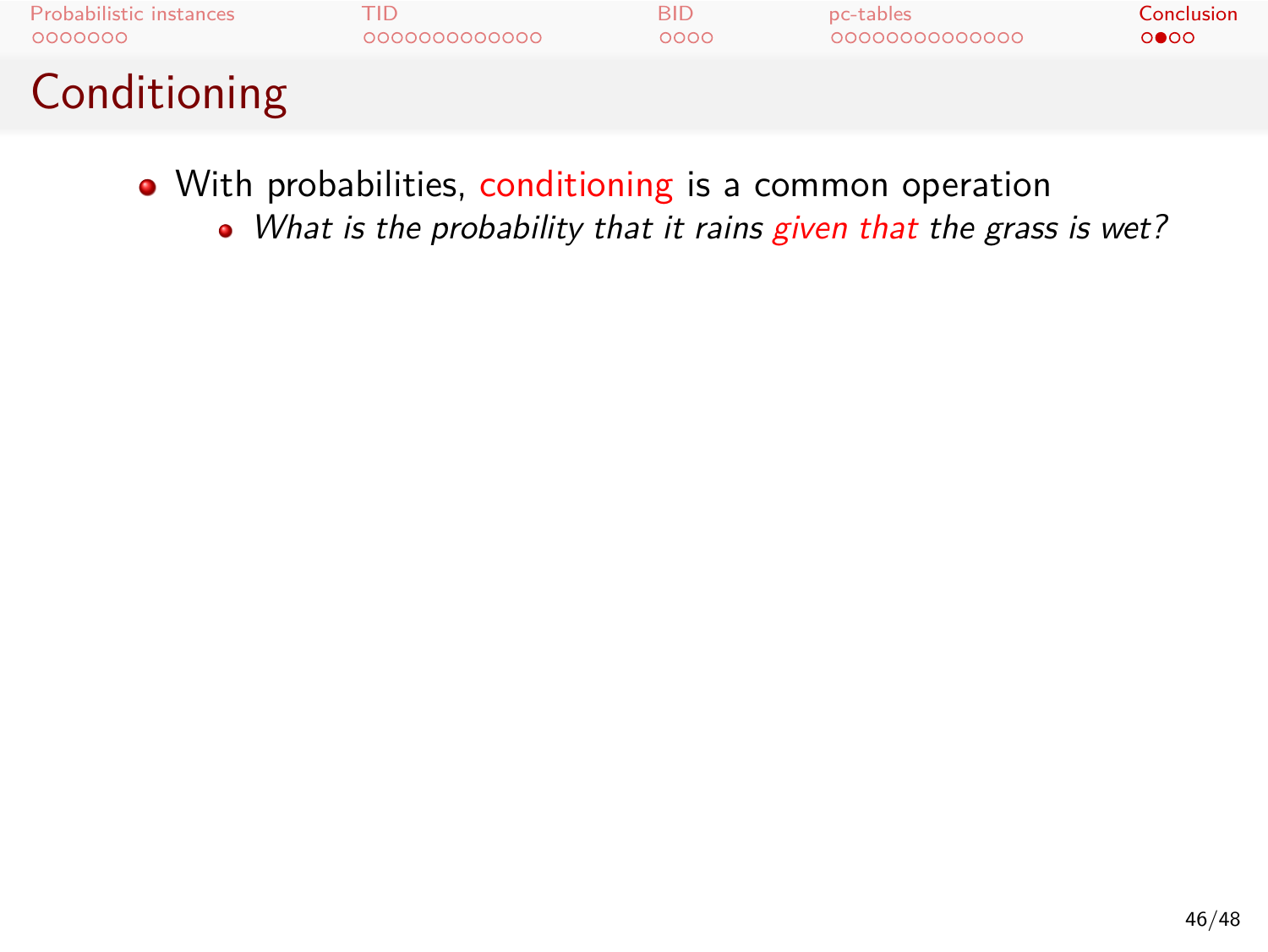# Conditioning

- With probabilities, conditioning is a common operation
  - *What is the probability that it rains given that the grass is wet?*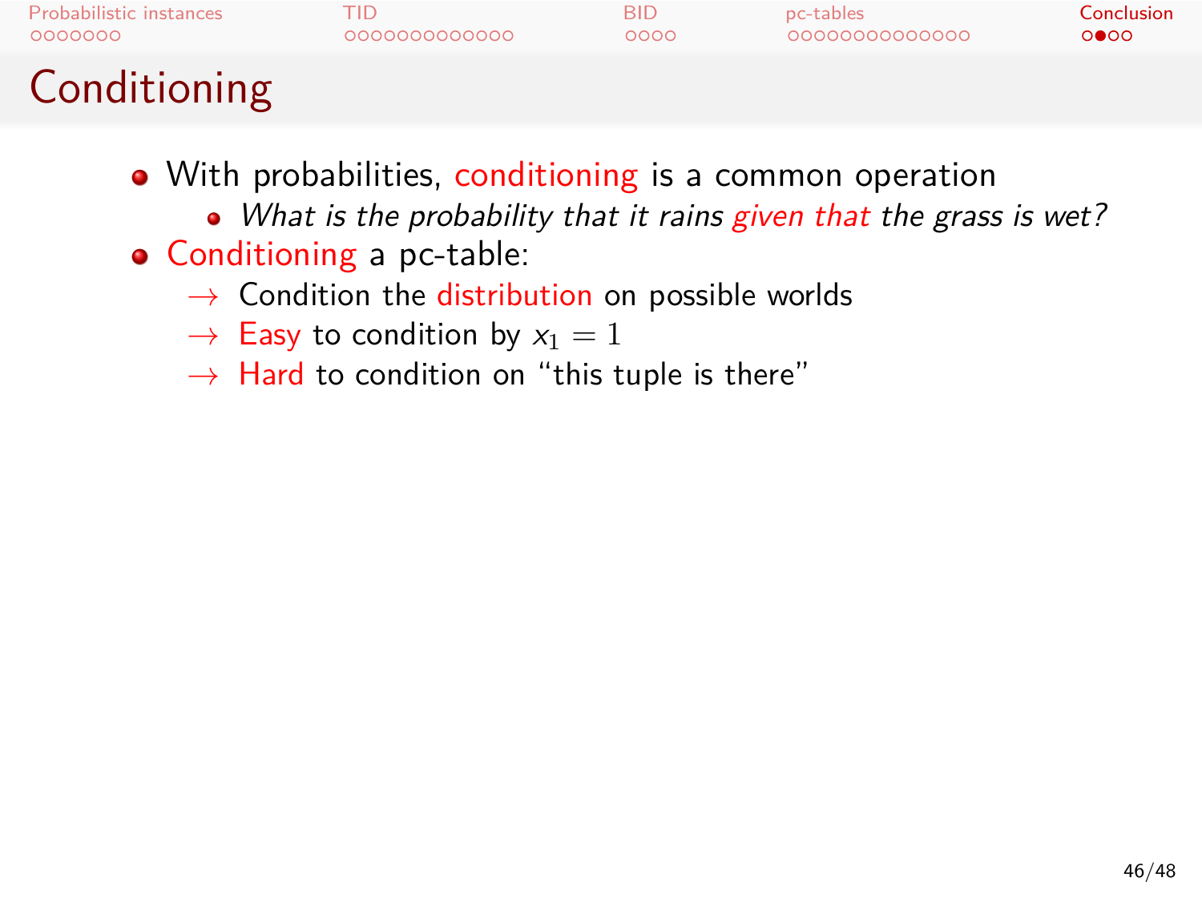# Conditioning

- With probabilities, conditioning is a common operation
  - *What is the probability that it rains given that the grass is wet?*
- Conditioning a pc-table:
  - → Condition the distribution on possible worlds
  - → Easy to condition by $x_1 = 1$
  - → Hard to condition on "this tuple is there"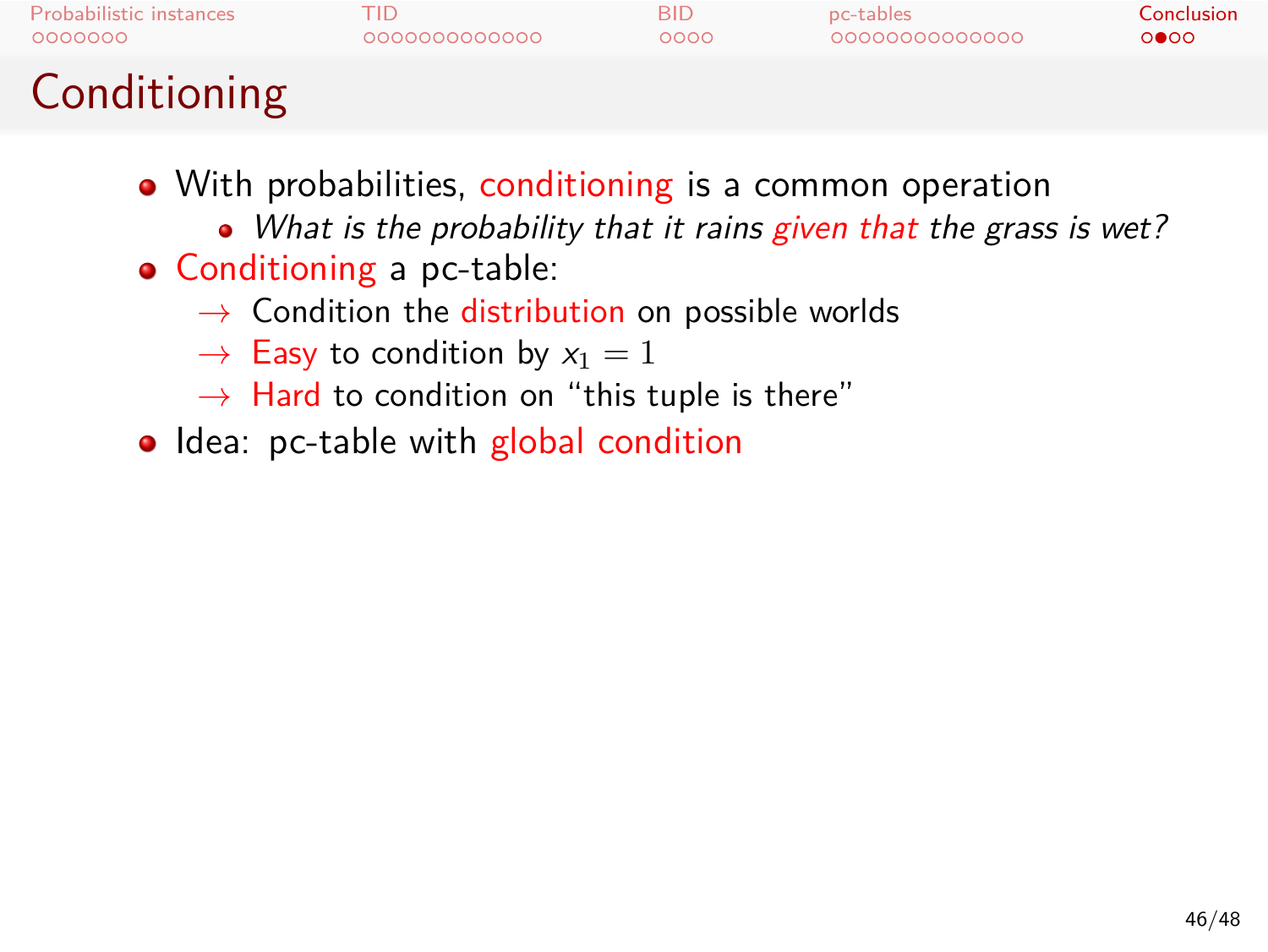# Conditioning

- With probabilities, conditioning is a common operation
  - *What is the probability that it rains given that the grass is wet?*
- Conditioning a pc-table:
  - → Condition the distribution on possible worlds
  - → Easy to condition by $x_1 = 1$
  - → Hard to condition on "this tuple is there"
- Idea: pc-table with global condition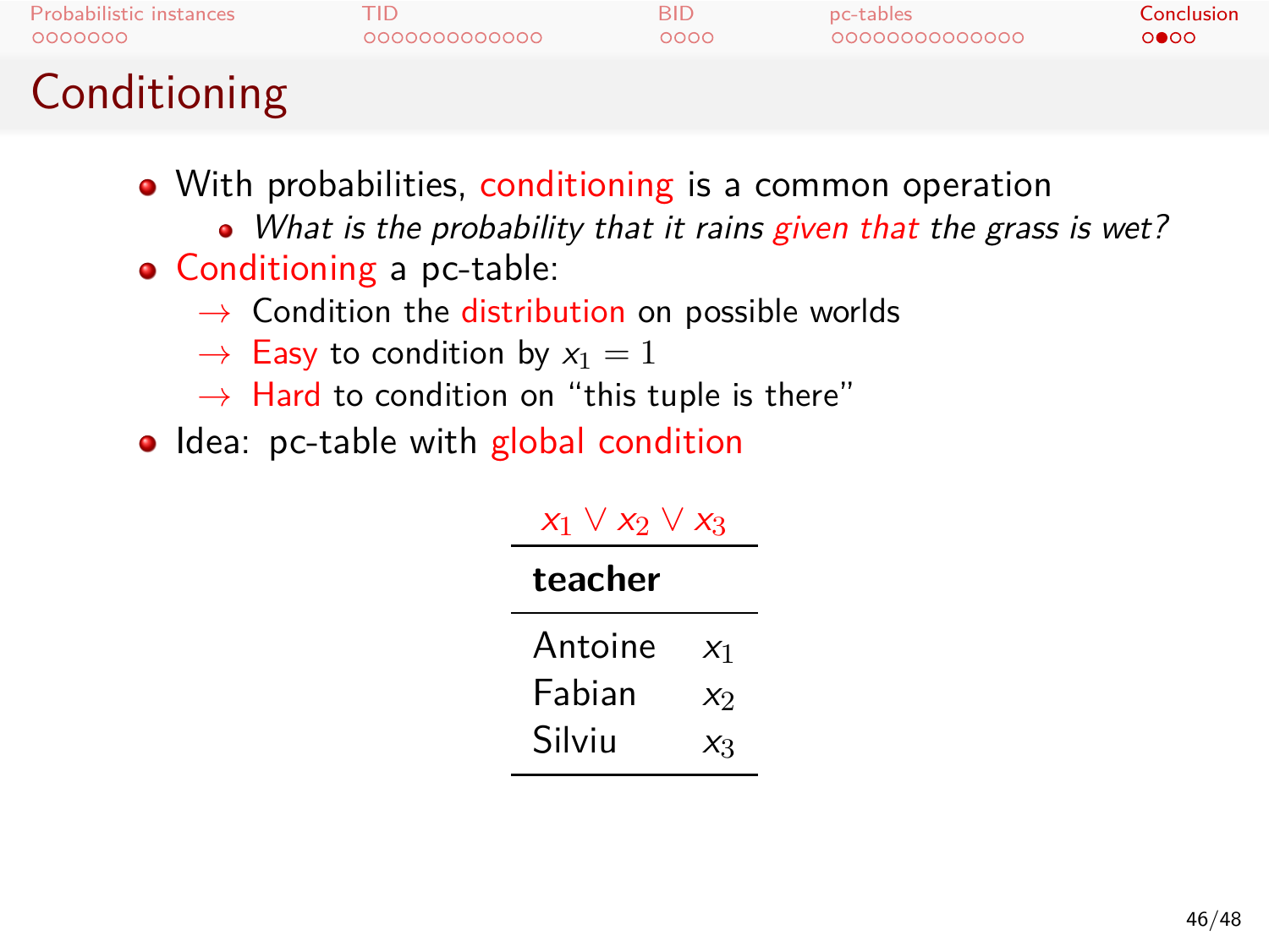# Conditioning

- With probabilities, conditioning is a common operation
  - *What is the probability that it rains given that the grass is wet?*
- Conditioning a pc-table:
  - → Condition the distribution on possible worlds
  - → Easy to condition by $x_1 = 1$
  - → Hard to condition on "this tuple is there"
- Idea: pc-table with global condition

$x_1 \vee x_2 \vee x_3$

| teacher | |
|---|---|
| Antoine | $x_1$ |
| Fabian | $x_2$ |
| Silviu | $x_3$ |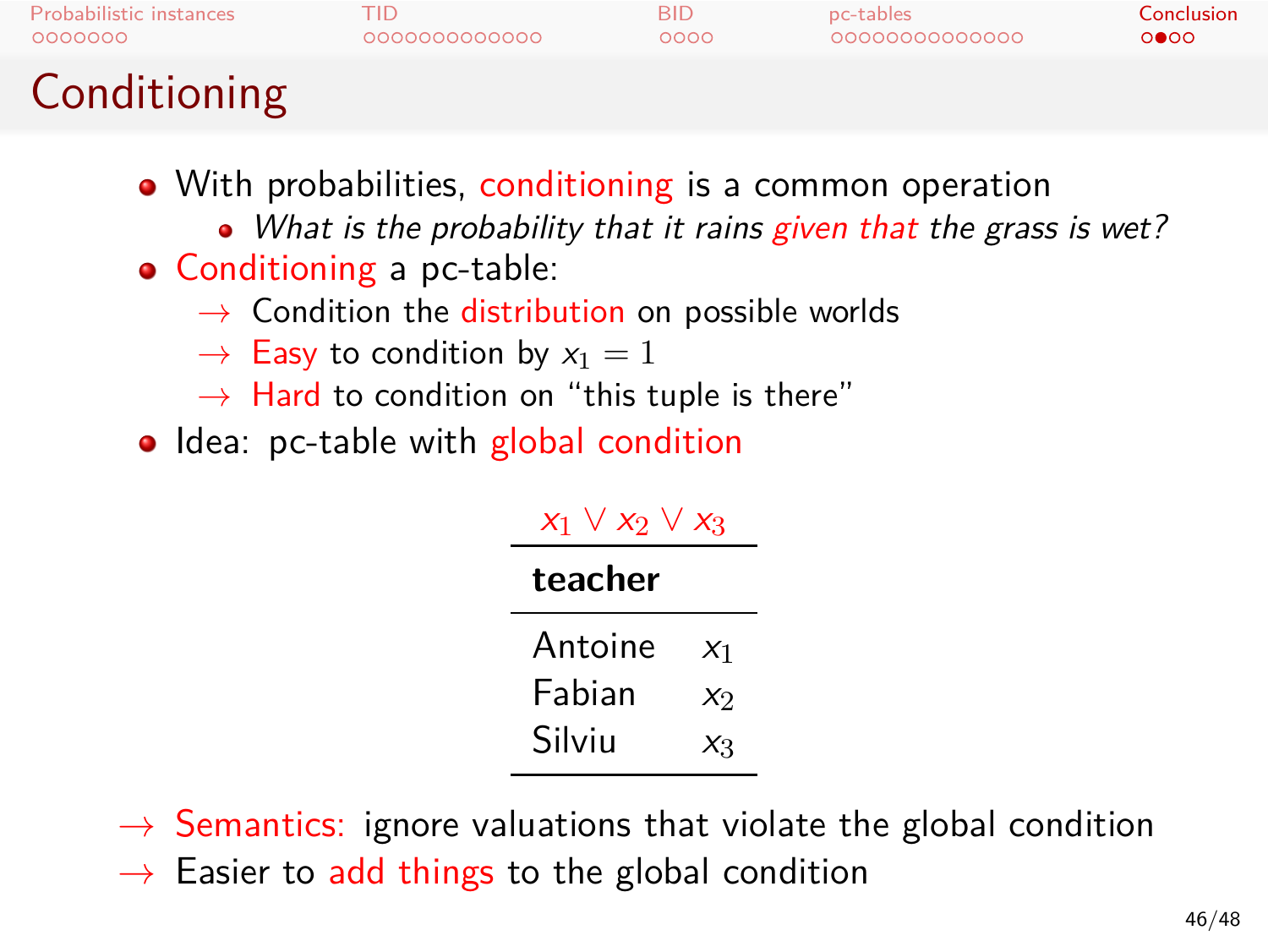# Conditioning

- With probabilities, conditioning is a common operation
  - *What is the probability that it rains given that the grass is wet?*
- Conditioning a pc-table:
  - → Condition the distribution on possible worlds
  - → Easy to condition by $x_1 = 1$
  - → Hard to condition on "this tuple is there"
- Idea: pc-table with global condition

$x_1 \lor x_2 \lor x_3$

| teacher | |
|---|---|
| Antoine | $x_1$ |
| Fabian | $x_2$ |
| Silviu | $x_3$ |

→ Semantics: ignore valuations that violate the global condition

→ Easier to add things to the global condition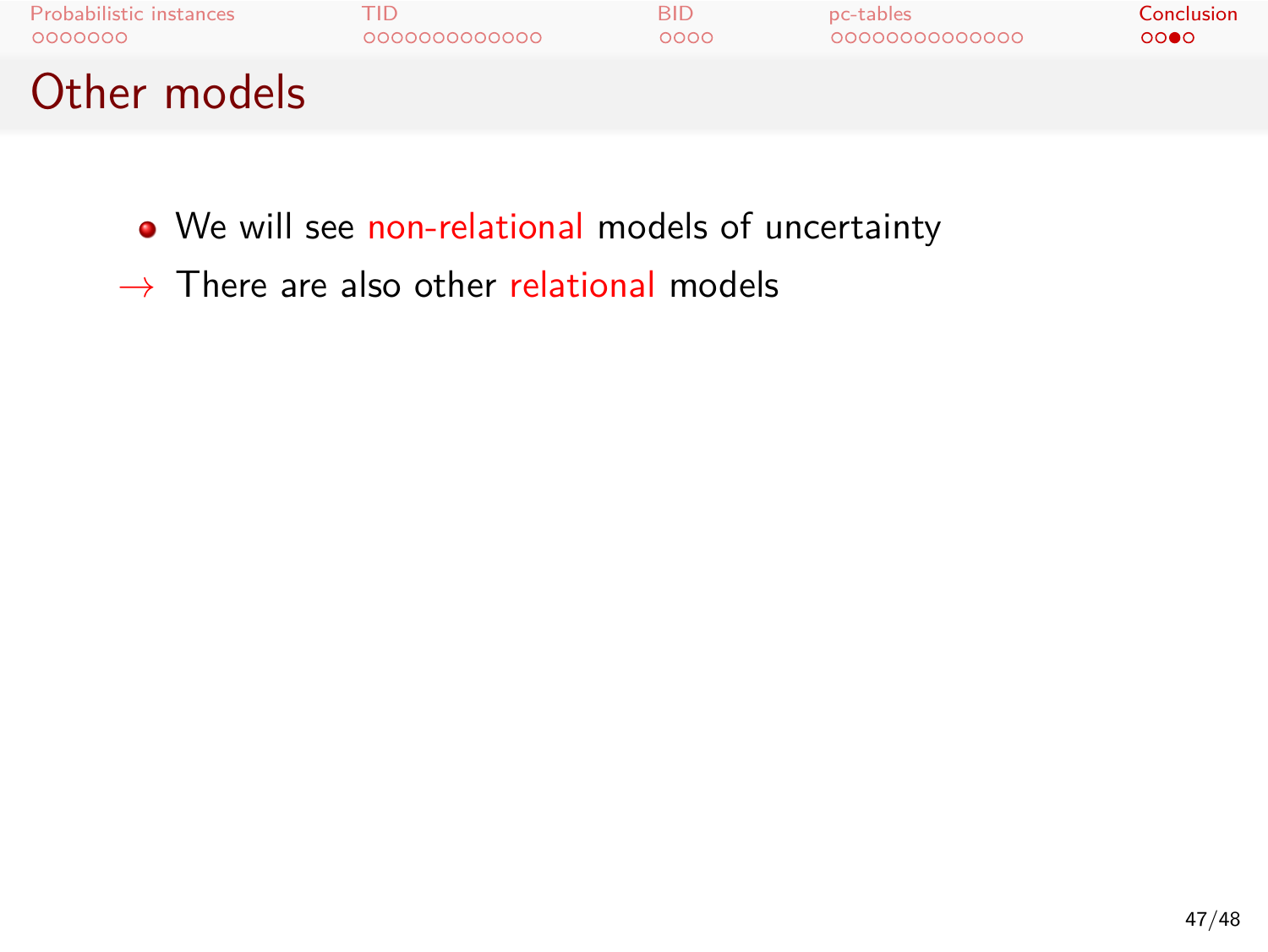# Other models

- We will see non-relational models of uncertainty

→ There are also other relational models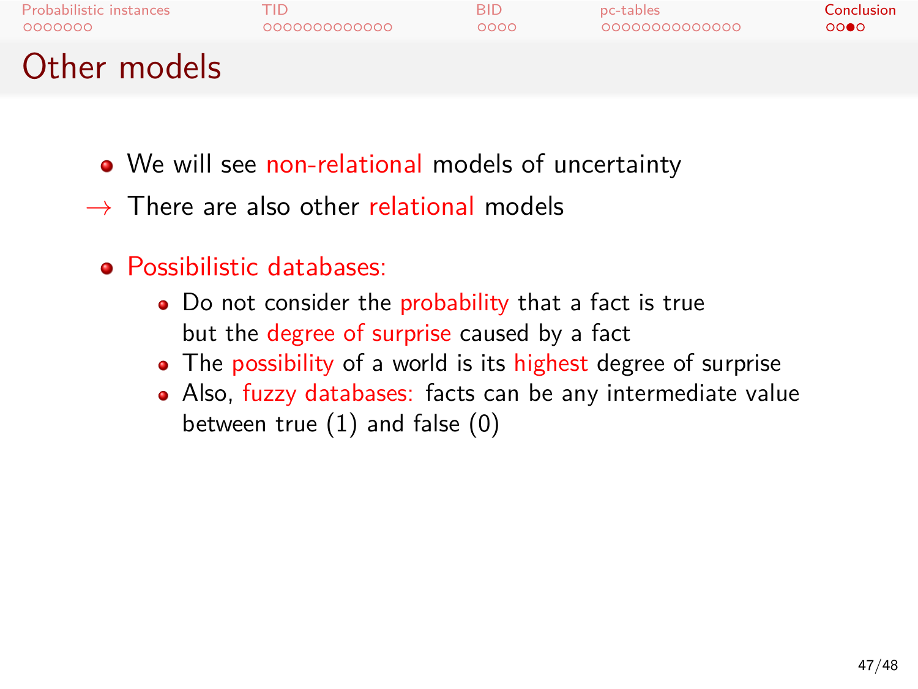# Other models

- We will see non-relational models of uncertainty

→ There are also other relational models

- Possibilistic databases:
  - Do not consider the probability that a fact is true but the degree of surprise caused by a fact
  - The possibility of a world is its highest degree of surprise
  - Also, fuzzy databases: facts can be any intermediate value between true (1) and false (0)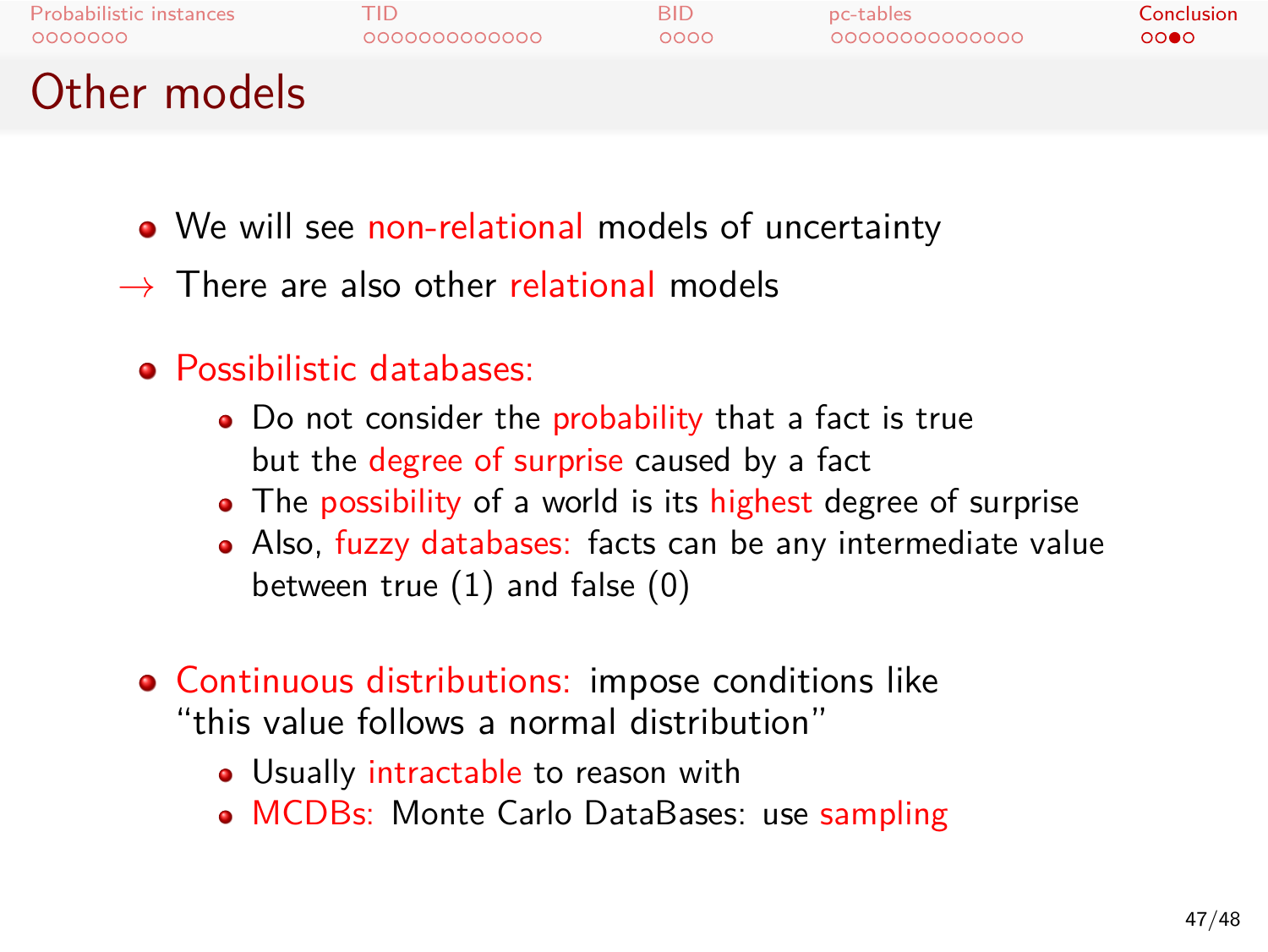# Other models

- We will see non-relational models of uncertainty

→ There are also other relational models

- Possibilistic databases:
  - Do not consider the probability that a fact is true but the degree of surprise caused by a fact
  - The possibility of a world is its highest degree of surprise
  - Also, fuzzy databases: facts can be any intermediate value between true (1) and false (0)

- Continuous distributions: impose conditions like "this value follows a normal distribution"
  - Usually intractable to reason with
  - MCDBs: Monte Carlo DataBases: use sampling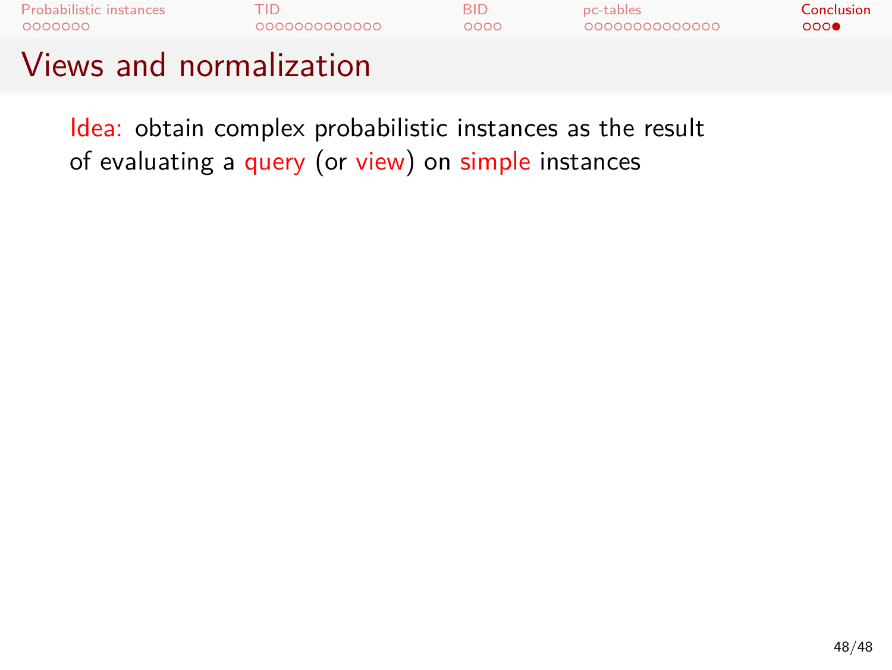# Views and normalization

Idea: obtain complex probabilistic instances as the result of evaluating a query (or view) on simple instances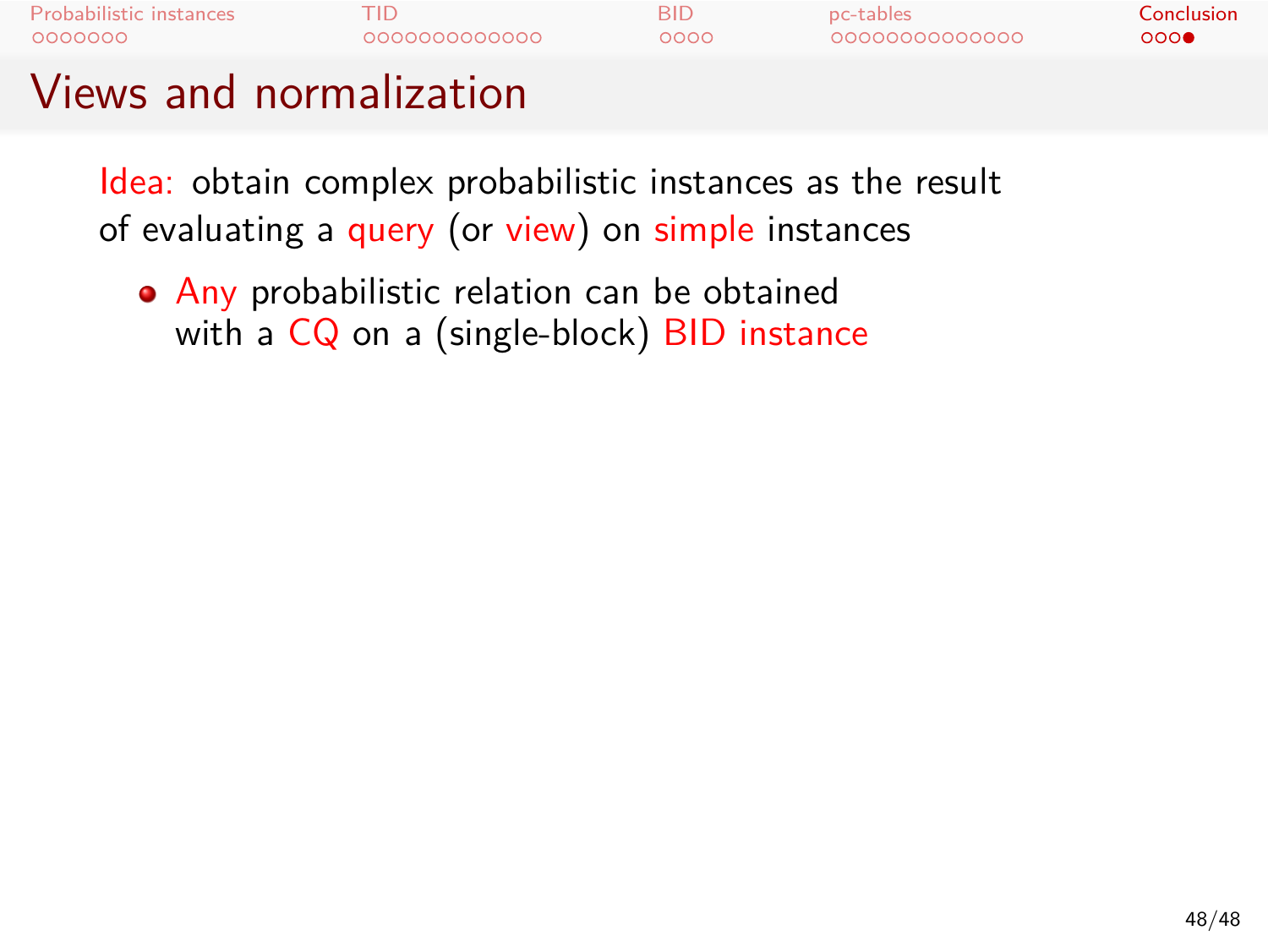# Views and normalization

Idea: obtain complex probabilistic instances as the result of evaluating a query (or view) on simple instances

- Any probabilistic relation can be obtained with a CQ on a (single-block) BID instance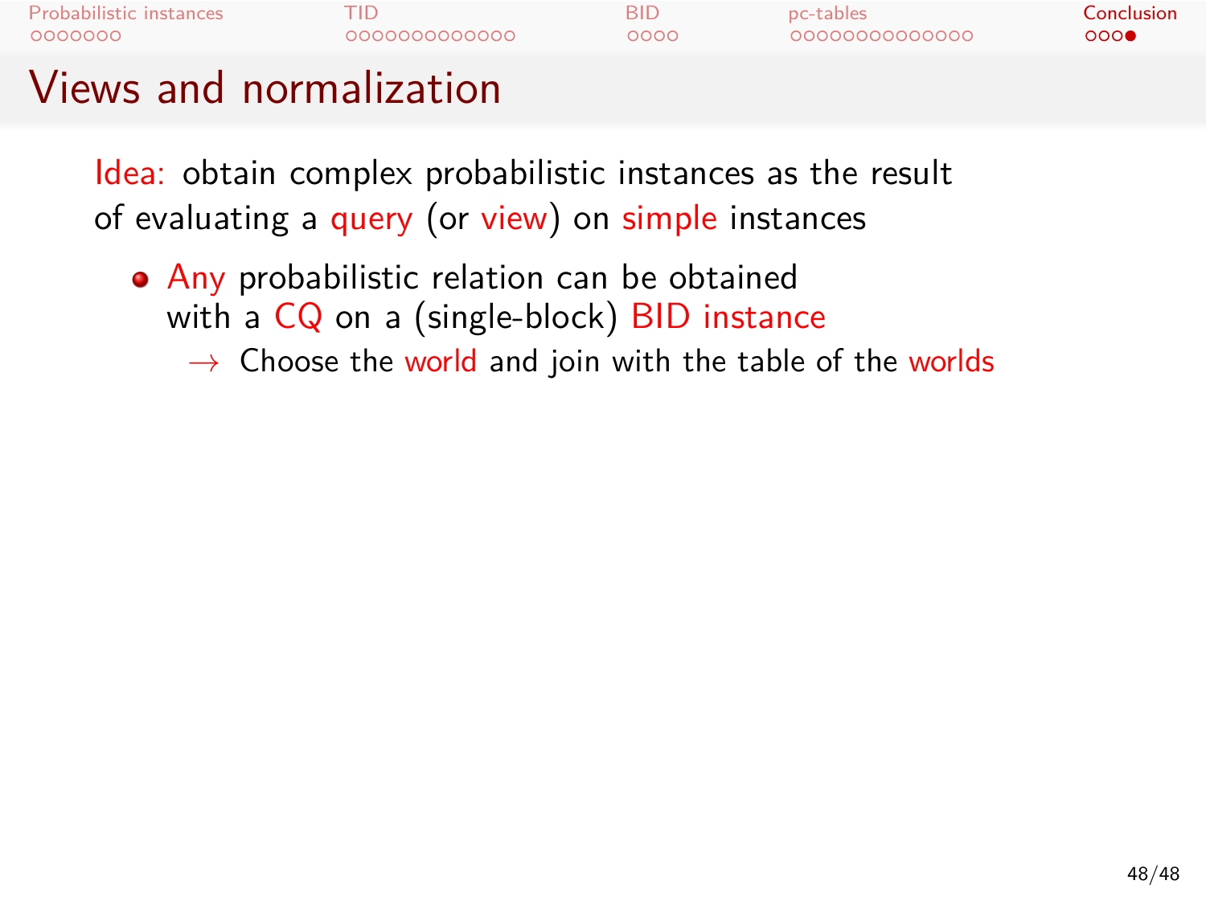# Views and normalization

Idea: obtain complex probabilistic instances as the result of evaluating a query (or view) on simple instances

- Any probabilistic relation can be obtained with a CQ on a (single-block) BID instance
  - → Choose the world and join with the table of the worlds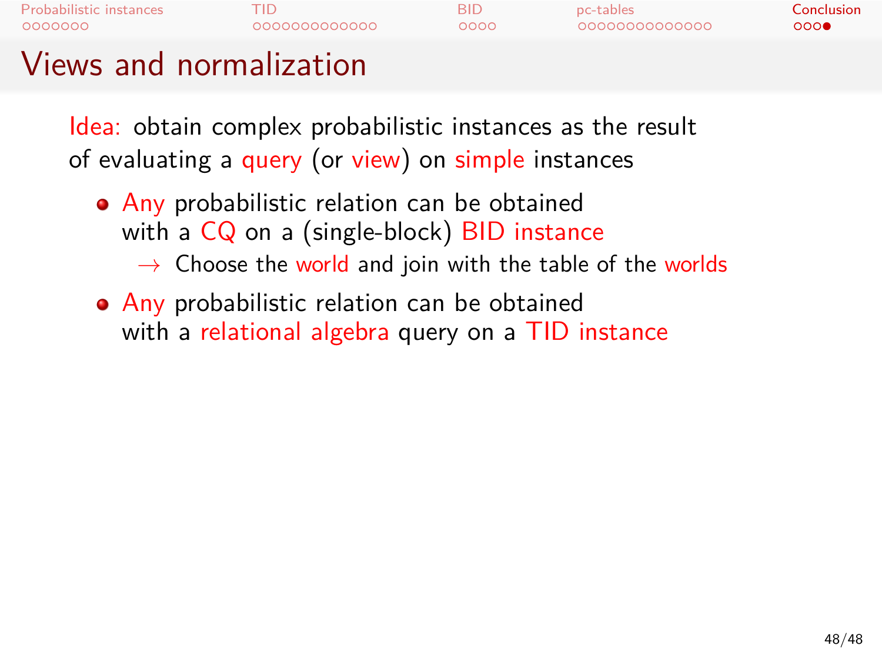# Views and normalization

Idea: obtain complex probabilistic instances as the result of evaluating a query (or view) on simple instances

- Any probabilistic relation can be obtained with a CQ on a (single-block) BID instance
  - $\rightarrow$ Choose the world and join with the table of the worlds
- Any probabilistic relation can be obtained with a relational algebra query on a TID instance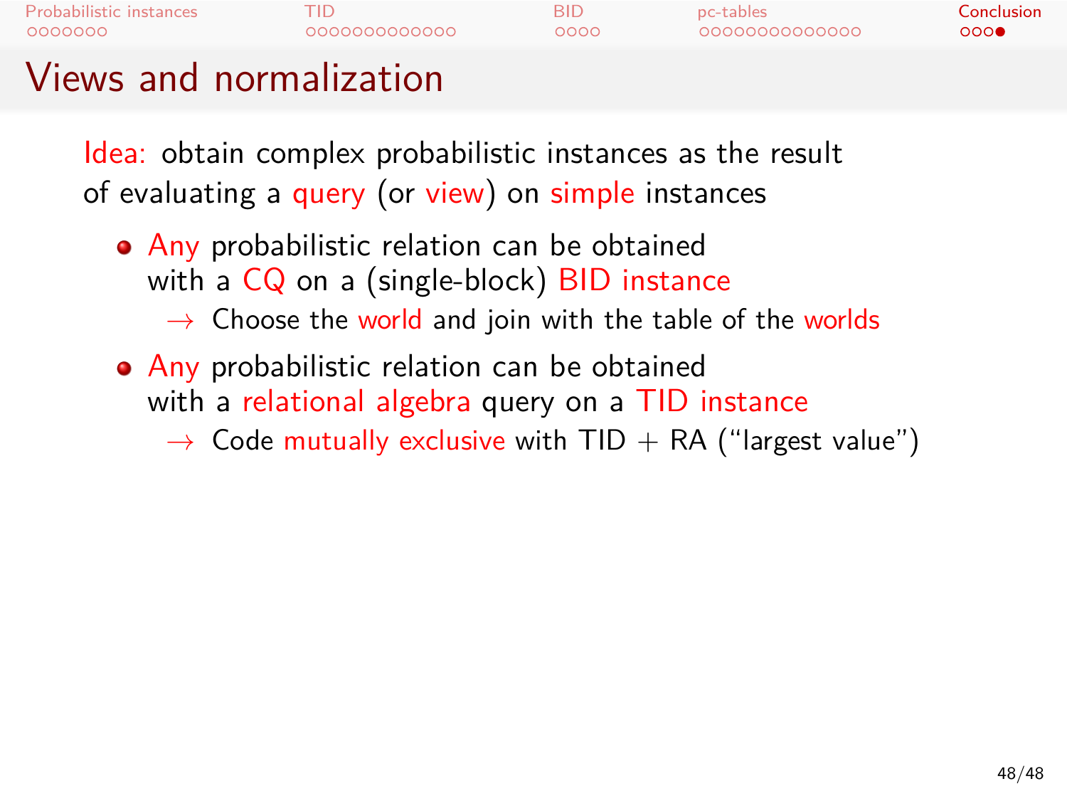# Views and normalization

Idea: obtain complex probabilistic instances as the result of evaluating a query (or view) on simple instances

- Any probabilistic relation can be obtained with a CQ on a (single-block) BID instance
  - $\rightarrow$ Choose the world and join with the table of the worlds
- Any probabilistic relation can be obtained with a relational algebra query on a TID instance
  - $\rightarrow$ Code mutually exclusive with TID + RA ("largest value")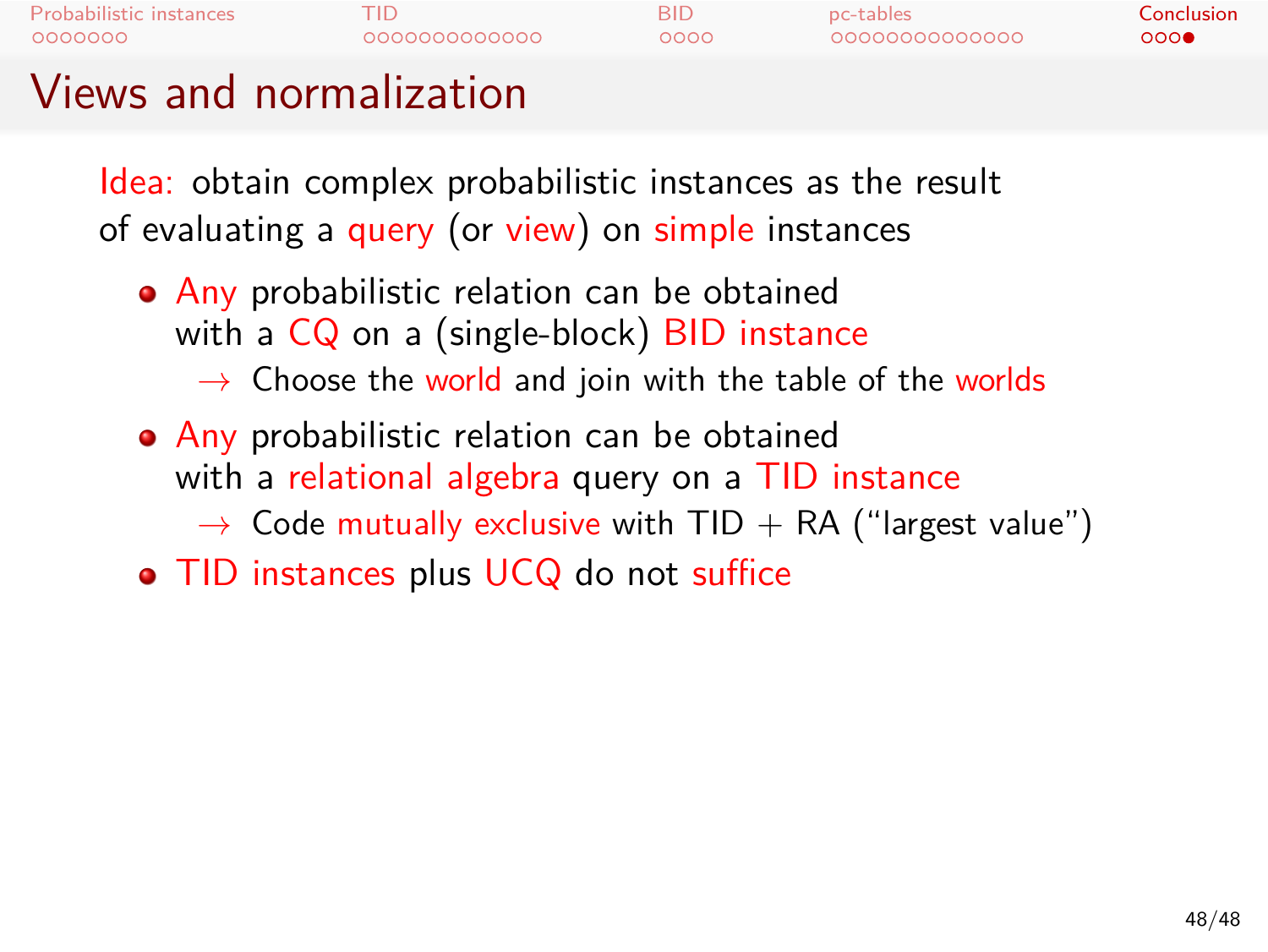# Views and normalization

Idea: obtain complex probabilistic instances as the result of evaluating a query (or view) on simple instances

- Any probabilistic relation can be obtained with a CQ on a (single-block) BID instance
  - $\rightarrow$ Choose the world and join with the table of the worlds
- Any probabilistic relation can be obtained with a relational algebra query on a TID instance
  - $\rightarrow$ Code mutually exclusive with TID + RA ("largest value")
- TID instances plus UCQ do not suffice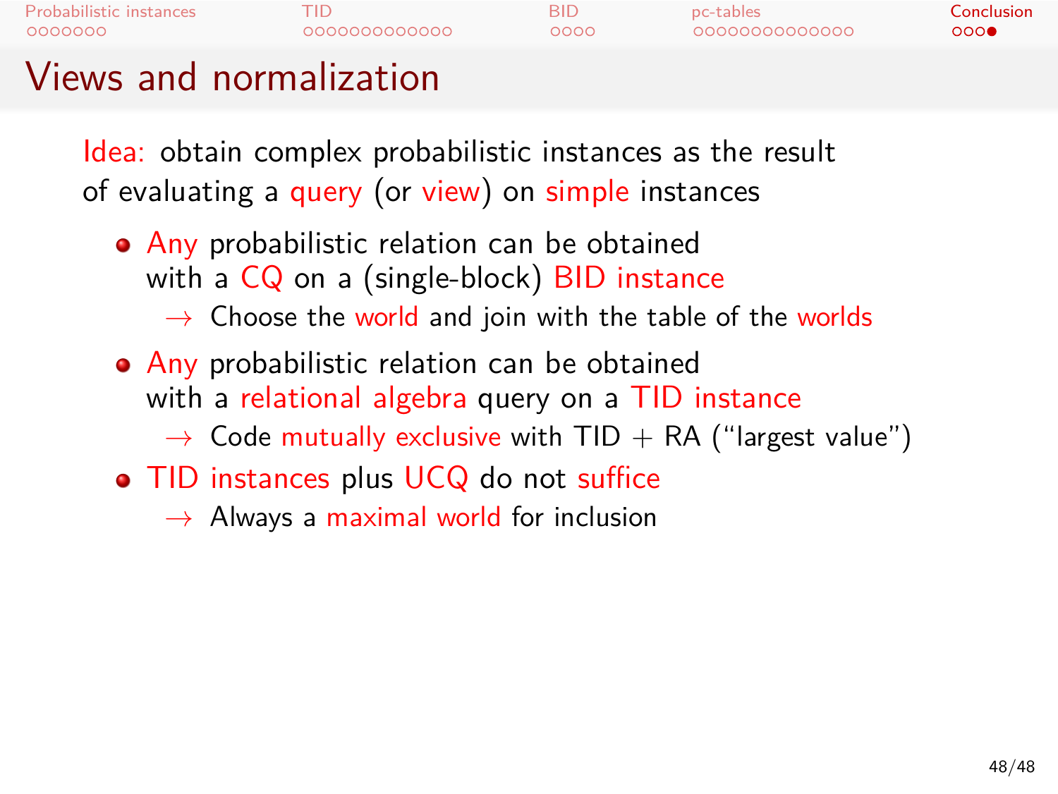# Views and normalization

Idea: obtain complex probabilistic instances as the result of evaluating a query (or view) on simple instances

- Any probabilistic relation can be obtained with a CQ on a (single-block) BID instance
  - → Choose the world and join with the table of the worlds
- Any probabilistic relation can be obtained with a relational algebra query on a TID instance
  - → Code mutually exclusive with TID + RA ("largest value")
- TID instances plus UCQ do not suffice
  - → Always a maximal world for inclusion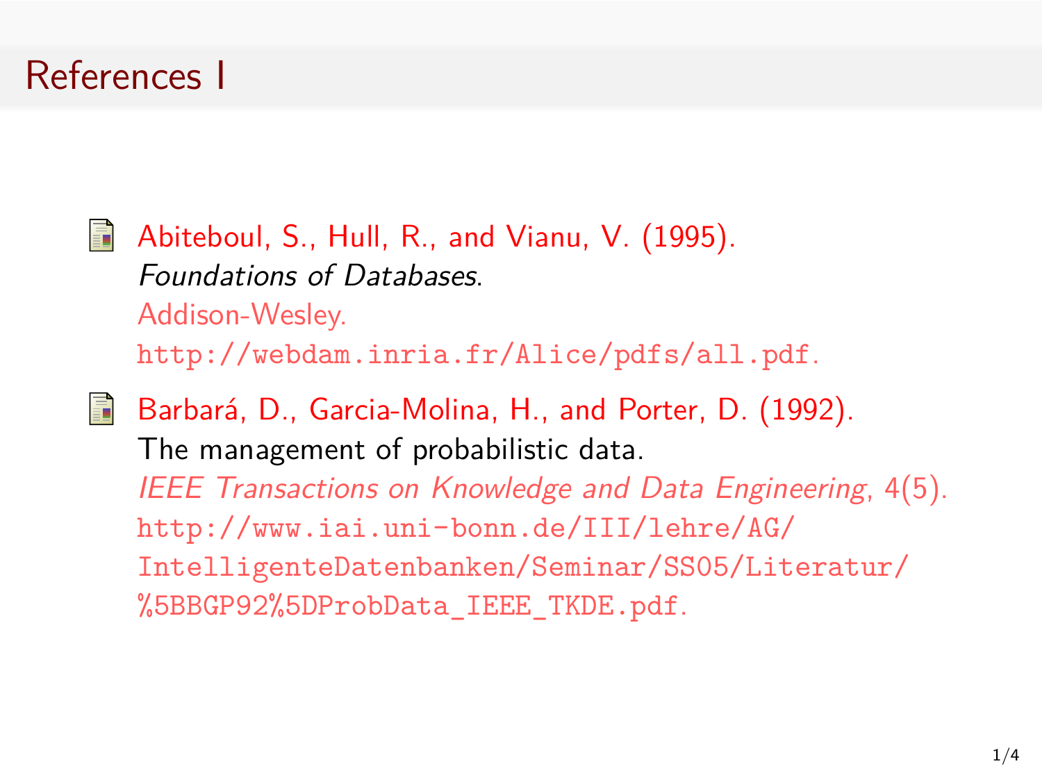# References I

- Abiteboul, S., Hull, R., and Vianu, V. (1995).
  *Foundations of Databases*.
  Addison-Wesley.
  http://webdam.inria.fr/Alice/pdfs/all.pdf.

- Barbará, D., Garcia-Molina, H., and Porter, D. (1992).
  The management of probabilistic data.
  *IEEE Transactions on Knowledge and Data Engineering*, 4(5).
  http://www.iai.uni-bonn.de/III/lehre/AG/IntelligenteDatenbanken/Seminar/SS05/Literatur/%5BBGP92%5DProbData_IEEE_TKDE.pdf.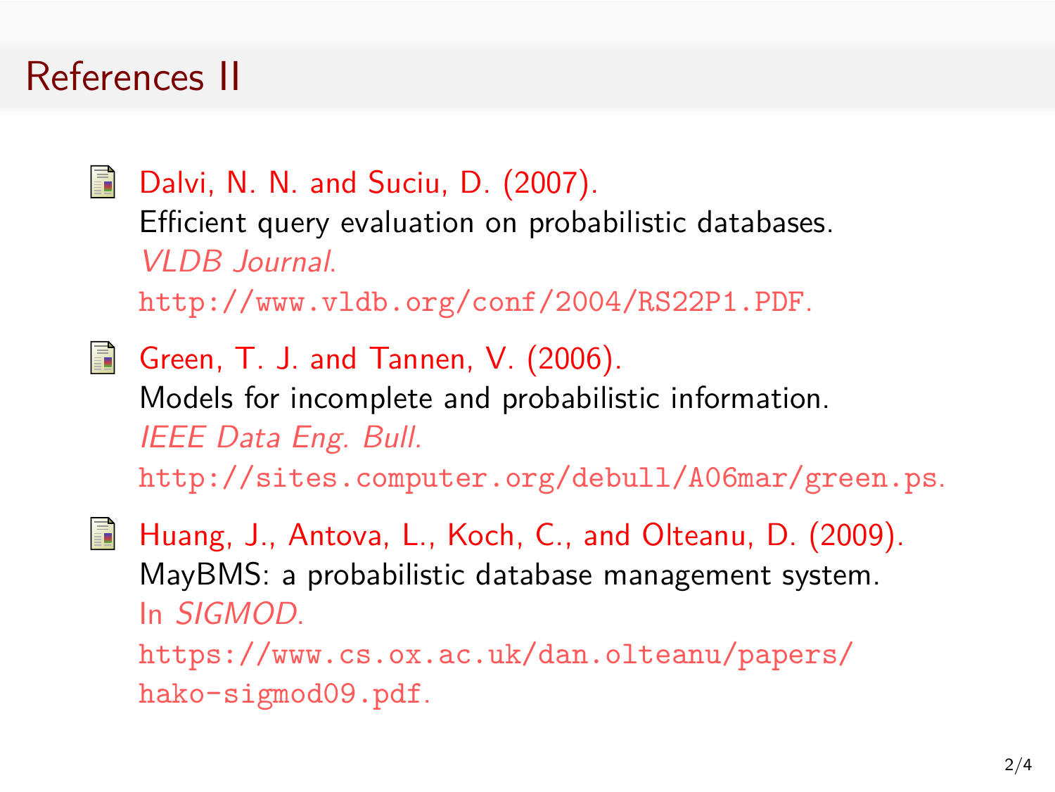## References II

- Dalvi, N. N. and Suciu, D. (2007).
  Efficient query evaluation on probabilistic databases.
  *VLDB Journal*.
  http://www.vldb.org/conf/2004/RS22P1.PDF.

- Green, T. J. and Tannen, V. (2006).
  Models for incomplete and probabilistic information.
  *IEEE Data Eng. Bull.*
  http://sites.computer.org/debull/A06mar/green.ps.

- Huang, J., Antova, L., Koch, C., and Olteanu, D. (2009).
  MayBMS: a probabilistic database management system.
  In *SIGMOD*.
  https://www.cs.ox.ac.uk/dan.olteanu/papers/hako-sigmod09.pdf.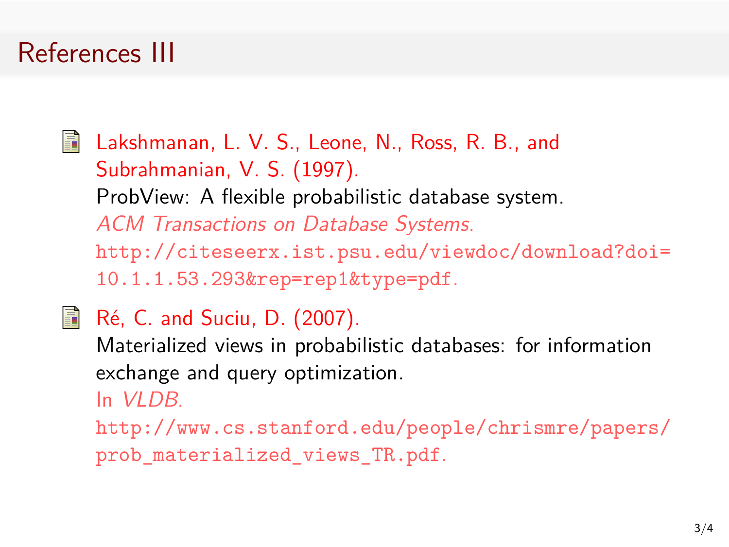# References III

- Lakshmanan, L. V. S., Leone, N., Ross, R. B., and Subrahmanian, V. S. (1997).
  ProbView: A flexible probabilistic database system.
  *ACM Transactions on Database Systems*.
  http://citeseerx.ist.psu.edu/viewdoc/download?doi=10.1.1.53.293&rep=rep1&type=pdf.

- Ré, C. and Suciu, D. (2007).
  Materialized views in probabilistic databases: for information exchange and query optimization.
  In *VLDB*.
  http://www.cs.stanford.edu/people/chrismre/papers/prob_materialized_views_TR.pdf.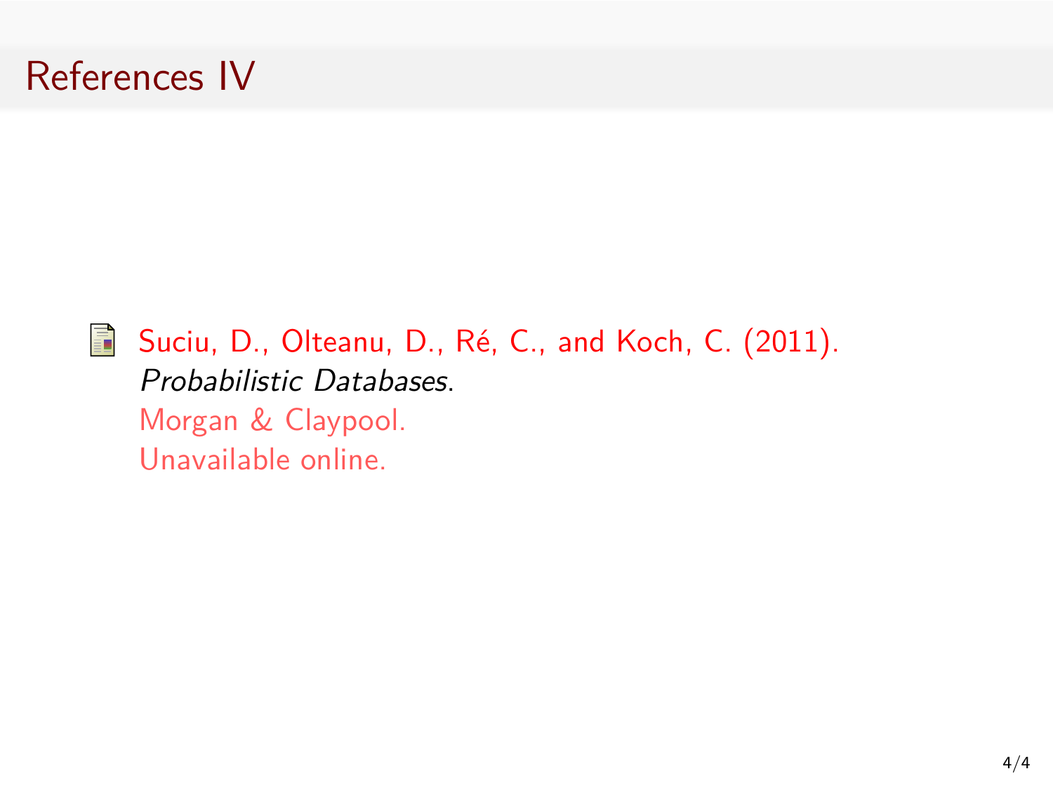# References IV

Suciu, D., Olteanu, D., Ré, C., and Koch, C. (2011).
*Probabilistic Databases*.
Morgan & Claypool.
Unavailable online.